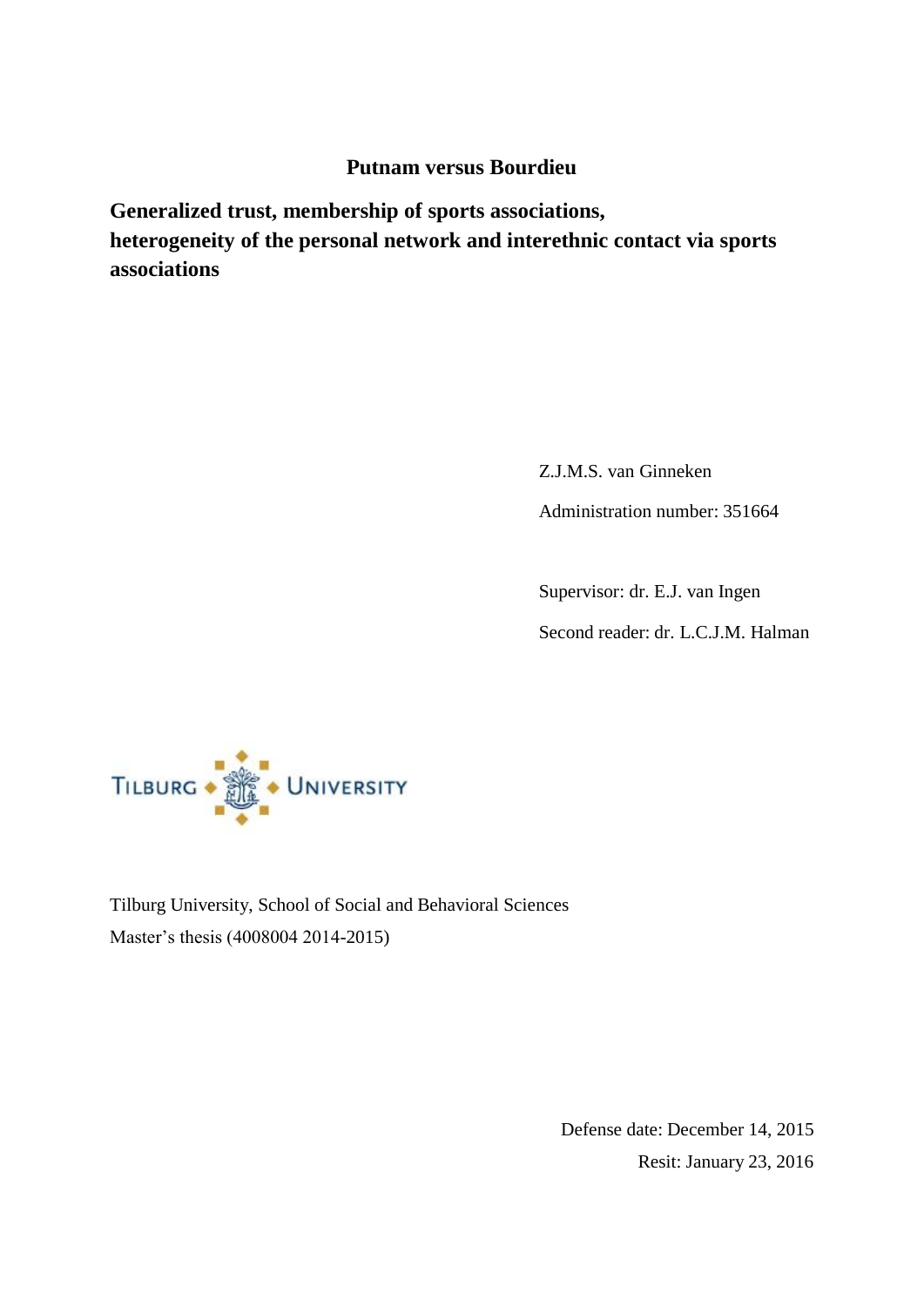# Putnam versus Bourdieu

## Generalized trust, membership of sports associations, heterogeneity of the personal network and interethnic contact via sports associations

Z.J.M.S. van Ginneken

Administration number: 351664

Supervisor: dr. E.J. van Ingen

Second reader: dr. L.C.J.M. Halman

Tilburg University, School of Social and Behavioral Sciences

Master's thesis (4008004 2014-2015)

Defense date: December 14, 2015

Resit: January 23, 2016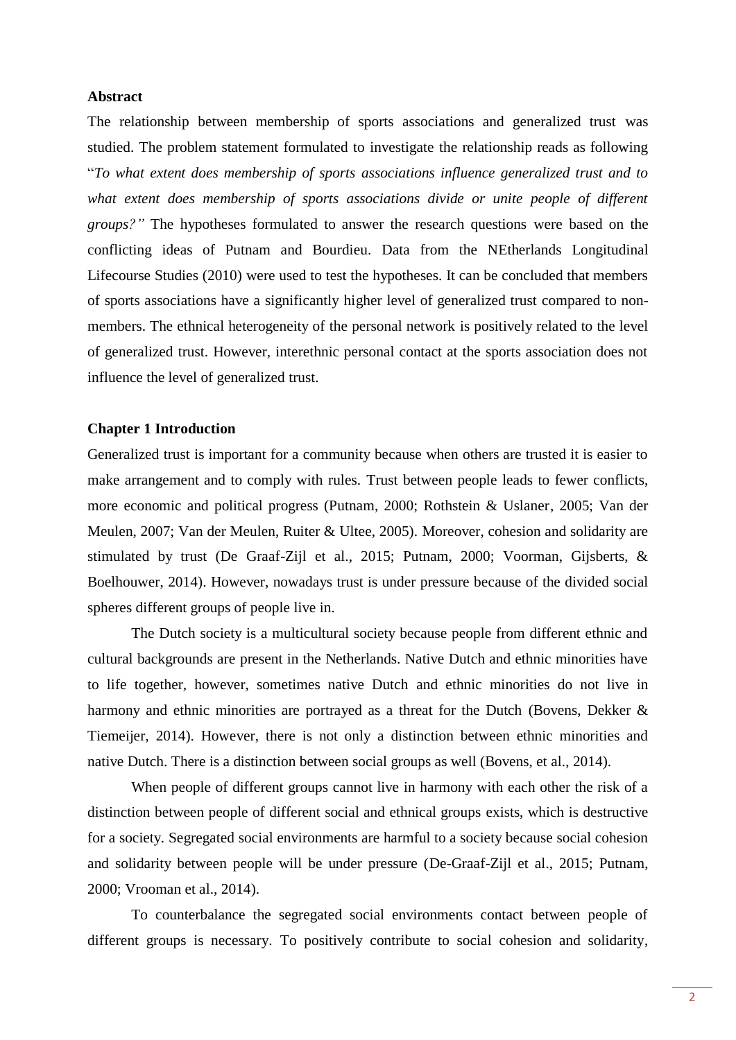**Abstract**

The relationship between membership of sports associations and generalized trust was studied. The problem statement formulated to investigate the relationship reads as following "*To what extent does membership of sports associations influence generalized trust and to what extent does membership of sports associations divide or unite people of different groups?"* The hypotheses formulated to answer the research questions were based on the conflicting ideas of Putnam and Bourdieu. Data from the NEtherlands Longitudinal Lifecourse Studies (2010) were used to test the hypotheses. It can be concluded that members of sports associations have a significantly higher level of generalized trust compared to non-members. The ethnical heterogeneity of the personal network is positively related to the level of generalized trust. However, interethnic personal contact at the sports association does not influence the level of generalized trust.

**Chapter 1 Introduction**

Generalized trust is important for a community because when others are trusted it is easier to make arrangement and to comply with rules. Trust between people leads to fewer conflicts, more economic and political progress (Putnam, 2000; Rothstein & Uslaner, 2005; Van der Meulen, 2007; Van der Meulen, Ruiter & Ultee, 2005). Moreover, cohesion and solidarity are stimulated by trust (De Graaf-Zijl et al., 2015; Putnam, 2000; Voorman, Gijsberts, & Boelhouwer, 2014). However, nowadays trust is under pressure because of the divided social spheres different groups of people live in.

The Dutch society is a multicultural society because people from different ethnic and cultural backgrounds are present in the Netherlands. Native Dutch and ethnic minorities have to life together, however, sometimes native Dutch and ethnic minorities do not live in harmony and ethnic minorities are portrayed as a threat for the Dutch (Bovens, Dekker & Tiemeijer, 2014). However, there is not only a distinction between ethnic minorities and native Dutch. There is a distinction between social groups as well (Bovens, et al., 2014).

When people of different groups cannot live in harmony with each other the risk of a distinction between people of different social and ethnical groups exists, which is destructive for a society. Segregated social environments are harmful to a society because social cohesion and solidarity between people will be under pressure (De-Graaf-Zijl et al., 2015; Putnam, 2000; Vrooman et al., 2014).

To counterbalance the segregated social environments contact between people of different groups is necessary. To positively contribute to social cohesion and solidarity,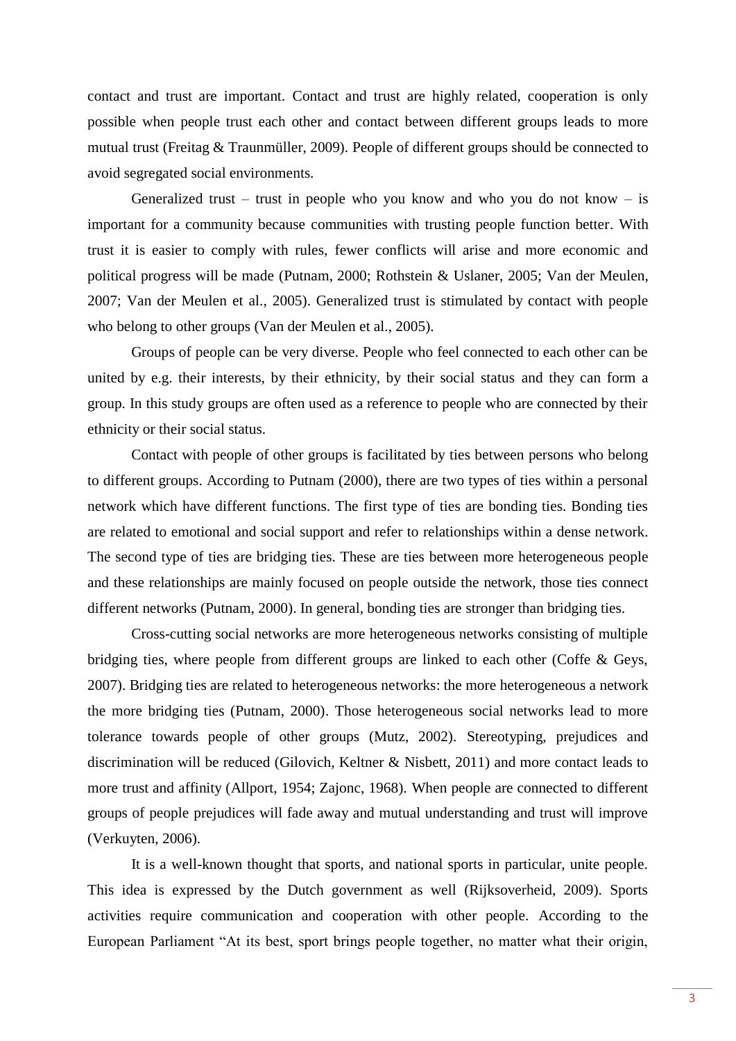contact and trust are important. Contact and trust are highly related, cooperation is only possible when people trust each other and contact between different groups leads to more mutual trust (Freitag & Traunmüller, 2009). People of different groups should be connected to avoid segregated social environments.

Generalized trust – trust in people who you know and who you do not know – is important for a community because communities with trusting people function better. With trust it is easier to comply with rules, fewer conflicts will arise and more economic and political progress will be made (Putnam, 2000; Rothstein & Uslaner, 2005; Van der Meulen, 2007; Van der Meulen et al., 2005). Generalized trust is stimulated by contact with people who belong to other groups (Van der Meulen et al., 2005).

Groups of people can be very diverse. People who feel connected to each other can be united by e.g. their interests, by their ethnicity, by their social status and they can form a group. In this study groups are often used as a reference to people who are connected by their ethnicity or their social status.

Contact with people of other groups is facilitated by ties between persons who belong to different groups. According to Putnam (2000), there are two types of ties within a personal network which have different functions. The first type of ties are bonding ties. Bonding ties are related to emotional and social support and refer to relationships within a dense network. The second type of ties are bridging ties. These are ties between more heterogeneous people and these relationships are mainly focused on people outside the network, those ties connect different networks (Putnam, 2000). In general, bonding ties are stronger than bridging ties.

Cross-cutting social networks are more heterogeneous networks consisting of multiple bridging ties, where people from different groups are linked to each other (Coffe & Geys, 2007). Bridging ties are related to heterogeneous networks: the more heterogeneous a network the more bridging ties (Putnam, 2000). Those heterogeneous social networks lead to more tolerance towards people of other groups (Mutz, 2002). Stereotyping, prejudices and discrimination will be reduced (Gilovich, Keltner & Nisbett, 2011) and more contact leads to more trust and affinity (Allport, 1954; Zajonc, 1968). When people are connected to different groups of people prejudices will fade away and mutual understanding and trust will improve (Verkuyten, 2006).

It is a well-known thought that sports, and national sports in particular, unite people. This idea is expressed by the Dutch government as well (Rijksoverheid, 2009). Sports activities require communication and cooperation with other people. According to the European Parliament "At its best, sport brings people together, no matter what their origin,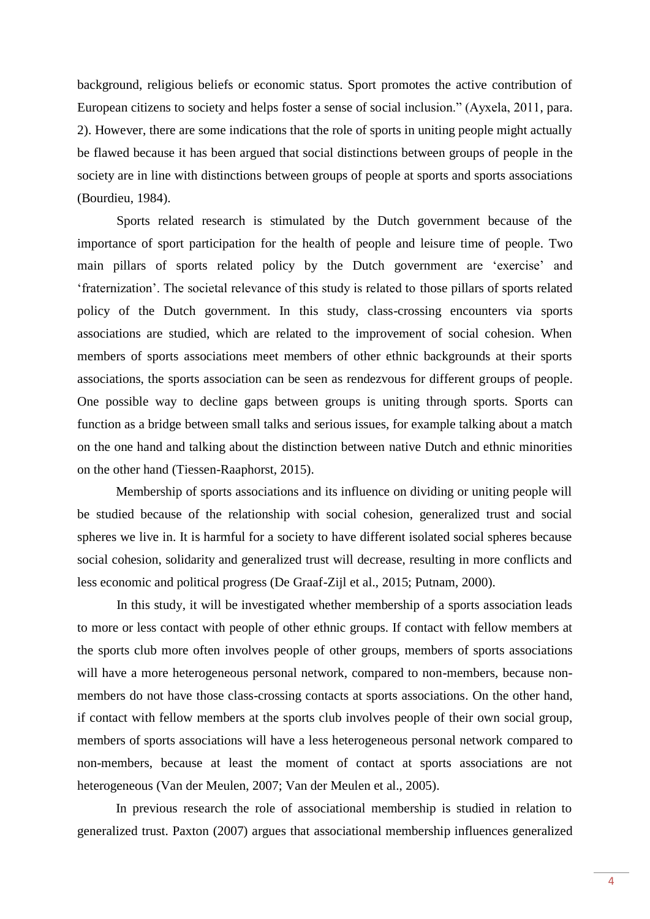background, religious beliefs or economic status. Sport promotes the active contribution of European citizens to society and helps foster a sense of social inclusion." (Ayxela, 2011, para. 2). However, there are some indications that the role of sports in uniting people might actually be flawed because it has been argued that social distinctions between groups of people in the society are in line with distinctions between groups of people at sports and sports associations (Bourdieu, 1984).

Sports related research is stimulated by the Dutch government because of the importance of sport participation for the health of people and leisure time of people. Two main pillars of sports related policy by the Dutch government are 'exercise' and 'fraternization'. The societal relevance of this study is related to those pillars of sports related policy of the Dutch government. In this study, class-crossing encounters via sports associations are studied, which are related to the improvement of social cohesion. When members of sports associations meet members of other ethnic backgrounds at their sports associations, the sports association can be seen as rendezvous for different groups of people. One possible way to decline gaps between groups is uniting through sports. Sports can function as a bridge between small talks and serious issues, for example talking about a match on the one hand and talking about the distinction between native Dutch and ethnic minorities on the other hand (Tiessen-Raaphorst, 2015).

Membership of sports associations and its influence on dividing or uniting people will be studied because of the relationship with social cohesion, generalized trust and social spheres we live in. It is harmful for a society to have different isolated social spheres because social cohesion, solidarity and generalized trust will decrease, resulting in more conflicts and less economic and political progress (De Graaf-Zijl et al., 2015; Putnam, 2000).

In this study, it will be investigated whether membership of a sports association leads to more or less contact with people of other ethnic groups. If contact with fellow members at the sports club more often involves people of other groups, members of sports associations will have a more heterogeneous personal network, compared to non-members, because non-members do not have those class-crossing contacts at sports associations. On the other hand, if contact with fellow members at the sports club involves people of their own social group, members of sports associations will have a less heterogeneous personal network compared to non-members, because at least the moment of contact at sports associations are not heterogeneous (Van der Meulen, 2007; Van der Meulen et al., 2005).

In previous research the role of associational membership is studied in relation to generalized trust. Paxton (2007) argues that associational membership influences generalized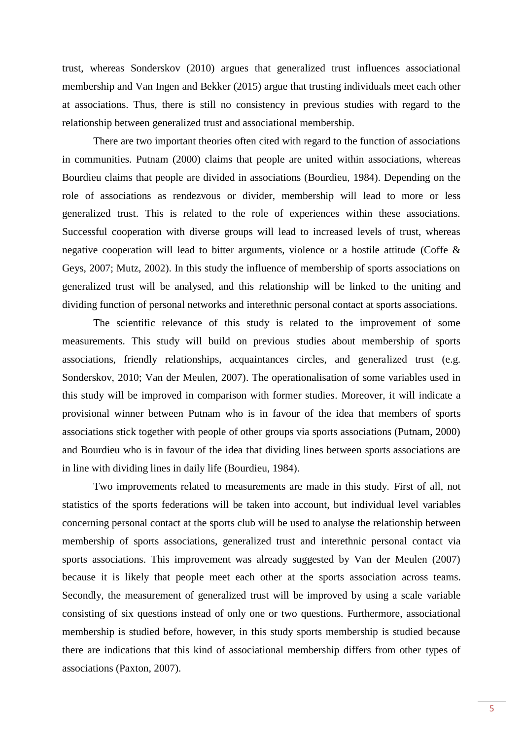trust, whereas Sonderskov (2010) argues that generalized trust influences associational membership and Van Ingen and Bekker (2015) argue that trusting individuals meet each other at associations. Thus, there is still no consistency in previous studies with regard to the relationship between generalized trust and associational membership.

There are two important theories often cited with regard to the function of associations in communities. Putnam (2000) claims that people are united within associations, whereas Bourdieu claims that people are divided in associations (Bourdieu, 1984). Depending on the role of associations as rendezvous or divider, membership will lead to more or less generalized trust. This is related to the role of experiences within these associations. Successful cooperation with diverse groups will lead to increased levels of trust, whereas negative cooperation will lead to bitter arguments, violence or a hostile attitude (Coffe & Geys, 2007; Mutz, 2002). In this study the influence of membership of sports associations on generalized trust will be analysed, and this relationship will be linked to the uniting and dividing function of personal networks and interethnic personal contact at sports associations.

The scientific relevance of this study is related to the improvement of some measurements. This study will build on previous studies about membership of sports associations, friendly relationships, acquaintances circles, and generalized trust (e.g. Sonderskov, 2010; Van der Meulen, 2007). The operationalisation of some variables used in this study will be improved in comparison with former studies. Moreover, it will indicate a provisional winner between Putnam who is in favour of the idea that members of sports associations stick together with people of other groups via sports associations (Putnam, 2000) and Bourdieu who is in favour of the idea that dividing lines between sports associations are in line with dividing lines in daily life (Bourdieu, 1984).

Two improvements related to measurements are made in this study. First of all, not statistics of the sports federations will be taken into account, but individual level variables concerning personal contact at the sports club will be used to analyse the relationship between membership of sports associations, generalized trust and interethnic personal contact via sports associations. This improvement was already suggested by Van der Meulen (2007) because it is likely that people meet each other at the sports association across teams. Secondly, the measurement of generalized trust will be improved by using a scale variable consisting of six questions instead of only one or two questions. Furthermore, associational membership is studied before, however, in this study sports membership is studied because there are indications that this kind of associational membership differs from other types of associations (Paxton, 2007).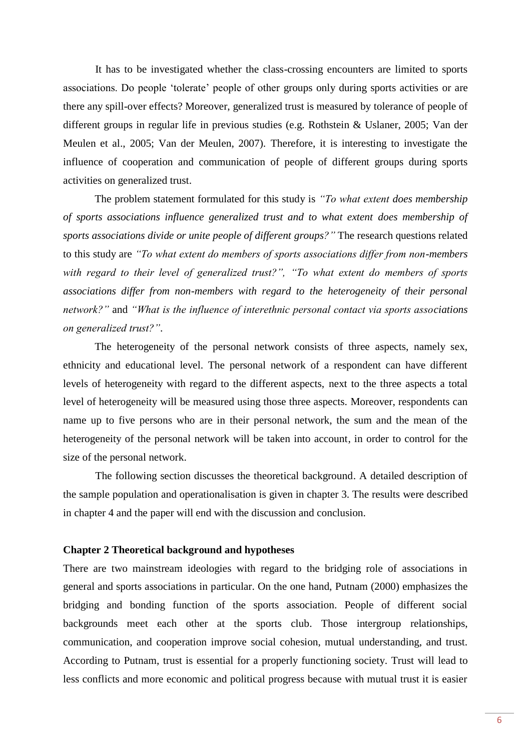It has to be investigated whether the class-crossing encounters are limited to sports associations. Do people 'tolerate' people of other groups only during sports activities or are there any spill-over effects? Moreover, generalized trust is measured by tolerance of people of different groups in regular life in previous studies (e.g. Rothstein & Uslaner, 2005; Van der Meulen et al., 2005; Van der Meulen, 2007). Therefore, it is interesting to investigate the influence of cooperation and communication of people of different groups during sports activities on generalized trust.

The problem statement formulated for this study is *"To what extent does membership of sports associations influence generalized trust and to what extent does membership of sports associations divide or unite people of different groups?"* The research questions related to this study are *"To what extent do members of sports associations differ from non-members with regard to their level of generalized trust?", "To what extent do members of sports associations differ from non-members with regard to the heterogeneity of their personal network?"* and *"What is the influence of interethnic personal contact via sports associations on generalized trust?"*.

The heterogeneity of the personal network consists of three aspects, namely sex, ethnicity and educational level. The personal network of a respondent can have different levels of heterogeneity with regard to the different aspects, next to the three aspects a total level of heterogeneity will be measured using those three aspects. Moreover, respondents can name up to five persons who are in their personal network, the sum and the mean of the heterogeneity of the personal network will be taken into account, in order to control for the size of the personal network.

The following section discusses the theoretical background. A detailed description of the sample population and operationalisation is given in chapter 3. The results were described in chapter 4 and the paper will end with the discussion and conclusion.

## Chapter 2 Theoretical background and hypotheses

There are two mainstream ideologies with regard to the bridging role of associations in general and sports associations in particular. On the one hand, Putnam (2000) emphasizes the bridging and bonding function of the sports association. People of different social backgrounds meet each other at the sports club. Those intergroup relationships, communication, and cooperation improve social cohesion, mutual understanding, and trust. According to Putnam, trust is essential for a properly functioning society. Trust will lead to less conflicts and more economic and political progress because with mutual trust it is easier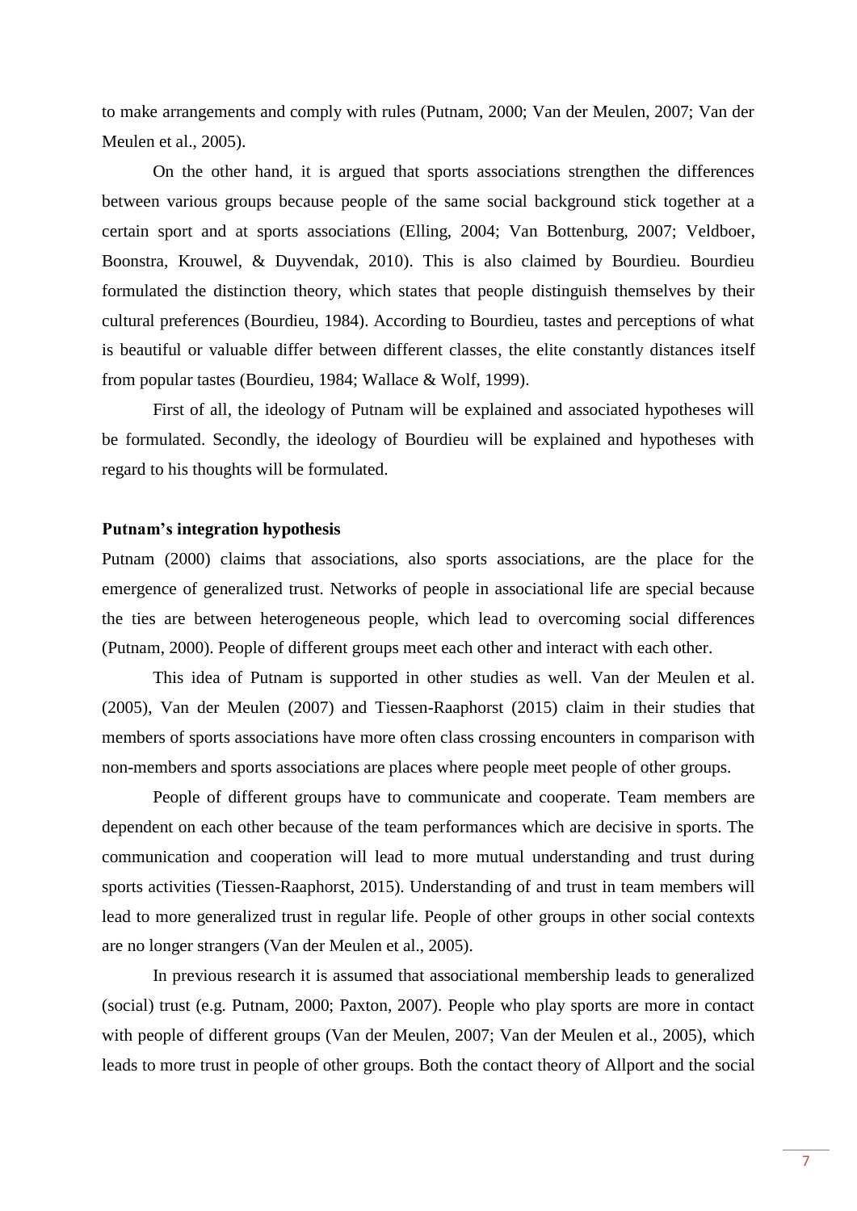to make arrangements and comply with rules (Putnam, 2000; Van der Meulen, 2007; Van der Meulen et al., 2005).

On the other hand, it is argued that sports associations strengthen the differences between various groups because people of the same social background stick together at a certain sport and at sports associations (Elling, 2004; Van Bottenburg, 2007; Veldboer, Boonstra, Krouwel, & Duyvendak, 2010). This is also claimed by Bourdieu. Bourdieu formulated the distinction theory, which states that people distinguish themselves by their cultural preferences (Bourdieu, 1984). According to Bourdieu, tastes and perceptions of what is beautiful or valuable differ between different classes, the elite constantly distances itself from popular tastes (Bourdieu, 1984; Wallace & Wolf, 1999).

First of all, the ideology of Putnam will be explained and associated hypotheses will be formulated. Secondly, the ideology of Bourdieu will be explained and hypotheses with regard to his thoughts will be formulated.

### Putnam's integration hypothesis

Putnam (2000) claims that associations, also sports associations, are the place for the emergence of generalized trust. Networks of people in associational life are special because the ties are between heterogeneous people, which lead to overcoming social differences (Putnam, 2000). People of different groups meet each other and interact with each other.

This idea of Putnam is supported in other studies as well. Van der Meulen et al. (2005), Van der Meulen (2007) and Tiessen-Raaphorst (2015) claim in their studies that members of sports associations have more often class crossing encounters in comparison with non-members and sports associations are places where people meet people of other groups.

People of different groups have to communicate and cooperate. Team members are dependent on each other because of the team performances which are decisive in sports. The communication and cooperation will lead to more mutual understanding and trust during sports activities (Tiessen-Raaphorst, 2015). Understanding of and trust in team members will lead to more generalized trust in regular life. People of other groups in other social contexts are no longer strangers (Van der Meulen et al., 2005).

In previous research it is assumed that associational membership leads to generalized (social) trust (e.g. Putnam, 2000; Paxton, 2007). People who play sports are more in contact with people of different groups (Van der Meulen, 2007; Van der Meulen et al., 2005), which leads to more trust in people of other groups. Both the contact theory of Allport and the social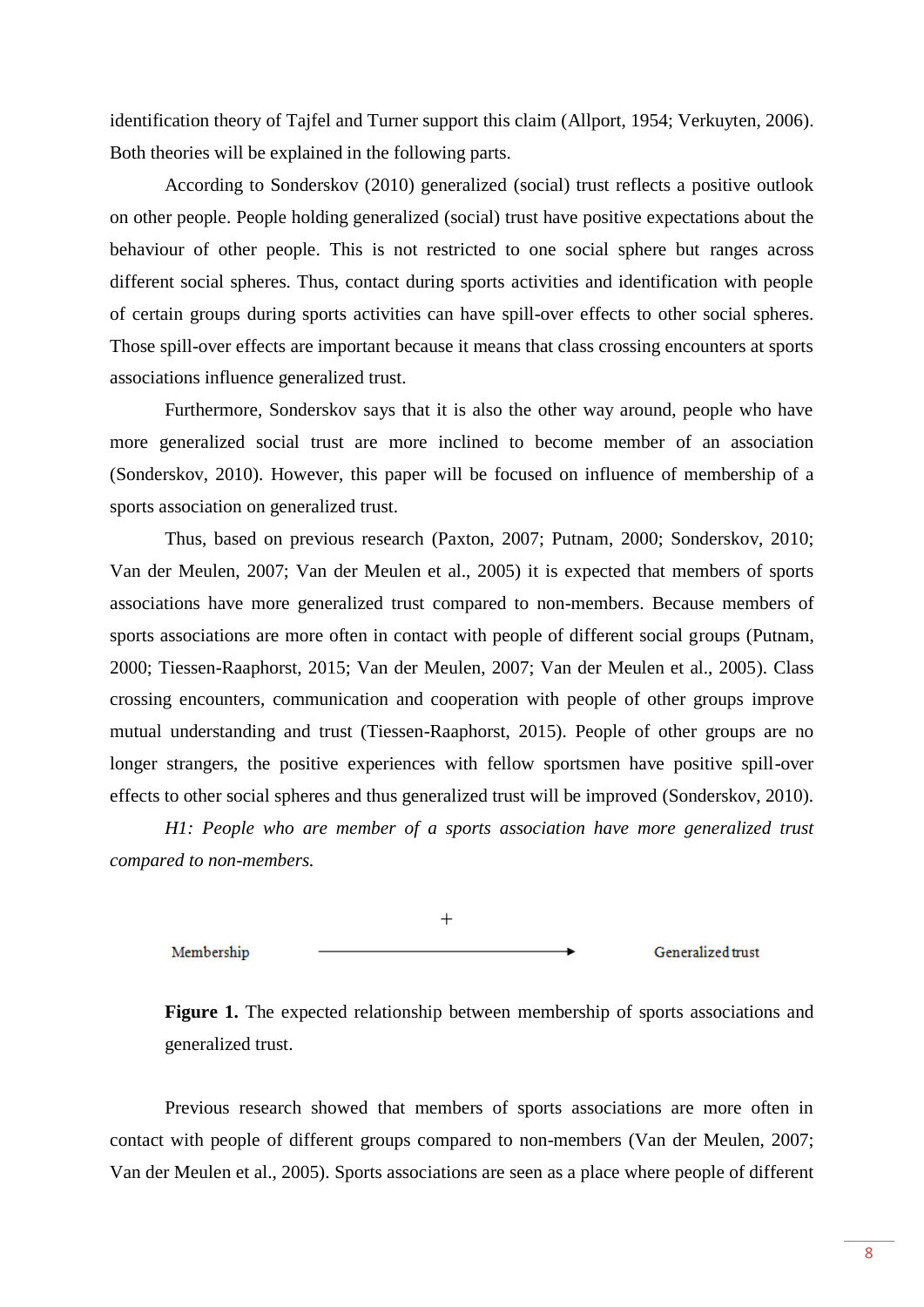identification theory of Tajfel and Turner support this claim (Allport, 1954; Verkuyten, 2006). Both theories will be explained in the following parts.

According to Sonderskov (2010) generalized (social) trust reflects a positive outlook on other people. People holding generalized (social) trust have positive expectations about the behaviour of other people. This is not restricted to one social sphere but ranges across different social spheres. Thus, contact during sports activities and identification with people of certain groups during sports activities can have spill-over effects to other social spheres. Those spill-over effects are important because it means that class crossing encounters at sports associations influence generalized trust.

Furthermore, Sonderskov says that it is also the other way around, people who have more generalized social trust are more inclined to become member of an association (Sonderskov, 2010). However, this paper will be focused on influence of membership of a sports association on generalized trust.

Thus, based on previous research (Paxton, 2007; Putnam, 2000; Sonderskov, 2010; Van der Meulen, 2007; Van der Meulen et al., 2005) it is expected that members of sports associations have more generalized trust compared to non-members. Because members of sports associations are more often in contact with people of different social groups (Putnam, 2000; Tiessen-Raaphorst, 2015; Van der Meulen, 2007; Van der Meulen et al., 2005). Class crossing encounters, communication and cooperation with people of other groups improve mutual understanding and trust (Tiessen-Raaphorst, 2015). People of other groups are no longer strangers, the positive experiences with fellow sportsmen have positive spill-over effects to other social spheres and thus generalized trust will be improved (Sonderskov, 2010).

*H1: People who are member of a sports association have more generalized trust compared to non-members.*

Membership —(+)→ Generalized trust

**Figure 1.** The expected relationship between membership of sports associations and generalized trust.

Previous research showed that members of sports associations are more often in contact with people of different groups compared to non-members (Van der Meulen, 2007; Van der Meulen et al., 2005). Sports associations are seen as a place where people of different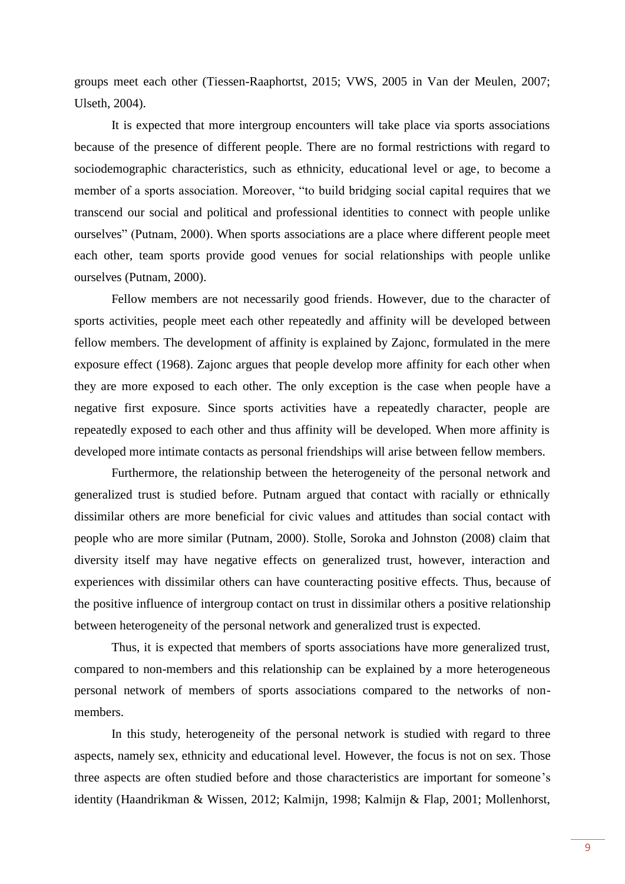groups meet each other (Tiessen-Raaphortst, 2015; VWS, 2005 in Van der Meulen, 2007; Ulseth, 2004).

It is expected that more intergroup encounters will take place via sports associations because of the presence of different people. There are no formal restrictions with regard to sociodemographic characteristics, such as ethnicity, educational level or age, to become a member of a sports association. Moreover, "to build bridging social capital requires that we transcend our social and political and professional identities to connect with people unlike ourselves" (Putnam, 2000). When sports associations are a place where different people meet each other, team sports provide good venues for social relationships with people unlike ourselves (Putnam, 2000).

Fellow members are not necessarily good friends. However, due to the character of sports activities, people meet each other repeatedly and affinity will be developed between fellow members. The development of affinity is explained by Zajonc, formulated in the mere exposure effect (1968). Zajonc argues that people develop more affinity for each other when they are more exposed to each other. The only exception is the case when people have a negative first exposure. Since sports activities have a repeatedly character, people are repeatedly exposed to each other and thus affinity will be developed. When more affinity is developed more intimate contacts as personal friendships will arise between fellow members.

Furthermore, the relationship between the heterogeneity of the personal network and generalized trust is studied before. Putnam argued that contact with racially or ethnically dissimilar others are more beneficial for civic values and attitudes than social contact with people who are more similar (Putnam, 2000). Stolle, Soroka and Johnston (2008) claim that diversity itself may have negative effects on generalized trust, however, interaction and experiences with dissimilar others can have counteracting positive effects. Thus, because of the positive influence of intergroup contact on trust in dissimilar others a positive relationship between heterogeneity of the personal network and generalized trust is expected.

Thus, it is expected that members of sports associations have more generalized trust, compared to non-members and this relationship can be explained by a more heterogeneous personal network of members of sports associations compared to the networks of non-members.

In this study, heterogeneity of the personal network is studied with regard to three aspects, namely sex, ethnicity and educational level. However, the focus is not on sex. Those three aspects are often studied before and those characteristics are important for someone's identity (Haandrikman & Wissen, 2012; Kalmijn, 1998; Kalmijn & Flap, 2001; Mollenhorst,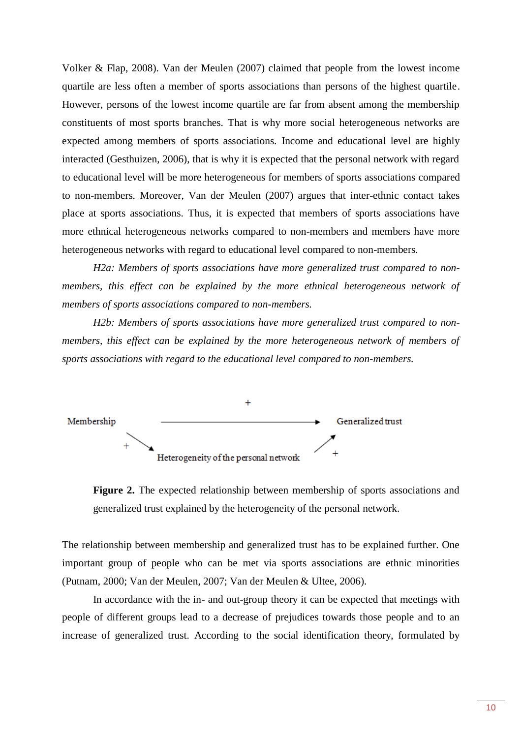Volker & Flap, 2008). Van der Meulen (2007) claimed that people from the lowest income quartile are less often a member of sports associations than persons of the highest quartile. However, persons of the lowest income quartile are far from absent among the membership constituents of most sports branches. That is why more social heterogeneous networks are expected among members of sports associations. Income and educational level are highly interacted (Gesthuizen, 2006), that is why it is expected that the personal network with regard to educational level will be more heterogeneous for members of sports associations compared to non-members. Moreover, Van der Meulen (2007) argues that inter-ethnic contact takes place at sports associations. Thus, it is expected that members of sports associations have more ethnical heterogeneous networks compared to non-members and members have more heterogeneous networks with regard to educational level compared to non-members.

*H2a: Members of sports associations have more generalized trust compared to non-members, this effect can be explained by the more ethnical heterogeneous network of members of sports associations compared to non-members.*

*H2b: Members of sports associations have more generalized trust compared to non-members, this effect can be explained by the more heterogeneous network of members of sports associations with regard to the educational level compared to non-members.*

```
                              +
Membership  ──────────────────────────────────►  Generalized trust
     +  ↘                                      ↗  +
          Heterogeneity of the personal network
```

**Figure 2.** The expected relationship between membership of sports associations and generalized trust explained by the heterogeneity of the personal network.

The relationship between membership and generalized trust has to be explained further. One important group of people who can be met via sports associations are ethnic minorities (Putnam, 2000; Van der Meulen, 2007; Van der Meulen & Ultee, 2006).

In accordance with the in- and out-group theory it can be expected that meetings with people of different groups lead to a decrease of prejudices towards those people and to an increase of generalized trust. According to the social identification theory, formulated by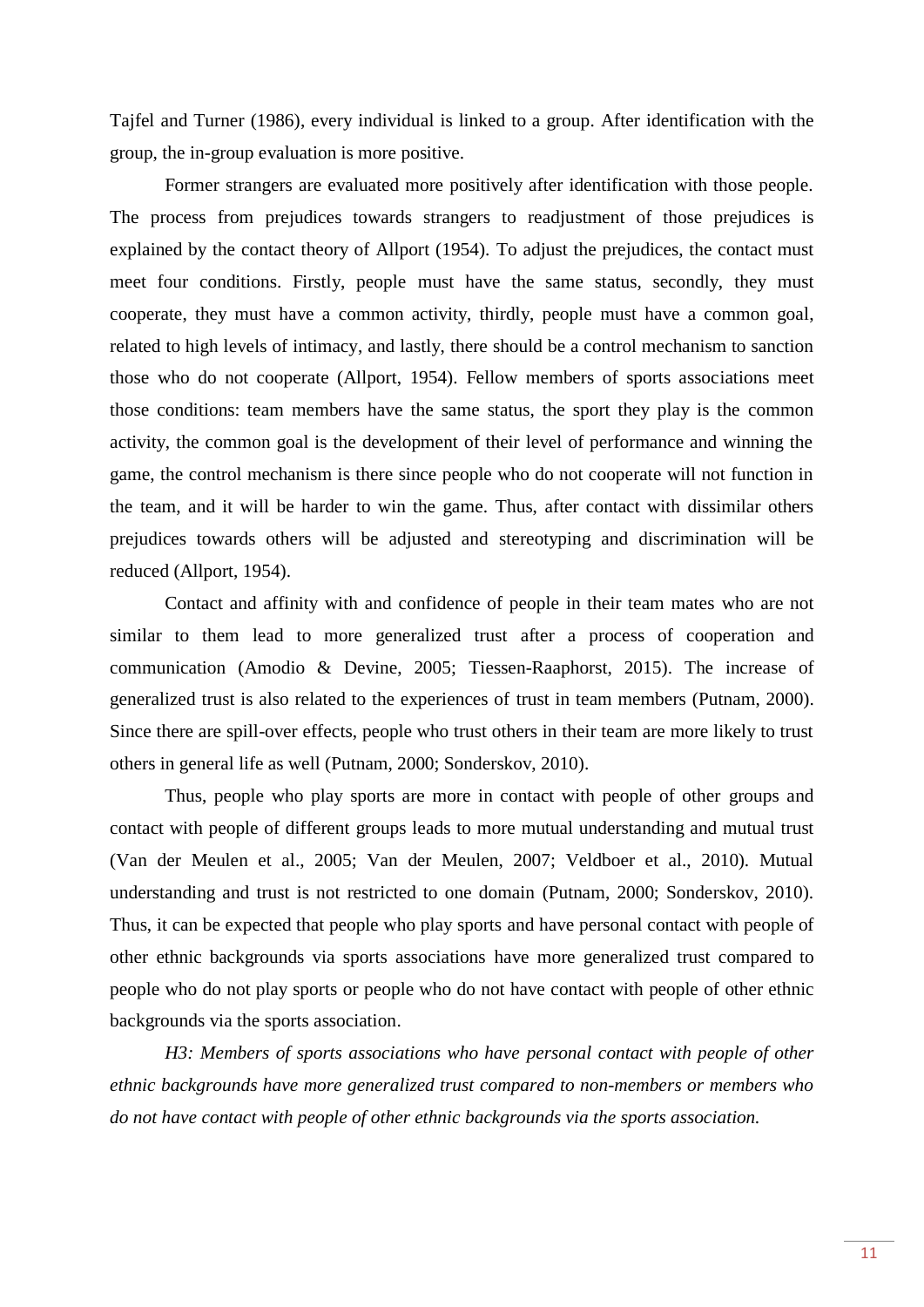Tajfel and Turner (1986), every individual is linked to a group. After identification with the group, the in-group evaluation is more positive.

Former strangers are evaluated more positively after identification with those people. The process from prejudices towards strangers to readjustment of those prejudices is explained by the contact theory of Allport (1954). To adjust the prejudices, the contact must meet four conditions. Firstly, people must have the same status, secondly, they must cooperate, they must have a common activity, thirdly, people must have a common goal, related to high levels of intimacy, and lastly, there should be a control mechanism to sanction those who do not cooperate (Allport, 1954). Fellow members of sports associations meet those conditions: team members have the same status, the sport they play is the common activity, the common goal is the development of their level of performance and winning the game, the control mechanism is there since people who do not cooperate will not function in the team, and it will be harder to win the game. Thus, after contact with dissimilar others prejudices towards others will be adjusted and stereotyping and discrimination will be reduced (Allport, 1954).

Contact and affinity with and confidence of people in their team mates who are not similar to them lead to more generalized trust after a process of cooperation and communication (Amodio & Devine, 2005; Tiessen-Raaphorst, 2015). The increase of generalized trust is also related to the experiences of trust in team members (Putnam, 2000). Since there are spill-over effects, people who trust others in their team are more likely to trust others in general life as well (Putnam, 2000; Sonderskov, 2010).

Thus, people who play sports are more in contact with people of other groups and contact with people of different groups leads to more mutual understanding and mutual trust (Van der Meulen et al., 2005; Van der Meulen, 2007; Veldboer et al., 2010). Mutual understanding and trust is not restricted to one domain (Putnam, 2000; Sonderskov, 2010). Thus, it can be expected that people who play sports and have personal contact with people of other ethnic backgrounds via sports associations have more generalized trust compared to people who do not play sports or people who do not have contact with people of other ethnic backgrounds via the sports association.

*H3: Members of sports associations who have personal contact with people of other ethnic backgrounds have more generalized trust compared to non-members or members who do not have contact with people of other ethnic backgrounds via the sports association.*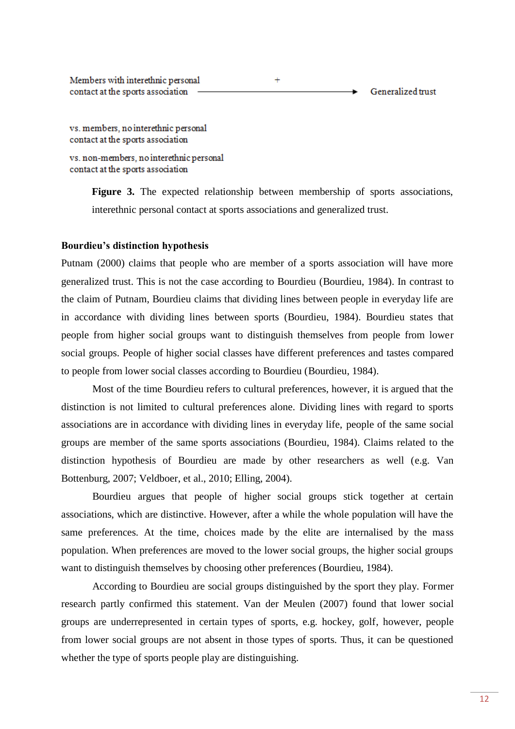Members with interethnic personal contact at the sports association —+→ Generalized trust

vs. members, no interethnic personal contact at the sports association

vs. non-members, no interethnic personal contact at the sports association

**Figure 3.** The expected relationship between membership of sports associations, interethnic personal contact at sports associations and generalized trust.

**Bourdieu's distinction hypothesis**

Putnam (2000) claims that people who are member of a sports association will have more generalized trust. This is not the case according to Bourdieu (Bourdieu, 1984). In contrast to the claim of Putnam, Bourdieu claims that dividing lines between people in everyday life are in accordance with dividing lines between sports (Bourdieu, 1984). Bourdieu states that people from higher social groups want to distinguish themselves from people from lower social groups. People of higher social classes have different preferences and tastes compared to people from lower social classes according to Bourdieu (Bourdieu, 1984).

Most of the time Bourdieu refers to cultural preferences, however, it is argued that the distinction is not limited to cultural preferences alone. Dividing lines with regard to sports associations are in accordance with dividing lines in everyday life, people of the same social groups are member of the same sports associations (Bourdieu, 1984). Claims related to the distinction hypothesis of Bourdieu are made by other researchers as well (e.g. Van Bottenburg, 2007; Veldboer, et al., 2010; Elling, 2004).

Bourdieu argues that people of higher social groups stick together at certain associations, which are distinctive. However, after a while the whole population will have the same preferences. At the time, choices made by the elite are internalised by the mass population. When preferences are moved to the lower social groups, the higher social groups want to distinguish themselves by choosing other preferences (Bourdieu, 1984).

According to Bourdieu are social groups distinguished by the sport they play. Former research partly confirmed this statement. Van der Meulen (2007) found that lower social groups are underrepresented in certain types of sports, e.g. hockey, golf, however, people from lower social groups are not absent in those types of sports. Thus, it can be questioned whether the type of sports people play are distinguishing.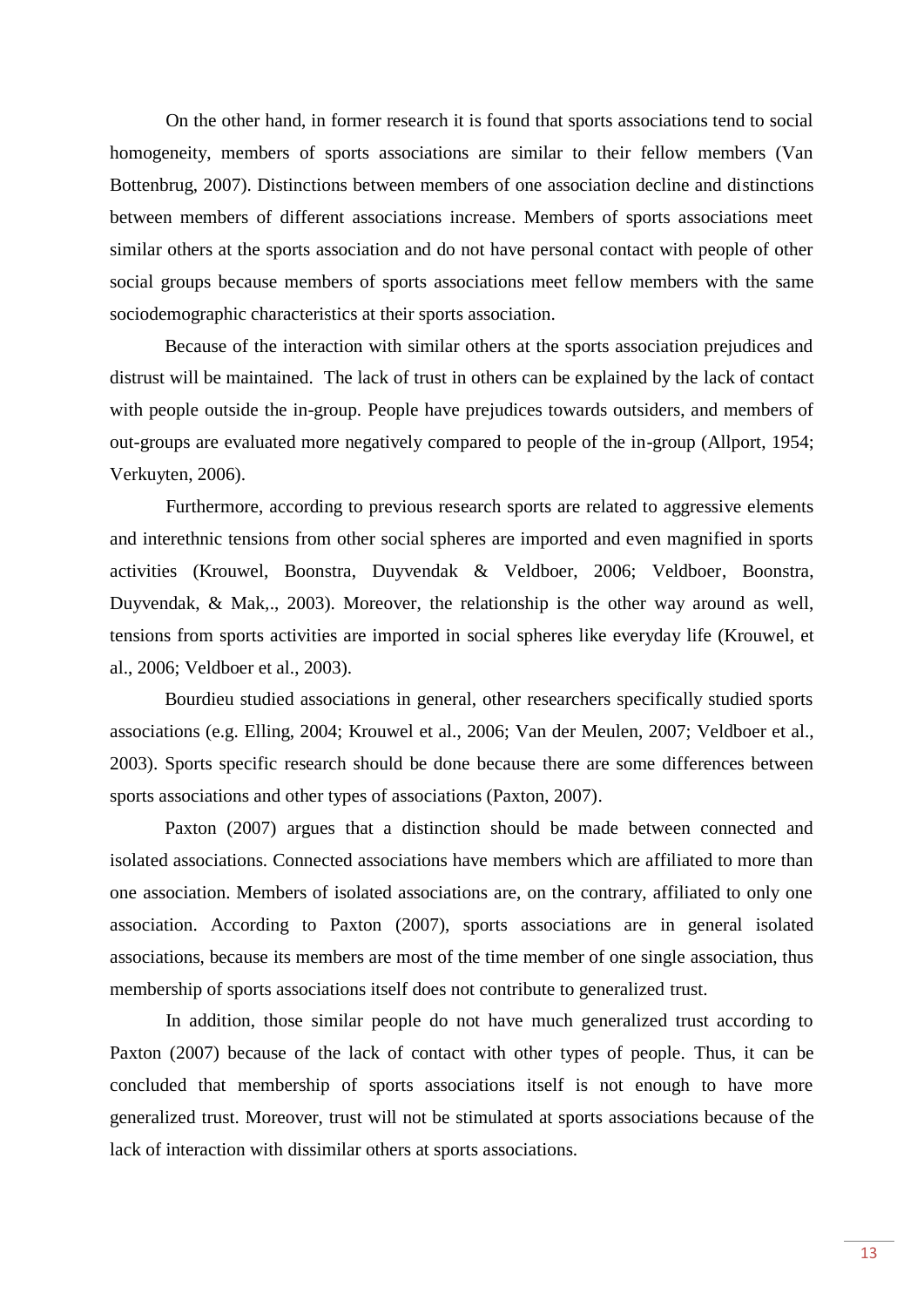On the other hand, in former research it is found that sports associations tend to social homogeneity, members of sports associations are similar to their fellow members (Van Bottenbrug, 2007). Distinctions between members of one association decline and distinctions between members of different associations increase. Members of sports associations meet similar others at the sports association and do not have personal contact with people of other social groups because members of sports associations meet fellow members with the same sociodemographic characteristics at their sports association.

Because of the interaction with similar others at the sports association prejudices and distrust will be maintained. The lack of trust in others can be explained by the lack of contact with people outside the in-group. People have prejudices towards outsiders, and members of out-groups are evaluated more negatively compared to people of the in-group (Allport, 1954; Verkuyten, 2006).

Furthermore, according to previous research sports are related to aggressive elements and interethnic tensions from other social spheres are imported and even magnified in sports activities (Krouwel, Boonstra, Duyvendak & Veldboer, 2006; Veldboer, Boonstra, Duyvendak, & Mak,., 2003). Moreover, the relationship is the other way around as well, tensions from sports activities are imported in social spheres like everyday life (Krouwel, et al., 2006; Veldboer et al., 2003).

Bourdieu studied associations in general, other researchers specifically studied sports associations (e.g. Elling, 2004; Krouwel et al., 2006; Van der Meulen, 2007; Veldboer et al., 2003). Sports specific research should be done because there are some differences between sports associations and other types of associations (Paxton, 2007).

Paxton (2007) argues that a distinction should be made between connected and isolated associations. Connected associations have members which are affiliated to more than one association. Members of isolated associations are, on the contrary, affiliated to only one association. According to Paxton (2007), sports associations are in general isolated associations, because its members are most of the time member of one single association, thus membership of sports associations itself does not contribute to generalized trust.

In addition, those similar people do not have much generalized trust according to Paxton (2007) because of the lack of contact with other types of people. Thus, it can be concluded that membership of sports associations itself is not enough to have more generalized trust. Moreover, trust will not be stimulated at sports associations because of the lack of interaction with dissimilar others at sports associations.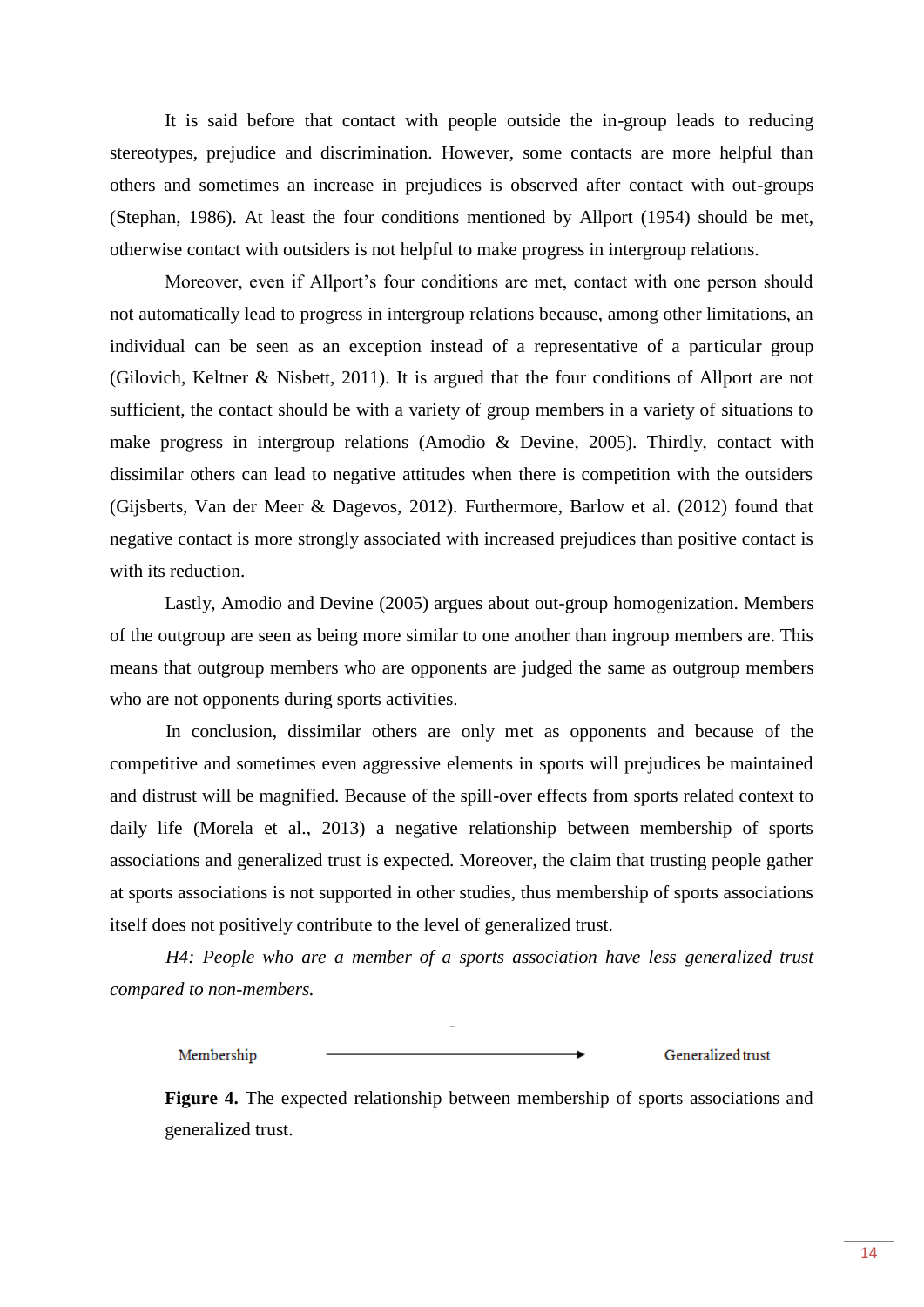It is said before that contact with people outside the in-group leads to reducing stereotypes, prejudice and discrimination. However, some contacts are more helpful than others and sometimes an increase in prejudices is observed after contact with out-groups (Stephan, 1986). At least the four conditions mentioned by Allport (1954) should be met, otherwise contact with outsiders is not helpful to make progress in intergroup relations.

Moreover, even if Allport's four conditions are met, contact with one person should not automatically lead to progress in intergroup relations because, among other limitations, an individual can be seen as an exception instead of a representative of a particular group (Gilovich, Keltner & Nisbett, 2011). It is argued that the four conditions of Allport are not sufficient, the contact should be with a variety of group members in a variety of situations to make progress in intergroup relations (Amodio & Devine, 2005). Thirdly, contact with dissimilar others can lead to negative attitudes when there is competition with the outsiders (Gijsberts, Van der Meer & Dagevos, 2012). Furthermore, Barlow et al. (2012) found that negative contact is more strongly associated with increased prejudices than positive contact is with its reduction.

Lastly, Amodio and Devine (2005) argues about out-group homogenization. Members of the outgroup are seen as being more similar to one another than ingroup members are. This means that outgroup members who are opponents are judged the same as outgroup members who are not opponents during sports activities.

In conclusion, dissimilar others are only met as opponents and because of the competitive and sometimes even aggressive elements in sports will prejudices be maintained and distrust will be magnified. Because of the spill-over effects from sports related context to daily life (Morela et al., 2013) a negative relationship between membership of sports associations and generalized trust is expected. Moreover, the claim that trusting people gather at sports associations is not supported in other studies, thus membership of sports associations itself does not positively contribute to the level of generalized trust.

*H4: People who are a member of a sports association have less generalized trust compared to non-members.*

Membership ——(-)——→ Generalized trust

**Figure 4.** The expected relationship between membership of sports associations and generalized trust.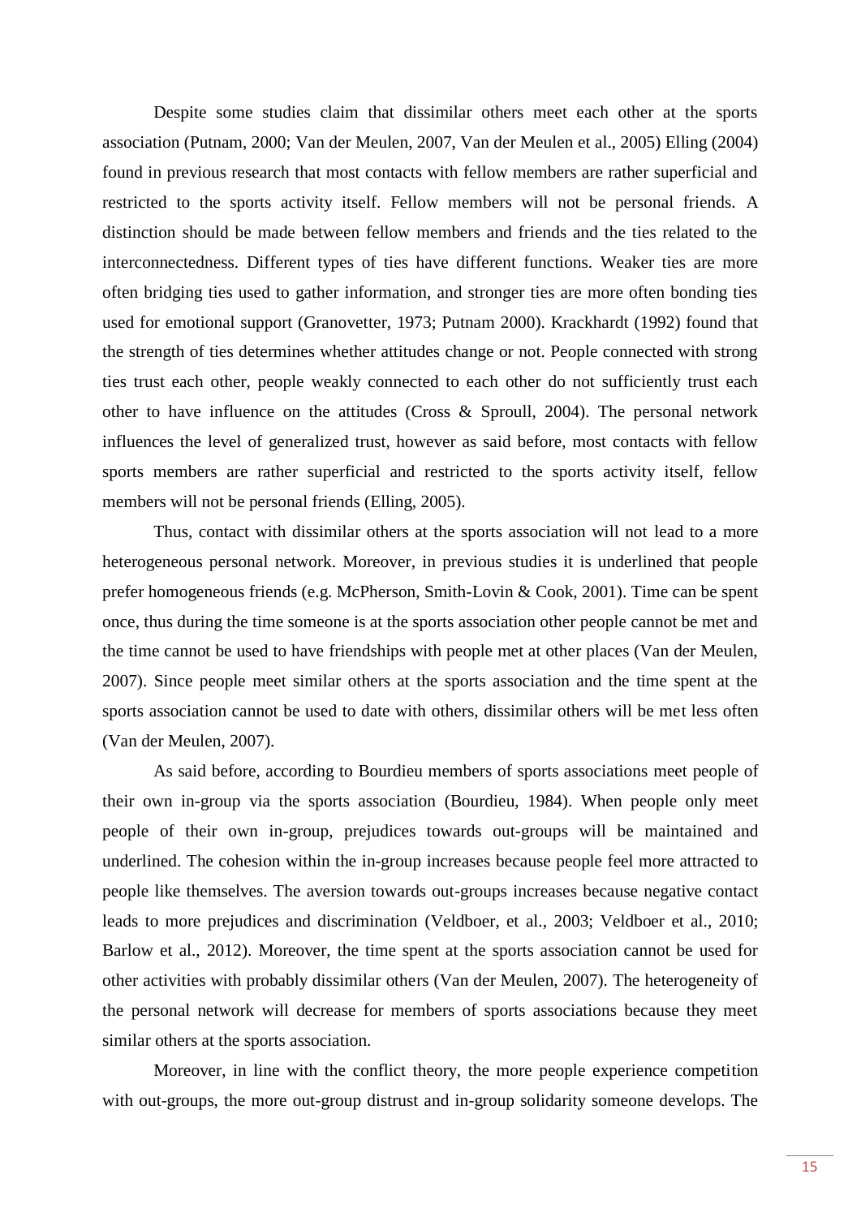Despite some studies claim that dissimilar others meet each other at the sports association (Putnam, 2000; Van der Meulen, 2007, Van der Meulen et al., 2005) Elling (2004) found in previous research that most contacts with fellow members are rather superficial and restricted to the sports activity itself. Fellow members will not be personal friends. A distinction should be made between fellow members and friends and the ties related to the interconnectedness. Different types of ties have different functions. Weaker ties are more often bridging ties used to gather information, and stronger ties are more often bonding ties used for emotional support (Granovetter, 1973; Putnam 2000). Krackhardt (1992) found that the strength of ties determines whether attitudes change or not. People connected with strong ties trust each other, people weakly connected to each other do not sufficiently trust each other to have influence on the attitudes (Cross & Sproull, 2004). The personal network influences the level of generalized trust, however as said before, most contacts with fellow sports members are rather superficial and restricted to the sports activity itself, fellow members will not be personal friends (Elling, 2005).

Thus, contact with dissimilar others at the sports association will not lead to a more heterogeneous personal network. Moreover, in previous studies it is underlined that people prefer homogeneous friends (e.g. McPherson, Smith-Lovin & Cook, 2001). Time can be spent once, thus during the time someone is at the sports association other people cannot be met and the time cannot be used to have friendships with people met at other places (Van der Meulen, 2007). Since people meet similar others at the sports association and the time spent at the sports association cannot be used to date with others, dissimilar others will be met less often (Van der Meulen, 2007).

As said before, according to Bourdieu members of sports associations meet people of their own in-group via the sports association (Bourdieu, 1984). When people only meet people of their own in-group, prejudices towards out-groups will be maintained and underlined. The cohesion within the in-group increases because people feel more attracted to people like themselves. The aversion towards out-groups increases because negative contact leads to more prejudices and discrimination (Veldboer, et al., 2003; Veldboer et al., 2010; Barlow et al., 2012). Moreover, the time spent at the sports association cannot be used for other activities with probably dissimilar others (Van der Meulen, 2007). The heterogeneity of the personal network will decrease for members of sports associations because they meet similar others at the sports association.

Moreover, in line with the conflict theory, the more people experience competition with out-groups, the more out-group distrust and in-group solidarity someone develops. The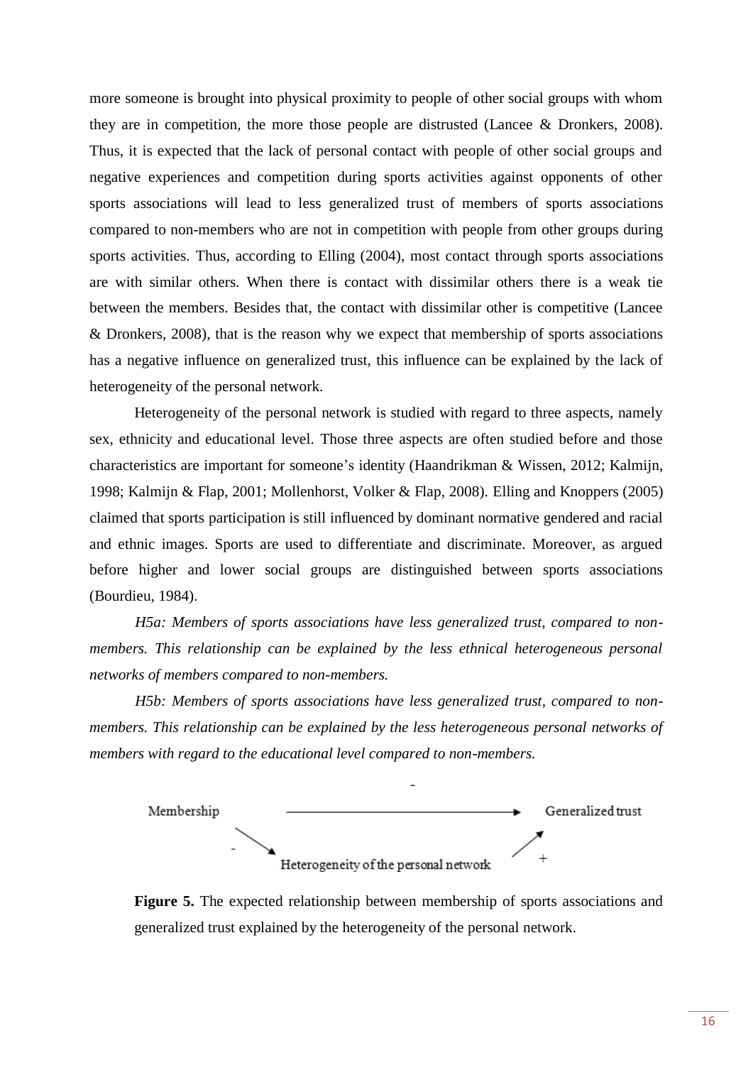more someone is brought into physical proximity to people of other social groups with whom they are in competition, the more those people are distrusted (Lancee & Dronkers, 2008). Thus, it is expected that the lack of personal contact with people of other social groups and negative experiences and competition during sports activities against opponents of other sports associations will lead to less generalized trust of members of sports associations compared to non-members who are not in competition with people from other groups during sports activities. Thus, according to Elling (2004), most contact through sports associations are with similar others. When there is contact with dissimilar others there is a weak tie between the members. Besides that, the contact with dissimilar other is competitive (Lancee & Dronkers, 2008), that is the reason why we expect that membership of sports associations has a negative influence on generalized trust, this influence can be explained by the lack of heterogeneity of the personal network.

Heterogeneity of the personal network is studied with regard to three aspects, namely sex, ethnicity and educational level. Those three aspects are often studied before and those characteristics are important for someone's identity (Haandrikman & Wissen, 2012; Kalmijn, 1998; Kalmijn & Flap, 2001; Mollenhorst, Volker & Flap, 2008). Elling and Knoppers (2005) claimed that sports participation is still influenced by dominant normative gendered and racial and ethnic images. Sports are used to differentiate and discriminate. Moreover, as argued before higher and lower social groups are distinguished between sports associations (Bourdieu, 1984).

*H5a: Members of sports associations have less generalized trust, compared to non-members. This relationship can be explained by the less ethnical heterogeneous personal networks of members compared to non-members.*

*H5b: Members of sports associations have less generalized trust, compared to non-members. This relationship can be explained by the less heterogeneous personal networks of members with regard to the educational level compared to non-members.*

Membership —(-)→ Generalized trust
Membership —(-)→ Heterogeneity of the personal network —(+)→ Generalized trust

**Figure 5.** The expected relationship between membership of sports associations and generalized trust explained by the heterogeneity of the personal network.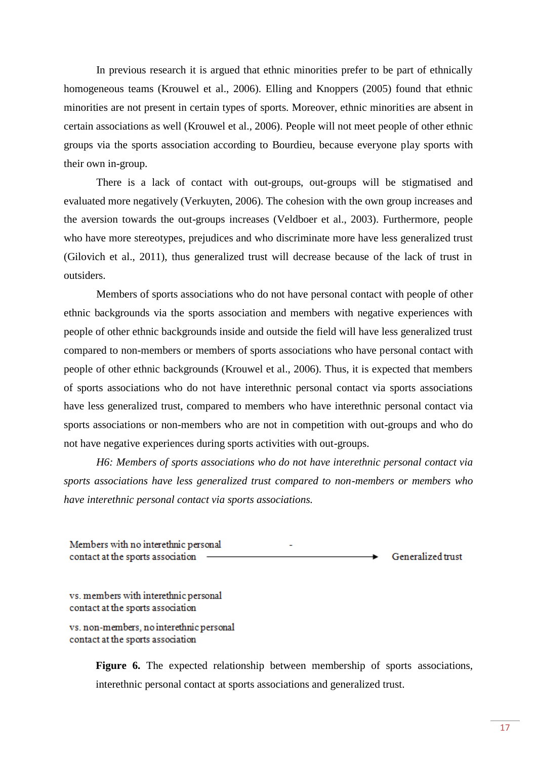In previous research it is argued that ethnic minorities prefer to be part of ethnically homogeneous teams (Krouwel et al., 2006). Elling and Knoppers (2005) found that ethnic minorities are not present in certain types of sports. Moreover, ethnic minorities are absent in certain associations as well (Krouwel et al., 2006). People will not meet people of other ethnic groups via the sports association according to Bourdieu, because everyone play sports with their own in-group.

There is a lack of contact with out-groups, out-groups will be stigmatised and evaluated more negatively (Verkuyten, 2006). The cohesion with the own group increases and the aversion towards the out-groups increases (Veldboer et al., 2003). Furthermore, people who have more stereotypes, prejudices and who discriminate more have less generalized trust (Gilovich et al., 2011), thus generalized trust will decrease because of the lack of trust in outsiders.

Members of sports associations who do not have personal contact with people of other ethnic backgrounds via the sports association and members with negative experiences with people of other ethnic backgrounds inside and outside the field will have less generalized trust compared to non-members or members of sports associations who have personal contact with people of other ethnic backgrounds (Krouwel et al., 2006). Thus, it is expected that members of sports associations who do not have interethnic personal contact via sports associations have less generalized trust, compared to members who have interethnic personal contact via sports associations or non-members who are not in competition with out-groups and who do not have negative experiences during sports activities with out-groups.

*H6: Members of sports associations who do not have interethnic personal contact via sports associations have less generalized trust compared to non-members or members who have interethnic personal contact via sports associations.*

Members with no interethnic personal contact at the sports association —(-)→ Generalized trust

vs. members with interethnic personal contact at the sports association

vs. non-members, no interethnic personal contact at the sports association

**Figure 6.** The expected relationship between membership of sports associations, interethnic personal contact at sports associations and generalized trust.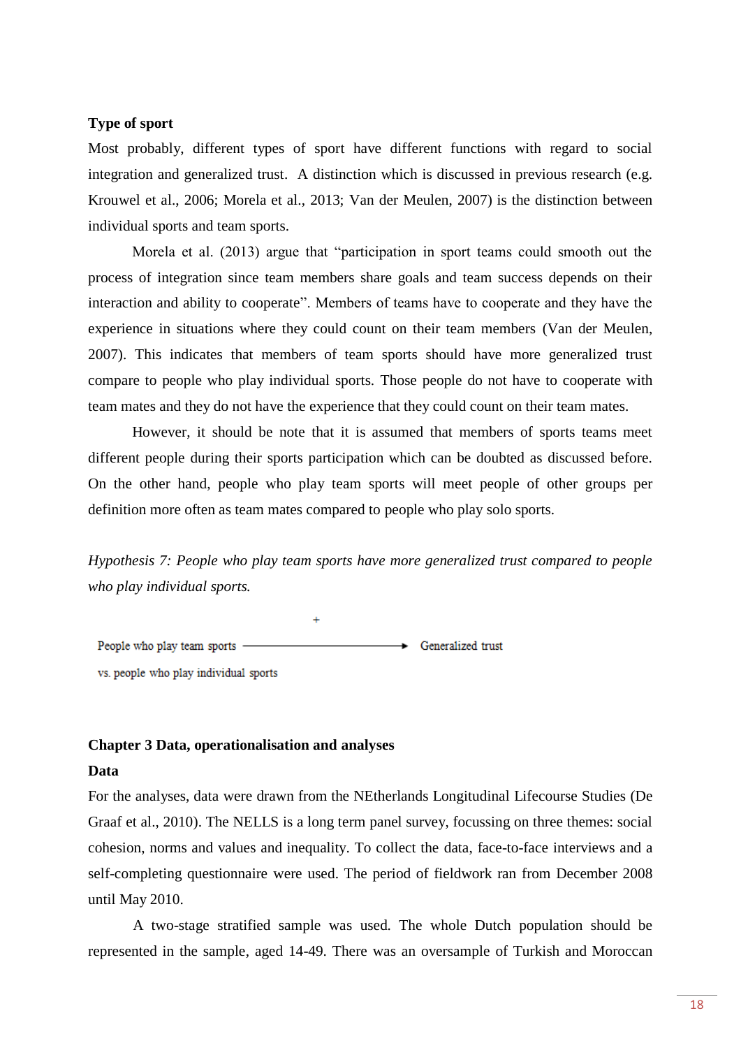**Type of sport**

Most probably, different types of sport have different functions with regard to social integration and generalized trust. A distinction which is discussed in previous research (e.g. Krouwel et al., 2006; Morela et al., 2013; Van der Meulen, 2007) is the distinction between individual sports and team sports.

Morela et al. (2013) argue that "participation in sport teams could smooth out the process of integration since team members share goals and team success depends on their interaction and ability to cooperate". Members of teams have to cooperate and they have the experience in situations where they could count on their team members (Van der Meulen, 2007). This indicates that members of team sports should have more generalized trust compare to people who play individual sports. Those people do not have to cooperate with team mates and they do not have the experience that they could count on their team mates.

However, it should be note that it is assumed that members of sports teams meet different people during their sports participation which can be doubted as discussed before. On the other hand, people who play team sports will meet people of other groups per definition more often as team mates compared to people who play solo sports.

*Hypothesis 7: People who play team sports have more generalized trust compared to people who play individual sports.*

```
                                        +
People who play team sports  ──────────────────────────▶  Generalized trust
vs. people who play individual sports
```

## Chapter 3 Data, operationalisation and analyses

**Data**

For the analyses, data were drawn from the NEtherlands Longitudinal Lifecourse Studies (De Graaf et al., 2010). The NELLS is a long term panel survey, focussing on three themes: social cohesion, norms and values and inequality. To collect the data, face-to-face interviews and a self-completing questionnaire were used. The period of fieldwork ran from December 2008 until May 2010.

A two-stage stratified sample was used. The whole Dutch population should be represented in the sample, aged 14-49. There was an oversample of Turkish and Moroccan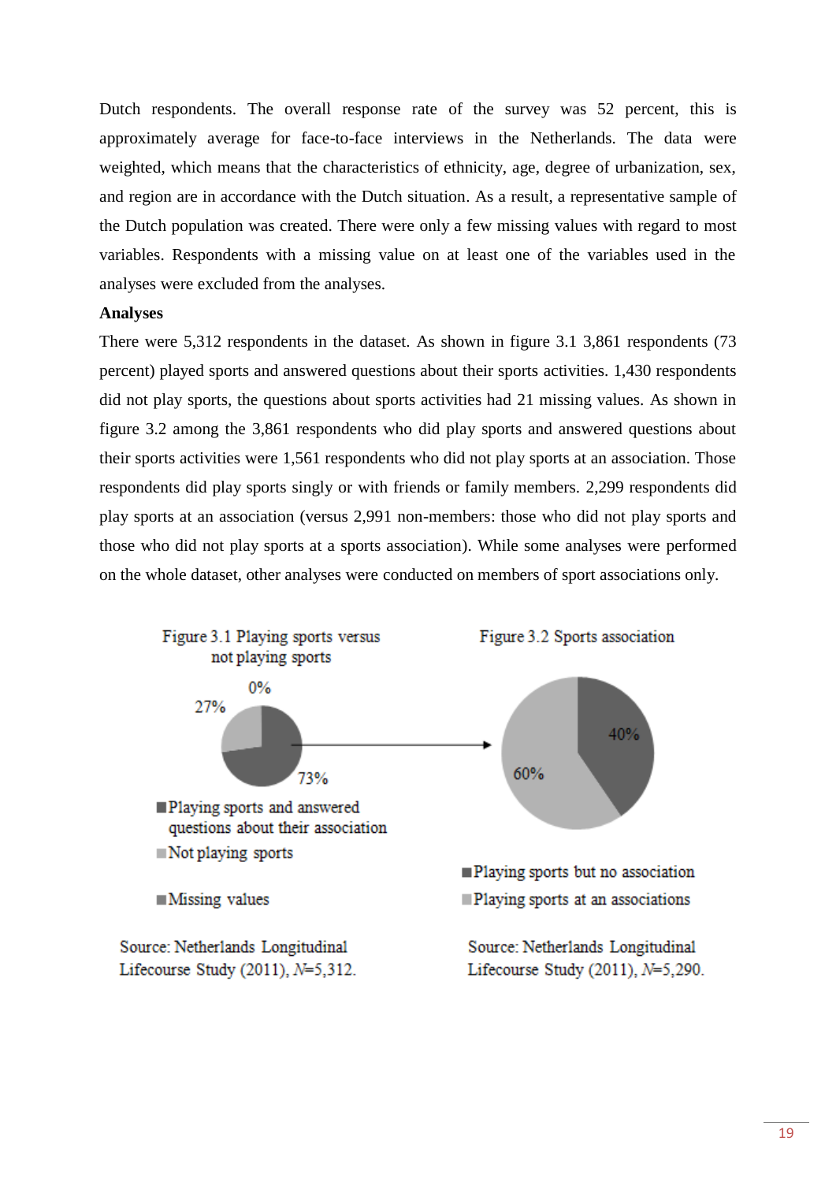Dutch respondents. The overall response rate of the survey was 52 percent, this is approximately average for face-to-face interviews in the Netherlands. The data were weighted, which means that the characteristics of ethnicity, age, degree of urbanization, sex, and region are in accordance with the Dutch situation. As a result, a representative sample of the Dutch population was created. There were only a few missing values with regard to most variables. Respondents with a missing value on at least one of the variables used in the analyses were excluded from the analyses.

**Analyses**

There were 5,312 respondents in the dataset. As shown in figure 3.1 3,861 respondents (73 percent) played sports and answered questions about their sports activities. 1,430 respondents did not play sports, the questions about sports activities had 21 missing values. As shown in figure 3.2 among the 3,861 respondents who did play sports and answered questions about their sports activities were 1,561 respondents who did not play sports at an association. Those respondents did play sports singly or with friends or family members. 2,299 respondents did play sports at an association (versus 2,991 non-members: those who did not play sports and those who did not play sports at a sports association). While some analyses were performed on the whole dataset, other analyses were conducted on members of sport associations only.

Figure 3.1 Playing sports versus not playing sports

0%
27%
73%

- Playing sports and answered questions about their association
- Not playing sports
- Missing values

Source: Netherlands Longitudinal Lifecourse Study (2011), *N*=5,312.

Figure 3.2 Sports association

40%
60%

- Playing sports but no association
- Playing sports at an associations

Source: Netherlands Longitudinal Lifecourse Study (2011), *N*=5,290.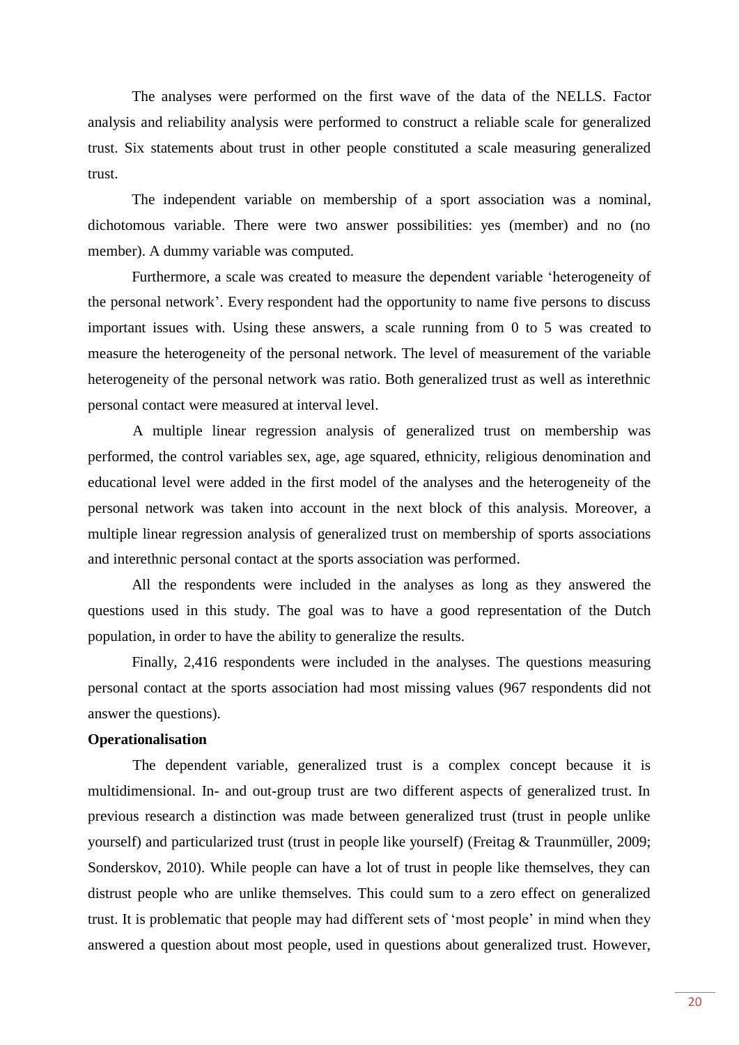The analyses were performed on the first wave of the data of the NELLS. Factor analysis and reliability analysis were performed to construct a reliable scale for generalized trust. Six statements about trust in other people constituted a scale measuring generalized trust.

The independent variable on membership of a sport association was a nominal, dichotomous variable. There were two answer possibilities: yes (member) and no (no member). A dummy variable was computed.

Furthermore, a scale was created to measure the dependent variable 'heterogeneity of the personal network'. Every respondent had the opportunity to name five persons to discuss important issues with. Using these answers, a scale running from 0 to 5 was created to measure the heterogeneity of the personal network. The level of measurement of the variable heterogeneity of the personal network was ratio. Both generalized trust as well as interethnic personal contact were measured at interval level.

A multiple linear regression analysis of generalized trust on membership was performed, the control variables sex, age, age squared, ethnicity, religious denomination and educational level were added in the first model of the analyses and the heterogeneity of the personal network was taken into account in the next block of this analysis. Moreover, a multiple linear regression analysis of generalized trust on membership of sports associations and interethnic personal contact at the sports association was performed.

All the respondents were included in the analyses as long as they answered the questions used in this study. The goal was to have a good representation of the Dutch population, in order to have the ability to generalize the results.

Finally, 2,416 respondents were included in the analyses. The questions measuring personal contact at the sports association had most missing values (967 respondents did not answer the questions).

**Operationalisation**

The dependent variable, generalized trust is a complex concept because it is multidimensional. In- and out-group trust are two different aspects of generalized trust. In previous research a distinction was made between generalized trust (trust in people unlike yourself) and particularized trust (trust in people like yourself) (Freitag & Traunmüller, 2009; Sonderskov, 2010). While people can have a lot of trust in people like themselves, they can distrust people who are unlike themselves. This could sum to a zero effect on generalized trust. It is problematic that people may had different sets of 'most people' in mind when they answered a question about most people, used in questions about generalized trust. However,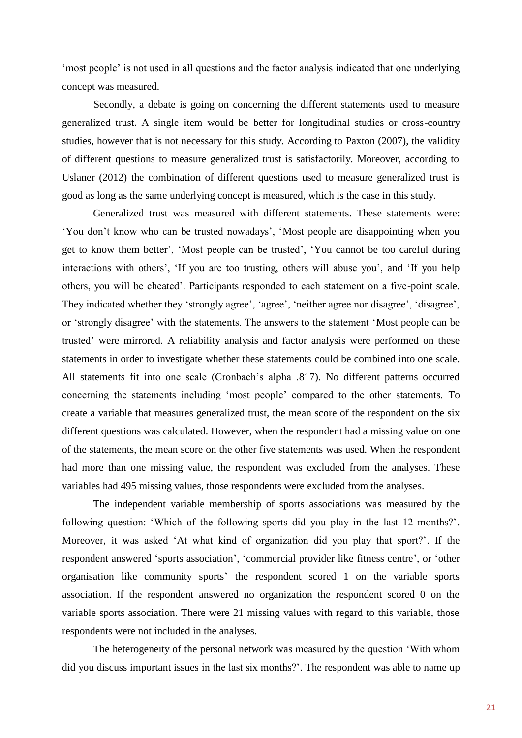'most people' is not used in all questions and the factor analysis indicated that one underlying concept was measured.

Secondly, a debate is going on concerning the different statements used to measure generalized trust. A single item would be better for longitudinal studies or cross-country studies, however that is not necessary for this study. According to Paxton (2007), the validity of different questions to measure generalized trust is satisfactorily. Moreover, according to Uslaner (2012) the combination of different questions used to measure generalized trust is good as long as the same underlying concept is measured, which is the case in this study.

Generalized trust was measured with different statements. These statements were: 'You don't know who can be trusted nowadays', 'Most people are disappointing when you get to know them better', 'Most people can be trusted', 'You cannot be too careful during interactions with others', 'If you are too trusting, others will abuse you', and 'If you help others, you will be cheated'. Participants responded to each statement on a five-point scale. They indicated whether they 'strongly agree', 'agree', 'neither agree nor disagree', 'disagree', or 'strongly disagree' with the statements. The answers to the statement 'Most people can be trusted' were mirrored. A reliability analysis and factor analysis were performed on these statements in order to investigate whether these statements could be combined into one scale. All statements fit into one scale (Cronbach's alpha .817). No different patterns occurred concerning the statements including 'most people' compared to the other statements. To create a variable that measures generalized trust, the mean score of the respondent on the six different questions was calculated. However, when the respondent had a missing value on one of the statements, the mean score on the other five statements was used. When the respondent had more than one missing value, the respondent was excluded from the analyses. These variables had 495 missing values, those respondents were excluded from the analyses.

The independent variable membership of sports associations was measured by the following question: 'Which of the following sports did you play in the last 12 months?'. Moreover, it was asked 'At what kind of organization did you play that sport?'. If the respondent answered 'sports association', 'commercial provider like fitness centre', or 'other organisation like community sports' the respondent scored 1 on the variable sports association. If the respondent answered no organization the respondent scored 0 on the variable sports association. There were 21 missing values with regard to this variable, those respondents were not included in the analyses.

The heterogeneity of the personal network was measured by the question 'With whom did you discuss important issues in the last six months?'. The respondent was able to name up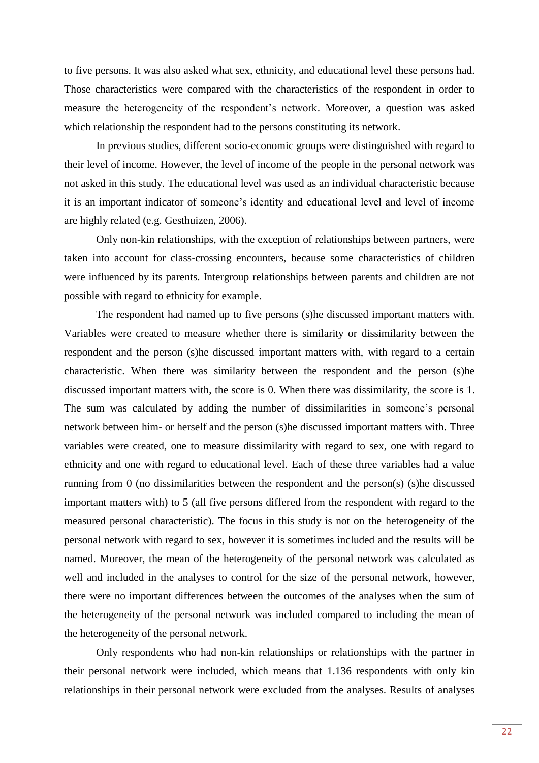to five persons. It was also asked what sex, ethnicity, and educational level these persons had. Those characteristics were compared with the characteristics of the respondent in order to measure the heterogeneity of the respondent's network. Moreover, a question was asked which relationship the respondent had to the persons constituting its network.

In previous studies, different socio-economic groups were distinguished with regard to their level of income. However, the level of income of the people in the personal network was not asked in this study. The educational level was used as an individual characteristic because it is an important indicator of someone's identity and educational level and level of income are highly related (e.g. Gesthuizen, 2006).

Only non-kin relationships, with the exception of relationships between partners, were taken into account for class-crossing encounters, because some characteristics of children were influenced by its parents. Intergroup relationships between parents and children are not possible with regard to ethnicity for example.

The respondent had named up to five persons (s)he discussed important matters with. Variables were created to measure whether there is similarity or dissimilarity between the respondent and the person (s)he discussed important matters with, with regard to a certain characteristic. When there was similarity between the respondent and the person (s)he discussed important matters with, the score is 0. When there was dissimilarity, the score is 1. The sum was calculated by adding the number of dissimilarities in someone's personal network between him- or herself and the person (s)he discussed important matters with. Three variables were created, one to measure dissimilarity with regard to sex, one with regard to ethnicity and one with regard to educational level. Each of these three variables had a value running from 0 (no dissimilarities between the respondent and the person(s) (s)he discussed important matters with) to 5 (all five persons differed from the respondent with regard to the measured personal characteristic). The focus in this study is not on the heterogeneity of the personal network with regard to sex, however it is sometimes included and the results will be named. Moreover, the mean of the heterogeneity of the personal network was calculated as well and included in the analyses to control for the size of the personal network, however, there were no important differences between the outcomes of the analyses when the sum of the heterogeneity of the personal network was included compared to including the mean of the heterogeneity of the personal network.

Only respondents who had non-kin relationships or relationships with the partner in their personal network were included, which means that 1.136 respondents with only kin relationships in their personal network were excluded from the analyses. Results of analyses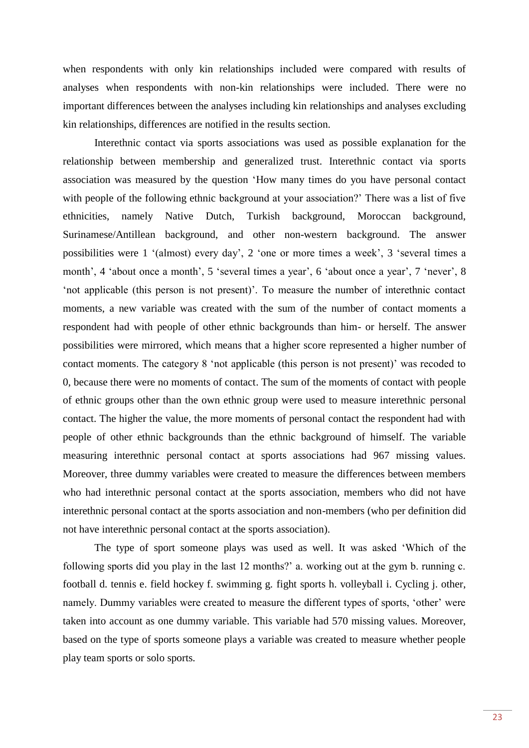when respondents with only kin relationships included were compared with results of analyses when respondents with non-kin relationships were included. There were no important differences between the analyses including kin relationships and analyses excluding kin relationships, differences are notified in the results section.

Interethnic contact via sports associations was used as possible explanation for the relationship between membership and generalized trust. Interethnic contact via sports association was measured by the question 'How many times do you have personal contact with people of the following ethnic background at your association?' There was a list of five ethnicities, namely Native Dutch, Turkish background, Moroccan background, Surinamese/Antillean background, and other non-western background. The answer possibilities were 1 '(almost) every day', 2 'one or more times a week', 3 'several times a month', 4 'about once a month', 5 'several times a year', 6 'about once a year', 7 'never', 8 'not applicable (this person is not present)'. To measure the number of interethnic contact moments, a new variable was created with the sum of the number of contact moments a respondent had with people of other ethnic backgrounds than him- or herself. The answer possibilities were mirrored, which means that a higher score represented a higher number of contact moments. The category 8 'not applicable (this person is not present)' was recoded to 0, because there were no moments of contact. The sum of the moments of contact with people of ethnic groups other than the own ethnic group were used to measure interethnic personal contact. The higher the value, the more moments of personal contact the respondent had with people of other ethnic backgrounds than the ethnic background of himself. The variable measuring interethnic personal contact at sports associations had 967 missing values. Moreover, three dummy variables were created to measure the differences between members who had interethnic personal contact at the sports association, members who did not have interethnic personal contact at the sports association and non-members (who per definition did not have interethnic personal contact at the sports association).

The type of sport someone plays was used as well. It was asked 'Which of the following sports did you play in the last 12 months?' a. working out at the gym b. running c. football d. tennis e. field hockey f. swimming g. fight sports h. volleyball i. Cycling j. other, namely. Dummy variables were created to measure the different types of sports, 'other' were taken into account as one dummy variable. This variable had 570 missing values. Moreover, based on the type of sports someone plays a variable was created to measure whether people play team sports or solo sports.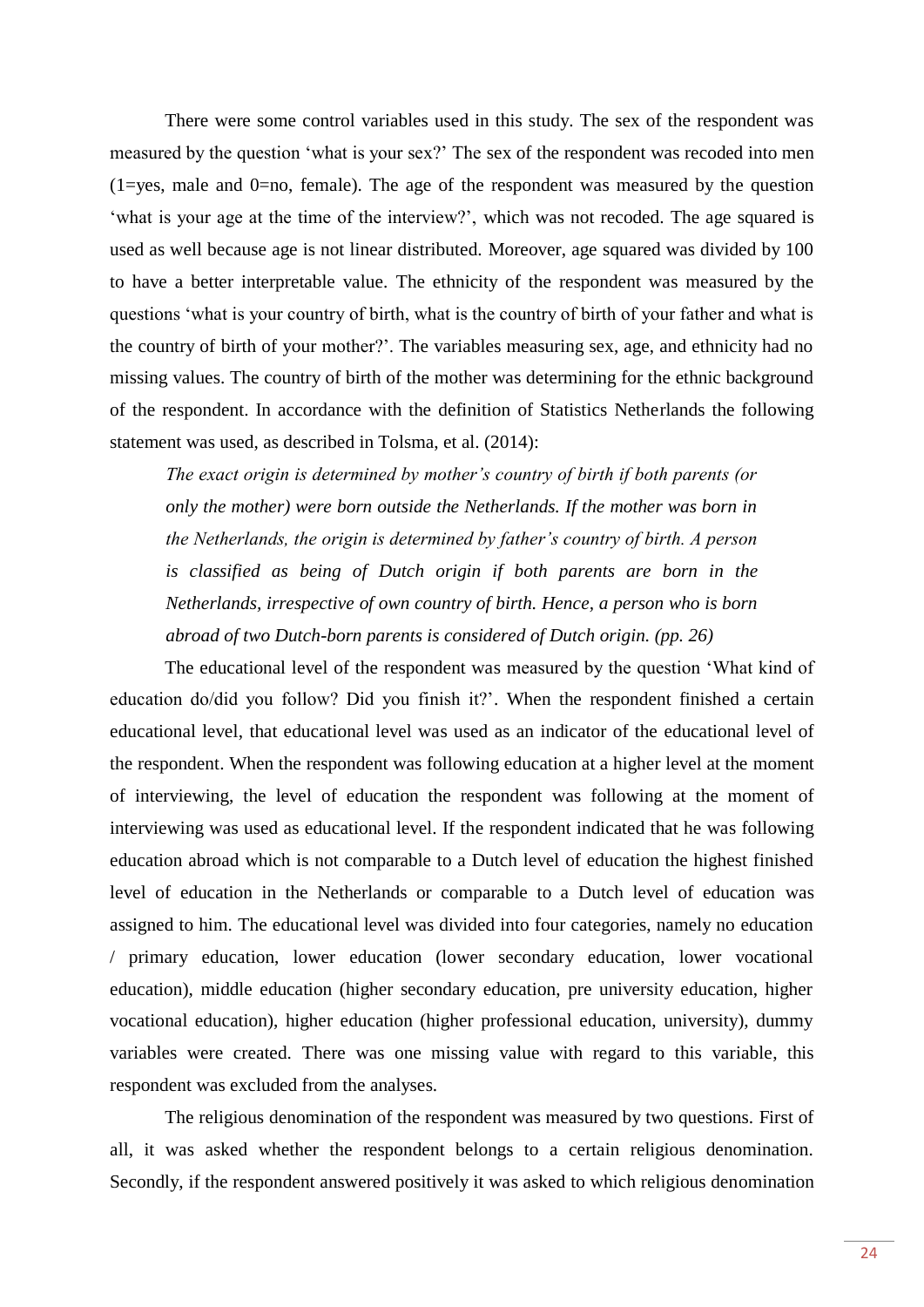There were some control variables used in this study. The sex of the respondent was measured by the question 'what is your sex?' The sex of the respondent was recoded into men (1=yes, male and 0=no, female). The age of the respondent was measured by the question 'what is your age at the time of the interview?', which was not recoded. The age squared is used as well because age is not linear distributed. Moreover, age squared was divided by 100 to have a better interpretable value. The ethnicity of the respondent was measured by the questions 'what is your country of birth, what is the country of birth of your father and what is the country of birth of your mother?'. The variables measuring sex, age, and ethnicity had no missing values. The country of birth of the mother was determining for the ethnic background of the respondent. In accordance with the definition of Statistics Netherlands the following statement was used, as described in Tolsma, et al. (2014):

> *The exact origin is determined by mother's country of birth if both parents (or only the mother) were born outside the Netherlands. If the mother was born in the Netherlands, the origin is determined by father's country of birth. A person is classified as being of Dutch origin if both parents are born in the Netherlands, irrespective of own country of birth. Hence, a person who is born abroad of two Dutch-born parents is considered of Dutch origin. (pp. 26)*

The educational level of the respondent was measured by the question 'What kind of education do/did you follow? Did you finish it?'. When the respondent finished a certain educational level, that educational level was used as an indicator of the educational level of the respondent. When the respondent was following education at a higher level at the moment of interviewing, the level of education the respondent was following at the moment of interviewing was used as educational level. If the respondent indicated that he was following education abroad which is not comparable to a Dutch level of education the highest finished level of education in the Netherlands or comparable to a Dutch level of education was assigned to him. The educational level was divided into four categories, namely no education / primary education, lower education (lower secondary education, lower vocational education), middle education (higher secondary education, pre university education, higher vocational education), higher education (higher professional education, university), dummy variables were created. There was one missing value with regard to this variable, this respondent was excluded from the analyses.

The religious denomination of the respondent was measured by two questions. First of all, it was asked whether the respondent belongs to a certain religious denomination. Secondly, if the respondent answered positively it was asked to which religious denomination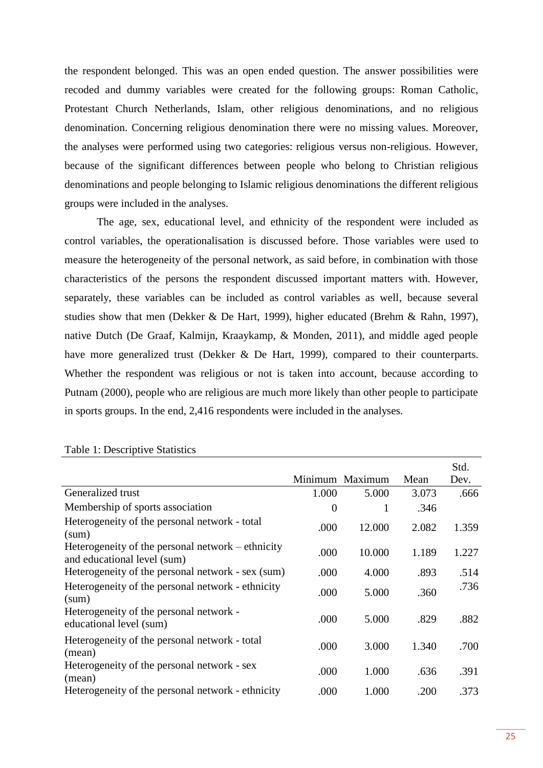the respondent belonged. This was an open ended question. The answer possibilities were recoded and dummy variables were created for the following groups: Roman Catholic, Protestant Church Netherlands, Islam, other religious denominations, and no religious denomination. Concerning religious denomination there were no missing values. Moreover, the analyses were performed using two categories: religious versus non-religious. However, because of the significant differences between people who belong to Christian religious denominations and people belonging to Islamic religious denominations the different religious groups were included in the analyses.

The age, sex, educational level, and ethnicity of the respondent were included as control variables, the operationalisation is discussed before. Those variables were used to measure the heterogeneity of the personal network, as said before, in combination with those characteristics of the persons the respondent discussed important matters with. However, separately, these variables can be included as control variables as well, because several studies show that men (Dekker & De Hart, 1999), higher educated (Brehm & Rahn, 1997), native Dutch (De Graaf, Kalmijn, Kraaykamp, & Monden, 2011), and middle aged people have more generalized trust (Dekker & De Hart, 1999), compared to their counterparts. Whether the respondent was religious or not is taken into account, because according to Putnam (2000), people who are religious are much more likely than other people to participate in sports groups. In the end, 2,416 respondents were included in the analyses.

Table 1: Descriptive Statistics

| | Minimum | Maximum | Mean | Std. Dev. |
|---|---|---|---|---|
| Generalized trust | 1.000 | 5.000 | 3.073 | .666 |
| Membership of sports association | 0 | 1 | .346 | |
| Heterogeneity of the personal network - total (sum) | .000 | 12.000 | 2.082 | 1.359 |
| Heterogeneity of the personal network – ethnicity and educational level (sum) | .000 | 10.000 | 1.189 | 1.227 |
| Heterogeneity of the personal network - sex (sum) | .000 | 4.000 | .893 | .514 |
| Heterogeneity of the personal network - ethnicity (sum) | .000 | 5.000 | .360 | .736 |
| Heterogeneity of the personal network - educational level (sum) | .000 | 5.000 | .829 | .882 |
| Heterogeneity of the personal network - total (mean) | .000 | 3.000 | 1.340 | .700 |
| Heterogeneity of the personal network - sex (mean) | .000 | 1.000 | .636 | .391 |
| Heterogeneity of the personal network - ethnicity | .000 | 1.000 | .200 | .373 |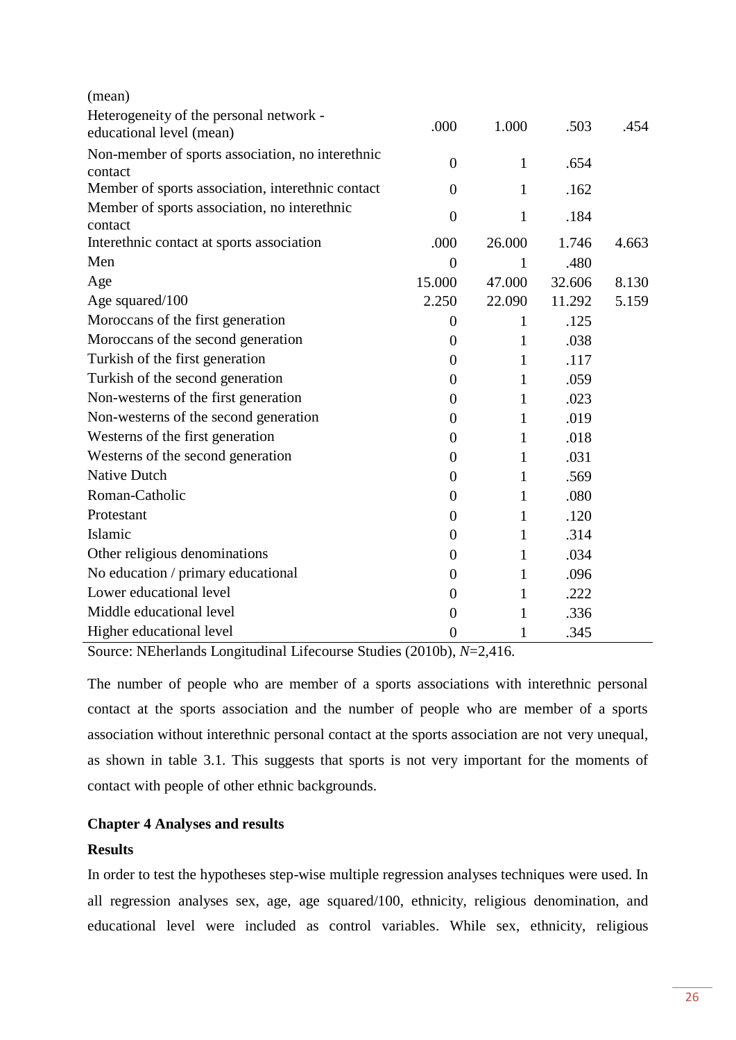| | | | | |
|---|---|---|---|---|
| (mean) | | | | |
| Heterogeneity of the personal network - educational level (mean) | .000 | 1.000 | .503 | .454 |
| Non-member of sports association, no interethnic contact | 0 | 1 | .654 | |
| Member of sports association, interethnic contact | 0 | 1 | .162 | |
| Member of sports association, no interethnic contact | 0 | 1 | .184 | |
| Interethnic contact at sports association | .000 | 26.000 | 1.746 | 4.663 |
| Men | 0 | 1 | .480 | |
| Age | 15.000 | 47.000 | 32.606 | 8.130 |
| Age squared/100 | 2.250 | 22.090 | 11.292 | 5.159 |
| Moroccans of the first generation | 0 | 1 | .125 | |
| Moroccans of the second generation | 0 | 1 | .038 | |
| Turkish of the first generation | 0 | 1 | .117 | |
| Turkish of the second generation | 0 | 1 | .059 | |
| Non-westerns of the first generation | 0 | 1 | .023 | |
| Non-westerns of the second generation | 0 | 1 | .019 | |
| Westerns of the first generation | 0 | 1 | .018 | |
| Westerns of the second generation | 0 | 1 | .031 | |
| Native Dutch | 0 | 1 | .569 | |
| Roman-Catholic | 0 | 1 | .080 | |
| Protestant | 0 | 1 | .120 | |
| Islamic | 0 | 1 | .314 | |
| Other religious denominations | 0 | 1 | .034 | |
| No education / primary educational | 0 | 1 | .096 | |
| Lower educational level | 0 | 1 | .222 | |
| Middle educational level | 0 | 1 | .336 | |
| Higher educational level | 0 | 1 | .345 | |

Source: NEherlands Longitudinal Lifecourse Studies (2010b), *N*=2,416.

The number of people who are member of a sports associations with interethnic personal contact at the sports association and the number of people who are member of a sports association without interethnic personal contact at the sports association are not very unequal, as shown in table 3.1. This suggests that sports is not very important for the moments of contact with people of other ethnic backgrounds.

## Chapter 4 Analyses and results

### Results

In order to test the hypotheses step-wise multiple regression analyses techniques were used. In all regression analyses sex, age, age squared/100, ethnicity, religious denomination, and educational level were included as control variables. While sex, ethnicity, religious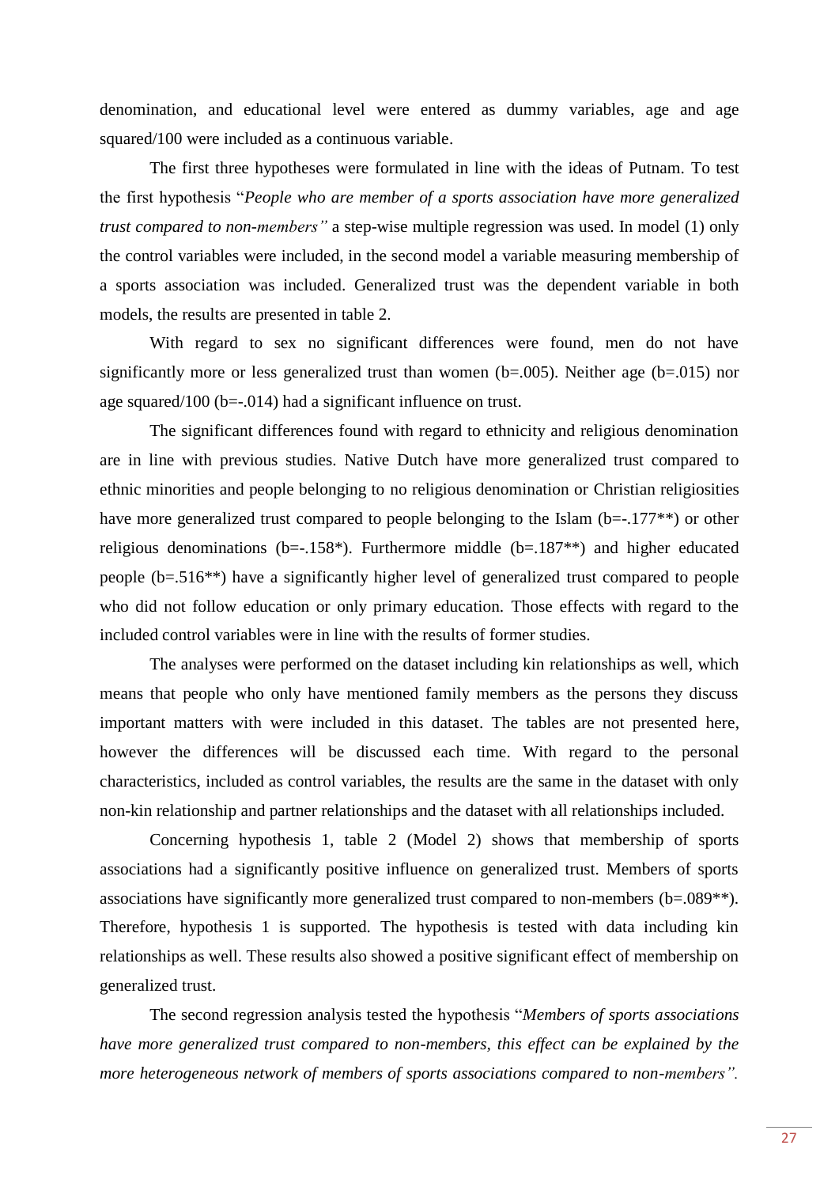denomination, and educational level were entered as dummy variables, age and age squared/100 were included as a continuous variable.

The first three hypotheses were formulated in line with the ideas of Putnam. To test the first hypothesis "*People who are member of a sports association have more generalized trust compared to non-members"* a step-wise multiple regression was used. In model (1) only the control variables were included, in the second model a variable measuring membership of a sports association was included. Generalized trust was the dependent variable in both models, the results are presented in table 2.

With regard to sex no significant differences were found, men do not have significantly more or less generalized trust than women (b=.005). Neither age (b=.015) nor age squared/100 (b=-.014) had a significant influence on trust.

The significant differences found with regard to ethnicity and religious denomination are in line with previous studies. Native Dutch have more generalized trust compared to ethnic minorities and people belonging to no religious denomination or Christian religiosities have more generalized trust compared to people belonging to the Islam (b=-.177**) or other religious denominations (b=-.158*). Furthermore middle (b=.187**) and higher educated people (b=.516**) have a significantly higher level of generalized trust compared to people who did not follow education or only primary education. Those effects with regard to the included control variables were in line with the results of former studies.

The analyses were performed on the dataset including kin relationships as well, which means that people who only have mentioned family members as the persons they discuss important matters with were included in this dataset. The tables are not presented here, however the differences will be discussed each time. With regard to the personal characteristics, included as control variables, the results are the same in the dataset with only non-kin relationship and partner relationships and the dataset with all relationships included.

Concerning hypothesis 1, table 2 (Model 2) shows that membership of sports associations had a significantly positive influence on generalized trust. Members of sports associations have significantly more generalized trust compared to non-members (b=.089**). Therefore, hypothesis 1 is supported. The hypothesis is tested with data including kin relationships as well. These results also showed a positive significant effect of membership on generalized trust.

The second regression analysis tested the hypothesis "*Members of sports associations have more generalized trust compared to non-members, this effect can be explained by the more heterogeneous network of members of sports associations compared to non-members".*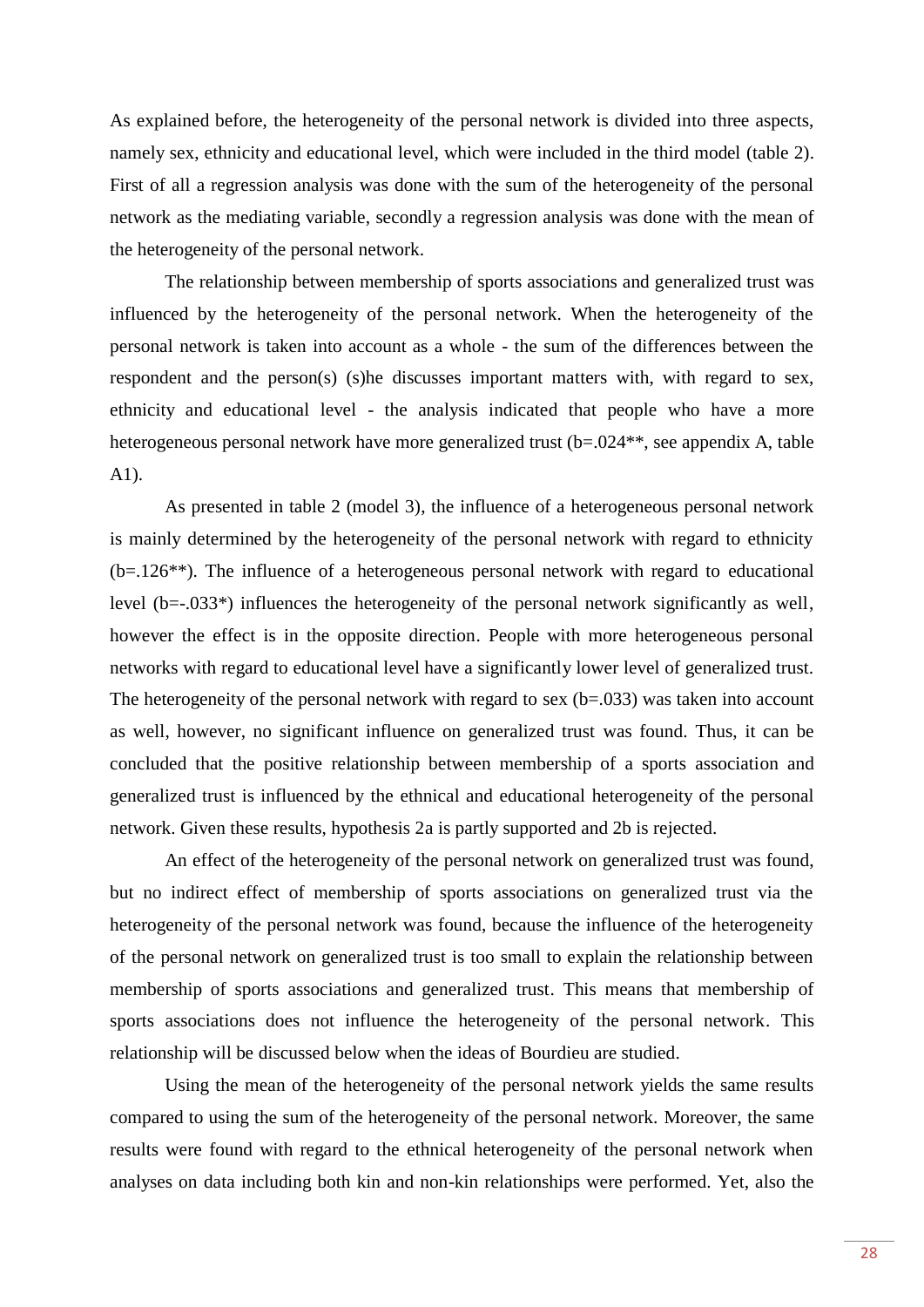As explained before, the heterogeneity of the personal network is divided into three aspects, namely sex, ethnicity and educational level, which were included in the third model (table 2). First of all a regression analysis was done with the sum of the heterogeneity of the personal network as the mediating variable, secondly a regression analysis was done with the mean of the heterogeneity of the personal network.

The relationship between membership of sports associations and generalized trust was influenced by the heterogeneity of the personal network. When the heterogeneity of the personal network is taken into account as a whole - the sum of the differences between the respondent and the person(s) (s)he discusses important matters with, with regard to sex, ethnicity and educational level - the analysis indicated that people who have a more heterogeneous personal network have more generalized trust (b=.024**, see appendix A, table A1).

As presented in table 2 (model 3), the influence of a heterogeneous personal network is mainly determined by the heterogeneity of the personal network with regard to ethnicity (b=.126**). The influence of a heterogeneous personal network with regard to educational level (b=-.033*) influences the heterogeneity of the personal network significantly as well, however the effect is in the opposite direction. People with more heterogeneous personal networks with regard to educational level have a significantly lower level of generalized trust. The heterogeneity of the personal network with regard to sex (b=.033) was taken into account as well, however, no significant influence on generalized trust was found. Thus, it can be concluded that the positive relationship between membership of a sports association and generalized trust is influenced by the ethnical and educational heterogeneity of the personal network. Given these results, hypothesis 2a is partly supported and 2b is rejected.

An effect of the heterogeneity of the personal network on generalized trust was found, but no indirect effect of membership of sports associations on generalized trust via the heterogeneity of the personal network was found, because the influence of the heterogeneity of the personal network on generalized trust is too small to explain the relationship between membership of sports associations and generalized trust. This means that membership of sports associations does not influence the heterogeneity of the personal network. This relationship will be discussed below when the ideas of Bourdieu are studied.

Using the mean of the heterogeneity of the personal network yields the same results compared to using the sum of the heterogeneity of the personal network. Moreover, the same results were found with regard to the ethnical heterogeneity of the personal network when analyses on data including both kin and non-kin relationships were performed. Yet, also the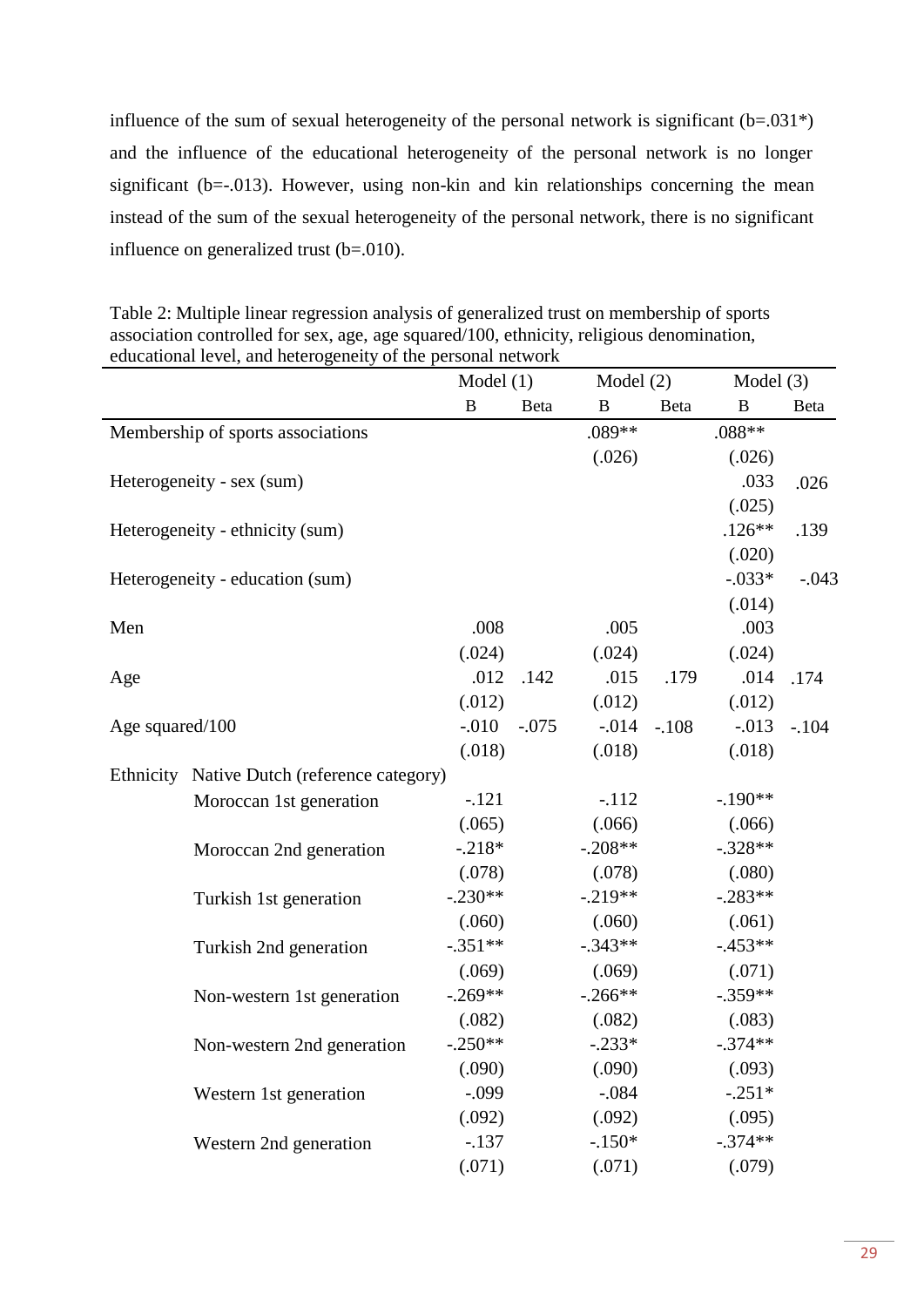influence of the sum of sexual heterogeneity of the personal network is significant (b=.031*) and the influence of the educational heterogeneity of the personal network is no longer significant (b=-.013). However, using non-kin and kin relationships concerning the mean instead of the sum of the sexual heterogeneity of the personal network, there is no significant influence on generalized trust (b=.010).

Table 2: Multiple linear regression analysis of generalized trust on membership of sports association controlled for sex, age, age squared/100, ethnicity, religious denomination, educational level, and heterogeneity of the personal network

| | | Model (1) | | Model (2) | | Model (3) | |
|---|---|---|---|---|---|---|---|
| | | B | Beta | B | Beta | B | Beta |
| Membership of sports associations | | | | .089** | | .088** | |
| | | | | (.026) | | (.026) | |
| Heterogeneity - sex (sum) | | | | | | .033 | .026 |
| | | | | | | (.025) | |
| Heterogeneity - ethnicity (sum) | | | | | | .126** | .139 |
| | | | | | | (.020) | |
| Heterogeneity - education (sum) | | | | | | -.033* | -.043 |
| | | | | | | (.014) | |
| Men | | .008 | | .005 | | .003 | |
| | | (.024) | | (.024) | | (.024) | |
| Age | | .012 | .142 | .015 | .179 | .014 | .174 |
| | | (.012) | | (.012) | | (.012) | |
| Age squared/100 | | -.010 | -.075 | -.014 | -.108 | -.013 | -.104 |
| | | (.018) | | (.018) | | (.018) | |
| Ethnicity | Native Dutch (reference category) | | | | | | |
| | Moroccan 1st generation | -.121 | | -.112 | | -.190** | |
| | | (.065) | | (.066) | | (.066) | |
| | Moroccan 2nd generation | -.218* | | -.208** | | -.328** | |
| | | (.078) | | (.078) | | (.080) | |
| | Turkish 1st generation | -.230** | | -.219** | | -.283** | |
| | | (.060) | | (.060) | | (.061) | |
| | Turkish 2nd generation | -.351** | | -.343** | | -.453** | |
| | | (.069) | | (.069) | | (.071) | |
| | Non-western 1st generation | -.269** | | -.266** | | -.359** | |
| | | (.082) | | (.082) | | (.083) | |
| | Non-western 2nd generation | -.250** | | -.233* | | -.374** | |
| | | (.090) | | (.090) | | (.093) | |
| | Western 1st generation | -.099 | | -.084 | | -.251* | |
| | | (.092) | | (.092) | | (.095) | |
| | Western 2nd generation | -.137 | | -.150* | | -.374** | |
| | | (.071) | | (.071) | | (.079) | |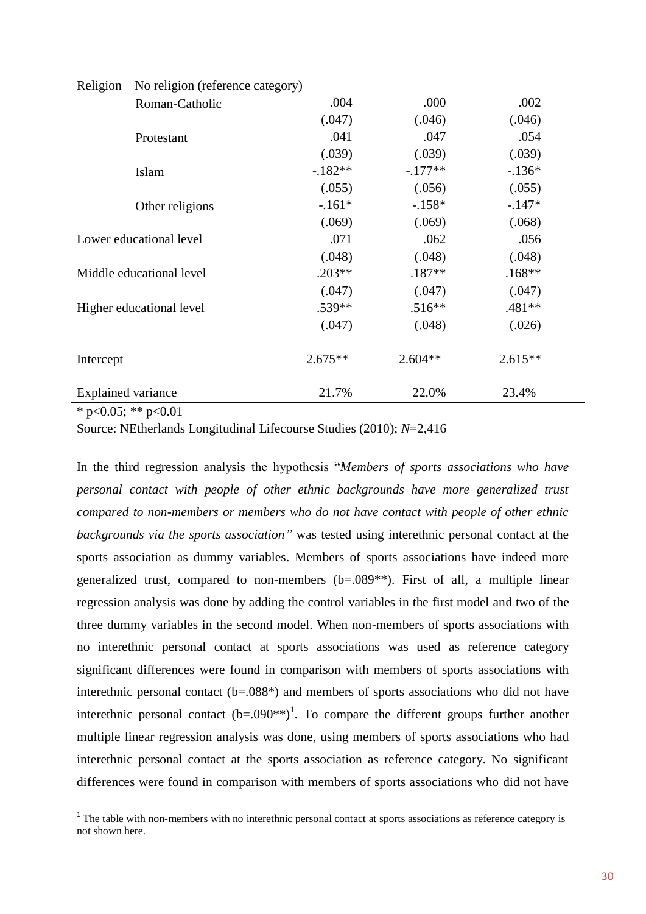| | | | | |
|---|---|---|---|---|
| Religion | No religion (reference category) | | | |
| | Roman-Catholic | .004 | .000 | .002 |
| | | (.047) | (.046) | (.046) |
| | Protestant | .041 | .047 | .054 |
| | | (.039) | (.039) | (.039) |
| | Islam | -.182** | -.177** | -.136* |
| | | (.055) | (.056) | (.055) |
| | Other religions | -.161* | -.158* | -.147* |
| | | (.069) | (.069) | (.068) |
| Lower educational level | | .071 | .062 | .056 |
| | | (.048) | (.048) | (.048) |
| Middle educational level | | .203** | .187** | .168** |
| | | (.047) | (.047) | (.047) |
| Higher educational level | | .539** | .516** | .481** |
| | | (.047) | (.048) | (.026) |
| Intercept | | 2.675** | 2.604** | 2.615** |
| Explained variance | | 21.7% | 22.0% | 23.4% |

* p<0.05; ** p<0.01

Source: NEtherlands Longitudinal Lifecourse Studies (2010); *N*=2,416

In the third regression analysis the hypothesis "*Members of sports associations who have personal contact with people of other ethnic backgrounds have more generalized trust compared to non-members or members who do not have contact with people of other ethnic backgrounds via the sports association"* was tested using interethnic personal contact at the sports association as dummy variables. Members of sports associations have indeed more generalized trust, compared to non-members (b=.089**). First of all, a multiple linear regression analysis was done by adding the control variables in the first model and two of the three dummy variables in the second model. When non-members of sports associations with no interethnic personal contact at sports associations was used as reference category significant differences were found in comparison with members of sports associations with interethnic personal contact (b=.088*) and members of sports associations who did not have interethnic personal contact (b=.090**)[1]. To compare the different groups further another multiple linear regression analysis was done, using members of sports associations who had interethnic personal contact at the sports association as reference category. No significant differences were found in comparison with members of sports associations who did not have

[1] The table with non-members with no interethnic personal contact at sports associations as reference category is not shown here.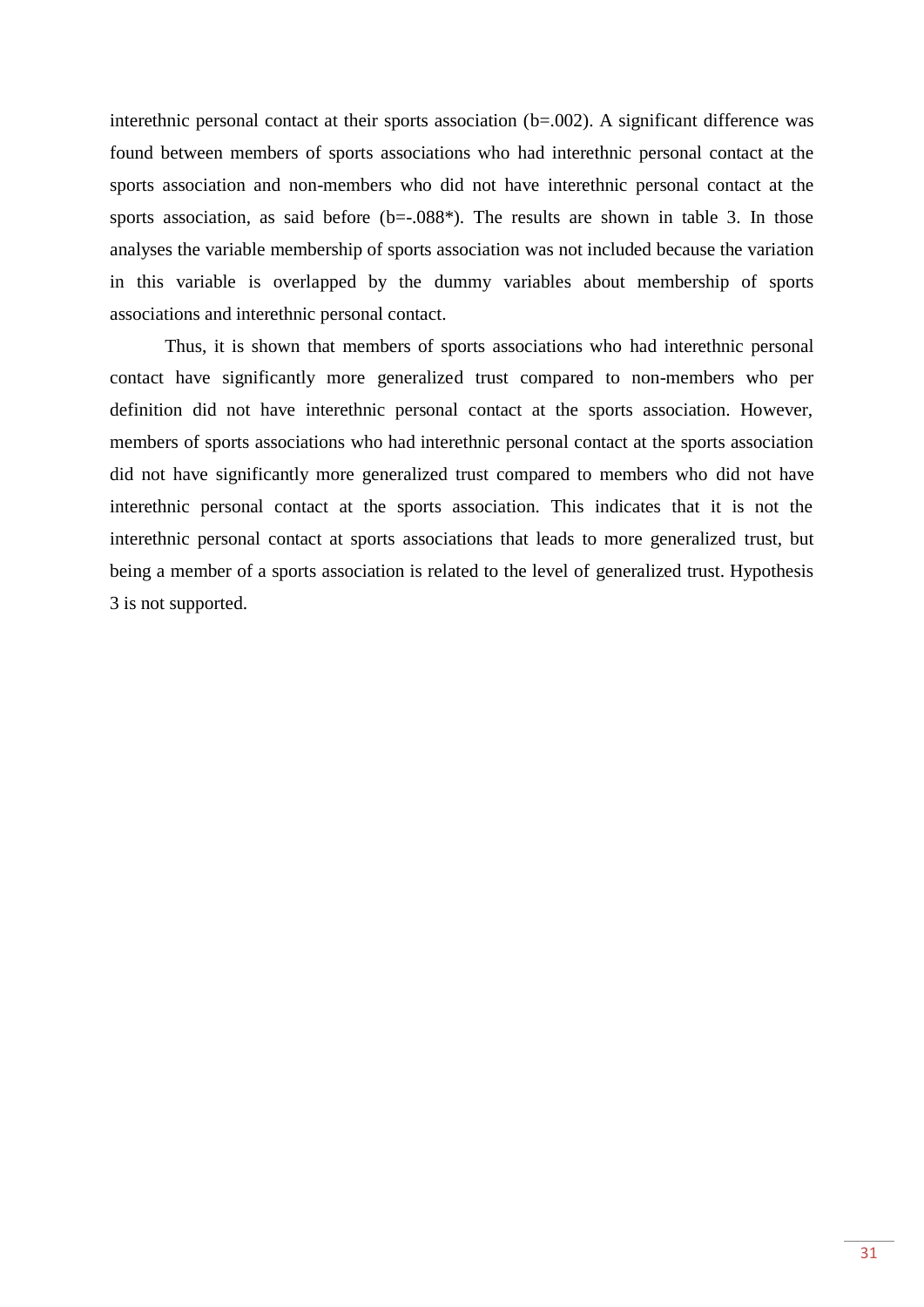interethnic personal contact at their sports association (b=.002). A significant difference was found between members of sports associations who had interethnic personal contact at the sports association and non-members who did not have interethnic personal contact at the sports association, as said before (b=-.088*). The results are shown in table 3. In those analyses the variable membership of sports association was not included because the variation in this variable is overlapped by the dummy variables about membership of sports associations and interethnic personal contact.

Thus, it is shown that members of sports associations who had interethnic personal contact have significantly more generalized trust compared to non-members who per definition did not have interethnic personal contact at the sports association. However, members of sports associations who had interethnic personal contact at the sports association did not have significantly more generalized trust compared to members who did not have interethnic personal contact at the sports association. This indicates that it is not the interethnic personal contact at sports associations that leads to more generalized trust, but being a member of a sports association is related to the level of generalized trust. Hypothesis 3 is not supported.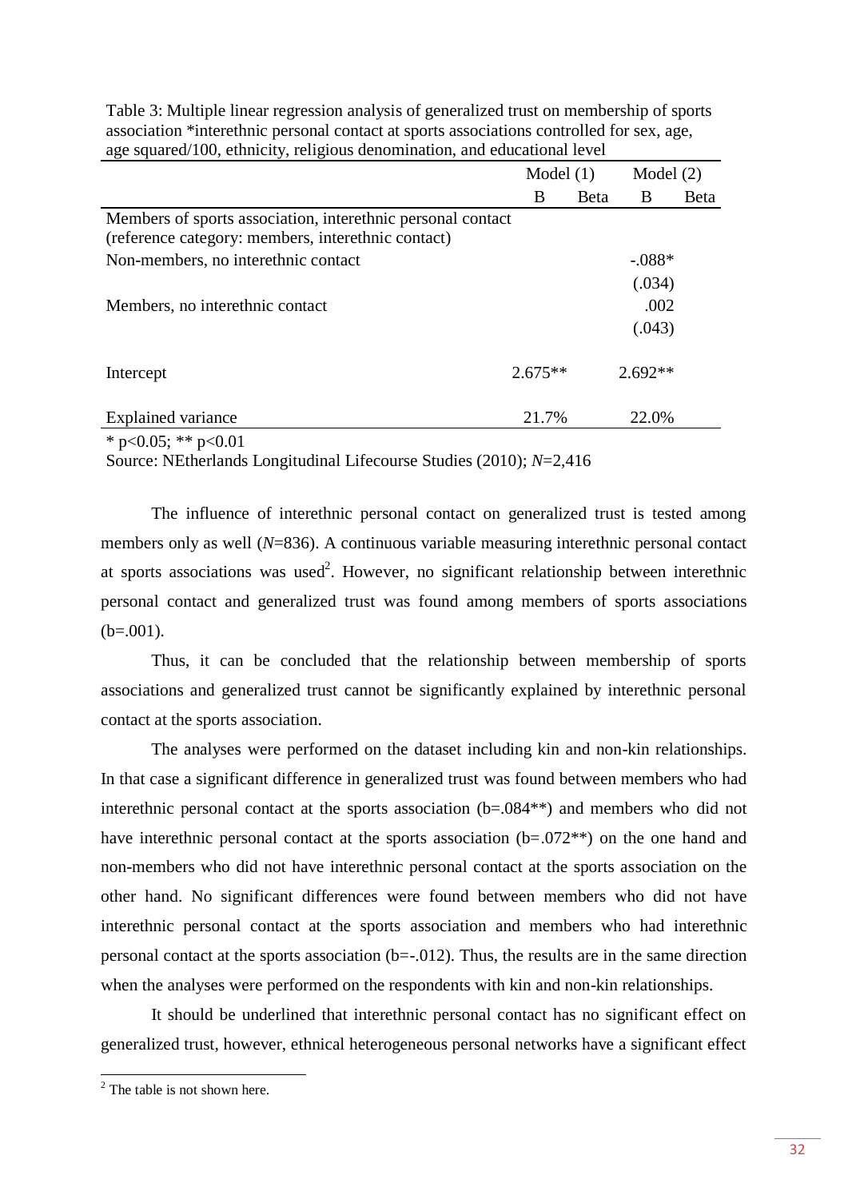Table 3: Multiple linear regression analysis of generalized trust on membership of sports association *interethnic personal contact at sports associations controlled for sex, age, age squared/100, ethnicity, religious denomination, and educational level

| | Model (1) | | Model (2) | |
|---|---|---|---|---|
| | B | Beta | B | Beta |
| Members of sports association, interethnic personal contact (reference category: members, interethnic contact) | | | | |
| Non-members, no interethnic contact | | | -.088* | |
| | | | (.034) | |
| Members, no interethnic contact | | | .002 | |
| | | | (.043) | |
| Intercept | 2.675** | | 2.692** | |
| Explained variance | 21.7% | | 22.0% | |

* p<0.05; ** p<0.01

Source: NEtherlands Longitudinal Lifecourse Studies (2010); *N*=2,416

The influence of interethnic personal contact on generalized trust is tested among members only as well (*N*=836). A continuous variable measuring interethnic personal contact at sports associations was used[2]. However, no significant relationship between interethnic personal contact and generalized trust was found among members of sports associations (b=.001).

Thus, it can be concluded that the relationship between membership of sports associations and generalized trust cannot be significantly explained by interethnic personal contact at the sports association.

The analyses were performed on the dataset including kin and non-kin relationships. In that case a significant difference in generalized trust was found between members who had interethnic personal contact at the sports association (b=.084**) and members who did not have interethnic personal contact at the sports association (b=.072**) on the one hand and non-members who did not have interethnic personal contact at the sports association on the other hand. No significant differences were found between members who did not have interethnic personal contact at the sports association and members who had interethnic personal contact at the sports association (b=-.012). Thus, the results are in the same direction when the analyses were performed on the respondents with kin and non-kin relationships.

It should be underlined that interethnic personal contact has no significant effect on generalized trust, however, ethnical heterogeneous personal networks have a significant effect

[2] The table is not shown here.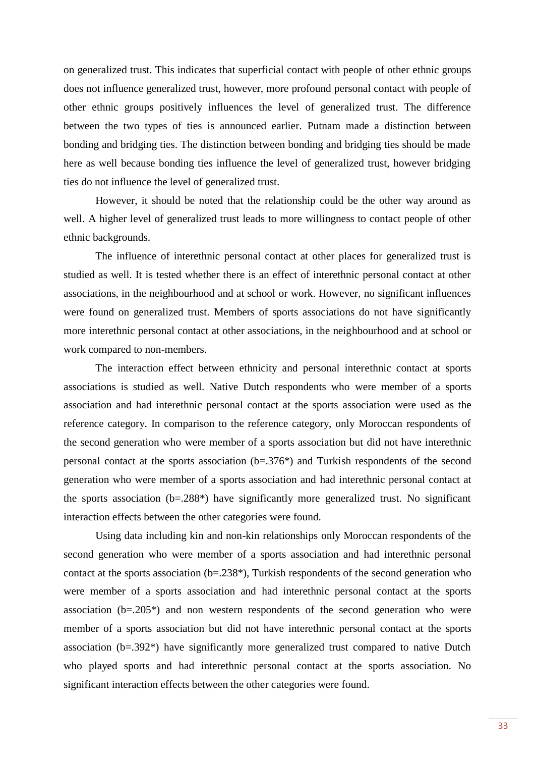on generalized trust. This indicates that superficial contact with people of other ethnic groups does not influence generalized trust, however, more profound personal contact with people of other ethnic groups positively influences the level of generalized trust. The difference between the two types of ties is announced earlier. Putnam made a distinction between bonding and bridging ties. The distinction between bonding and bridging ties should be made here as well because bonding ties influence the level of generalized trust, however bridging ties do not influence the level of generalized trust.

However, it should be noted that the relationship could be the other way around as well. A higher level of generalized trust leads to more willingness to contact people of other ethnic backgrounds.

The influence of interethnic personal contact at other places for generalized trust is studied as well. It is tested whether there is an effect of interethnic personal contact at other associations, in the neighbourhood and at school or work. However, no significant influences were found on generalized trust. Members of sports associations do not have significantly more interethnic personal contact at other associations, in the neighbourhood and at school or work compared to non-members.

The interaction effect between ethnicity and personal interethnic contact at sports associations is studied as well. Native Dutch respondents who were member of a sports association and had interethnic personal contact at the sports association were used as the reference category. In comparison to the reference category, only Moroccan respondents of the second generation who were member of a sports association but did not have interethnic personal contact at the sports association (b=.376*) and Turkish respondents of the second generation who were member of a sports association and had interethnic personal contact at the sports association (b=.288*) have significantly more generalized trust. No significant interaction effects between the other categories were found.

Using data including kin and non-kin relationships only Moroccan respondents of the second generation who were member of a sports association and had interethnic personal contact at the sports association (b=.238*), Turkish respondents of the second generation who were member of a sports association and had interethnic personal contact at the sports association (b=.205*) and non western respondents of the second generation who were member of a sports association but did not have interethnic personal contact at the sports association (b=.392*) have significantly more generalized trust compared to native Dutch who played sports and had interethnic personal contact at the sports association. No significant interaction effects between the other categories were found.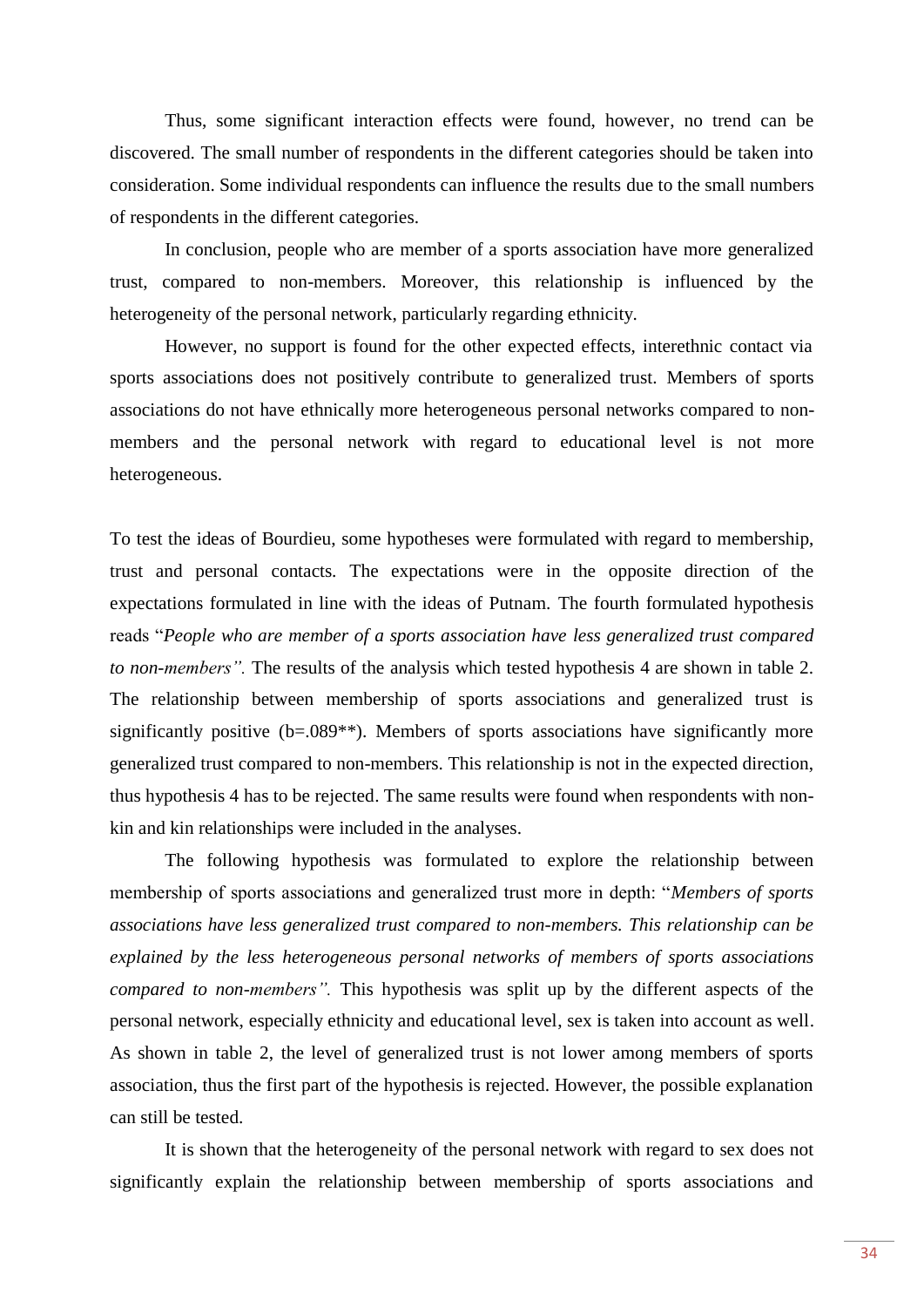Thus, some significant interaction effects were found, however, no trend can be discovered. The small number of respondents in the different categories should be taken into consideration. Some individual respondents can influence the results due to the small numbers of respondents in the different categories.

In conclusion, people who are member of a sports association have more generalized trust, compared to non-members. Moreover, this relationship is influenced by the heterogeneity of the personal network, particularly regarding ethnicity.

However, no support is found for the other expected effects, interethnic contact via sports associations does not positively contribute to generalized trust. Members of sports associations do not have ethnically more heterogeneous personal networks compared to non-members and the personal network with regard to educational level is not more heterogeneous.

To test the ideas of Bourdieu, some hypotheses were formulated with regard to membership, trust and personal contacts. The expectations were in the opposite direction of the expectations formulated in line with the ideas of Putnam. The fourth formulated hypothesis reads "*People who are member of a sports association have less generalized trust compared to non-members".* The results of the analysis which tested hypothesis 4 are shown in table 2. The relationship between membership of sports associations and generalized trust is significantly positive (b=.089**). Members of sports associations have significantly more generalized trust compared to non-members. This relationship is not in the expected direction, thus hypothesis 4 has to be rejected. The same results were found when respondents with non-kin and kin relationships were included in the analyses.

The following hypothesis was formulated to explore the relationship between membership of sports associations and generalized trust more in depth: "*Members of sports associations have less generalized trust compared to non-members. This relationship can be explained by the less heterogeneous personal networks of members of sports associations compared to non-members".* This hypothesis was split up by the different aspects of the personal network, especially ethnicity and educational level, sex is taken into account as well. As shown in table 2, the level of generalized trust is not lower among members of sports association, thus the first part of the hypothesis is rejected. However, the possible explanation can still be tested.

It is shown that the heterogeneity of the personal network with regard to sex does not significantly explain the relationship between membership of sports associations and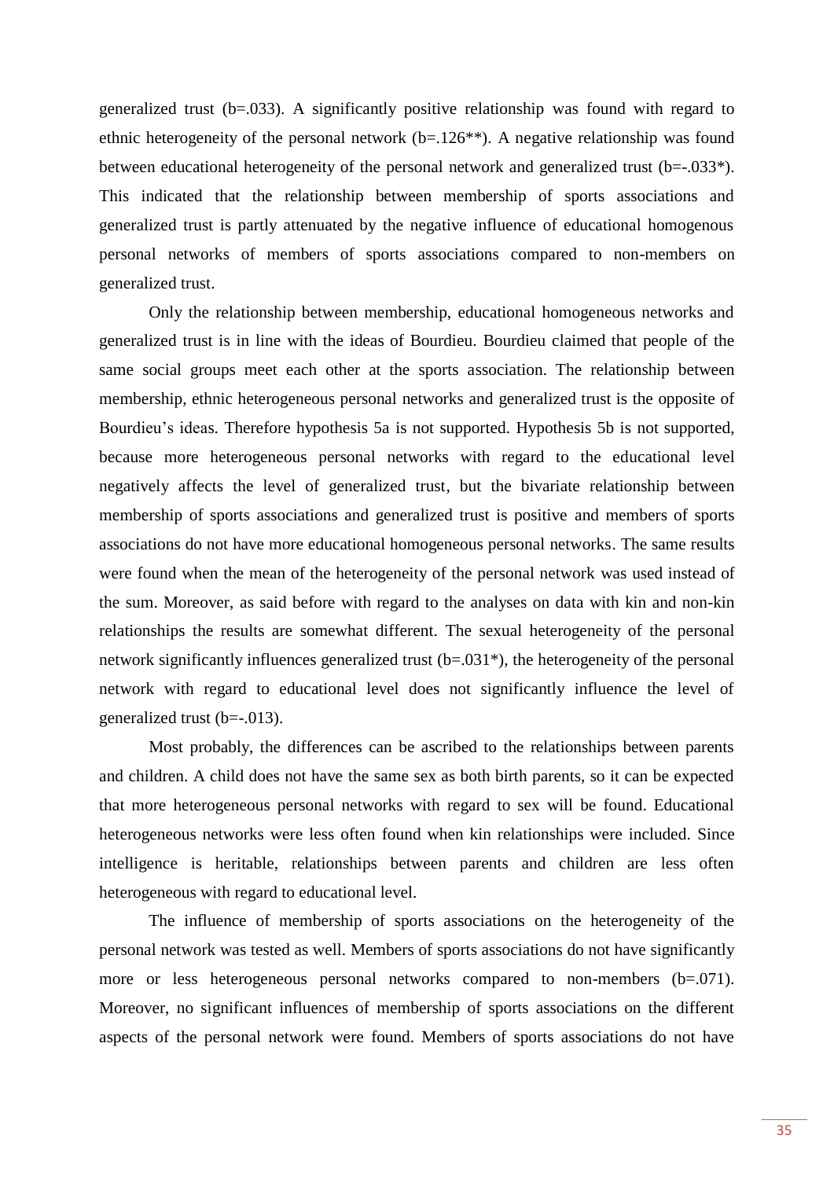generalized trust (b=.033). A significantly positive relationship was found with regard to ethnic heterogeneity of the personal network (b=.126**). A negative relationship was found between educational heterogeneity of the personal network and generalized trust (b=-.033*). This indicated that the relationship between membership of sports associations and generalized trust is partly attenuated by the negative influence of educational homogenous personal networks of members of sports associations compared to non-members on generalized trust.

Only the relationship between membership, educational homogeneous networks and generalized trust is in line with the ideas of Bourdieu. Bourdieu claimed that people of the same social groups meet each other at the sports association. The relationship between membership, ethnic heterogeneous personal networks and generalized trust is the opposite of Bourdieu's ideas. Therefore hypothesis 5a is not supported. Hypothesis 5b is not supported, because more heterogeneous personal networks with regard to the educational level negatively affects the level of generalized trust, but the bivariate relationship between membership of sports associations and generalized trust is positive and members of sports associations do not have more educational homogeneous personal networks. The same results were found when the mean of the heterogeneity of the personal network was used instead of the sum. Moreover, as said before with regard to the analyses on data with kin and non-kin relationships the results are somewhat different. The sexual heterogeneity of the personal network significantly influences generalized trust (b=.031*), the heterogeneity of the personal network with regard to educational level does not significantly influence the level of generalized trust (b=-.013).

Most probably, the differences can be ascribed to the relationships between parents and children. A child does not have the same sex as both birth parents, so it can be expected that more heterogeneous personal networks with regard to sex will be found. Educational heterogeneous networks were less often found when kin relationships were included. Since intelligence is heritable, relationships between parents and children are less often heterogeneous with regard to educational level.

The influence of membership of sports associations on the heterogeneity of the personal network was tested as well. Members of sports associations do not have significantly more or less heterogeneous personal networks compared to non-members (b=.071). Moreover, no significant influences of membership of sports associations on the different aspects of the personal network were found. Members of sports associations do not have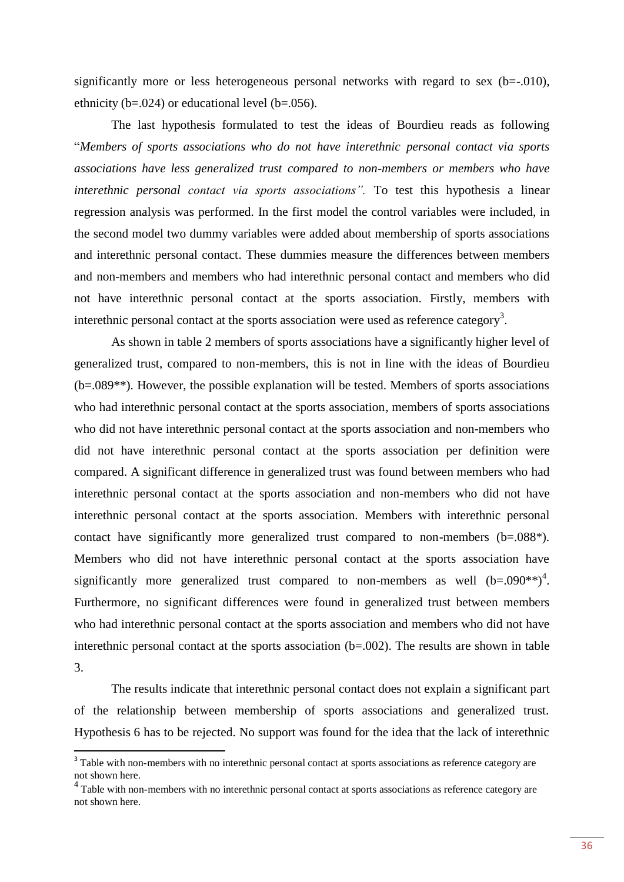significantly more or less heterogeneous personal networks with regard to sex (b=-.010), ethnicity (b=.024) or educational level (b=.056).

The last hypothesis formulated to test the ideas of Bourdieu reads as following "*Members of sports associations who do not have interethnic personal contact via sports associations have less generalized trust compared to non-members or members who have interethnic personal contact via sports associations".* To test this hypothesis a linear regression analysis was performed. In the first model the control variables were included, in the second model two dummy variables were added about membership of sports associations and interethnic personal contact. These dummies measure the differences between members and non-members and members who had interethnic personal contact and members who did not have interethnic personal contact at the sports association. Firstly, members with interethnic personal contact at the sports association were used as reference category[3].

As shown in table 2 members of sports associations have a significantly higher level of generalized trust, compared to non-members, this is not in line with the ideas of Bourdieu (b=.089**). However, the possible explanation will be tested. Members of sports associations who had interethnic personal contact at the sports association, members of sports associations who did not have interethnic personal contact at the sports association and non-members who did not have interethnic personal contact at the sports association per definition were compared. A significant difference in generalized trust was found between members who had interethnic personal contact at the sports association and non-members who did not have interethnic personal contact at the sports association. Members with interethnic personal contact have significantly more generalized trust compared to non-members (b=.088*). Members who did not have interethnic personal contact at the sports association have significantly more generalized trust compared to non-members as well (b=.090**)[4]. Furthermore, no significant differences were found in generalized trust between members who had interethnic personal contact at the sports association and members who did not have interethnic personal contact at the sports association (b=.002). The results are shown in table 3.

The results indicate that interethnic personal contact does not explain a significant part of the relationship between membership of sports associations and generalized trust. Hypothesis 6 has to be rejected. No support was found for the idea that the lack of interethnic

---

[3] Table with non-members with no interethnic personal contact at sports associations as reference category are not shown here.

[4] Table with non-members with no interethnic personal contact at sports associations as reference category are not shown here.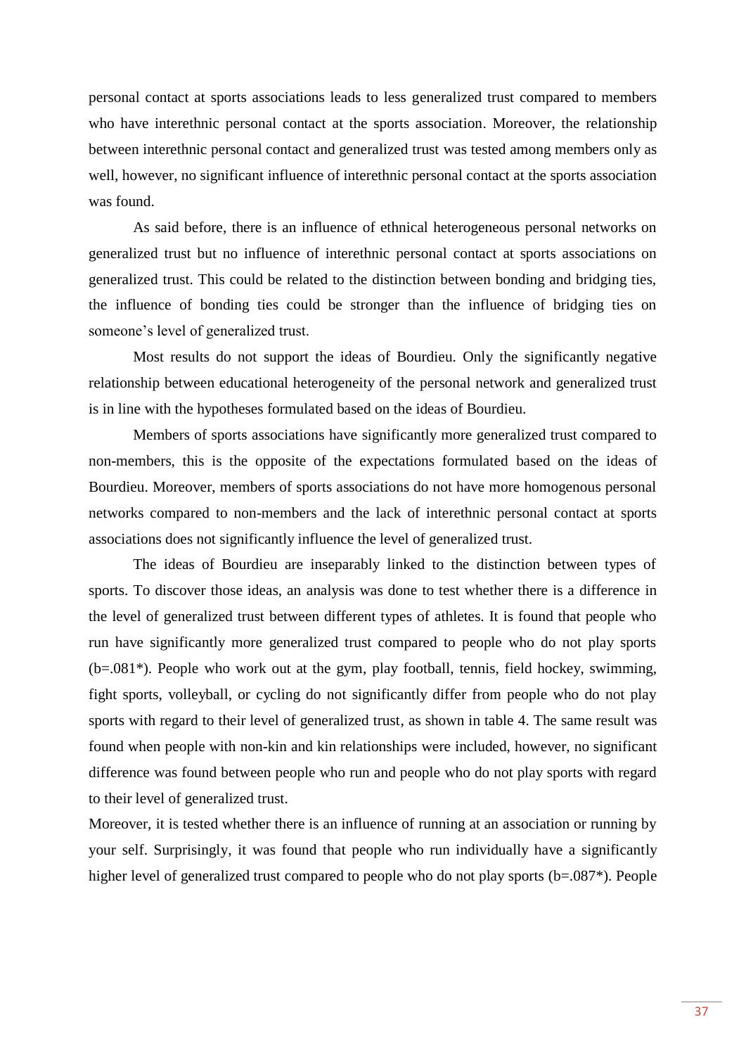personal contact at sports associations leads to less generalized trust compared to members who have interethnic personal contact at the sports association. Moreover, the relationship between interethnic personal contact and generalized trust was tested among members only as well, however, no significant influence of interethnic personal contact at the sports association was found.

As said before, there is an influence of ethnical heterogeneous personal networks on generalized trust but no influence of interethnic personal contact at sports associations on generalized trust. This could be related to the distinction between bonding and bridging ties, the influence of bonding ties could be stronger than the influence of bridging ties on someone's level of generalized trust.

Most results do not support the ideas of Bourdieu. Only the significantly negative relationship between educational heterogeneity of the personal network and generalized trust is in line with the hypotheses formulated based on the ideas of Bourdieu.

Members of sports associations have significantly more generalized trust compared to non-members, this is the opposite of the expectations formulated based on the ideas of Bourdieu. Moreover, members of sports associations do not have more homogenous personal networks compared to non-members and the lack of interethnic personal contact at sports associations does not significantly influence the level of generalized trust.

The ideas of Bourdieu are inseparably linked to the distinction between types of sports. To discover those ideas, an analysis was done to test whether there is a difference in the level of generalized trust between different types of athletes. It is found that people who run have significantly more generalized trust compared to people who do not play sports (b=.081*). People who work out at the gym, play football, tennis, field hockey, swimming, fight sports, volleyball, or cycling do not significantly differ from people who do not play sports with regard to their level of generalized trust, as shown in table 4. The same result was found when people with non-kin and kin relationships were included, however, no significant difference was found between people who run and people who do not play sports with regard to their level of generalized trust.

Moreover, it is tested whether there is an influence of running at an association or running by your self. Surprisingly, it was found that people who run individually have a significantly higher level of generalized trust compared to people who do not play sports (b=.087*). People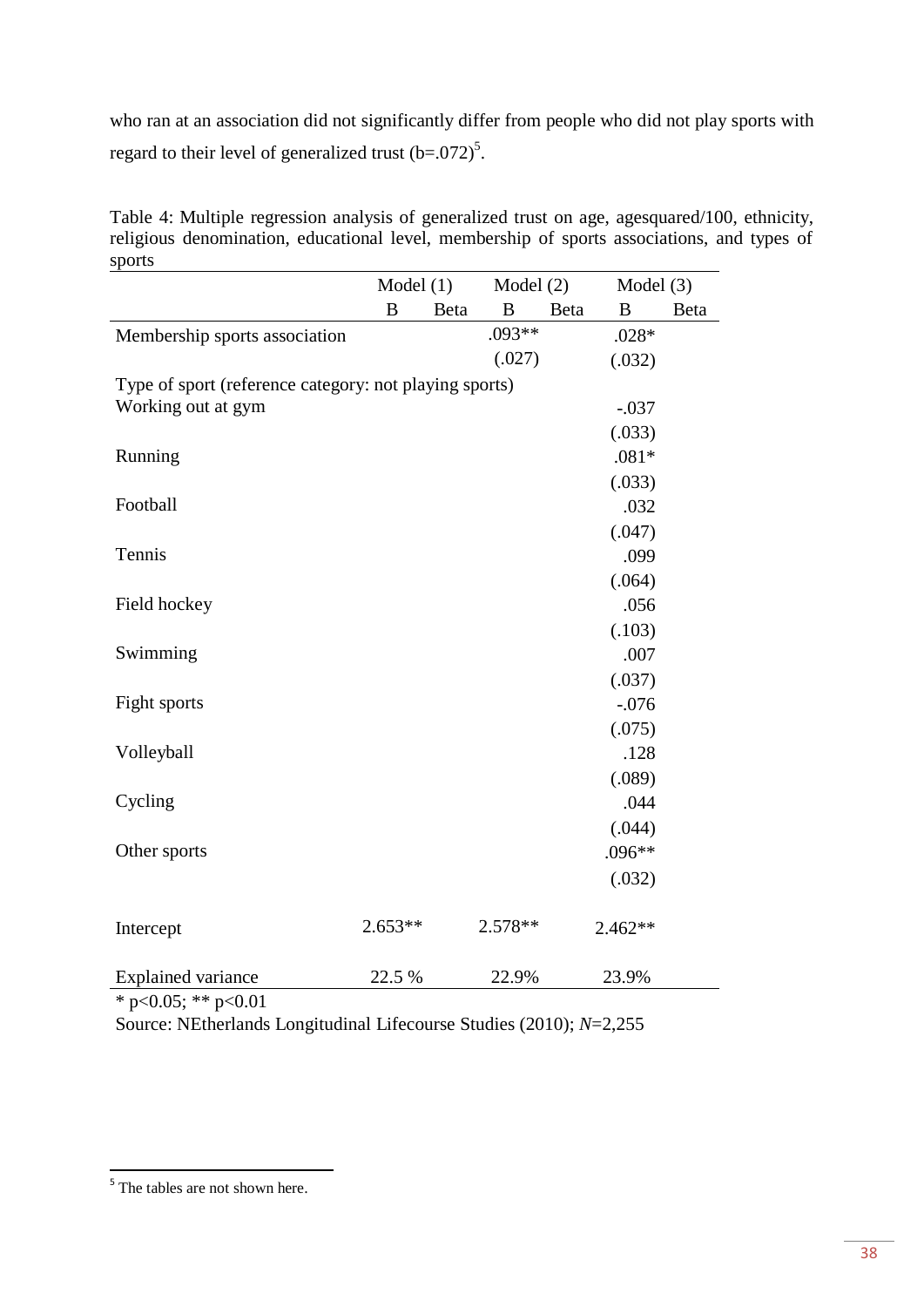who ran at an association did not significantly differ from people who did not play sports with regard to their level of generalized trust (b=.072)[5].

Table 4: Multiple regression analysis of generalized trust on age, agesquared/100, ethnicity, religious denomination, educational level, membership of sports associations, and types of sports

| | Model (1) | | Model (2) | | Model (3) | |
|---|---|---|---|---|---|---|
| | B | Beta | B | Beta | B | Beta |
| Membership sports association | | | .093** | | .028* | |
| | | | (.027) | | (.032) | |
| Type of sport (reference category: not playing sports) | | | | | | |
| Working out at gym | | | | | -.037 | |
| | | | | | (.033) | |
| Running | | | | | .081* | |
| | | | | | (.033) | |
| Football | | | | | .032 | |
| | | | | | (.047) | |
| Tennis | | | | | .099 | |
| | | | | | (.064) | |
| Field hockey | | | | | .056 | |
| | | | | | (.103) | |
| Swimming | | | | | .007 | |
| | | | | | (.037) | |
| Fight sports | | | | | -.076 | |
| | | | | | (.075) | |
| Volleyball | | | | | .128 | |
| | | | | | (.089) | |
| Cycling | | | | | .044 | |
| | | | | | (.044) | |
| Other sports | | | | | .096** | |
| | | | | | (.032) | |
| Intercept | 2.653** | | 2.578** | | 2.462** | |
| Explained variance | 22.5 % | | 22.9% | | 23.9% | |

* p<0.05; ** p<0.01

Source: NEtherlands Longitudinal Lifecourse Studies (2010); *N*=2,255

[5] The tables are not shown here.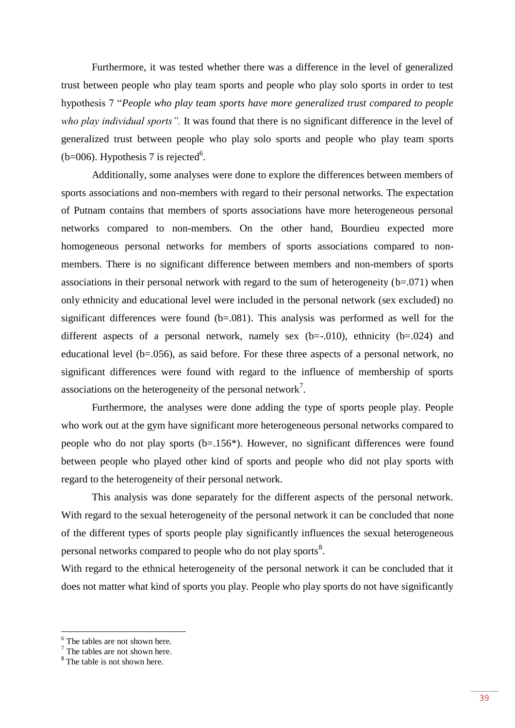Furthermore, it was tested whether there was a difference in the level of generalized trust between people who play team sports and people who play solo sports in order to test hypothesis 7 "*People who play team sports have more generalized trust compared to people who play individual sports".* It was found that there is no significant difference in the level of generalized trust between people who play solo sports and people who play team sports (b=006). Hypothesis 7 is rejected[6].

Additionally, some analyses were done to explore the differences between members of sports associations and non-members with regard to their personal networks. The expectation of Putnam contains that members of sports associations have more heterogeneous personal networks compared to non-members. On the other hand, Bourdieu expected more homogeneous personal networks for members of sports associations compared to non-members. There is no significant difference between members and non-members of sports associations in their personal network with regard to the sum of heterogeneity (b=.071) when only ethnicity and educational level were included in the personal network (sex excluded) no significant differences were found (b=.081). This analysis was performed as well for the different aspects of a personal network, namely sex (b=-.010), ethnicity (b=.024) and educational level (b=.056), as said before. For these three aspects of a personal network, no significant differences were found with regard to the influence of membership of sports associations on the heterogeneity of the personal network[7].

Furthermore, the analyses were done adding the type of sports people play. People who work out at the gym have significant more heterogeneous personal networks compared to people who do not play sports (b=.156*). However, no significant differences were found between people who played other kind of sports and people who did not play sports with regard to the heterogeneity of their personal network.

This analysis was done separately for the different aspects of the personal network. With regard to the sexual heterogeneity of the personal network it can be concluded that none of the different types of sports people play significantly influences the sexual heterogeneous personal networks compared to people who do not play sports[8].

With regard to the ethnical heterogeneity of the personal network it can be concluded that it does not matter what kind of sports you play. People who play sports do not have significantly

---

[6] The tables are not shown here.

[7] The tables are not shown here.

[8] The table is not shown here.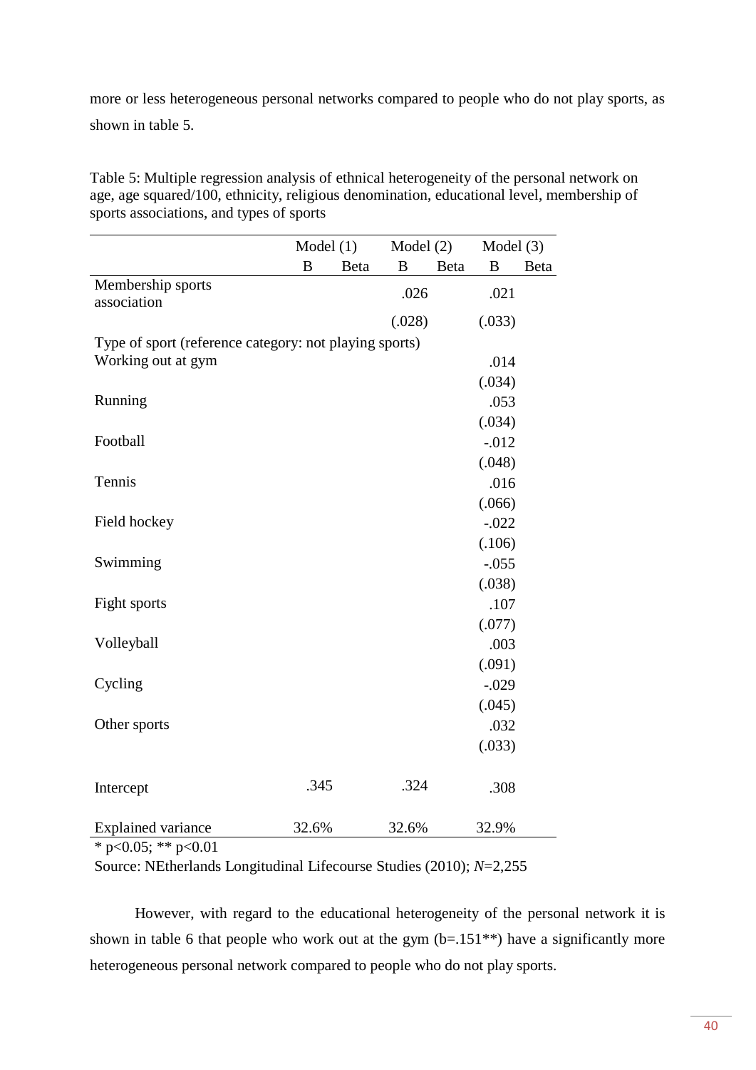more or less heterogeneous personal networks compared to people who do not play sports, as shown in table 5.

Table 5: Multiple regression analysis of ethnical heterogeneity of the personal network on age, age squared/100, ethnicity, religious denomination, educational level, membership of sports associations, and types of sports

| | Model (1) | | Model (2) | | Model (3) | |
|---|---|---|---|---|---|---|
| | B | Beta | B | Beta | B | Beta |
| Membership sports association | | | .026 | | .021 | |
| | | | (.028) | | (.033) | |
| Type of sport (reference category: not playing sports) | | | | | | |
| Working out at gym | | | | | .014 | |
| | | | | | (.034) | |
| Running | | | | | .053 | |
| | | | | | (.034) | |
| Football | | | | | -.012 | |
| | | | | | (.048) | |
| Tennis | | | | | .016 | |
| | | | | | (.066) | |
| Field hockey | | | | | -.022 | |
| | | | | | (.106) | |
| Swimming | | | | | -.055 | |
| | | | | | (.038) | |
| Fight sports | | | | | .107 | |
| | | | | | (.077) | |
| Volleyball | | | | | .003 | |
| | | | | | (.091) | |
| Cycling | | | | | -.029 | |
| | | | | | (.045) | |
| Other sports | | | | | .032 | |
| | | | | | (.033) | |
| Intercept | .345 | | .324 | | .308 | |
| Explained variance | 32.6% | | 32.6% | | 32.9% | |

* p<0.05; ** p<0.01

Source: NEtherlands Longitudinal Lifecourse Studies (2010); *N*=2,255

However, with regard to the educational heterogeneity of the personal network it is shown in table 6 that people who work out at the gym (b=.151**) have a significantly more heterogeneous personal network compared to people who do not play sports.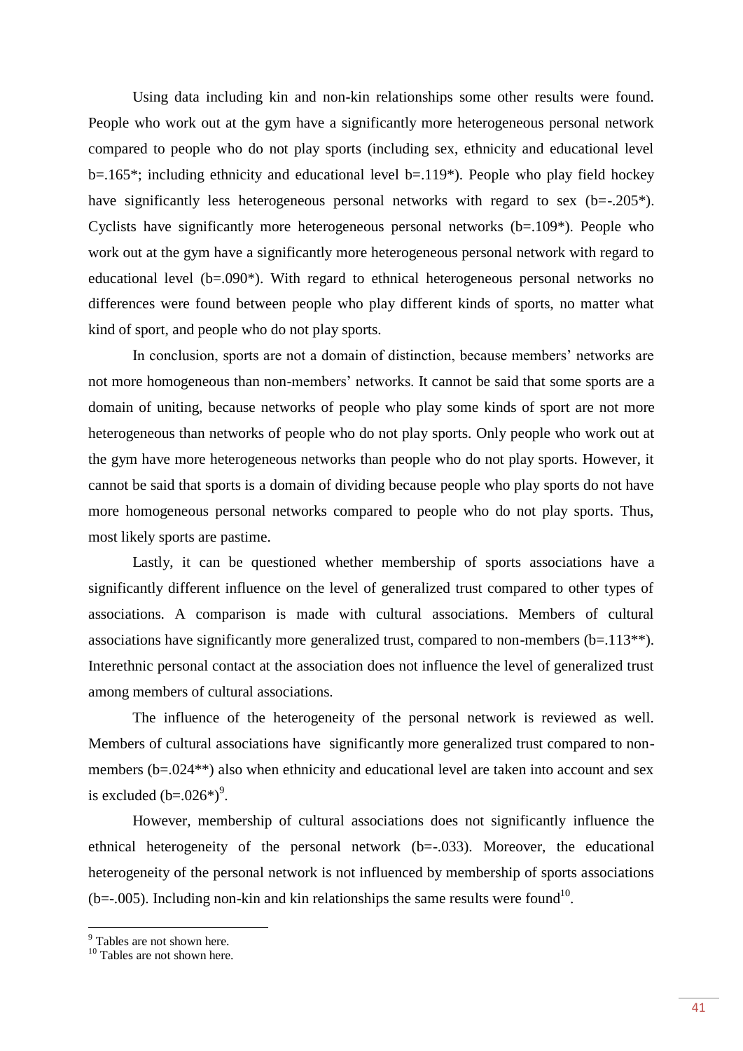Using data including kin and non-kin relationships some other results were found. People who work out at the gym have a significantly more heterogeneous personal network compared to people who do not play sports (including sex, ethnicity and educational level b=.165*; including ethnicity and educational level b=.119*). People who play field hockey have significantly less heterogeneous personal networks with regard to sex (b=-.205*). Cyclists have significantly more heterogeneous personal networks (b=.109*). People who work out at the gym have a significantly more heterogeneous personal network with regard to educational level (b=.090*). With regard to ethnical heterogeneous personal networks no differences were found between people who play different kinds of sports, no matter what kind of sport, and people who do not play sports.

In conclusion, sports are not a domain of distinction, because members' networks are not more homogeneous than non-members' networks. It cannot be said that some sports are a domain of uniting, because networks of people who play some kinds of sport are not more heterogeneous than networks of people who do not play sports. Only people who work out at the gym have more heterogeneous networks than people who do not play sports. However, it cannot be said that sports is a domain of dividing because people who play sports do not have more homogeneous personal networks compared to people who do not play sports. Thus, most likely sports are pastime.

Lastly, it can be questioned whether membership of sports associations have a significantly different influence on the level of generalized trust compared to other types of associations. A comparison is made with cultural associations. Members of cultural associations have significantly more generalized trust, compared to non-members (b=.113**). Interethnic personal contact at the association does not influence the level of generalized trust among members of cultural associations.

The influence of the heterogeneity of the personal network is reviewed as well. Members of cultural associations have significantly more generalized trust compared to non-members (b=.024**) also when ethnicity and educational level are taken into account and sex is excluded (b=.026*)[9].

However, membership of cultural associations does not significantly influence the ethnical heterogeneity of the personal network (b=-.033). Moreover, the educational heterogeneity of the personal network is not influenced by membership of sports associations (b=-.005). Including non-kin and kin relationships the same results were found[10].

---

[9] Tables are not shown here.

[10] Tables are not shown here.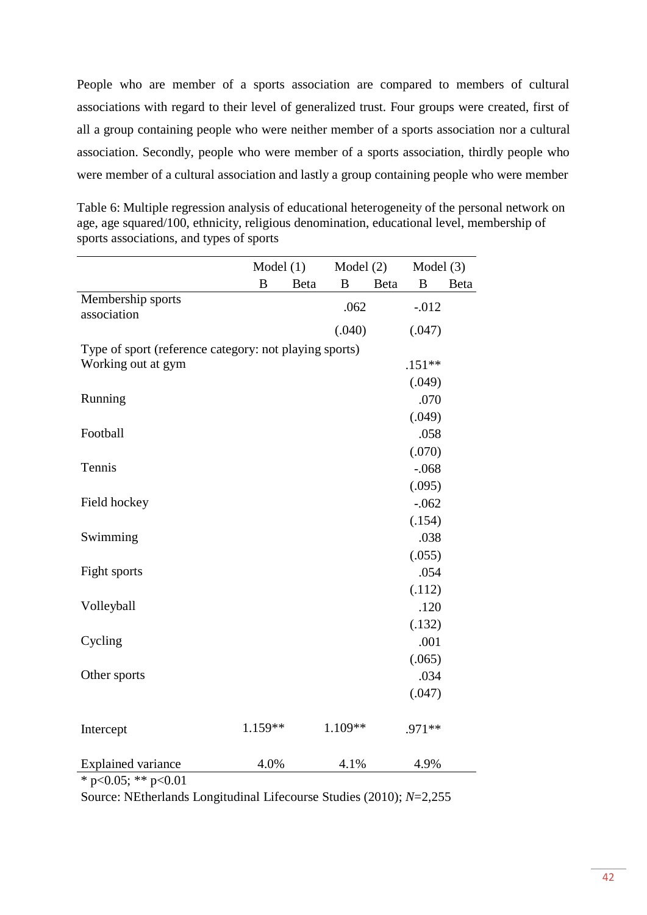People who are member of a sports association are compared to members of cultural associations with regard to their level of generalized trust. Four groups were created, first of all a group containing people who were neither member of a sports association nor a cultural association. Secondly, people who were member of a sports association, thirdly people who were member of a cultural association and lastly a group containing people who were member

Table 6: Multiple regression analysis of educational heterogeneity of the personal network on age, age squared/100, ethnicity, religious denomination, educational level, membership of sports associations, and types of sports

| | Model (1) | | Model (2) | | Model (3) | |
|---|---|---|---|---|---|---|
| | B | Beta | B | Beta | B | Beta |
| Membership sports association | | | .062 | | -.012 | |
| | | | (.040) | | (.047) | |
| Type of sport (reference category: not playing sports) | | | | | | |
| Working out at gym | | | | | .151** | |
| | | | | | (.049) | |
| Running | | | | | .070 | |
| | | | | | (.049) | |
| Football | | | | | .058 | |
| | | | | | (.070) | |
| Tennis | | | | | -.068 | |
| | | | | | (.095) | |
| Field hockey | | | | | -.062 | |
| | | | | | (.154) | |
| Swimming | | | | | .038 | |
| | | | | | (.055) | |
| Fight sports | | | | | .054 | |
| | | | | | (.112) | |
| Volleyball | | | | | .120 | |
| | | | | | (.132) | |
| Cycling | | | | | .001 | |
| | | | | | (.065) | |
| Other sports | | | | | .034 | |
| | | | | | (.047) | |
| Intercept | 1.159** | | 1.109** | | .971** | |
| Explained variance | 4.0% | | 4.1% | | 4.9% | |

* p<0.05; ** p<0.01

Source: NEtherlands Longitudinal Lifecourse Studies (2010); *N*=2,255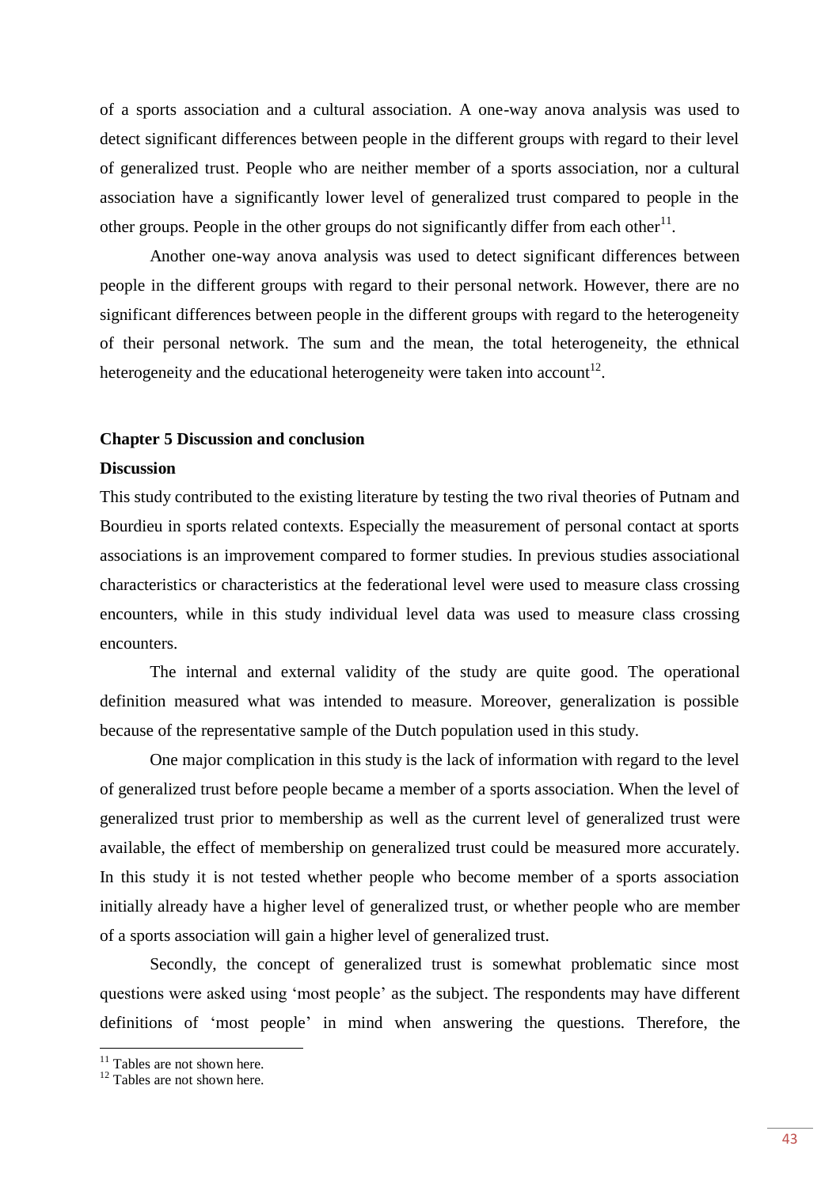of a sports association and a cultural association. A one-way anova analysis was used to detect significant differences between people in the different groups with regard to their level of generalized trust. People who are neither member of a sports association, nor a cultural association have a significantly lower level of generalized trust compared to people in the other groups. People in the other groups do not significantly differ from each other[11].

Another one-way anova analysis was used to detect significant differences between people in the different groups with regard to their personal network. However, there are no significant differences between people in the different groups with regard to the heterogeneity of their personal network. The sum and the mean, the total heterogeneity, the ethnical heterogeneity and the educational heterogeneity were taken into account[12].

## Chapter 5 Discussion and conclusion

### Discussion

This study contributed to the existing literature by testing the two rival theories of Putnam and Bourdieu in sports related contexts. Especially the measurement of personal contact at sports associations is an improvement compared to former studies. In previous studies associational characteristics or characteristics at the federational level were used to measure class crossing encounters, while in this study individual level data was used to measure class crossing encounters.

The internal and external validity of the study are quite good. The operational definition measured what was intended to measure. Moreover, generalization is possible because of the representative sample of the Dutch population used in this study.

One major complication in this study is the lack of information with regard to the level of generalized trust before people became a member of a sports association. When the level of generalized trust prior to membership as well as the current level of generalized trust were available, the effect of membership on generalized trust could be measured more accurately. In this study it is not tested whether people who become member of a sports association initially already have a higher level of generalized trust, or whether people who are member of a sports association will gain a higher level of generalized trust.

Secondly, the concept of generalized trust is somewhat problematic since most questions were asked using 'most people' as the subject. The respondents may have different definitions of 'most people' in mind when answering the questions. Therefore, the

[11] Tables are not shown here.
[12] Tables are not shown here.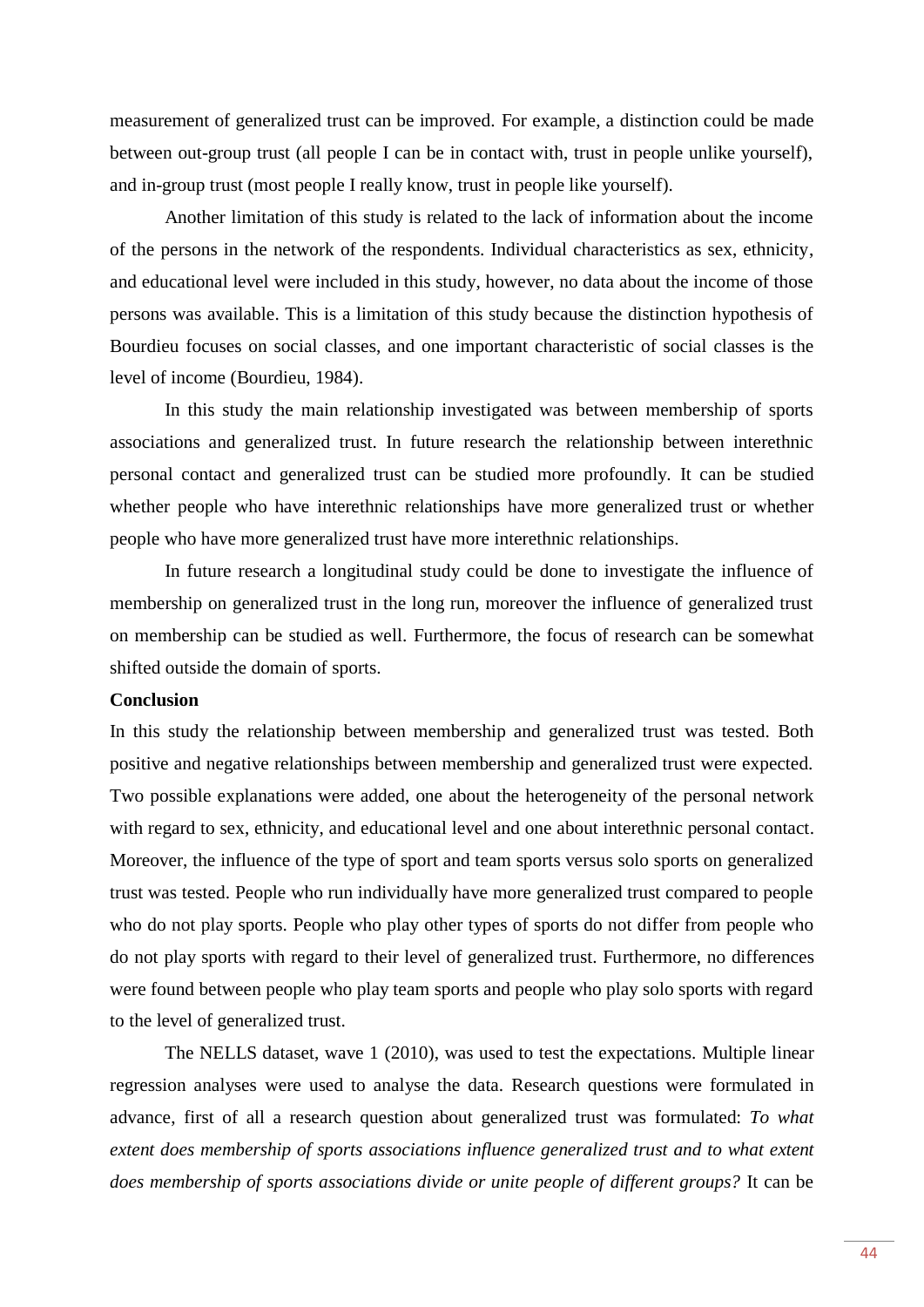measurement of generalized trust can be improved. For example, a distinction could be made between out-group trust (all people I can be in contact with, trust in people unlike yourself), and in-group trust (most people I really know, trust in people like yourself).

Another limitation of this study is related to the lack of information about the income of the persons in the network of the respondents. Individual characteristics as sex, ethnicity, and educational level were included in this study, however, no data about the income of those persons was available. This is a limitation of this study because the distinction hypothesis of Bourdieu focuses on social classes, and one important characteristic of social classes is the level of income (Bourdieu, 1984).

In this study the main relationship investigated was between membership of sports associations and generalized trust. In future research the relationship between interethnic personal contact and generalized trust can be studied more profoundly. It can be studied whether people who have interethnic relationships have more generalized trust or whether people who have more generalized trust have more interethnic relationships.

In future research a longitudinal study could be done to investigate the influence of membership on generalized trust in the long run, moreover the influence of generalized trust on membership can be studied as well. Furthermore, the focus of research can be somewhat shifted outside the domain of sports.

**Conclusion**

In this study the relationship between membership and generalized trust was tested. Both positive and negative relationships between membership and generalized trust were expected. Two possible explanations were added, one about the heterogeneity of the personal network with regard to sex, ethnicity, and educational level and one about interethnic personal contact. Moreover, the influence of the type of sport and team sports versus solo sports on generalized trust was tested. People who run individually have more generalized trust compared to people who do not play sports. People who play other types of sports do not differ from people who do not play sports with regard to their level of generalized trust. Furthermore, no differences were found between people who play team sports and people who play solo sports with regard to the level of generalized trust.

The NELLS dataset, wave 1 (2010), was used to test the expectations. Multiple linear regression analyses were used to analyse the data. Research questions were formulated in advance, first of all a research question about generalized trust was formulated: *To what extent does membership of sports associations influence generalized trust and to what extent does membership of sports associations divide or unite people of different groups?* It can be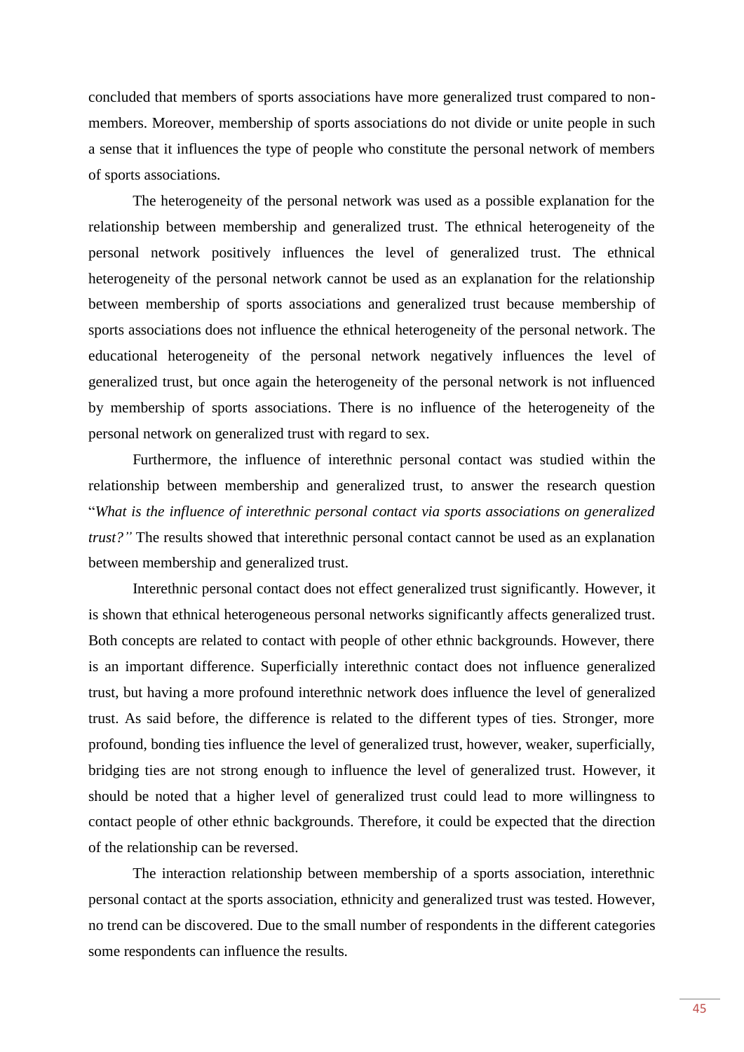concluded that members of sports associations have more generalized trust compared to non-members. Moreover, membership of sports associations do not divide or unite people in such a sense that it influences the type of people who constitute the personal network of members of sports associations.

The heterogeneity of the personal network was used as a possible explanation for the relationship between membership and generalized trust. The ethnical heterogeneity of the personal network positively influences the level of generalized trust. The ethnical heterogeneity of the personal network cannot be used as an explanation for the relationship between membership of sports associations and generalized trust because membership of sports associations does not influence the ethnical heterogeneity of the personal network. The educational heterogeneity of the personal network negatively influences the level of generalized trust, but once again the heterogeneity of the personal network is not influenced by membership of sports associations. There is no influence of the heterogeneity of the personal network on generalized trust with regard to sex.

Furthermore, the influence of interethnic personal contact was studied within the relationship between membership and generalized trust, to answer the research question "*What is the influence of interethnic personal contact via sports associations on generalized trust?"* The results showed that interethnic personal contact cannot be used as an explanation between membership and generalized trust.

Interethnic personal contact does not effect generalized trust significantly. However, it is shown that ethnical heterogeneous personal networks significantly affects generalized trust. Both concepts are related to contact with people of other ethnic backgrounds. However, there is an important difference. Superficially interethnic contact does not influence generalized trust, but having a more profound interethnic network does influence the level of generalized trust. As said before, the difference is related to the different types of ties. Stronger, more profound, bonding ties influence the level of generalized trust, however, weaker, superficially, bridging ties are not strong enough to influence the level of generalized trust. However, it should be noted that a higher level of generalized trust could lead to more willingness to contact people of other ethnic backgrounds. Therefore, it could be expected that the direction of the relationship can be reversed.

The interaction relationship between membership of a sports association, interethnic personal contact at the sports association, ethnicity and generalized trust was tested. However, no trend can be discovered. Due to the small number of respondents in the different categories some respondents can influence the results.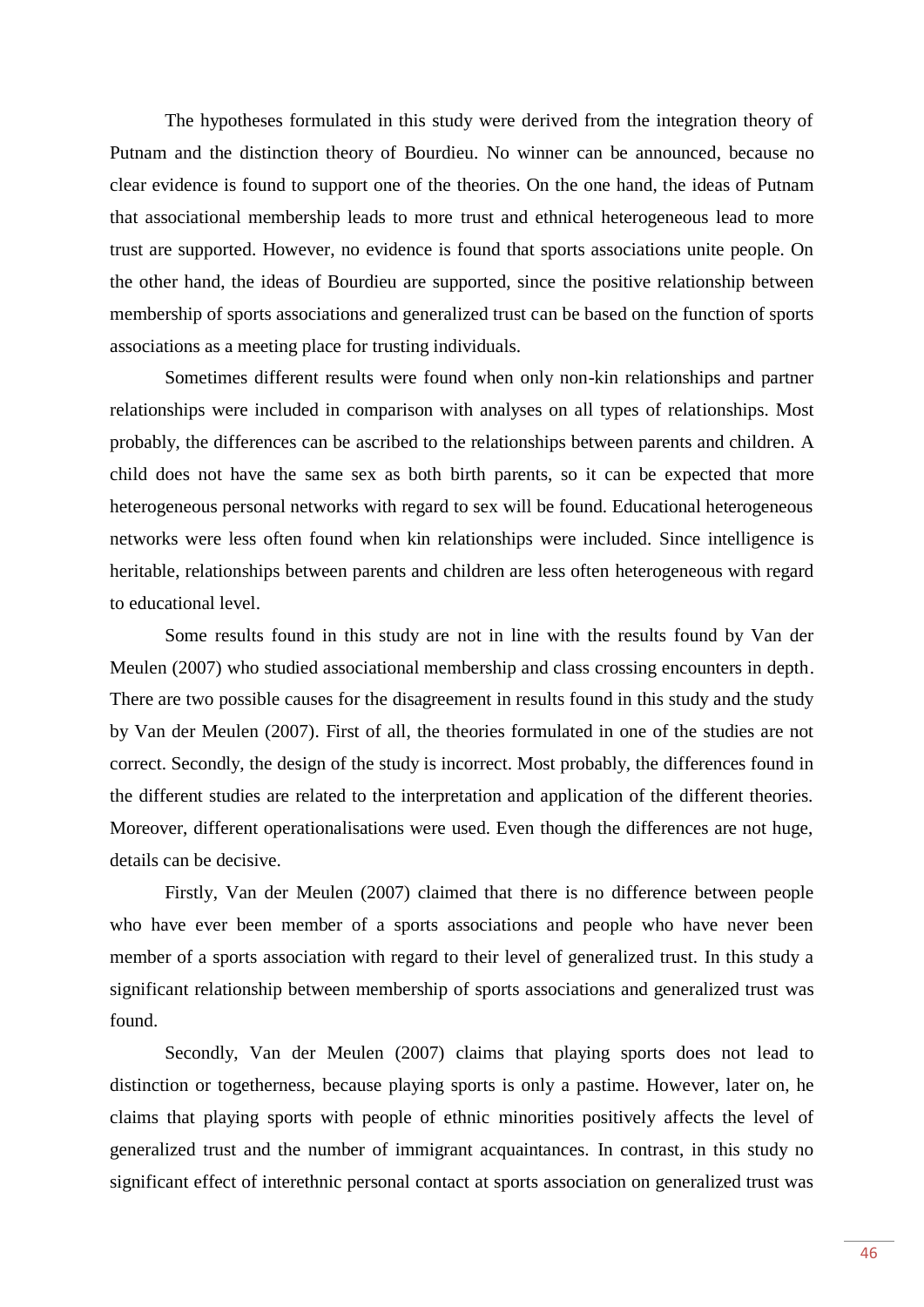The hypotheses formulated in this study were derived from the integration theory of Putnam and the distinction theory of Bourdieu. No winner can be announced, because no clear evidence is found to support one of the theories. On the one hand, the ideas of Putnam that associational membership leads to more trust and ethnical heterogeneous lead to more trust are supported. However, no evidence is found that sports associations unite people. On the other hand, the ideas of Bourdieu are supported, since the positive relationship between membership of sports associations and generalized trust can be based on the function of sports associations as a meeting place for trusting individuals.

Sometimes different results were found when only non-kin relationships and partner relationships were included in comparison with analyses on all types of relationships. Most probably, the differences can be ascribed to the relationships between parents and children. A child does not have the same sex as both birth parents, so it can be expected that more heterogeneous personal networks with regard to sex will be found. Educational heterogeneous networks were less often found when kin relationships were included. Since intelligence is heritable, relationships between parents and children are less often heterogeneous with regard to educational level.

Some results found in this study are not in line with the results found by Van der Meulen (2007) who studied associational membership and class crossing encounters in depth. There are two possible causes for the disagreement in results found in this study and the study by Van der Meulen (2007). First of all, the theories formulated in one of the studies are not correct. Secondly, the design of the study is incorrect. Most probably, the differences found in the different studies are related to the interpretation and application of the different theories. Moreover, different operationalisations were used. Even though the differences are not huge, details can be decisive.

Firstly, Van der Meulen (2007) claimed that there is no difference between people who have ever been member of a sports associations and people who have never been member of a sports association with regard to their level of generalized trust. In this study a significant relationship between membership of sports associations and generalized trust was found.

Secondly, Van der Meulen (2007) claims that playing sports does not lead to distinction or togetherness, because playing sports is only a pastime. However, later on, he claims that playing sports with people of ethnic minorities positively affects the level of generalized trust and the number of immigrant acquaintances. In contrast, in this study no significant effect of interethnic personal contact at sports association on generalized trust was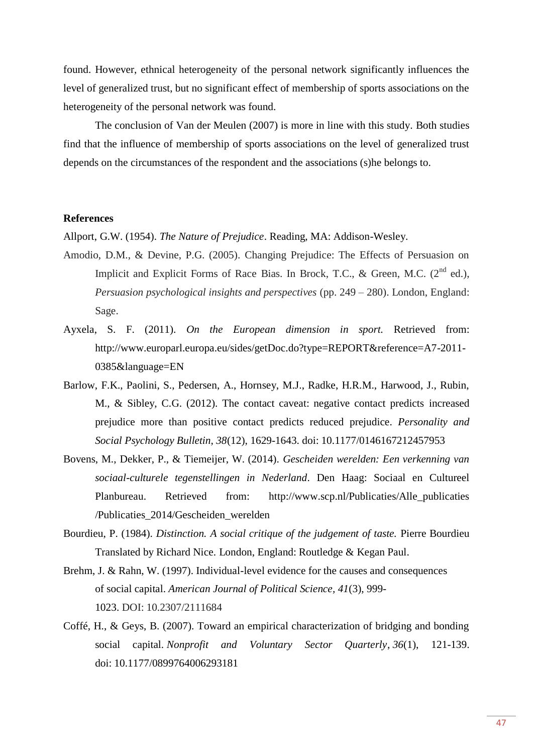found. However, ethnical heterogeneity of the personal network significantly influences the level of generalized trust, but no significant effect of membership of sports associations on the heterogeneity of the personal network was found.

The conclusion of Van der Meulen (2007) is more in line with this study. Both studies find that the influence of membership of sports associations on the level of generalized trust depends on the circumstances of the respondent and the associations (s)he belongs to.

**References**

Allport, G.W. (1954). *The Nature of Prejudice*. Reading, MA: Addison-Wesley.

Amodio, D.M., & Devine, P.G. (2005). Changing Prejudice: The Effects of Persuasion on Implicit and Explicit Forms of Race Bias. In Brock, T.C., & Green, M.C. (2nd ed.), *Persuasion psychological insights and perspectives* (pp. 249 – 280). London, England: Sage.

Ayxela, S. F. (2011). *On the European dimension in sport.* Retrieved from: http://www.europarl.europa.eu/sides/getDoc.do?type=REPORT&reference=A7-2011-0385&language=EN

Barlow, F.K., Paolini, S., Pedersen, A., Hornsey, M.J., Radke, H.R.M., Harwood, J., Rubin, M., & Sibley, C.G. (2012). The contact caveat: negative contact predicts increased prejudice more than positive contact predicts reduced prejudice. *Personality and Social Psychology Bulletin, 38*(12), 1629-1643. doi: 10.1177/0146167212457953

Bovens, M., Dekker, P., & Tiemeijer, W. (2014). *Gescheiden werelden: Een verkenning van sociaal-culturele tegenstellingen in Nederland*. Den Haag: Sociaal en Cultureel Planbureau. Retrieved from: http://www.scp.nl/Publicaties/Alle_publicaties/Publicaties_2014/Gescheiden_werelden

Bourdieu, P. (1984). *Distinction. A social critique of the judgement of taste.* Pierre Bourdieu Translated by Richard Nice. London, England: Routledge & Kegan Paul.

Brehm, J. & Rahn, W. (1997). Individual-level evidence for the causes and consequences of social capital. *American Journal of Political Science, 41*(3), 999-1023. DOI: 10.2307/2111684

Coffé, H., & Geys, B. (2007). Toward an empirical characterization of bridging and bonding social capital. *Nonprofit and Voluntary Sector Quarterly*, *36*(1), 121-139. doi: 10.1177/0899764006293181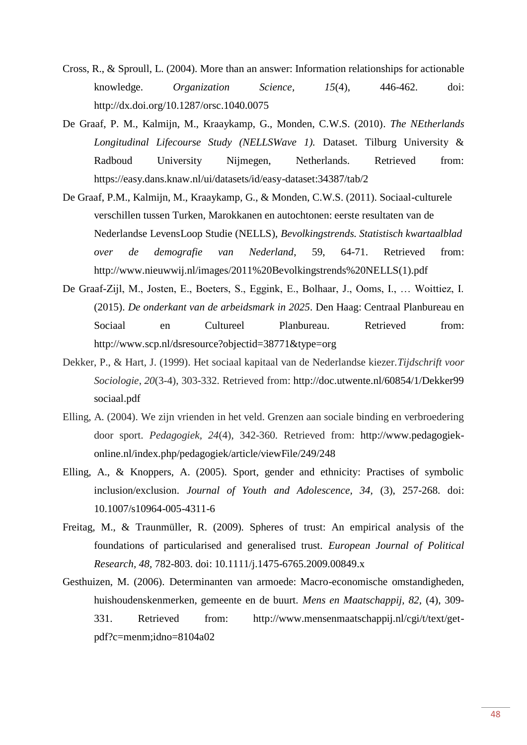Cross, R., & Sproull, L. (2004). More than an answer: Information relationships for actionable knowledge. *Organization Science*, *15*(4), 446-462. doi: http://dx.doi.org/10.1287/orsc.1040.0075

De Graaf, P. M., Kalmijn, M., Kraaykamp, G., Monden, C.W.S. (2010). *The NEtherlands Longitudinal Lifecourse Study (NELLSWave 1).* Dataset. Tilburg University & Radboud University Nijmegen, Netherlands. Retrieved from: https://easy.dans.knaw.nl/ui/datasets/id/easy-dataset:34387/tab/2

De Graaf, P.M., Kalmijn, M., Kraaykamp, G., & Monden, C.W.S. (2011). Sociaal-culturele verschillen tussen Turken, Marokkanen en autochtonen: eerste resultaten van de Nederlandse LevensLoop Studie (NELLS), *Bevolkingstrends. Statistisch kwartaalblad over de demografie van Nederland*, 59, 64-71. Retrieved from: http://www.nieuwwij.nl/images/2011%20Bevolkingstrends%20NELLS(1).pdf

De Graaf-Zijl, M., Josten, E., Boeters, S., Eggink, E., Bolhaar, J., Ooms, I., … Woittiez, I. (2015). *De onderkant van de arbeidsmark in 2025*. Den Haag: Centraal Planbureau en Sociaal en Cultureel Planbureau. Retrieved from: http://www.scp.nl/dsresource?objectid=38771&type=org

Dekker, P., & Hart, J. (1999). Het sociaal kapitaal van de Nederlandse kiezer.*Tijdschrift voor Sociologie*, *20*(3-4), 303-332. Retrieved from: http://doc.utwente.nl/60854/1/Dekker99 sociaal.pdf

Elling, A. (2004). We zijn vrienden in het veld. Grenzen aan sociale binding en verbroedering door sport. *Pedagogiek*, *24*(4), 342-360. Retrieved from: http://www.pedagogiek-online.nl/index.php/pedagogiek/article/viewFile/249/248

Elling, A., & Knoppers, A. (2005). Sport, gender and ethnicity: Practises of symbolic inclusion/exclusion. *Journal of Youth and Adolescence, 34,* (3), 257-268. doi: 10.1007/s10964-005-4311-6

Freitag, M., & Traunmüller, R. (2009). Spheres of trust: An empirical analysis of the foundations of particularised and generalised trust. *European Journal of Political Research, 48*, 782-803. doi: 10.1111/j.1475-6765.2009.00849.x

Gesthuizen, M. (2006). Determinanten van armoede: Macro-economische omstandigheden, huishoudenskenmerken, gemeente en de buurt. *Mens en Maatschappij, 82*, (4), 309-331. Retrieved from: http://www.mensenmaatschappij.nl/cgi/t/text/get-pdf?c=menm;idno=8104a02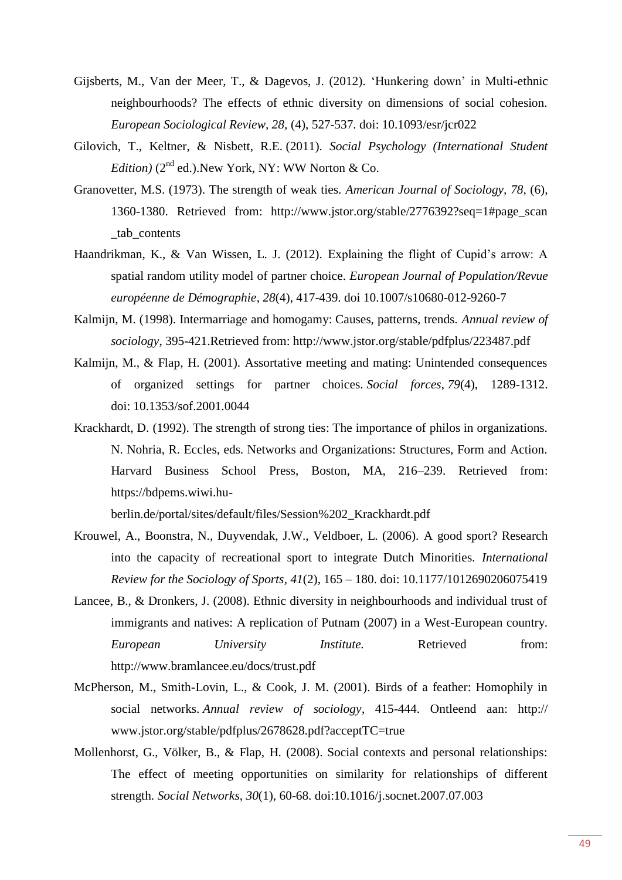Gijsberts, M., Van der Meer, T., & Dagevos, J. (2012). 'Hunkering down' in Multi-ethnic neighbourhoods? The effects of ethnic diversity on dimensions of social cohesion. *European Sociological Review*, *28*, (4), 527-537. doi: 10.1093/esr/jcr022

Gilovich, T., Keltner, & Nisbett, R.E. (2011). *Social Psychology (International Student Edition)* (2nd ed.).New York, NY: WW Norton & Co.

Granovetter, M.S. (1973). The strength of weak ties. *American Journal of Sociology*, *78*, (6), 1360-1380. Retrieved from: http://www.jstor.org/stable/2776392?seq=1#page_scan_tab_contents

Haandrikman, K., & Van Wissen, L. J. (2012). Explaining the flight of Cupid's arrow: A spatial random utility model of partner choice. *European Journal of Population/Revue européenne de Démographie*, *28*(4), 417-439. doi 10.1007/s10680-012-9260-7

Kalmijn, M. (1998). Intermarriage and homogamy: Causes, patterns, trends. *Annual review of sociology*, 395-421.Retrieved from: http://www.jstor.org/stable/pdfplus/223487.pdf

Kalmijn, M., & Flap, H. (2001). Assortative meeting and mating: Unintended consequences of organized settings for partner choices. *Social forces*, *79*(4), 1289-1312. doi: 10.1353/sof.2001.0044

Krackhardt, D. (1992). The strength of strong ties: The importance of philos in organizations. N. Nohria, R. Eccles, eds. Networks and Organizations: Structures, Form and Action. Harvard Business School Press, Boston, MA, 216–239. Retrieved from: https://bdpems.wiwi.hu-berlin.de/portal/sites/default/files/Session%202_Krackhardt.pdf

Krouwel, A., Boonstra, N., Duyvendak, J.W., Veldboer, L. (2006). A good sport? Research into the capacity of recreational sport to integrate Dutch Minorities. *International Review for the Sociology of Sports*, *41*(2), 165 – 180. doi: 10.1177/1012690206075419

Lancee, B., & Dronkers, J. (2008). Ethnic diversity in neighbourhoods and individual trust of immigrants and natives: A replication of Putnam (2007) in a West-European country. *European University Institute.* Retrieved from: http://www.bramlancee.eu/docs/trust.pdf

McPherson, M., Smith-Lovin, L., & Cook, J. M. (2001). Birds of a feather: Homophily in social networks. *Annual review of sociology*, 415-444. Ontleend aan: http:// www.jstor.org/stable/pdfplus/2678628.pdf?acceptTC=true

Mollenhorst, G., Völker, B., & Flap, H. (2008). Social contexts and personal relationships: The effect of meeting opportunities on similarity for relationships of different strength. *Social Networks*, *30*(1), 60-68. doi:10.1016/j.socnet.2007.07.003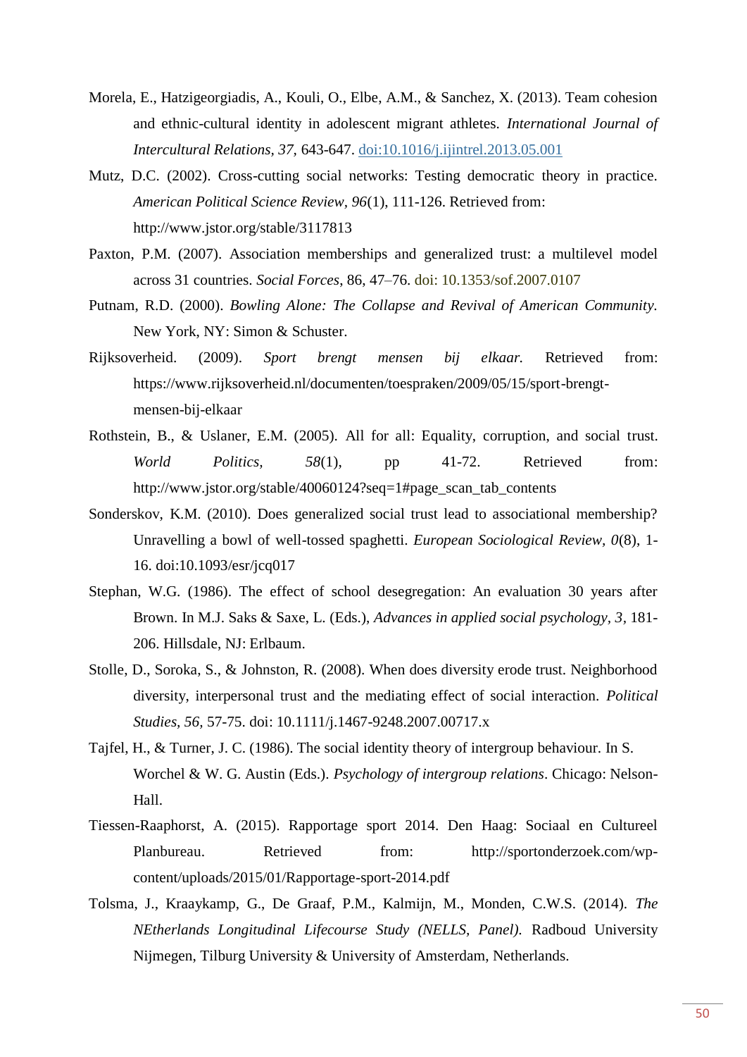Morela, E., Hatzigeorgiadis, A., Kouli, O., Elbe, A.M., & Sanchez, X. (2013). Team cohesion and ethnic-cultural identity in adolescent migrant athletes. *International Journal of Intercultural Relations, 37*, 643-647. doi:10.1016/j.ijintrel.2013.05.001

Mutz, D.C. (2002). Cross-cutting social networks: Testing democratic theory in practice. *American Political Science Review, 96*(1), 111-126. Retrieved from: http://www.jstor.org/stable/3117813

Paxton, P.M. (2007). Association memberships and generalized trust: a multilevel model across 31 countries. *Social Forces*, 86, 47–76. doi: 10.1353/sof.2007.0107

Putnam, R.D. (2000). *Bowling Alone: The Collapse and Revival of American Community.* New York, NY: Simon & Schuster.

Rijksoverheid. (2009). *Sport brengt mensen bij elkaar.* Retrieved from: https://www.rijksoverheid.nl/documenten/toespraken/2009/05/15/sport-brengt-mensen-bij-elkaar

Rothstein, B., & Uslaner, E.M. (2005). All for all: Equality, corruption, and social trust. *World Politics, 58*(1), pp 41-72. Retrieved from: http://www.jstor.org/stable/40060124?seq=1#page_scan_tab_contents

Sonderskov, K.M. (2010). Does generalized social trust lead to associational membership? Unravelling a bowl of well-tossed spaghetti. *European Sociological Review, 0*(8), 1-16. doi:10.1093/esr/jcq017

Stephan, W.G. (1986). The effect of school desegregation: An evaluation 30 years after Brown. In M.J. Saks & Saxe, L. (Eds.), *Advances in applied social psychology, 3*, 181-206. Hillsdale, NJ: Erlbaum.

Stolle, D., Soroka, S., & Johnston, R. (2008). When does diversity erode trust. Neighborhood diversity, interpersonal trust and the mediating effect of social interaction. *Political Studies, 56*, 57-75. doi: 10.1111/j.1467-9248.2007.00717.x

Tajfel, H., & Turner, J. C. (1986). The social identity theory of intergroup behaviour. In S. Worchel & W. G. Austin (Eds.). *Psychology of intergroup relations*. Chicago: Nelson-Hall.

Tiessen-Raaphorst, A. (2015). Rapportage sport 2014. Den Haag: Sociaal en Cultureel Planbureau. Retrieved from: http://sportonderzoek.com/wp-content/uploads/2015/01/Rapportage-sport-2014.pdf

Tolsma, J., Kraaykamp, G., De Graaf, P.M., Kalmijn, M., Monden, C.W.S. (2014). *The NEtherlands Longitudinal Lifecourse Study (NELLS, Panel).* Radboud University Nijmegen, Tilburg University & University of Amsterdam, Netherlands.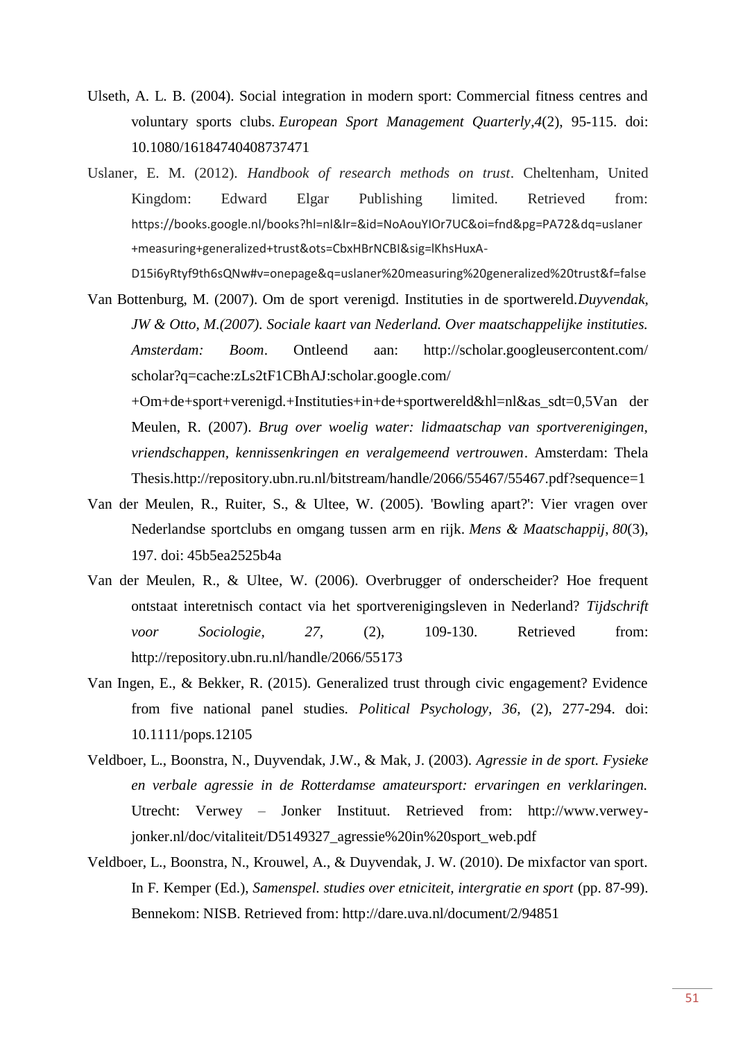Ulseth, A. L. B. (2004). Social integration in modern sport: Commercial fitness centres and voluntary sports clubs. *European Sport Management Quarterly*,*4*(2), 95-115. doi: 10.1080/16184740408737471

Uslaner, E. M. (2012). *Handbook of research methods on trust*. Cheltenham, United Kingdom: Edward Elgar Publishing limited. Retrieved from: https://books.google.nl/books?hl=nl&lr=&id=NoAouYIOr7UC&oi=fnd&pg=PA72&dq=uslaner+measuring+generalized+trust&ots=CbxHBrNCBI&sig=lKhsHuxA-D15i6yRtyf9th6sQNw#v=onepage&q=uslaner%20measuring%20generalized%20trust&f=false

Van Bottenburg, M. (2007). Om de sport verenigd. Instituties in de sportwereld.*Duyvendak, JW & Otto, M.(2007). Sociale kaart van Nederland. Over maatschappelijke instituties. Amsterdam: Boom*. Ontleend aan: http://scholar.googleusercontent.com/scholar?q=cache:zLs2tF1CBhAJ:scholar.google.com/+Om+de+sport+verenigd.+Instituties+in+de+sportwereld&hl=nl&as_sdt=0,5Van der Meulen, R. (2007). *Brug over woelig water: lidmaatschap van sportverenigingen, vriendschappen, kennissenkringen en veralgemeend vertrouwen*. Amsterdam: Thela Thesis.http://repository.ubn.ru.nl/bitstream/handle/2066/55467/55467.pdf?sequence=1

Van der Meulen, R., Ruiter, S., & Ultee, W. (2005). 'Bowling apart?': Vier vragen over Nederlandse sportclubs en omgang tussen arm en rijk. *Mens & Maatschappij*, *80*(3), 197. doi: 45b5ea2525b4a

Van der Meulen, R., & Ultee, W. (2006). Overbrugger of onderscheider? Hoe frequent ontstaat interetnisch contact via het sportverenigingsleven in Nederland? *Tijdschrift voor Sociologie, 27,* (2), 109-130. Retrieved from: http://repository.ubn.ru.nl/handle/2066/55173

Van Ingen, E., & Bekker, R. (2015). Generalized trust through civic engagement? Evidence from five national panel studies. *Political Psychology, 36,* (2), 277-294. doi: 10.1111/pops.12105

Veldboer, L., Boonstra, N., Duyvendak, J.W., & Mak, J. (2003). *Agressie in de sport. Fysieke en verbale agressie in de Rotterdamse amateursport: ervaringen en verklaringen.* Utrecht: Verwey – Jonker Instituut. Retrieved from: http://www.verwey-jonker.nl/doc/vitaliteit/D5149327_agressie%20in%20sport_web.pdf

Veldboer, L., Boonstra, N., Krouwel, A., & Duyvendak, J. W. (2010). De mixfactor van sport. In F. Kemper (Ed.), *Samenspel. studies over etniciteit, intergratie en sport* (pp. 87-99). Bennekom: NISB. Retrieved from: http://dare.uva.nl/document/2/94851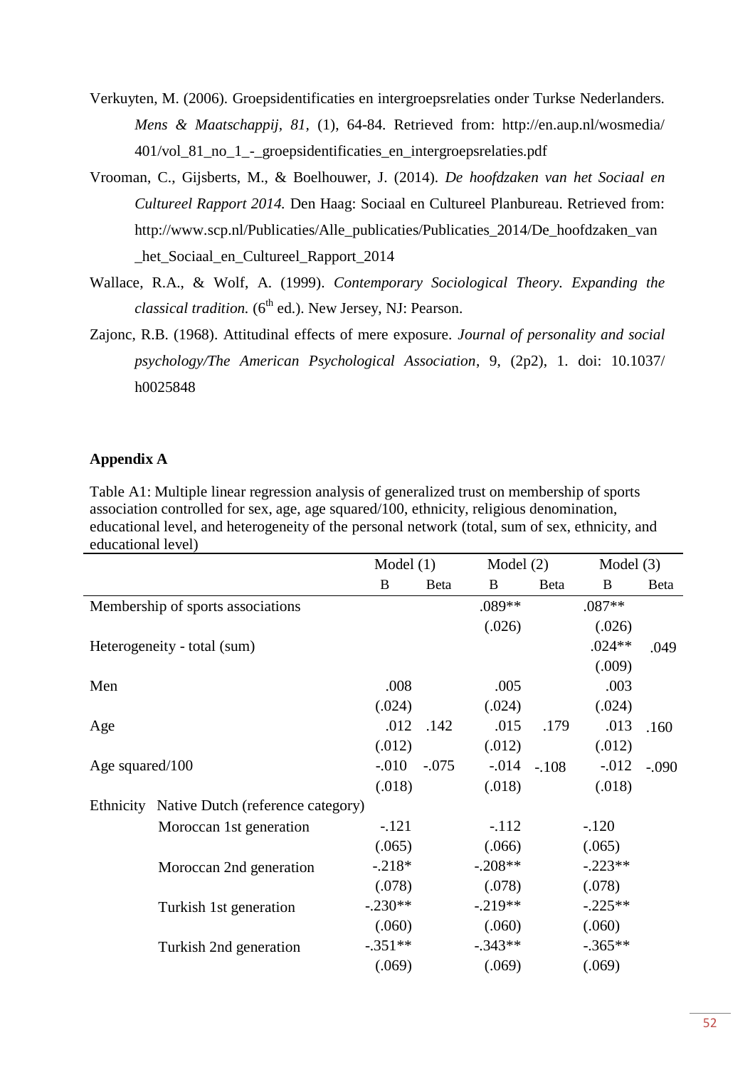Verkuyten, M. (2006). Groepsidentificaties en intergroepsrelaties onder Turkse Nederlanders. *Mens & Maatschappij, 81*, (1), 64-84. Retrieved from: http://en.aup.nl/wosmedia/401/vol_81_no_1_-_groepsidentificaties_en_intergroepsrelaties.pdf

Vrooman, C., Gijsberts, M., & Boelhouwer, J. (2014). *De hoofdzaken van het Sociaal en Cultureel Rapport 2014.* Den Haag: Sociaal en Cultureel Planbureau. Retrieved from: http://www.scp.nl/Publicaties/Alle_publicaties/Publicaties_2014/De_hoofdzaken_van_het_Sociaal_en_Cultureel_Rapport_2014

Wallace, R.A., & Wolf, A. (1999). *Contemporary Sociological Theory. Expanding the classical tradition.* (6th ed.). New Jersey, NJ: Pearson.

Zajonc, R.B. (1968). Attitudinal effects of mere exposure. *Journal of personality and social psychology/The American Psychological Association*, 9, (2p2), 1. doi: 10.1037/h0025848

## Appendix A

Table A1: Multiple linear regression analysis of generalized trust on membership of sports association controlled for sex, age, age squared/100, ethnicity, religious denomination, educational level, and heterogeneity of the personal network (total, sum of sex, ethnicity, and educational level)

| | Model (1) | | Model (2) | | Model (3) | |
|---|---|---|---|---|---|---|
| | B | Beta | B | Beta | B | Beta |
| Membership of sports associations | | | .089** | | .087** | |
| | | | (.026) | | (.026) | |
| Heterogeneity - total (sum) | | | | | .024** | .049 |
| | | | | | (.009) | |
| Men | .008 | | .005 | | .003 | |
| | (.024) | | (.024) | | (.024) | |
| Age | .012 | .142 | .015 | .179 | .013 | .160 |
| | (.012) | | (.012) | | (.012) | |
| Age squared/100 | -.010 | -.075 | -.014 | -.108 | -.012 | -.090 |
| | (.018) | | (.018) | | (.018) | |
| Ethnicity Native Dutch (reference category) | | | | | | |
| Moroccan 1st generation | -.121 | | -.112 | | -.120 | |
| | (.065) | | (.066) | | (.065) | |
| Moroccan 2nd generation | -.218* | | -.208** | | -.223** | |
| | (.078) | | (.078) | | (.078) | |
| Turkish 1st generation | -.230** | | -.219** | | -.225** | |
| | (.060) | | (.060) | | (.060) | |
| Turkish 2nd generation | -.351** | | -.343** | | -.365** | |
| | (.069) | | (.069) | | (.069) | |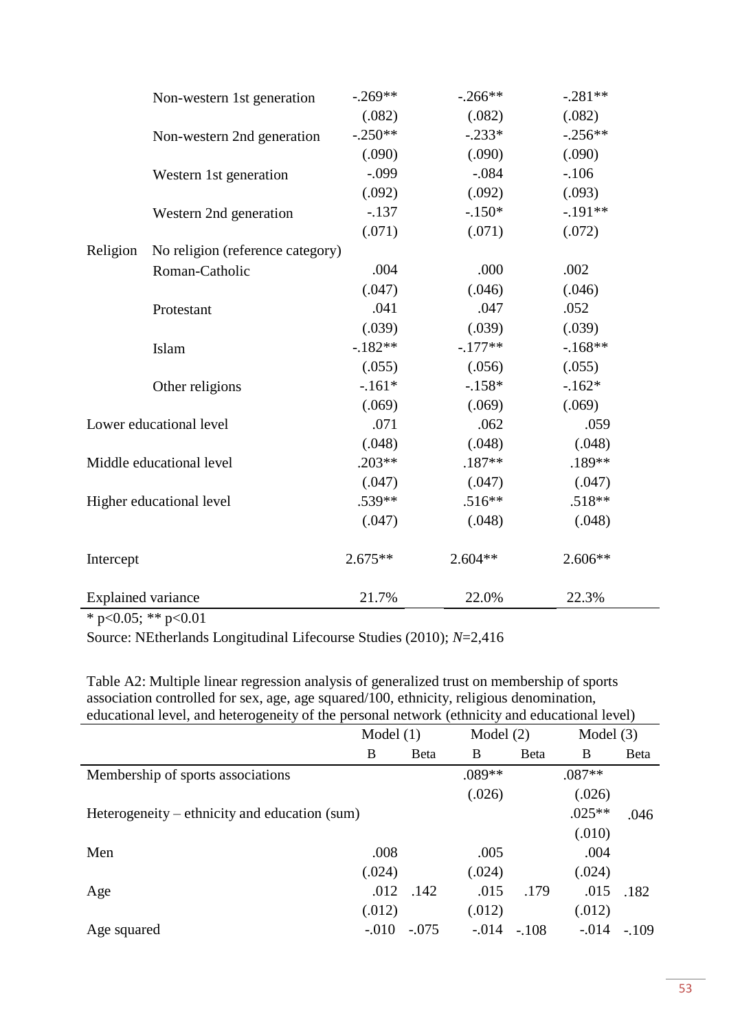| | | | | |
|---|---|---|---|---|
| | Non-western 1st generation | -.269** | -.266** | -.281** |
| | | (.082) | (.082) | (.082) |
| | Non-western 2nd generation | -.250** | -.233* | -.256** |
| | | (.090) | (.090) | (.090) |
| | Western 1st generation | -.099 | -.084 | -.106 |
| | | (.092) | (.092) | (.093) |
| | Western 2nd generation | -.137 | -.150* | -.191** |
| | | (.071) | (.071) | (.072) |
| Religion | No religion (reference category) | | | |
| | Roman-Catholic | .004 | .000 | .002 |
| | | (.047) | (.046) | (.046) |
| | Protestant | .041 | .047 | .052 |
| | | (.039) | (.039) | (.039) |
| | Islam | -.182** | -.177** | -.168** |
| | | (.055) | (.056) | (.055) |
| | Other religions | -.161* | -.158* | -.162* |
| | | (.069) | (.069) | (.069) |
| Lower educational level | | .071 | .062 | .059 |
| | | (.048) | (.048) | (.048) |
| Middle educational level | | .203** | .187** | .189** |
| | | (.047) | (.047) | (.047) |
| Higher educational level | | .539** | .516** | .518** |
| | | (.047) | (.048) | (.048) |
| Intercept | | 2.675** | 2.604** | 2.606** |
| Explained variance | | 21.7% | 22.0% | 22.3% |

* p<0.05; ** p<0.01

Source: NEtherlands Longitudinal Lifecourse Studies (2010); *N*=2,416

Table A2: Multiple linear regression analysis of generalized trust on membership of sports association controlled for sex, age, age squared/100, ethnicity, religious denomination, educational level, and heterogeneity of the personal network (ethnicity and educational level)

| | Model (1) | | Model (2) | | Model (3) | |
|---|---|---|---|---|---|---|
| | B | Beta | B | Beta | B | Beta |
| Membership of sports associations | | | .089** | | .087** | |
| | | | (.026) | | (.026) | |
| Heterogeneity – ethnicity and education (sum) | | | | | .025** | .046 |
| | | | | | (.010) | |
| Men | .008 | | .005 | | .004 | |
| | (.024) | | (.024) | | (.024) | |
| Age | .012 | .142 | .015 | .179 | .015 | .182 |
| | (.012) | | (.012) | | (.012) | |
| Age squared | -.010 | -.075 | -.014 | -.108 | -.014 | -.109 |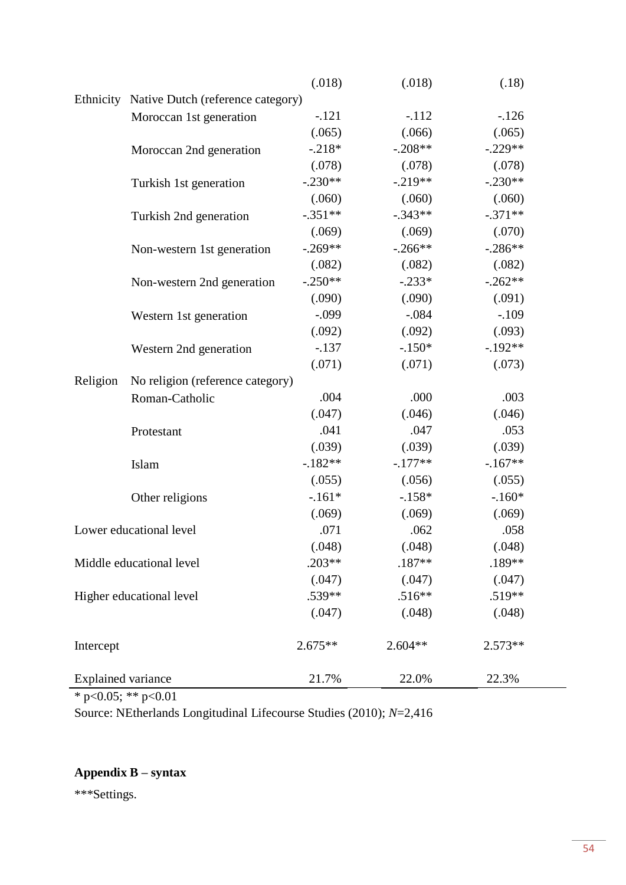| | | | | |
|---|---|---|---|---|
| | | (.018) | (.018) | (.18) |
| Ethnicity | Native Dutch (reference category) | | | |
| | Moroccan 1st generation | -.121 | -.112 | -.126 |
| | | (.065) | (.066) | (.065) |
| | Moroccan 2nd generation | -.218* | -.208** | -.229** |
| | | (.078) | (.078) | (.078) |
| | Turkish 1st generation | -.230** | -.219** | -.230** |
| | | (.060) | (.060) | (.060) |
| | Turkish 2nd generation | -.351** | -.343** | -.371** |
| | | (.069) | (.069) | (.070) |
| | Non-western 1st generation | -.269** | -.266** | -.286** |
| | | (.082) | (.082) | (.082) |
| | Non-western 2nd generation | -.250** | -.233* | -.262** |
| | | (.090) | (.090) | (.091) |
| | Western 1st generation | -.099 | -.084 | -.109 |
| | | (.092) | (.092) | (.093) |
| | Western 2nd generation | -.137 | -.150* | -.192** |
| | | (.071) | (.071) | (.073) |
| Religion | No religion (reference category) | | | |
| | Roman-Catholic | .004 | .000 | .003 |
| | | (.047) | (.046) | (.046) |
| | Protestant | .041 | .047 | .053 |
| | | (.039) | (.039) | (.039) |
| | Islam | -.182** | -.177** | -.167** |
| | | (.055) | (.056) | (.055) |
| | Other religions | -.161* | -.158* | -.160* |
| | | (.069) | (.069) | (.069) |
| Lower educational level | | .071 | .062 | .058 |
| | | (.048) | (.048) | (.048) |
| Middle educational level | | .203** | .187** | .189** |
| | | (.047) | (.047) | (.047) |
| Higher educational level | | .539** | .516** | .519** |
| | | (.047) | (.048) | (.048) |
| Intercept | | 2.675** | 2.604** | 2.573** |
| Explained variance | | 21.7% | 22.0% | 22.3% |

* p<0.05; ** p<0.01

Source: NEtherlands Longitudinal Lifecourse Studies (2010); *N*=2,416

## Appendix B – syntax

***Settings.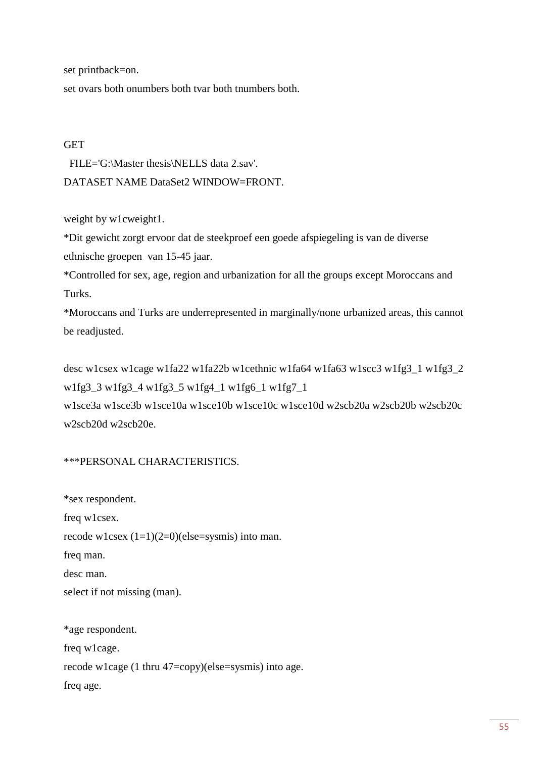```
set printback=on.
set ovars both onumbers both tvar both tnumbers both.



GET
  FILE='G:\Master thesis\NELLS data 2.sav'.
DATASET NAME DataSet2 WINDOW=FRONT.

weight by w1cweight1.
*Dit gewicht zorgt ervoor dat de steekproef een goede afspiegeling is van de diverse
ethnische groepen  van 15-45 jaar.
*Controlled for sex, age, region and urbanization for all the groups except Moroccans and
Turks.
*Moroccans and Turks are underrepresented in marginally/none urbanized areas, this cannot
be readjusted.

desc w1csex w1cage w1fa22 w1fa22b w1cethnic w1fa64 w1fa63 w1scc3 w1fg3_1 w1fg3_2
w1fg3_3 w1fg3_4 w1fg3_5 w1fg4_1 w1fg6_1 w1fg7_1
w1sce3a w1sce3b w1sce10a w1sce10b w1sce10c w1sce10d w2scb20a w2scb20b w2scb20c
w2scb20d w2scb20e.

***PERSONAL CHARACTERISTICS.

*sex respondent.
freq w1csex.
recode w1csex (1=1)(2=0)(else=sysmis) into man.
freq man.
desc man.
select if not missing (man).

*age respondent.
freq w1cage.
recode w1cage (1 thru 47=copy)(else=sysmis) into age.
freq age.
```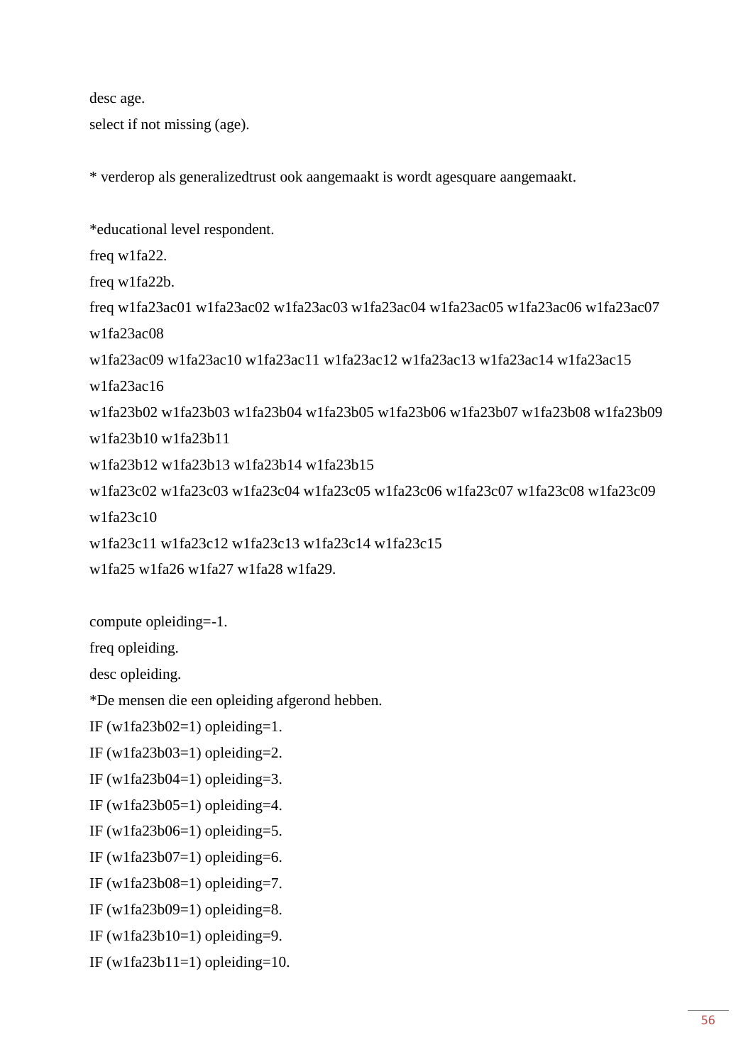```
desc age.
select if not missing (age).

* verderop als generalizedtrust ook aangemaakt is wordt agesquare aangemaakt.

*educational level respondent.
freq w1fa22.
freq w1fa22b.
freq w1fa23ac01 w1fa23ac02 w1fa23ac03 w1fa23ac04 w1fa23ac05 w1fa23ac06 w1fa23ac07
w1fa23ac08
w1fa23ac09 w1fa23ac10 w1fa23ac11 w1fa23ac12 w1fa23ac13 w1fa23ac14 w1fa23ac15
w1fa23ac16
w1fa23b02 w1fa23b03 w1fa23b04 w1fa23b05 w1fa23b06 w1fa23b07 w1fa23b08 w1fa23b09
w1fa23b10 w1fa23b11
w1fa23b12 w1fa23b13 w1fa23b14 w1fa23b15
w1fa23c02 w1fa23c03 w1fa23c04 w1fa23c05 w1fa23c06 w1fa23c07 w1fa23c08 w1fa23c09
w1fa23c10
w1fa23c11 w1fa23c12 w1fa23c13 w1fa23c14 w1fa23c15
w1fa25 w1fa26 w1fa27 w1fa28 w1fa29.

compute opleiding=-1.
freq opleiding.
desc opleiding.
*De mensen die een opleiding afgerond hebben.
IF (w1fa23b02=1) opleiding=1.
IF (w1fa23b03=1) opleiding=2.
IF (w1fa23b04=1) opleiding=3.
IF (w1fa23b05=1) opleiding=4.
IF (w1fa23b06=1) opleiding=5.
IF (w1fa23b07=1) opleiding=6.
IF (w1fa23b08=1) opleiding=7.
IF (w1fa23b09=1) opleiding=8.
IF (w1fa23b10=1) opleiding=9.
IF (w1fa23b11=1) opleiding=10.
```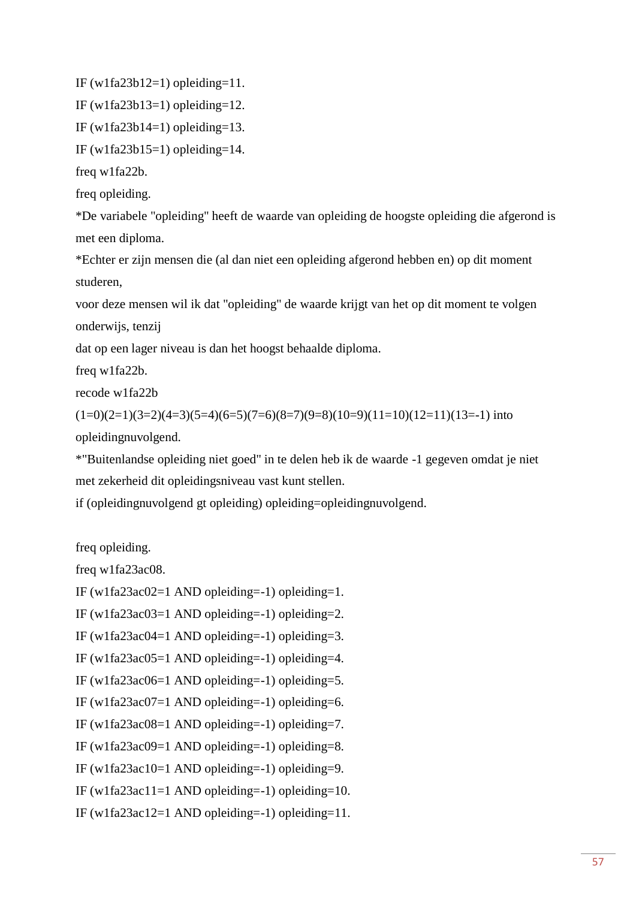```
IF (w1fa23b12=1) opleiding=11.
IF (w1fa23b13=1) opleiding=12.
IF (w1fa23b14=1) opleiding=13.
IF (w1fa23b15=1) opleiding=14.
freq w1fa22b.
freq opleiding.
*De variabele "opleiding" heeft de waarde van opleiding de hoogste opleiding die afgerond is met een diploma.
*Echter er zijn mensen die (al dan niet een opleiding afgerond hebben en) op dit moment studeren,
voor deze mensen wil ik dat "opleiding" de waarde krijgt van het op dit moment te volgen onderwijs, tenzij
dat op een lager niveau is dan het hoogst behaalde diploma.
freq w1fa22b.
recode w1fa22b
(1=0)(2=1)(3=2)(4=3)(5=4)(6=5)(7=6)(8=7)(9=8)(10=9)(11=10)(12=11)(13=-1) into opleidingnuvolgend.
*"Buitenlandse opleiding niet goed" in te delen heb ik de waarde -1 gegeven omdat je niet met zekerheid dit opleidingsniveau vast kunt stellen.
if (opleidingnuvolgend gt opleiding) opleiding=opleidingnuvolgend.

freq opleiding.
freq w1fa23ac08.
IF (w1fa23ac02=1 AND opleiding=-1) opleiding=1.
IF (w1fa23ac03=1 AND opleiding=-1) opleiding=2.
IF (w1fa23ac04=1 AND opleiding=-1) opleiding=3.
IF (w1fa23ac05=1 AND opleiding=-1) opleiding=4.
IF (w1fa23ac06=1 AND opleiding=-1) opleiding=5.
IF (w1fa23ac07=1 AND opleiding=-1) opleiding=6.
IF (w1fa23ac08=1 AND opleiding=-1) opleiding=7.
IF (w1fa23ac09=1 AND opleiding=-1) opleiding=8.
IF (w1fa23ac10=1 AND opleiding=-1) opleiding=9.
IF (w1fa23ac11=1 AND opleiding=-1) opleiding=10.
IF (w1fa23ac12=1 AND opleiding=-1) opleiding=11.
```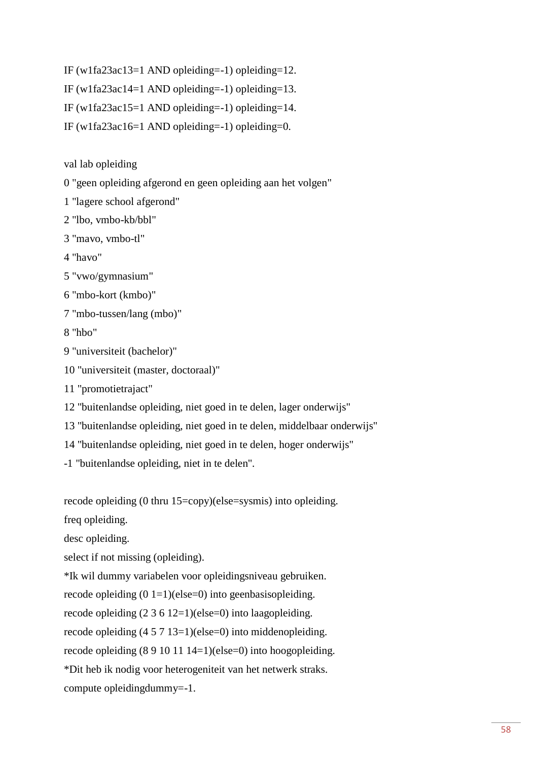```
IF (w1fa23ac13=1 AND opleiding=-1) opleiding=12.
IF (w1fa23ac14=1 AND opleiding=-1) opleiding=13.
IF (w1fa23ac15=1 AND opleiding=-1) opleiding=14.
IF (w1fa23ac16=1 AND opleiding=-1) opleiding=0.

val lab opleiding
0 "geen opleiding afgerond en geen opleiding aan het volgen"
1 "lagere school afgerond"
2 "lbo, vmbo-kb/bbl"
3 "mavo, vmbo-tl"
4 "havo"
5 "vwo/gymnasium"
6 "mbo-kort (kmbo)"
7 "mbo-tussen/lang (mbo)"
8 "hbo"
9 "universiteit (bachelor)"
10 "universiteit (master, doctoraal)"
11 "promotietraject"
12 "buitenlandse opleiding, niet goed in te delen, lager onderwijs"
13 "buitenlandse opleiding, niet goed in te delen, middelbaar onderwijs"
14 "buitenlandse opleiding, niet goed in te delen, hoger onderwijs"
-1 "buitenlandse opleiding, niet in te delen".

recode opleiding (0 thru 15=copy)(else=sysmis) into opleiding.
freq opleiding.
desc opleiding.
select if not missing (opleiding).
*Ik wil dummy variabelen voor opleidingsniveau gebruiken.
recode opleiding (0 1=1)(else=0) into geenbasisopleiding.
recode opleiding (2 3 6 12=1)(else=0) into laagopleiding.
recode opleiding (4 5 7 13=1)(else=0) into middenopleiding.
recode opleiding (8 9 10 11 14=1)(else=0) into hoogopleiding.
*Dit heb ik nodig voor heterogeniteit van het netwerk straks.
compute opleidingdummy=-1.
```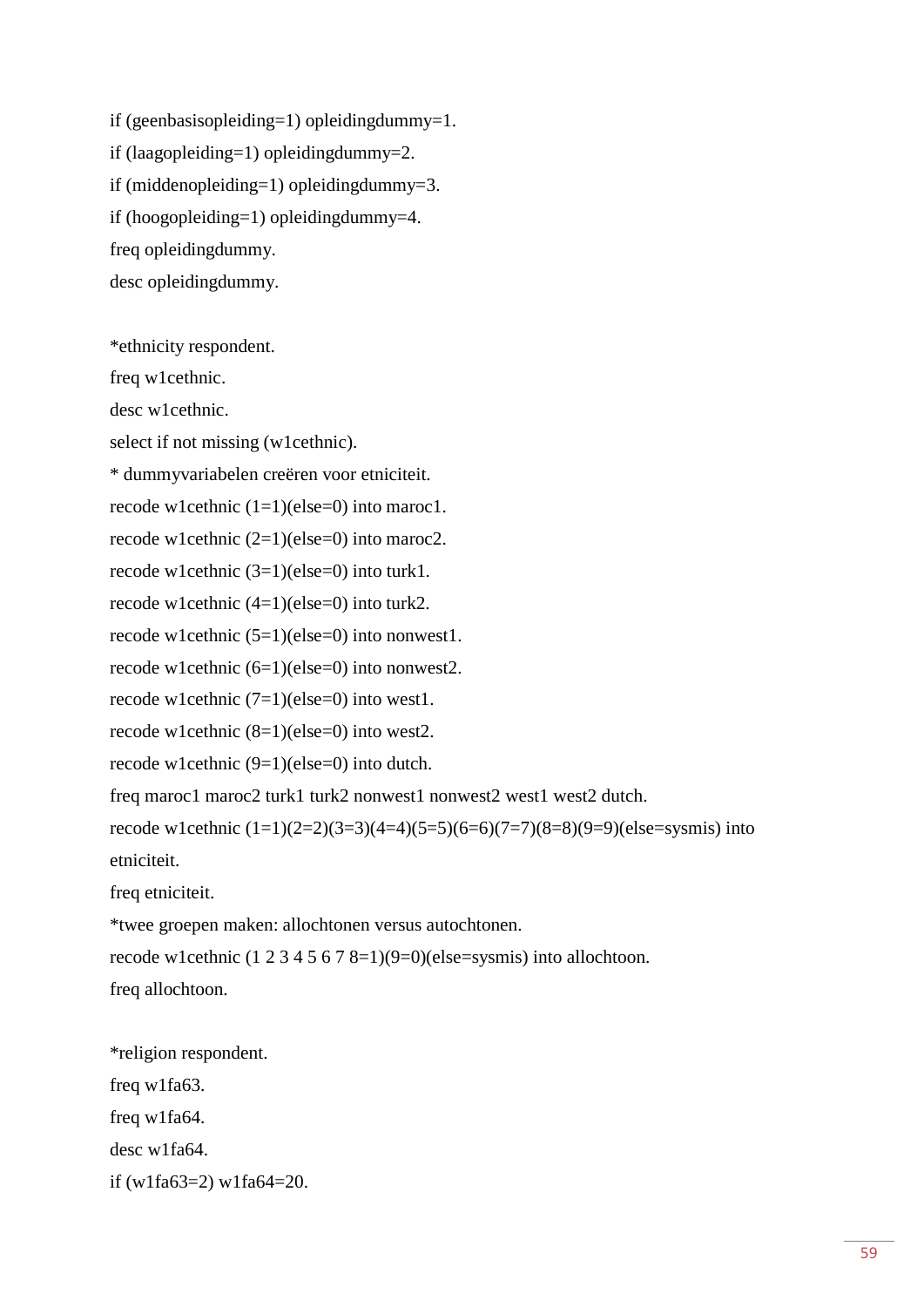```
if (geenbasisopleiding=1) opleidingdummy=1.
if (laagopleiding=1) opleidingdummy=2.
if (middenopleiding=1) opleidingdummy=3.
if (hoogopleiding=1) opleidingdummy=4.
freq opleidingdummy.
desc opleidingdummy.

*ethnicity respondent.
freq w1cethnic.
desc w1cethnic.
select if not missing (w1cethnic).
* dummyvariabelen creëren voor etniciteit.
recode w1cethnic (1=1)(else=0) into maroc1.
recode w1cethnic (2=1)(else=0) into maroc2.
recode w1cethnic (3=1)(else=0) into turk1.
recode w1cethnic (4=1)(else=0) into turk2.
recode w1cethnic (5=1)(else=0) into nonwest1.
recode w1cethnic (6=1)(else=0) into nonwest2.
recode w1cethnic (7=1)(else=0) into west1.
recode w1cethnic (8=1)(else=0) into west2.
recode w1cethnic (9=1)(else=0) into dutch.
freq maroc1 maroc2 turk1 turk2 nonwest1 nonwest2 west1 west2 dutch.
recode w1cethnic (1=1)(2=2)(3=3)(4=4)(5=5)(6=6)(7=7)(8=8)(9=9)(else=sysmis) into
etniciteit.
freq etniciteit.
*twee groepen maken: allochtonen versus autochtonen.
recode w1cethnic (1 2 3 4 5 6 7 8=1)(9=0)(else=sysmis) into allochtoon.
freq allochtoon.

*religion respondent.
freq w1fa63.
freq w1fa64.
desc w1fa64.
if (w1fa63=2) w1fa64=20.
```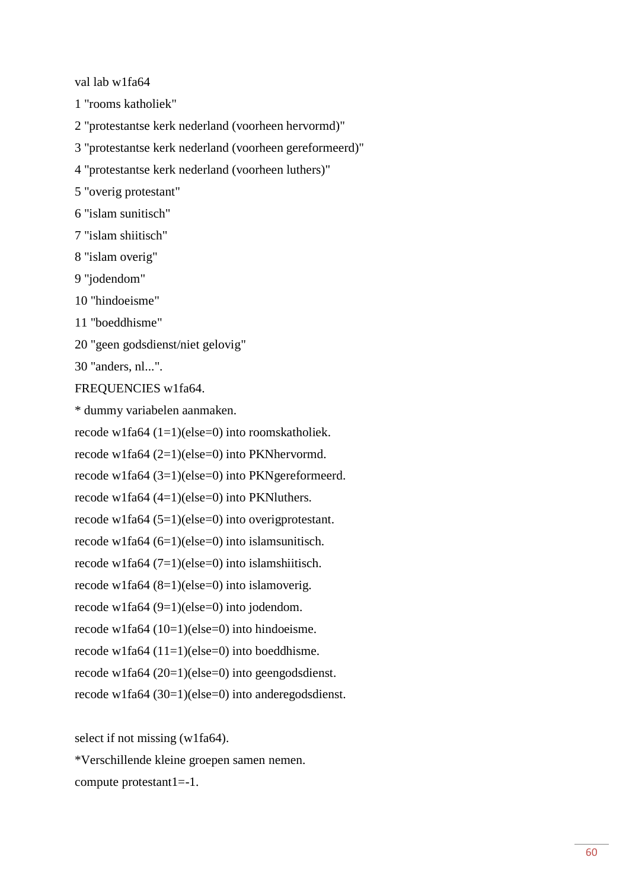```
val lab w1fa64
1 "rooms katholiek"
2 "protestantse kerk nederland (voorheen hervormd)"
3 "protestantse kerk nederland (voorheen gereformeerd)"
4 "protestantse kerk nederland (voorheen luthers)"
5 "overig protestant"
6 "islam sunitisch"
7 "islam shiitisch"
8 "islam overig"
9 "jodendom"
10 "hindoeisme"
11 "boeddhisme"
20 "geen godsdienst/niet gelovig"
30 "anders, nl...".
FREQUENCIES w1fa64.
* dummy variabelen aanmaken.
recode w1fa64 (1=1)(else=0) into roomskatholiek.
recode w1fa64 (2=1)(else=0) into PKNhervormd.
recode w1fa64 (3=1)(else=0) into PKNgereformeerd.
recode w1fa64 (4=1)(else=0) into PKNluthers.
recode w1fa64 (5=1)(else=0) into overigprotestant.
recode w1fa64 (6=1)(else=0) into islamsunitisch.
recode w1fa64 (7=1)(else=0) into islamshiitisch.
recode w1fa64 (8=1)(else=0) into islamoverig.
recode w1fa64 (9=1)(else=0) into jodendom.
recode w1fa64 (10=1)(else=0) into hindoeisme.
recode w1fa64 (11=1)(else=0) into boeddhisme.
recode w1fa64 (20=1)(else=0) into geengodsdienst.
recode w1fa64 (30=1)(else=0) into anderegodsdienst.

select if not missing (w1fa64).
*Verschillende kleine groepen samen nemen.
compute protestant1=-1.
```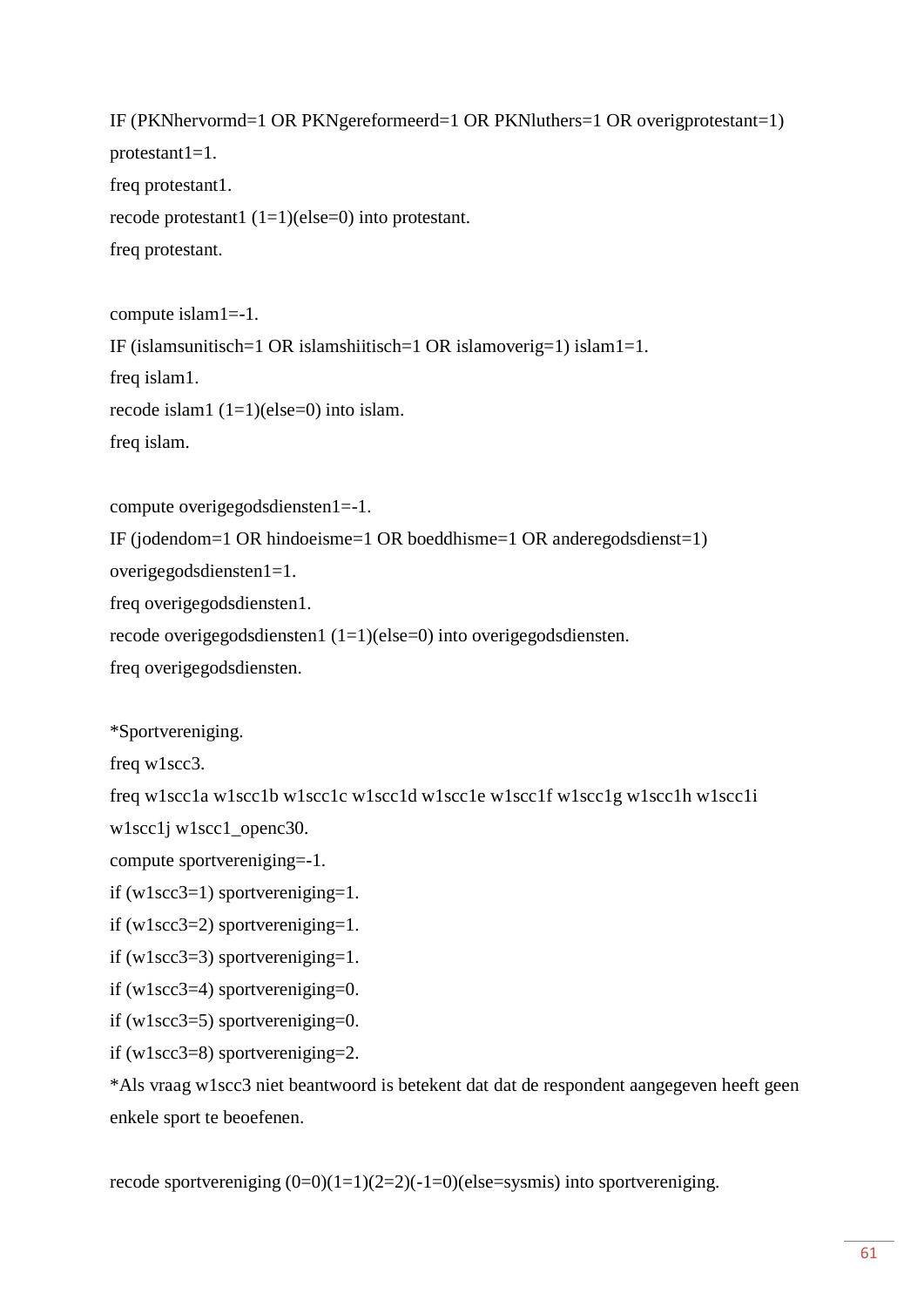```
IF (PKNhervormd=1 OR PKNgereformeerd=1 OR PKNluthers=1 OR overigprotestant=1)
protestant1=1.
freq protestant1.
recode protestant1 (1=1)(else=0) into protestant.
freq protestant.

compute islam1=-1.
IF (islamsunitisch=1 OR islamshiitisch=1 OR islamoverig=1) islam1=1.
freq islam1.
recode islam1 (1=1)(else=0) into islam.
freq islam.

compute overigegodsdiensten1=-1.
IF (jodendom=1 OR hindoeisme=1 OR boeddhisme=1 OR anderegodsdienst=1)
overigegodsdiensten1=1.
freq overigegodsdiensten1.
recode overigegodsdiensten1 (1=1)(else=0) into overigegodsdiensten.
freq overigegodsdiensten.

*Sportvereniging.
freq w1scc3.
freq w1scc1a w1scc1b w1scc1c w1scc1d w1scc1e w1scc1f w1scc1g w1scc1h w1scc1i
w1scc1j w1scc1_openc30.
compute sportvereniging=-1.
if (w1scc3=1) sportvereniging=1.
if (w1scc3=2) sportvereniging=1.
if (w1scc3=3) sportvereniging=1.
if (w1scc3=4) sportvereniging=0.
if (w1scc3=5) sportvereniging=0.
if (w1scc3=8) sportvereniging=2.
*Als vraag w1scc3 niet beantwoord is betekent dat dat de respondent aangegeven heeft geen
enkele sport te beoefenen.

recode sportvereniging (0=0)(1=1)(2=2)(-1=0)(else=sysmis) into sportvereniging.
```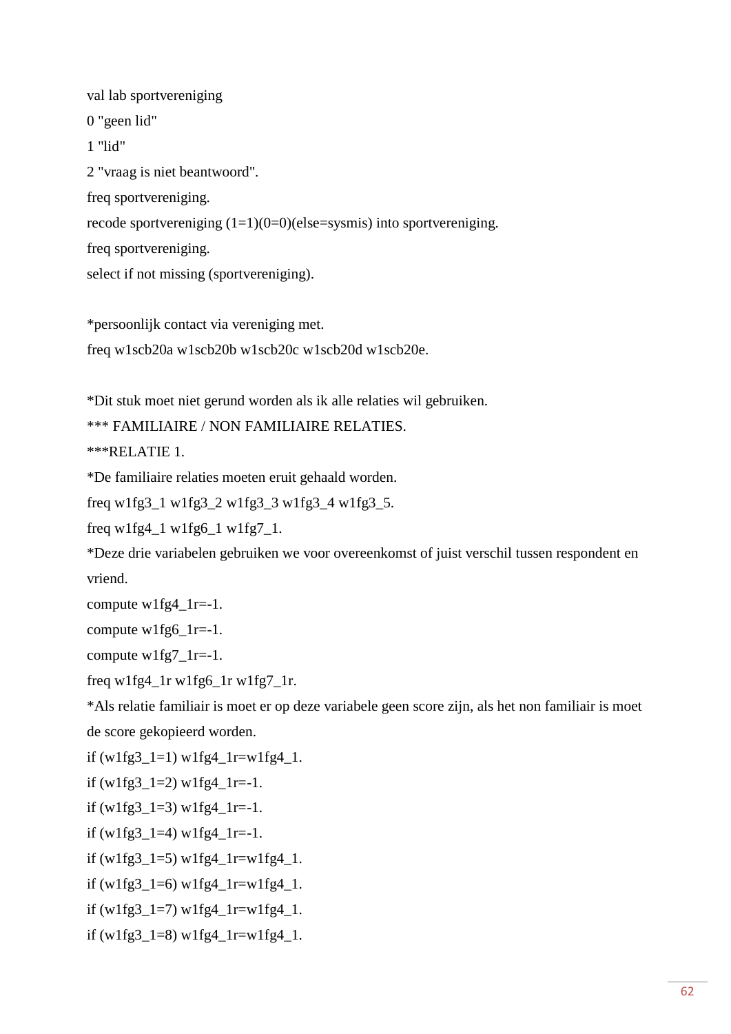```
val lab sportvereniging
0 "geen lid"
1 "lid"
2 "vraag is niet beantwoord".
freq sportvereniging.
recode sportvereniging (1=1)(0=0)(else=sysmis) into sportvereniging.
freq sportvereniging.
select if not missing (sportvereniging).

*persoonlijk contact via vereniging met.
freq w1scb20a w1scb20b w1scb20c w1scb20d w1scb20e.

*Dit stuk moet niet gerund worden als ik alle relaties wil gebruiken.
*** FAMILIAIRE / NON FAMILIAIRE RELATIES.
***RELATIE 1.
*De familiaire relaties moeten eruit gehaald worden.
freq w1fg3_1 w1fg3_2 w1fg3_3 w1fg3_4 w1fg3_5.
freq w1fg4_1 w1fg6_1 w1fg7_1.
*Deze drie variabelen gebruiken we voor overeenkomst of juist verschil tussen respondent en vriend.
compute w1fg4_1r=-1.
compute w1fg6_1r=-1.
compute w1fg7_1r=-1.
freq w1fg4_1r w1fg6_1r w1fg7_1r.
*Als relatie familiair is moet er op deze variabele geen score zijn, als het non familiair is moet de score gekopieerd worden.
if (w1fg3_1=1) w1fg4_1r=w1fg4_1.
if (w1fg3_1=2) w1fg4_1r=-1.
if (w1fg3_1=3) w1fg4_1r=-1.
if (w1fg3_1=4) w1fg4_1r=-1.
if (w1fg3_1=5) w1fg4_1r=w1fg4_1.
if (w1fg3_1=6) w1fg4_1r=w1fg4_1.
if (w1fg3_1=7) w1fg4_1r=w1fg4_1.
if (w1fg3_1=8) w1fg4_1r=w1fg4_1.
```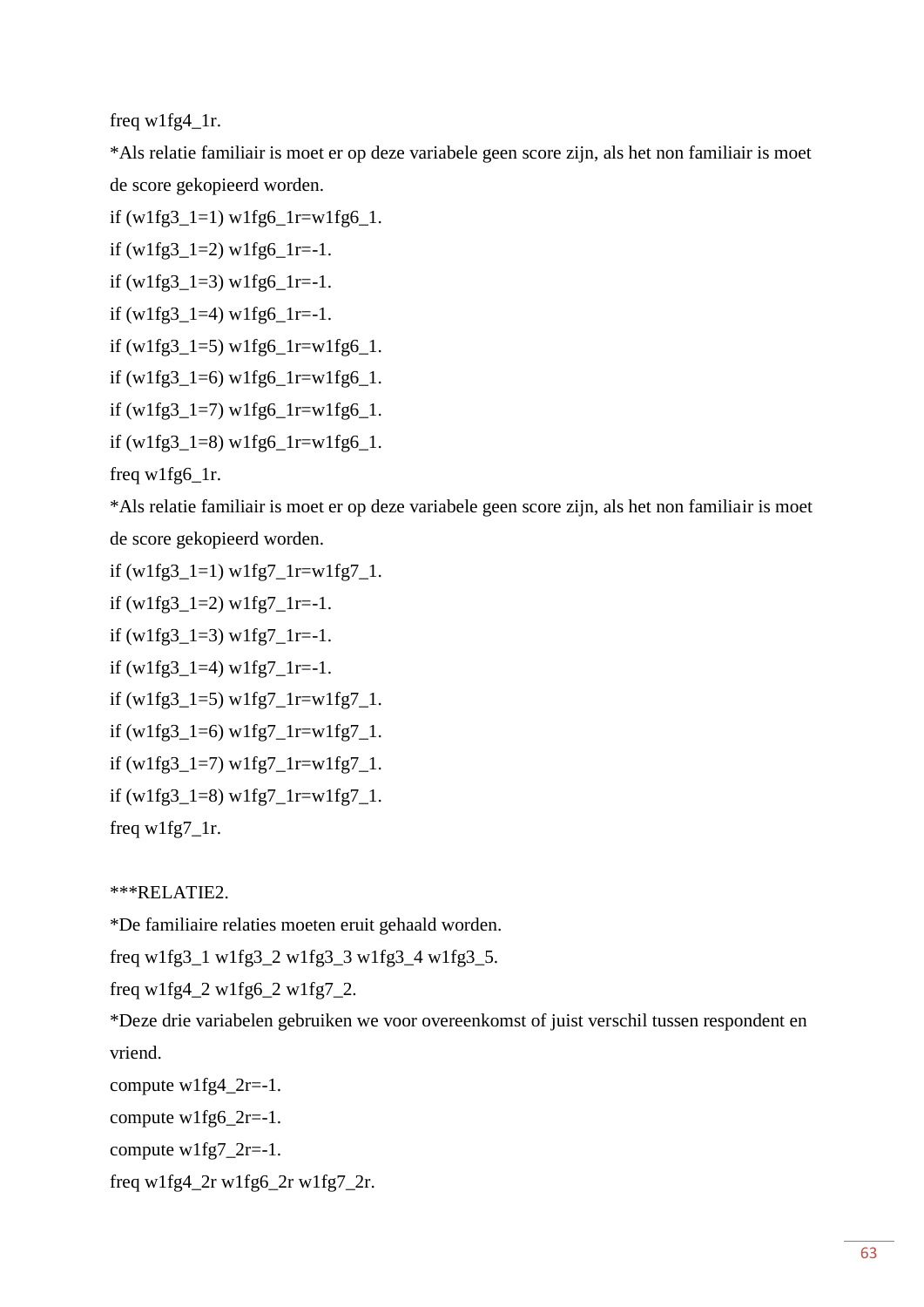freq w1fg4_1r.

*Als relatie familiair is moet er op deze variabele geen score zijn, als het non familiair is moet de score gekopieerd worden.

if (w1fg3_1=1) w1fg6_1r=w1fg6_1.

if (w1fg3_1=2) w1fg6_1r=-1.

if (w1fg3_1=3) w1fg6_1r=-1.

if (w1fg3_1=4) w1fg6_1r=-1.

if (w1fg3_1=5) w1fg6_1r=w1fg6_1.

if (w1fg3_1=6) w1fg6_1r=w1fg6_1.

if (w1fg3_1=7) w1fg6_1r=w1fg6_1.

if (w1fg3_1=8) w1fg6_1r=w1fg6_1.

freq w1fg6_1r.

*Als relatie familiair is moet er op deze variabele geen score zijn, als het non familiair is moet de score gekopieerd worden.

if (w1fg3_1=1) w1fg7_1r=w1fg7_1.

if (w1fg3_1=2) w1fg7_1r=-1.

if (w1fg3_1=3) w1fg7_1r=-1.

if (w1fg3_1=4) w1fg7_1r=-1.

if (w1fg3_1=5) w1fg7_1r=w1fg7_1.

if (w1fg3_1=6) w1fg7_1r=w1fg7_1.

if (w1fg3_1=7) w1fg7_1r=w1fg7_1.

if (w1fg3_1=8) w1fg7_1r=w1fg7_1.

freq w1fg7_1r.

***RELATIE2.

*De familiaire relaties moeten eruit gehaald worden.

freq w1fg3_1 w1fg3_2 w1fg3_3 w1fg3_4 w1fg3_5.

freq w1fg4_2 w1fg6_2 w1fg7_2.

*Deze drie variabelen gebruiken we voor overeenkomst of juist verschil tussen respondent en vriend.

compute w1fg4_2r=-1.

compute w1fg6_2r=-1.

compute w1fg7_2r=-1.

freq w1fg4_2r w1fg6_2r w1fg7_2r.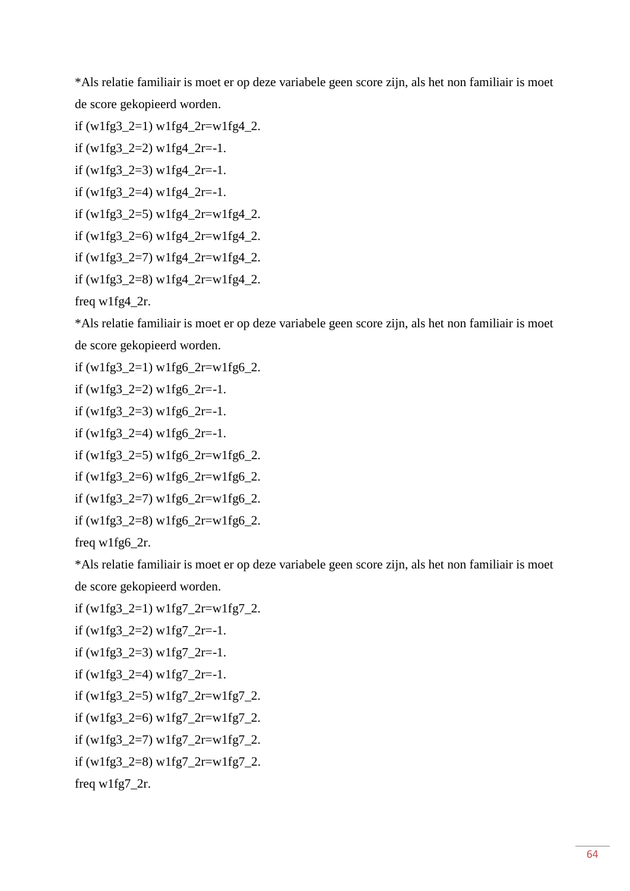```
*Als relatie familiair is moet er op deze variabele geen score zijn, als het non familiair is moet de score gekopieerd worden.
if (w1fg3_2=1) w1fg4_2r=w1fg4_2.
if (w1fg3_2=2) w1fg4_2r=-1.
if (w1fg3_2=3) w1fg4_2r=-1.
if (w1fg3_2=4) w1fg4_2r=-1.
if (w1fg3_2=5) w1fg4_2r=w1fg4_2.
if (w1fg3_2=6) w1fg4_2r=w1fg4_2.
if (w1fg3_2=7) w1fg4_2r=w1fg4_2.
if (w1fg3_2=8) w1fg4_2r=w1fg4_2.
freq w1fg4_2r.
*Als relatie familiair is moet er op deze variabele geen score zijn, als het non familiair is moet de score gekopieerd worden.
if (w1fg3_2=1) w1fg6_2r=w1fg6_2.
if (w1fg3_2=2) w1fg6_2r=-1.
if (w1fg3_2=3) w1fg6_2r=-1.
if (w1fg3_2=4) w1fg6_2r=-1.
if (w1fg3_2=5) w1fg6_2r=w1fg6_2.
if (w1fg3_2=6) w1fg6_2r=w1fg6_2.
if (w1fg3_2=7) w1fg6_2r=w1fg6_2.
if (w1fg3_2=8) w1fg6_2r=w1fg6_2.
freq w1fg6_2r.
*Als relatie familiair is moet er op deze variabele geen score zijn, als het non familiair is moet de score gekopieerd worden.
if (w1fg3_2=1) w1fg7_2r=w1fg7_2.
if (w1fg3_2=2) w1fg7_2r=-1.
if (w1fg3_2=3) w1fg7_2r=-1.
if (w1fg3_2=4) w1fg7_2r=-1.
if (w1fg3_2=5) w1fg7_2r=w1fg7_2.
if (w1fg3_2=6) w1fg7_2r=w1fg7_2.
if (w1fg3_2=7) w1fg7_2r=w1fg7_2.
if (w1fg3_2=8) w1fg7_2r=w1fg7_2.
freq w1fg7_2r.
```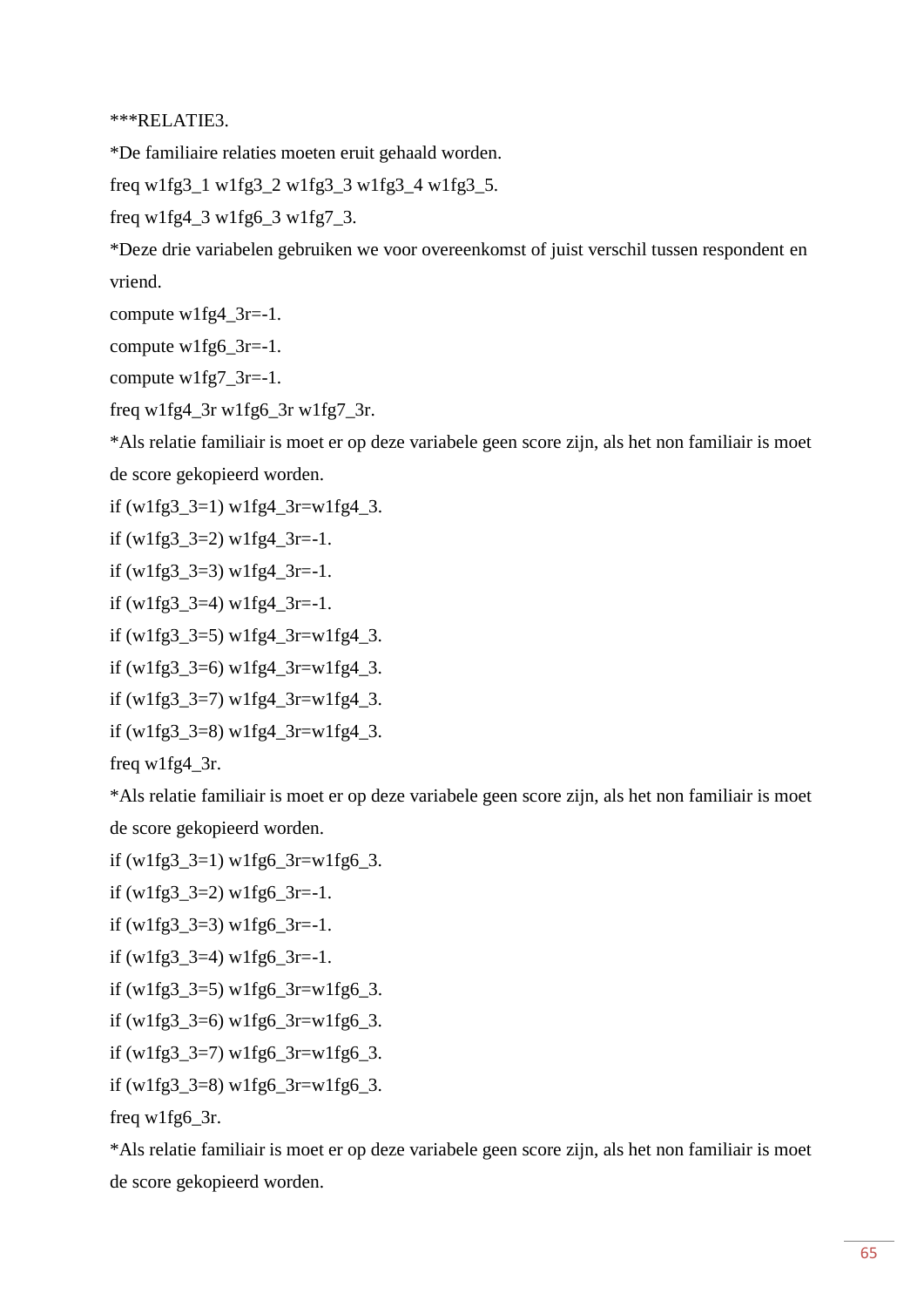***RELATIE3.

*De familiaire relaties moeten eruit gehaald worden.

freq w1fg3_1 w1fg3_2 w1fg3_3 w1fg3_4 w1fg3_5.

freq w1fg4_3 w1fg6_3 w1fg7_3.

*Deze drie variabelen gebruiken we voor overeenkomst of juist verschil tussen respondent en vriend.

compute w1fg4_3r=-1.

compute w1fg6_3r=-1.

compute w1fg7_3r=-1.

freq w1fg4_3r w1fg6_3r w1fg7_3r.

*Als relatie familiair is moet er op deze variabele geen score zijn, als het non familiair is moet de score gekopieerd worden.

if (w1fg3_3=1) w1fg4_3r=w1fg4_3.

if (w1fg3_3=2) w1fg4_3r=-1.

if (w1fg3_3=3) w1fg4_3r=-1.

if (w1fg3_3=4) w1fg4_3r=-1.

if (w1fg3_3=5) w1fg4_3r=w1fg4_3.

if (w1fg3_3=6) w1fg4_3r=w1fg4_3.

if (w1fg3_3=7) w1fg4_3r=w1fg4_3.

if (w1fg3_3=8) w1fg4_3r=w1fg4_3.

freq w1fg4_3r.

*Als relatie familiair is moet er op deze variabele geen score zijn, als het non familiair is moet de score gekopieerd worden.

if (w1fg3_3=1) w1fg6_3r=w1fg6_3.

if (w1fg3_3=2) w1fg6_3r=-1.

if (w1fg3_3=3) w1fg6_3r=-1.

if (w1fg3_3=4) w1fg6_3r=-1.

if (w1fg3_3=5) w1fg6_3r=w1fg6_3.

if (w1fg3_3=6) w1fg6_3r=w1fg6_3.

if (w1fg3_3=7) w1fg6_3r=w1fg6_3.

if (w1fg3_3=8) w1fg6_3r=w1fg6_3.

freq w1fg6_3r.

*Als relatie familiair is moet er op deze variabele geen score zijn, als het non familiair is moet de score gekopieerd worden.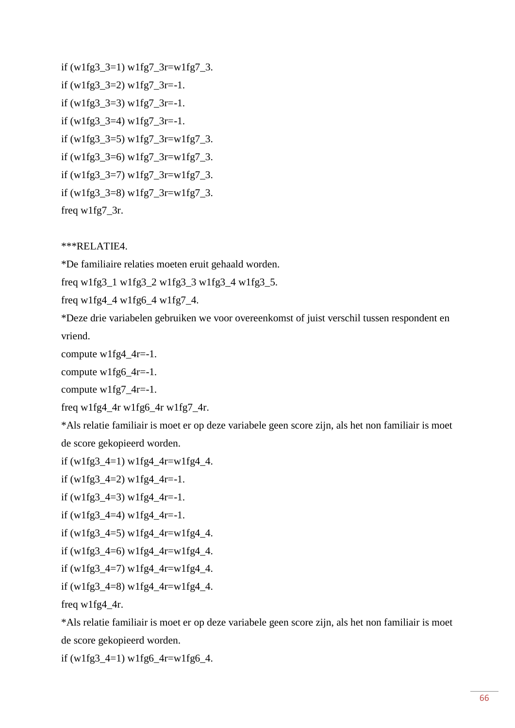```
if (w1fg3_3=1) w1fg7_3r=w1fg7_3.
if (w1fg3_3=2) w1fg7_3r=-1.
if (w1fg3_3=3) w1fg7_3r=-1.
if (w1fg3_3=4) w1fg7_3r=-1.
if (w1fg3_3=5) w1fg7_3r=w1fg7_3.
if (w1fg3_3=6) w1fg7_3r=w1fg7_3.
if (w1fg3_3=7) w1fg7_3r=w1fg7_3.
if (w1fg3_3=8) w1fg7_3r=w1fg7_3.
freq w1fg7_3r.

***RELATIE4.
*De familiaire relaties moeten eruit gehaald worden.
freq w1fg3_1 w1fg3_2 w1fg3_3 w1fg3_4 w1fg3_5.
freq w1fg4_4 w1fg6_4 w1fg7_4.
*Deze drie variabelen gebruiken we voor overeenkomst of juist verschil tussen respondent en vriend.
compute w1fg4_4r=-1.
compute w1fg6_4r=-1.
compute w1fg7_4r=-1.
freq w1fg4_4r w1fg6_4r w1fg7_4r.
*Als relatie familiair is moet er op deze variabele geen score zijn, als het non familiair is moet de score gekopieerd worden.
if (w1fg3_4=1) w1fg4_4r=w1fg4_4.
if (w1fg3_4=2) w1fg4_4r=-1.
if (w1fg3_4=3) w1fg4_4r=-1.
if (w1fg3_4=4) w1fg4_4r=-1.
if (w1fg3_4=5) w1fg4_4r=w1fg4_4.
if (w1fg3_4=6) w1fg4_4r=w1fg4_4.
if (w1fg3_4=7) w1fg4_4r=w1fg4_4.
if (w1fg3_4=8) w1fg4_4r=w1fg4_4.
freq w1fg4_4r.
*Als relatie familiair is moet er op deze variabele geen score zijn, als het non familiair is moet de score gekopieerd worden.
if (w1fg3_4=1) w1fg6_4r=w1fg6_4.
```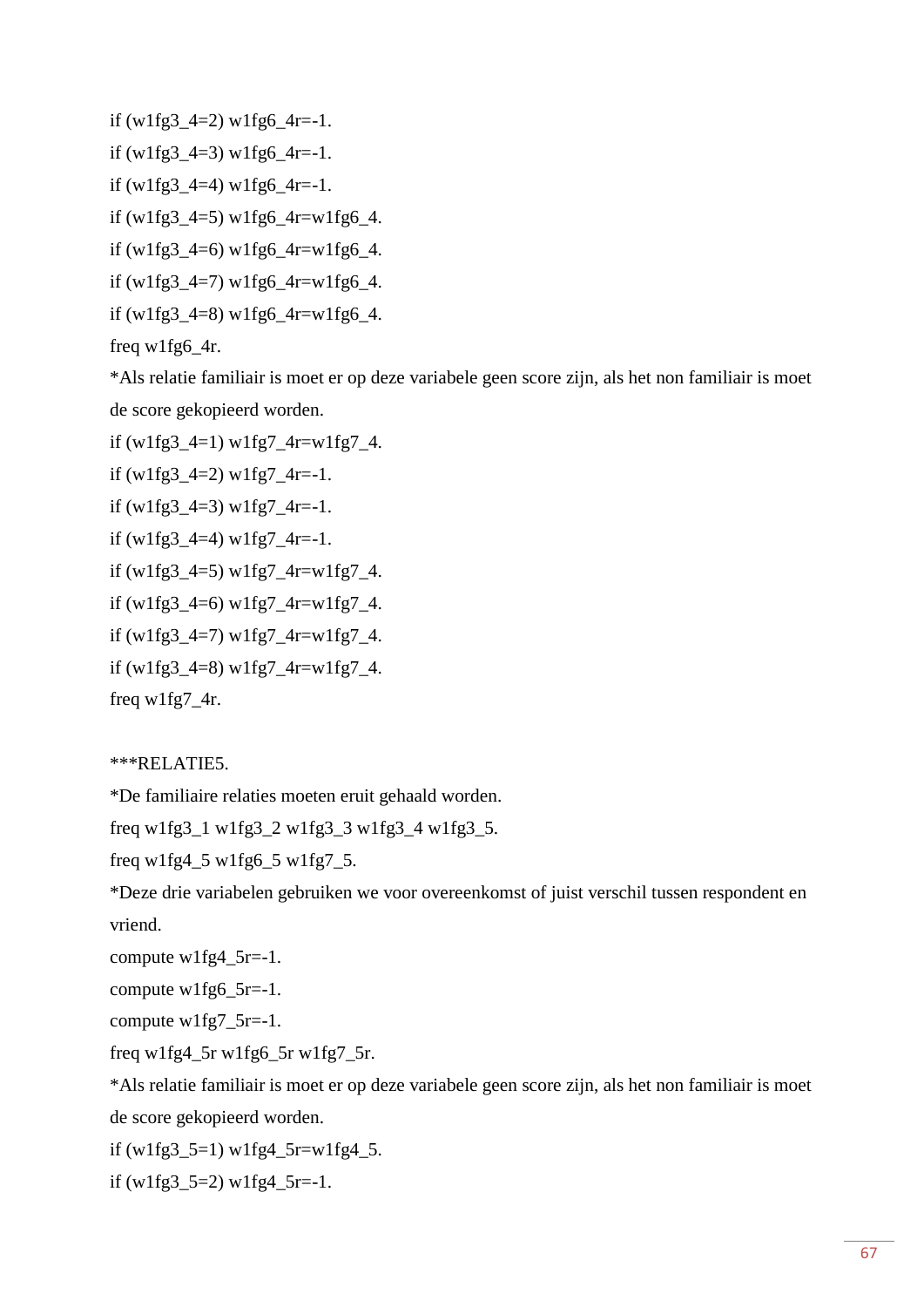```
if (w1fg3_4=2) w1fg6_4r=-1.
if (w1fg3_4=3) w1fg6_4r=-1.
if (w1fg3_4=4) w1fg6_4r=-1.
if (w1fg3_4=5) w1fg6_4r=w1fg6_4.
if (w1fg3_4=6) w1fg6_4r=w1fg6_4.
if (w1fg3_4=7) w1fg6_4r=w1fg6_4.
if (w1fg3_4=8) w1fg6_4r=w1fg6_4.
freq w1fg6_4r.
*Als relatie familiair is moet er op deze variabele geen score zijn, als het non familiair is moet de score gekopieerd worden.
if (w1fg3_4=1) w1fg7_4r=w1fg7_4.
if (w1fg3_4=2) w1fg7_4r=-1.
if (w1fg3_4=3) w1fg7_4r=-1.
if (w1fg3_4=4) w1fg7_4r=-1.
if (w1fg3_4=5) w1fg7_4r=w1fg7_4.
if (w1fg3_4=6) w1fg7_4r=w1fg7_4.
if (w1fg3_4=7) w1fg7_4r=w1fg7_4.
if (w1fg3_4=8) w1fg7_4r=w1fg7_4.
freq w1fg7_4r.

***RELATIE5.
*De familiaire relaties moeten eruit gehaald worden.
freq w1fg3_1 w1fg3_2 w1fg3_3 w1fg3_4 w1fg3_5.
freq w1fg4_5 w1fg6_5 w1fg7_5.
*Deze drie variabelen gebruiken we voor overeenkomst of juist verschil tussen respondent en vriend.
compute w1fg4_5r=-1.
compute w1fg6_5r=-1.
compute w1fg7_5r=-1.
freq w1fg4_5r w1fg6_5r w1fg7_5r.
*Als relatie familiair is moet er op deze variabele geen score zijn, als het non familiair is moet de score gekopieerd worden.
if (w1fg3_5=1) w1fg4_5r=w1fg4_5.
if (w1fg3_5=2) w1fg4_5r=-1.
```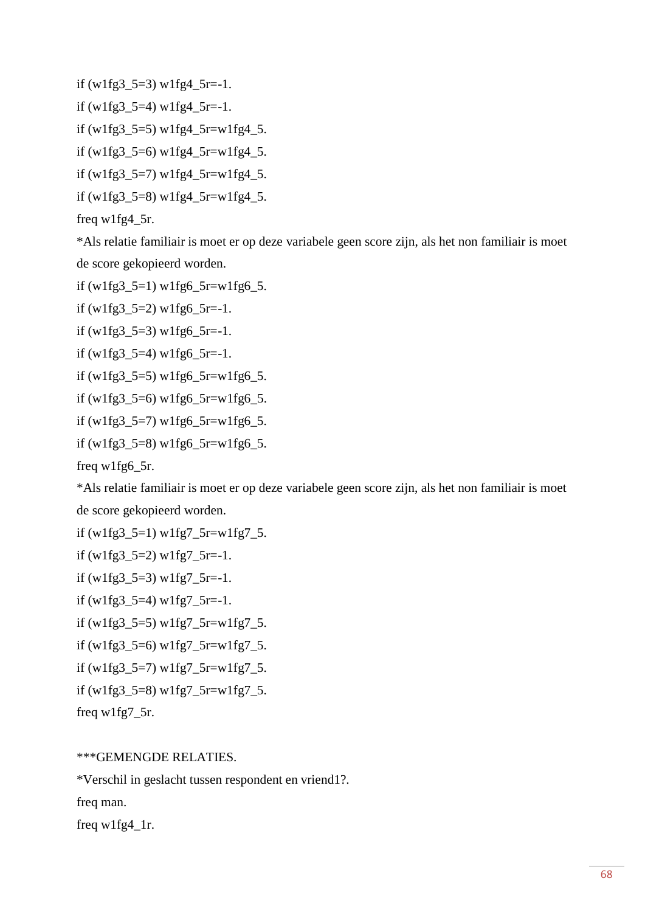```
if (w1fg3_5=3) w1fg4_5r=-1.
if (w1fg3_5=4) w1fg4_5r=-1.
if (w1fg3_5=5) w1fg4_5r=w1fg4_5.
if (w1fg3_5=6) w1fg4_5r=w1fg4_5.
if (w1fg3_5=7) w1fg4_5r=w1fg4_5.
if (w1fg3_5=8) w1fg4_5r=w1fg4_5.
freq w1fg4_5r.
*Als relatie familiair is moet er op deze variabele geen score zijn, als het non familiair is moet de score gekopieerd worden.
if (w1fg3_5=1) w1fg6_5r=w1fg6_5.
if (w1fg3_5=2) w1fg6_5r=-1.
if (w1fg3_5=3) w1fg6_5r=-1.
if (w1fg3_5=4) w1fg6_5r=-1.
if (w1fg3_5=5) w1fg6_5r=w1fg6_5.
if (w1fg3_5=6) w1fg6_5r=w1fg6_5.
if (w1fg3_5=7) w1fg6_5r=w1fg6_5.
if (w1fg3_5=8) w1fg6_5r=w1fg6_5.
freq w1fg6_5r.
*Als relatie familiair is moet er op deze variabele geen score zijn, als het non familiair is moet de score gekopieerd worden.
if (w1fg3_5=1) w1fg7_5r=w1fg7_5.
if (w1fg3_5=2) w1fg7_5r=-1.
if (w1fg3_5=3) w1fg7_5r=-1.
if (w1fg3_5=4) w1fg7_5r=-1.
if (w1fg3_5=5) w1fg7_5r=w1fg7_5.
if (w1fg3_5=6) w1fg7_5r=w1fg7_5.
if (w1fg3_5=7) w1fg7_5r=w1fg7_5.
if (w1fg3_5=8) w1fg7_5r=w1fg7_5.
freq w1fg7_5r.

***GEMENGDE RELATIES.
*Verschil in geslacht tussen respondent en vriend1?.
freq man.
freq w1fg4_1r.
```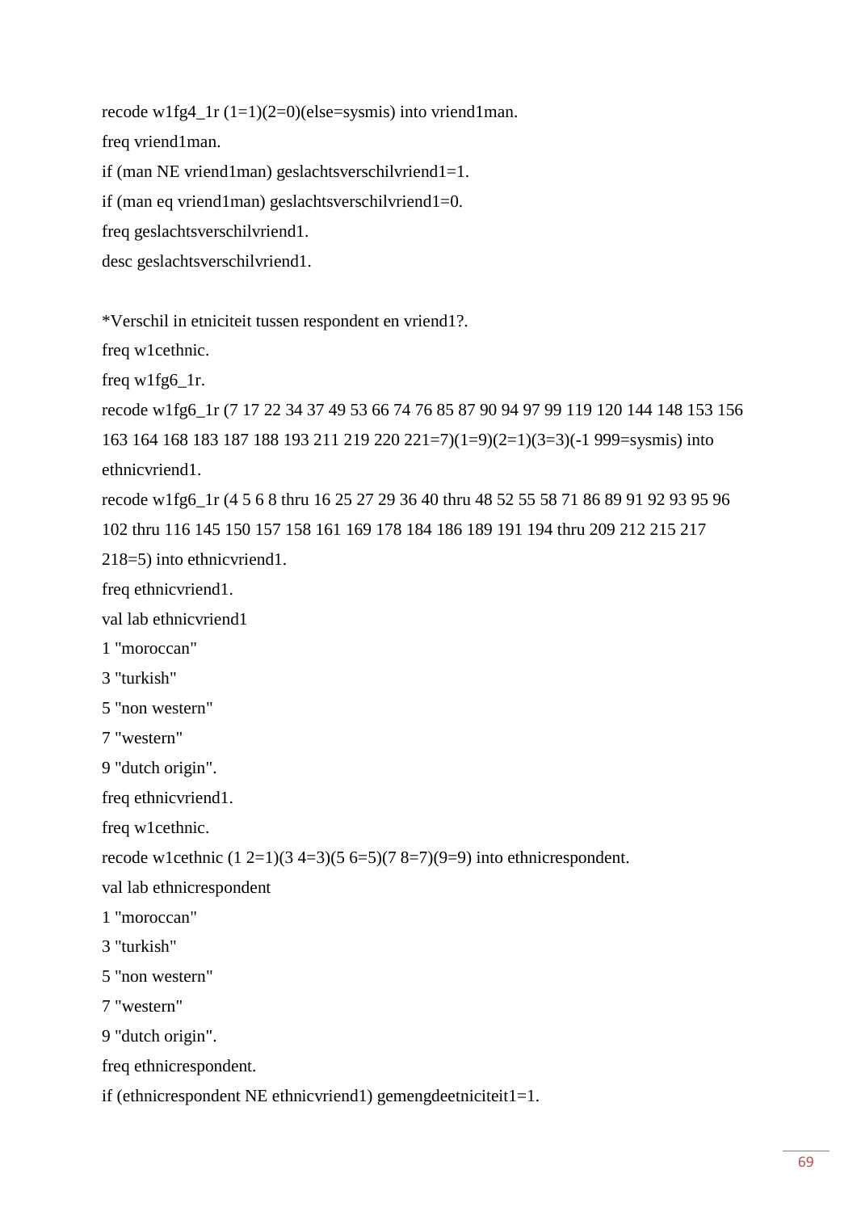```
recode w1fg4_1r (1=1)(2=0)(else=sysmis) into vriend1man.
freq vriend1man.
if (man NE vriend1man) geslachtsverschilvriend1=1.
if (man eq vriend1man) geslachtsverschilvriend1=0.
freq geslachtsverschilvriend1.
desc geslachtsverschilvriend1.

*Verschil in etniciteit tussen respondent en vriend1?.
freq w1cethnic.
freq w1fg6_1r.
recode w1fg6_1r (7 17 22 34 37 49 53 66 74 76 85 87 90 94 97 99 119 120 144 148 153 156
163 164 168 183 187 188 193 211 219 220 221=7)(1=9)(2=1)(3=3)(-1 999=sysmis) into
ethnicvriend1.
recode w1fg6_1r (4 5 6 8 thru 16 25 27 29 36 40 thru 48 52 55 58 71 86 89 91 92 93 95 96
102 thru 116 145 150 157 158 161 169 178 184 186 189 191 194 thru 209 212 215 217
218=5) into ethnicvriend1.
freq ethnicvriend1.
val lab ethnicvriend1
1 "moroccan"
3 "turkish"
5 "non western"
7 "western"
9 "dutch origin".
freq ethnicvriend1.
freq w1cethnic.
recode w1cethnic (1 2=1)(3 4=3)(5 6=5)(7 8=7)(9=9) into ethnicrespondent.
val lab ethnicrespondent
1 "moroccan"
3 "turkish"
5 "non western"
7 "western"
9 "dutch origin".
freq ethnicrespondent.
if (ethnicrespondent NE ethnicvriend1) gemengdeetniciteit1=1.
```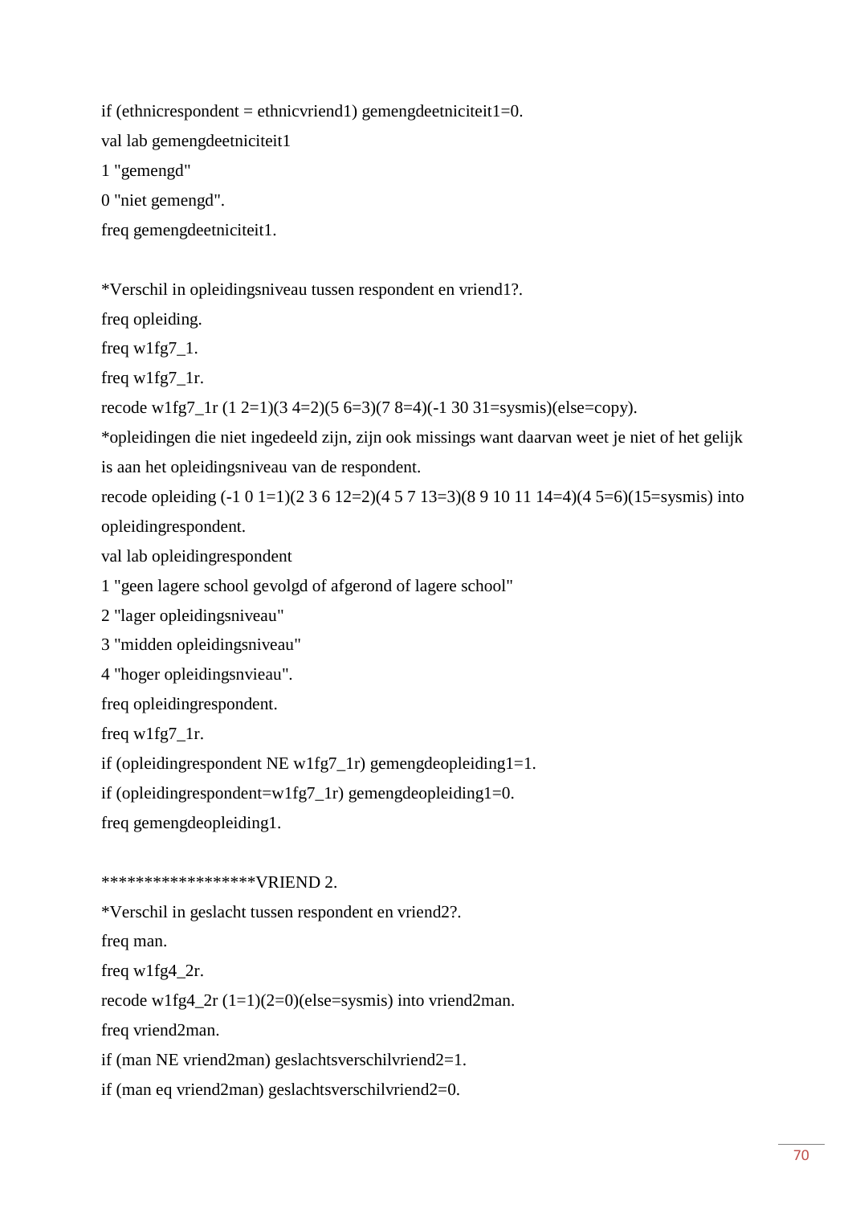```
if (ethnicrespondent = ethnicvriend1) gemengdeetniciteit1=0.
val lab gemengdeetniciteit1
1 "gemengd"
0 "niet gemengd".
freq gemengdeetniciteit1.

*Verschil in opleidingsniveau tussen respondent en vriend1?.
freq opleiding.
freq w1fg7_1.
freq w1fg7_1r.
recode w1fg7_1r (1 2=1)(3 4=2)(5 6=3)(7 8=4)(-1 30 31=sysmis)(else=copy).
*opleidingen die niet ingedeeld zijn, zijn ook missings want daarvan weet je niet of het gelijk is aan het opleidingsniveau van de respondent.
recode opleiding (-1 0 1=1)(2 3 6 12=2)(4 5 7 13=3)(8 9 10 11 14=4)(4 5=6)(15=sysmis) into opleidingrespondent.
val lab opleidingrespondent
1 "geen lagere school gevolgd of afgerond of lagere school"
2 "lager opleidingsniveau"
3 "midden opleidingsniveau"
4 "hoger opleidingsnvieau".
freq opleidingrespondent.
freq w1fg7_1r.
if (opleidingrespondent NE w1fg7_1r) gemengdeopleiding1=1.
if (opleidingrespondent=w1fg7_1r) gemengdeopleiding1=0.
freq gemengdeopleiding1.

******************VRIEND 2.
*Verschil in geslacht tussen respondent en vriend2?.
freq man.
freq w1fg4_2r.
recode w1fg4_2r (1=1)(2=0)(else=sysmis) into vriend2man.
freq vriend2man.
if (man NE vriend2man) geslachtsverschilvriend2=1.
if (man eq vriend2man) geslachtsverschilvriend2=0.
```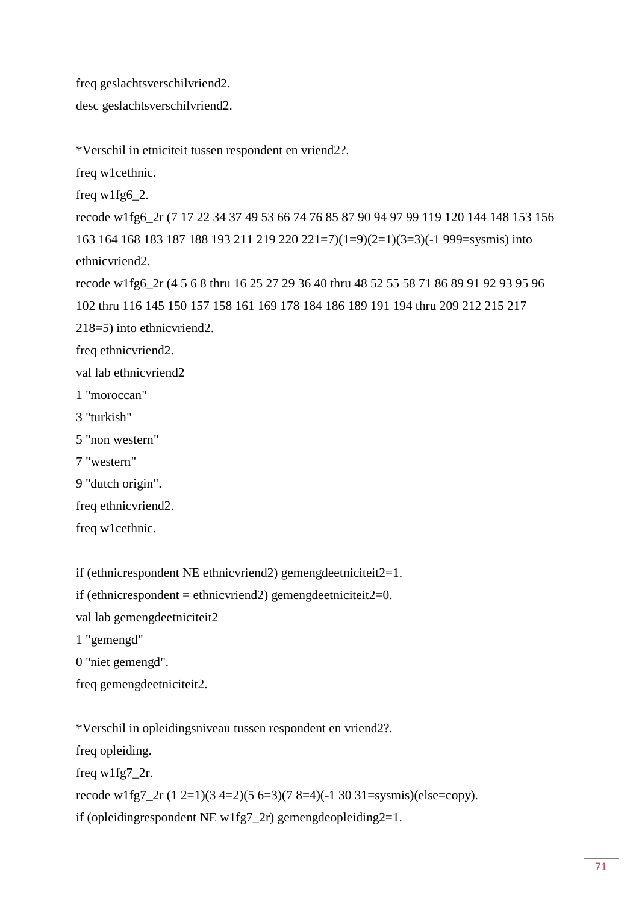```
freq geslachtsverschilvriend2.
desc geslachtsverschilvriend2.

*Verschil in etniciteit tussen respondent en vriend2?.
freq w1cethnic.
freq w1fg6_2.
recode w1fg6_2r (7 17 22 34 37 49 53 66 74 76 85 87 90 94 97 99 119 120 144 148 153 156
163 164 168 183 187 188 193 211 219 220 221=7)(1=9)(2=1)(3=3)(-1 999=sysmis) into
ethnicvriend2.
recode w1fg6_2r (4 5 6 8 thru 16 25 27 29 36 40 thru 48 52 55 58 71 86 89 91 92 93 95 96
102 thru 116 145 150 157 158 161 169 178 184 186 189 191 194 thru 209 212 215 217
218=5) into ethnicvriend2.
freq ethnicvriend2.
val lab ethnicvriend2
1 "moroccan"
3 "turkish"
5 "non western"
7 "western"
9 "dutch origin".
freq ethnicvriend2.
freq w1cethnic.

if (ethnicrespondent NE ethnicvriend2) gemengdeetniciteit2=1.
if (ethnicrespondent = ethnicvriend2) gemengdeetniciteit2=0.
val lab gemengdeetniciteit2
1 "gemengd"
0 "niet gemengd".
freq gemengdeetniciteit2.

*Verschil in opleidingsniveau tussen respondent en vriend2?.
freq opleiding.
freq w1fg7_2r.
recode w1fg7_2r (1 2=1)(3 4=2)(5 6=3)(7 8=4)(-1 30 31=sysmis)(else=copy).
if (opleidingrespondent NE w1fg7_2r) gemengdeopleiding2=1.
```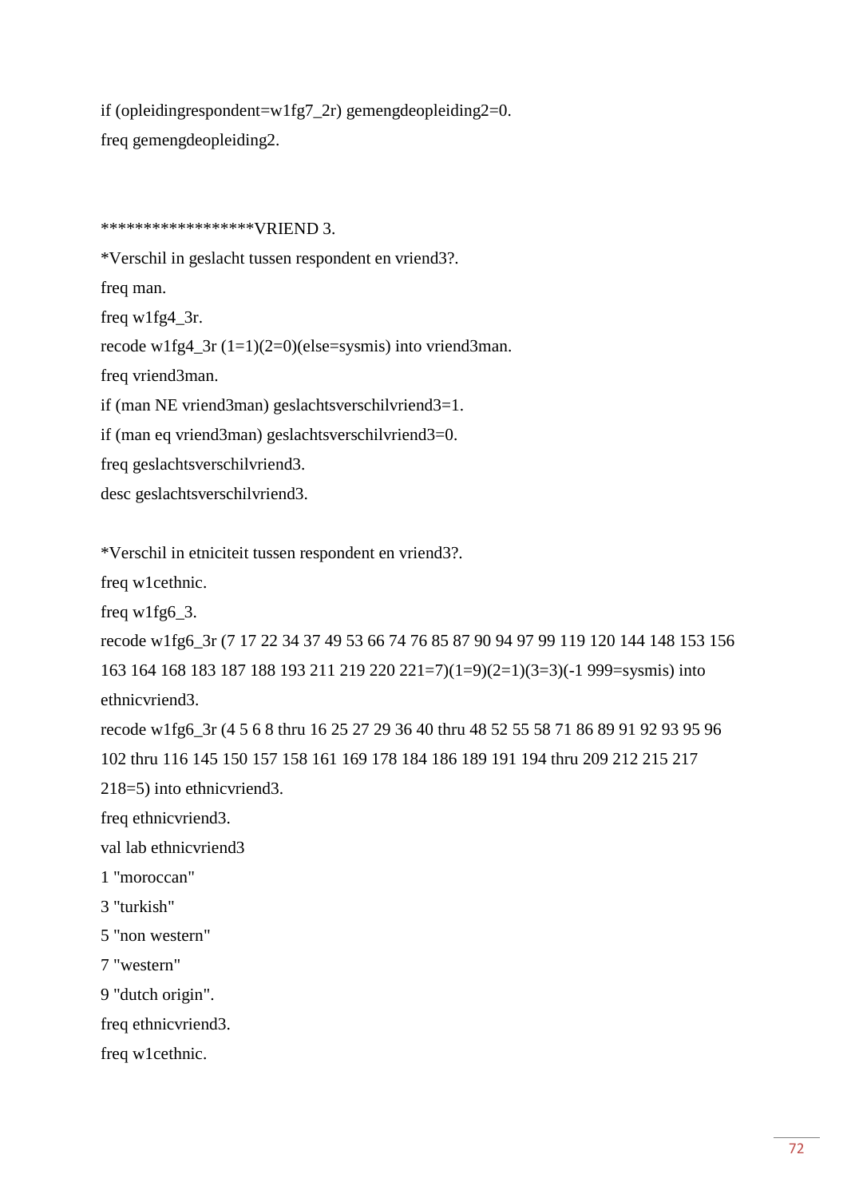```
if (opleidingrespondent=w1fg7_2r) gemengdeopleiding2=0.
freq gemengdeopleiding2.


******************VRIEND 3.
*Verschil in geslacht tussen respondent en vriend3?.
freq man.
freq w1fg4_3r.
recode w1fg4_3r (1=1)(2=0)(else=sysmis) into vriend3man.
freq vriend3man.
if (man NE vriend3man) geslachtsverschilvriend3=1.
if (man eq vriend3man) geslachtsverschilvriend3=0.
freq geslachtsverschilvriend3.
desc geslachtsverschilvriend3.

*Verschil in etniciteit tussen respondent en vriend3?.
freq w1cethnic.
freq w1fg6_3.
recode w1fg6_3r (7 17 22 34 37 49 53 66 74 76 85 87 90 94 97 99 119 120 144 148 153 156
163 164 168 183 187 188 193 211 219 220 221=7)(1=9)(2=1)(3=3)(-1 999=sysmis) into
ethnicvriend3.
recode w1fg6_3r (4 5 6 8 thru 16 25 27 29 36 40 thru 48 52 55 58 71 86 89 91 92 93 95 96
102 thru 116 145 150 157 158 161 169 178 184 186 189 191 194 thru 209 212 215 217
218=5) into ethnicvriend3.
freq ethnicvriend3.
val lab ethnicvriend3
1 "moroccan"
3 "turkish"
5 "non western"
7 "western"
9 "dutch origin".
freq ethnicvriend3.
freq w1cethnic.
```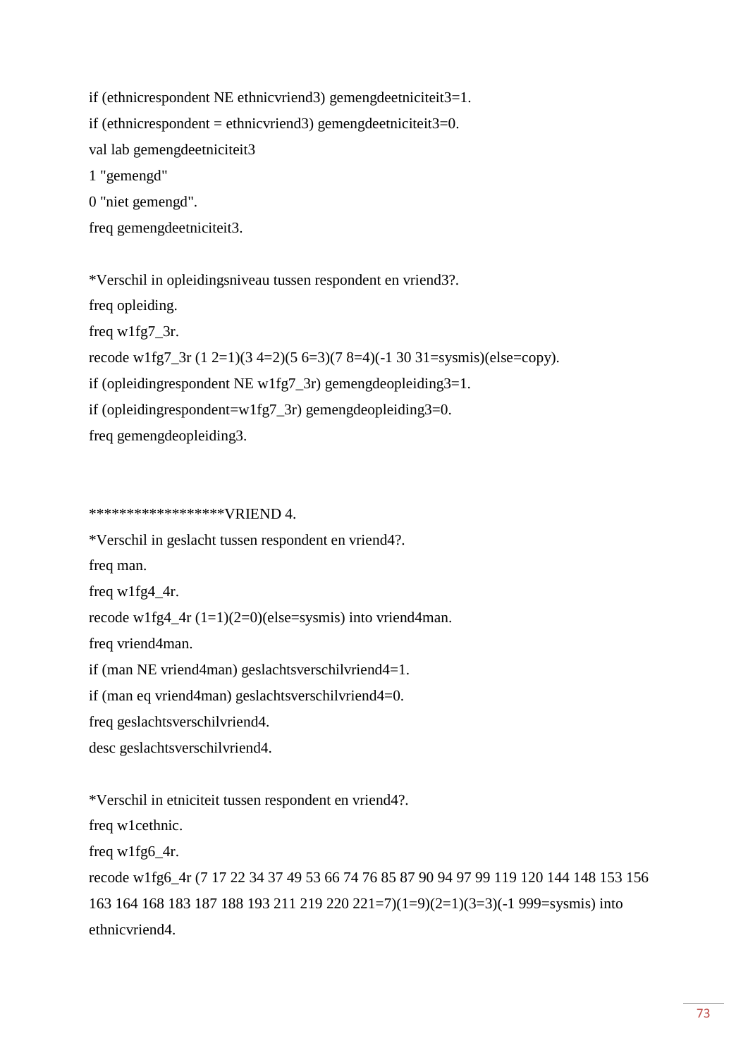```
if (ethnicrespondent NE ethnicvriend3) gemengdeetniciteit3=1.
if (ethnicrespondent = ethnicvriend3) gemengdeetniciteit3=0.
val lab gemengdeetniciteit3
1 "gemengd"
0 "niet gemengd".
freq gemengdeetniciteit3.

*Verschil in opleidingsniveau tussen respondent en vriend3?.
freq opleiding.
freq w1fg7_3r.
recode w1fg7_3r (1 2=1)(3 4=2)(5 6=3)(7 8=4)(-1 30 31=sysmis)(else=copy).
if (opleidingrespondent NE w1fg7_3r) gemengdeopleiding3=1.
if (opleidingrespondent=w1fg7_3r) gemengdeopleiding3=0.
freq gemengdeopleiding3.


******************VRIEND 4.
*Verschil in geslacht tussen respondent en vriend4?.
freq man.
freq w1fg4_4r.
recode w1fg4_4r (1=1)(2=0)(else=sysmis) into vriend4man.
freq vriend4man.
if (man NE vriend4man) geslachtsverschilvriend4=1.
if (man eq vriend4man) geslachtsverschilvriend4=0.
freq geslachtsverschilvriend4.
desc geslachtsverschilvriend4.

*Verschil in etniciteit tussen respondent en vriend4?.
freq w1cethnic.
freq w1fg6_4r.
recode w1fg6_4r (7 17 22 34 37 49 53 66 74 76 85 87 90 94 97 99 119 120 144 148 153 156
163 164 168 183 187 188 193 211 219 220 221=7)(1=9)(2=1)(3=3)(-1 999=sysmis) into
ethnicvriend4.
```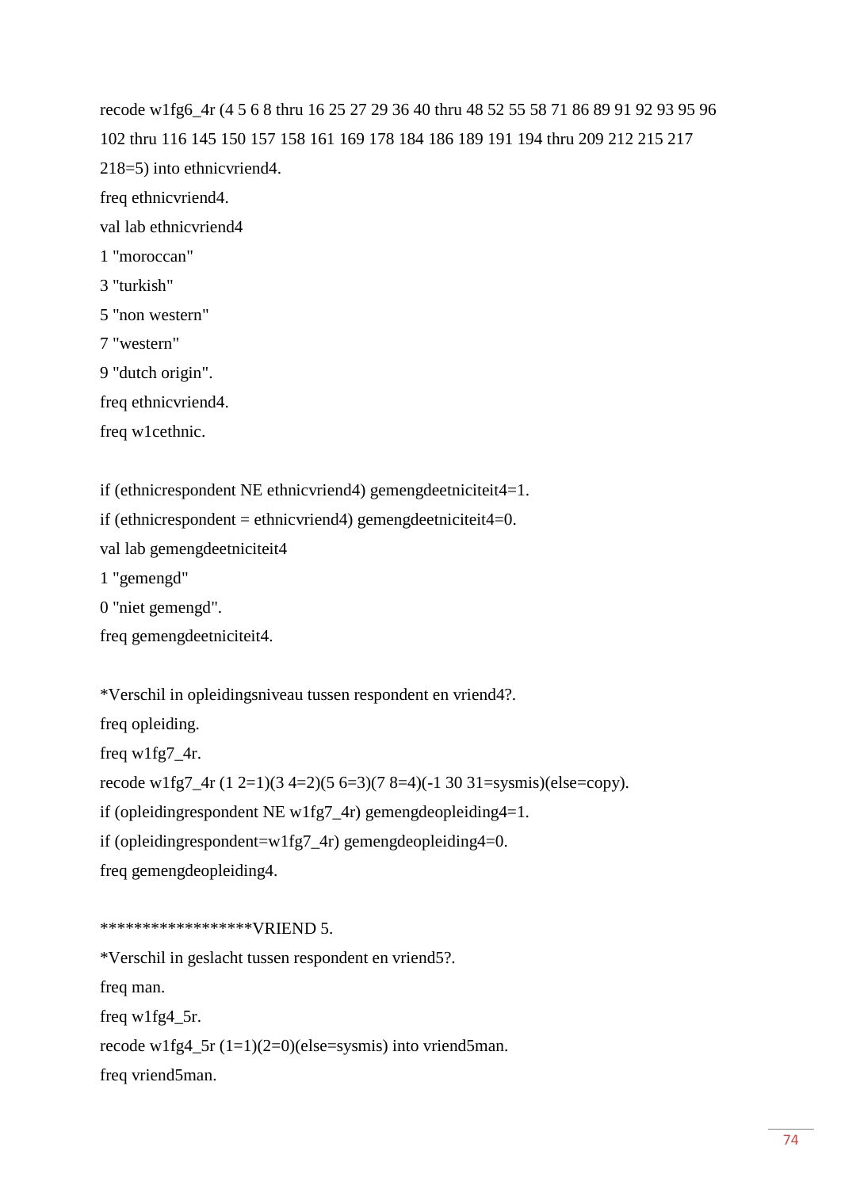```
recode w1fg6_4r (4 5 6 8 thru 16 25 27 29 36 40 thru 48 52 55 58 71 86 89 91 92 93 95 96
102 thru 116 145 150 157 158 161 169 178 184 186 189 191 194 thru 209 212 215 217
218=5) into ethnicvriend4.
freq ethnicvriend4.
val lab ethnicvriend4
1 "moroccan"
3 "turkish"
5 "non western"
7 "western"
9 "dutch origin".
freq ethnicvriend4.
freq w1cethnic.

if (ethnicrespondent NE ethnicvriend4) gemengdeetniciteit4=1.
if (ethnicrespondent = ethnicvriend4) gemengdeetniciteit4=0.
val lab gemengdeetniciteit4
1 "gemengd"
0 "niet gemengd".
freq gemengdeetniciteit4.

*Verschil in opleidingsniveau tussen respondent en vriend4?.
freq opleiding.
freq w1fg7_4r.
recode w1fg7_4r (1 2=1)(3 4=2)(5 6=3)(7 8=4)(-1 30 31=sysmis)(else=copy).
if (opleidingrespondent NE w1fg7_4r) gemengdeopleiding4=1.
if (opleidingrespondent=w1fg7_4r) gemengdeopleiding4=0.
freq gemengdeopleiding4.

*****************VRIEND 5.
*Verschil in geslacht tussen respondent en vriend5?.
freq man.
freq w1fg4_5r.
recode w1fg4_5r (1=1)(2=0)(else=sysmis) into vriend5man.
freq vriend5man.
```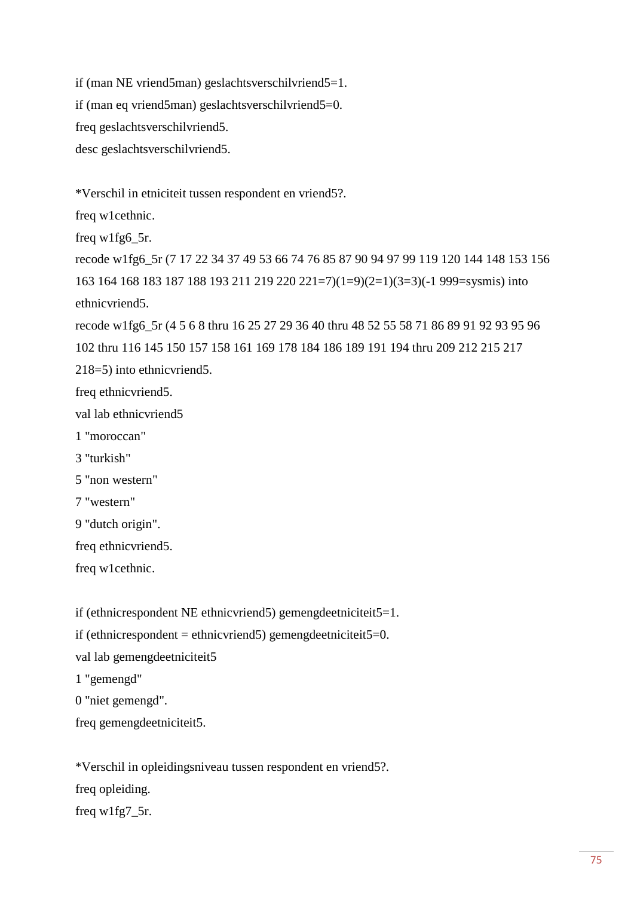```
if (man NE vriend5man) geslachtsverschilvriend5=1.
if (man eq vriend5man) geslachtsverschilvriend5=0.
freq geslachtsverschilvriend5.
desc geslachtsverschilvriend5.

*Verschil in etniciteit tussen respondent en vriend5?.
freq w1cethnic.
freq w1fg6_5r.
recode w1fg6_5r (7 17 22 34 37 49 53 66 74 76 85 87 90 94 97 99 119 120 144 148 153 156
163 164 168 183 187 188 193 211 219 220 221=7)(1=9)(2=1)(3=3)(-1 999=sysmis) into
ethnicvriend5.
recode w1fg6_5r (4 5 6 8 thru 16 25 27 29 36 40 thru 48 52 55 58 71 86 89 91 92 93 95 96
102 thru 116 145 150 157 158 161 169 178 184 186 189 191 194 thru 209 212 215 217
218=5) into ethnicvriend5.
freq ethnicvriend5.
val lab ethnicvriend5
1 "moroccan"
3 "turkish"
5 "non western"
7 "western"
9 "dutch origin".
freq ethnicvriend5.
freq w1cethnic.

if (ethnicrespondent NE ethnicvriend5) gemengdeetniciteit5=1.
if (ethnicrespondent = ethnicvriend5) gemengdeetniciteit5=0.
val lab gemengdeetniciteit5
1 "gemengd"
0 "niet gemengd".
freq gemengdeetniciteit5.

*Verschil in opleidingsniveau tussen respondent en vriend5?.
freq opleiding.
freq w1fg7_5r.
```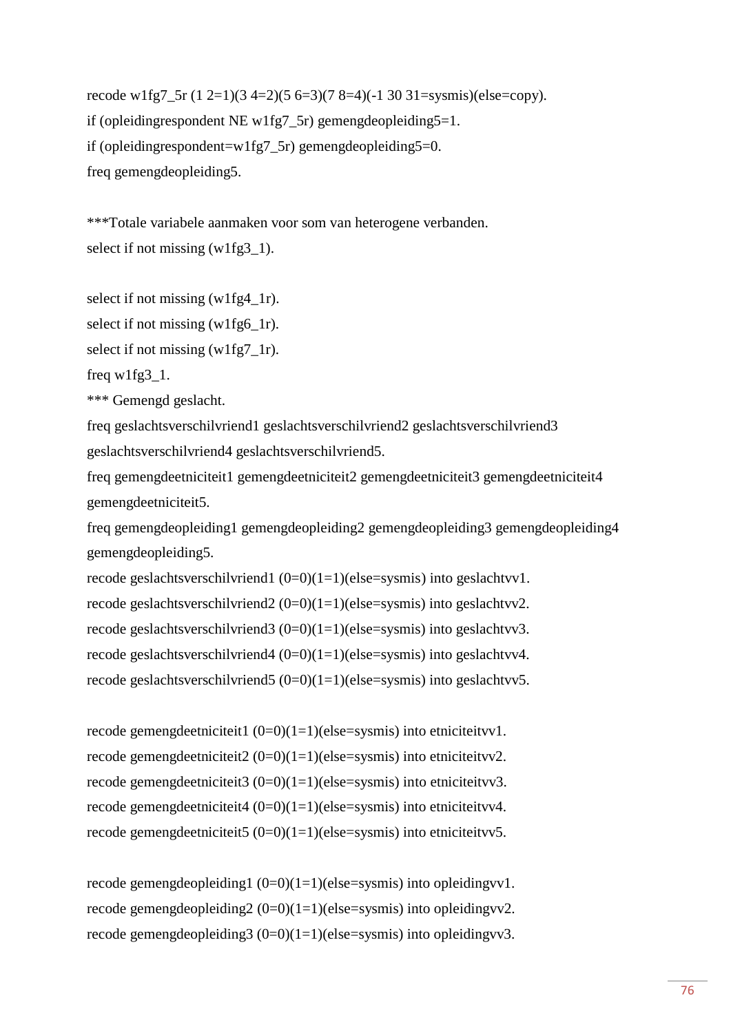```
recode w1fg7_5r (1 2=1)(3 4=2)(5 6=3)(7 8=4)(-1 30 31=sysmis)(else=copy).
if (opleidingrespondent NE w1fg7_5r) gemengdeopleiding5=1.
if (opleidingrespondent=w1fg7_5r) gemengdeopleiding5=0.
freq gemengdeopleiding5.

***Totale variabele aanmaken voor som van heterogene verbanden.
select if not missing (w1fg3_1).

select if not missing (w1fg4_1r).
select if not missing (w1fg6_1r).
select if not missing (w1fg7_1r).
freq w1fg3_1.
*** Gemengd geslacht.
freq geslachtsverschilvriend1 geslachtsverschilvriend2 geslachtsverschilvriend3
geslachtsverschilvriend4 geslachtsverschilvriend5.
freq gemengdeetniciteit1 gemengdeetniciteit2 gemengdeetniciteit3 gemengdeetniciteit4
gemengdeetniciteit5.
freq gemengdeopleiding1 gemengdeopleiding2 gemengdeopleiding3 gemengdeopleiding4
gemengdeopleiding5.
recode geslachtsverschilvriend1 (0=0)(1=1)(else=sysmis) into geslachtvv1.
recode geslachtsverschilvriend2 (0=0)(1=1)(else=sysmis) into geslachtvv2.
recode geslachtsverschilvriend3 (0=0)(1=1)(else=sysmis) into geslachtvv3.
recode geslachtsverschilvriend4 (0=0)(1=1)(else=sysmis) into geslachtvv4.
recode geslachtsverschilvriend5 (0=0)(1=1)(else=sysmis) into geslachtvv5.

recode gemengdeetniciteit1 (0=0)(1=1)(else=sysmis) into etniciteitvv1.
recode gemengdeetniciteit2 (0=0)(1=1)(else=sysmis) into etniciteitvv2.
recode gemengdeetniciteit3 (0=0)(1=1)(else=sysmis) into etniciteitvv3.
recode gemengdeetniciteit4 (0=0)(1=1)(else=sysmis) into etniciteitvv4.
recode gemengdeetniciteit5 (0=0)(1=1)(else=sysmis) into etniciteitvv5.

recode gemengdeopleiding1 (0=0)(1=1)(else=sysmis) into opleidingvv1.
recode gemengdeopleiding2 (0=0)(1=1)(else=sysmis) into opleidingvv2.
recode gemengdeopleiding3 (0=0)(1=1)(else=sysmis) into opleidingvv3.
```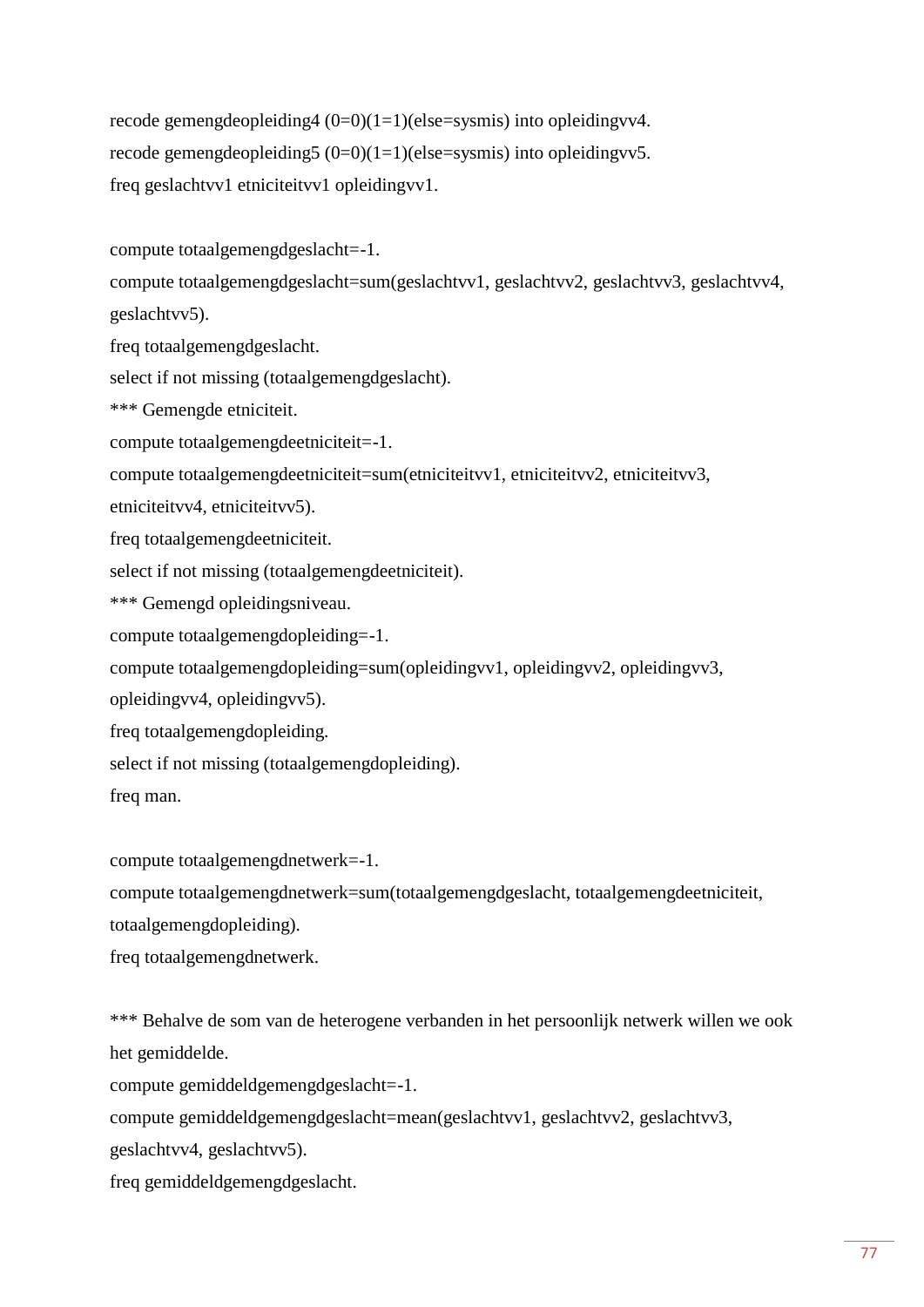```
recode gemengdeopleiding4 (0=0)(1=1)(else=sysmis) into opleidingvv4.
recode gemengdeopleiding5 (0=0)(1=1)(else=sysmis) into opleidingvv5.
freq geslachtvv1 etniciteitvv1 opleidingvv1.

compute totaalgemengdgeslacht=-1.
compute totaalgemengdgeslacht=sum(geslachtvv1, geslachtvv2, geslachtvv3, geslachtvv4,
geslachtvv5).
freq totaalgemengdgeslacht.
select if not missing (totaalgemengdgeslacht).
*** Gemengde etniciteit.
compute totaalgemengdeetniciteit=-1.
compute totaalgemengdeetniciteit=sum(etniciteitvv1, etniciteitvv2, etniciteitvv3,
etniciteitvv4, etniciteitvv5).
freq totaalgemengdeetniciteit.
select if not missing (totaalgemengdeetniciteit).
*** Gemengd opleidingsniveau.
compute totaalgemengdopleiding=-1.
compute totaalgemengdopleiding=sum(opleidingvv1, opleidingvv2, opleidingvv3,
opleidingvv4, opleidingvv5).
freq totaalgemengdopleiding.
select if not missing (totaalgemengdopleiding).
freq man.

compute totaalgemengdnetwerk=-1.
compute totaalgemengdnetwerk=sum(totaalgemengdgeslacht, totaalgemengdeetniciteit,
totaalgemengdopleiding).
freq totaalgemengdnetwerk.

*** Behalve de som van de heterogene verbanden in het persoonlijk netwerk willen we ook
het gemiddelde.
compute gemiddeldgemengdgeslacht=-1.
compute gemiddeldgemengdgeslacht=mean(geslachtvv1, geslachtvv2, geslachtvv3,
geslachtvv4, geslachtvv5).
freq gemiddeldgemengdgeslacht.
```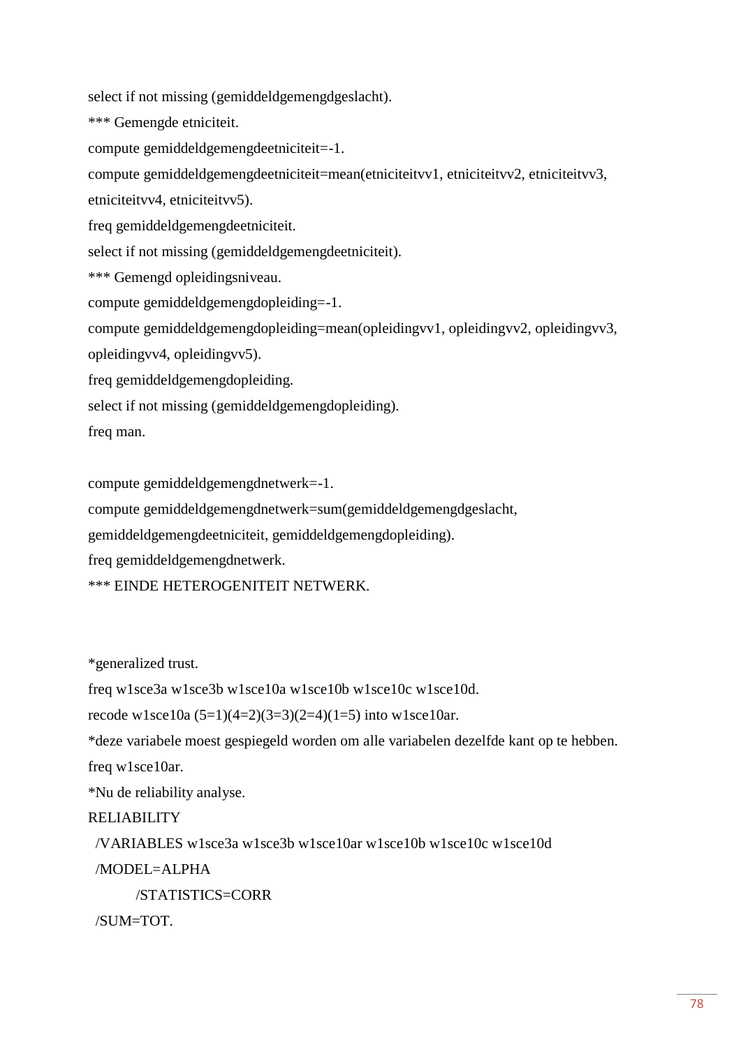```
select if not missing (gemiddeldgemengdgeslacht).
*** Gemengde etniciteit.
compute gemiddeldgemengdeetniciteit=-1.
compute gemiddeldgemengdeetniciteit=mean(etniciteitvv1, etniciteitvv2, etniciteitvv3,
etniciteitvv4, etniciteitvv5).
freq gemiddeldgemengdeetniciteit.
select if not missing (gemiddeldgemengdeetniciteit).
*** Gemengd opleidingsniveau.
compute gemiddeldgemengdopleiding=-1.
compute gemiddeldgemengdopleiding=mean(opleidingvv1, opleidingvv2, opleidingvv3,
opleidingvv4, opleidingvv5).
freq gemiddeldgemengdopleiding.
select if not missing (gemiddeldgemengdopleiding).
freq man.

compute gemiddeldgemengdnetwerk=-1.
compute gemiddeldgemengdnetwerk=sum(gemiddeldgemengdgeslacht,
gemiddeldgemengdeetniciteit, gemiddeldgemengdopleiding).
freq gemiddeldgemengdnetwerk.
*** EINDE HETEROGENITEIT NETWERK.


*generalized trust.
freq w1sce3a w1sce3b w1sce10a w1sce10b w1sce10c w1sce10d.
recode w1sce10a (5=1)(4=2)(3=3)(2=4)(1=5) into w1sce10ar.
*deze variabele moest gespiegeld worden om alle variabelen dezelfde kant op te hebben.
freq w1sce10ar.
*Nu de reliability analyse.
RELIABILITY
  /VARIABLES w1sce3a w1sce3b w1sce10ar w1sce10b w1sce10c w1sce10d
  /MODEL=ALPHA
        /STATISTICS=CORR
  /SUM=TOT.
```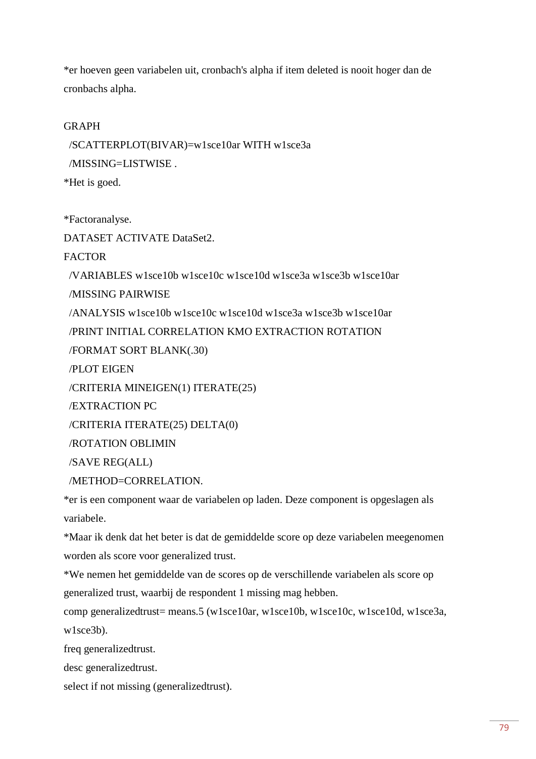*er hoeven geen variabelen uit, cronbach's alpha if item deleted is nooit hoger dan de cronbachs alpha.

```
GRAPH
  /SCATTERPLOT(BIVAR)=w1sce10ar WITH w1sce3a
  /MISSING=LISTWISE .
*Het is goed.

*Factoranalyse.
DATASET ACTIVATE DataSet2.
FACTOR
  /VARIABLES w1sce10b w1sce10c w1sce10d w1sce3a w1sce3b w1sce10ar
  /MISSING PAIRWISE
  /ANALYSIS w1sce10b w1sce10c w1sce10d w1sce3a w1sce3b w1sce10ar
  /PRINT INITIAL CORRELATION KMO EXTRACTION ROTATION
  /FORMAT SORT BLANK(.30)
  /PLOT EIGEN
  /CRITERIA MINEIGEN(1) ITERATE(25)
  /EXTRACTION PC
  /CRITERIA ITERATE(25) DELTA(0)
  /ROTATION OBLIMIN
  /SAVE REG(ALL)
  /METHOD=CORRELATION.
*er is een component waar de variabelen op laden. Deze component is opgeslagen als variabele.
*Maar ik denk dat het beter is dat de gemiddelde score op deze variabelen meegenomen worden als score voor generalized trust.
*We nemen het gemiddelde van de scores op de verschillende variabelen als score op generalized trust, waarbij de respondent 1 missing mag hebben.
comp generalizedtrust= means.5 (w1sce10ar, w1sce10b, w1sce10c, w1sce10d, w1sce3a, w1sce3b).
freq generalizedtrust.
desc generalizedtrust.
select if not missing (generalizedtrust).
```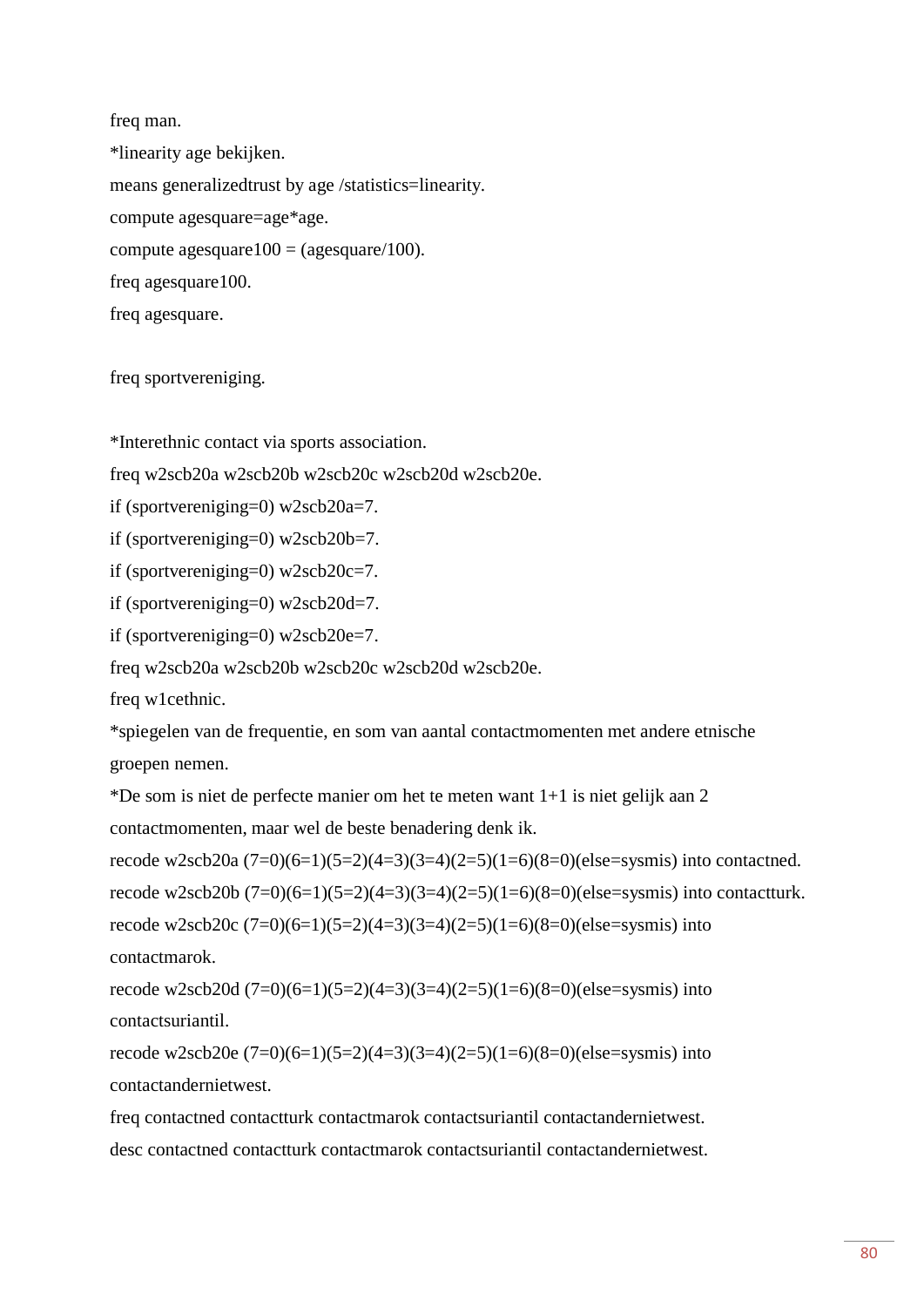```
freq man.
*linearity age bekijken.
means generalizedtrust by age /statistics=linearity.
compute agesquare=age*age.
compute agesquare100 = (agesquare/100).
freq agesquare100.
freq agesquare.

freq sportvereniging.

*Interethnic contact via sports association.
freq w2scb20a w2scb20b w2scb20c w2scb20d w2scb20e.
if (sportvereniging=0) w2scb20a=7.
if (sportvereniging=0) w2scb20b=7.
if (sportvereniging=0) w2scb20c=7.
if (sportvereniging=0) w2scb20d=7.
if (sportvereniging=0) w2scb20e=7.
freq w2scb20a w2scb20b w2scb20c w2scb20d w2scb20e.
freq w1cethnic.
*spiegelen van de frequentie, en som van aantal contactmomenten met andere etnische groepen nemen.
*De som is niet de perfecte manier om het te meten want 1+1 is niet gelijk aan 2 contactmomenten, maar wel de beste benadering denk ik.
recode w2scb20a (7=0)(6=1)(5=2)(4=3)(3=4)(2=5)(1=6)(8=0)(else=sysmis) into contactned.
recode w2scb20b (7=0)(6=1)(5=2)(4=3)(3=4)(2=5)(1=6)(8=0)(else=sysmis) into contactturk.
recode w2scb20c (7=0)(6=1)(5=2)(4=3)(3=4)(2=5)(1=6)(8=0)(else=sysmis) into contactmarok.
recode w2scb20d (7=0)(6=1)(5=2)(4=3)(3=4)(2=5)(1=6)(8=0)(else=sysmis) into contactsuriantil.
recode w2scb20e (7=0)(6=1)(5=2)(4=3)(3=4)(2=5)(1=6)(8=0)(else=sysmis) into contactandernietwest.
freq contactned contactturk contactmarok contactsuriantil contactandernietwest.
desc contactned contactturk contactmarok contactsuriantil contactandernietwest.
```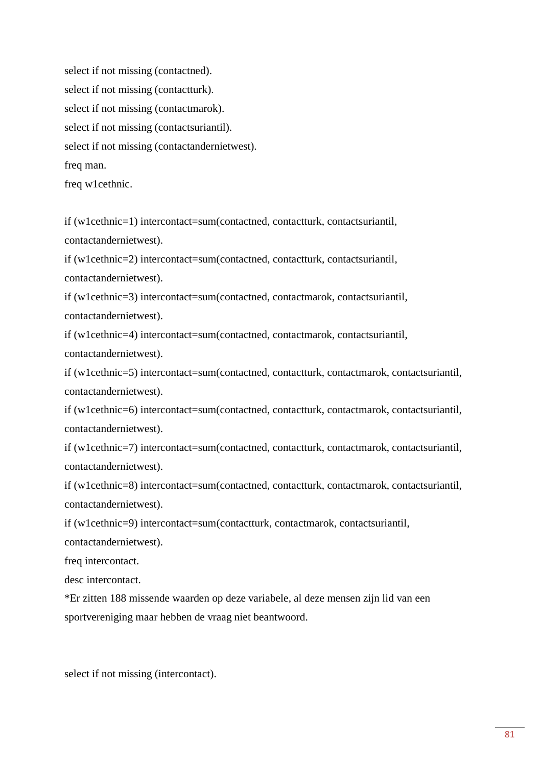```
select if not missing (contactned).
select if not missing (contactturk).
select if not missing (contactmarok).
select if not missing (contactsuriantil).
select if not missing (contactandernietwest).
freq man.
freq w1cethnic.

if (w1cethnic=1) intercontact=sum(contactned, contactturk, contactsuriantil,
contactandernietwest).
if (w1cethnic=2) intercontact=sum(contactned, contactturk, contactsuriantil,
contactandernietwest).
if (w1cethnic=3) intercontact=sum(contactned, contactmarok, contactsuriantil,
contactandernietwest).
if (w1cethnic=4) intercontact=sum(contactned, contactmarok, contactsuriantil,
contactandernietwest).
if (w1cethnic=5) intercontact=sum(contactned, contactturk, contactmarok, contactsuriantil,
contactandernietwest).
if (w1cethnic=6) intercontact=sum(contactned, contactturk, contactmarok, contactsuriantil,
contactandernietwest).
if (w1cethnic=7) intercontact=sum(contactned, contactturk, contactmarok, contactsuriantil,
contactandernietwest).
if (w1cethnic=8) intercontact=sum(contactned, contactturk, contactmarok, contactsuriantil,
contactandernietwest).
if (w1cethnic=9) intercontact=sum(contactturk, contactmarok, contactsuriantil,
contactandernietwest).
freq intercontact.
desc intercontact.
*Er zitten 188 missende waarden op deze variabele, al deze mensen zijn lid van een
sportvereniging maar hebben de vraag niet beantwoord.


select if not missing (intercontact).
```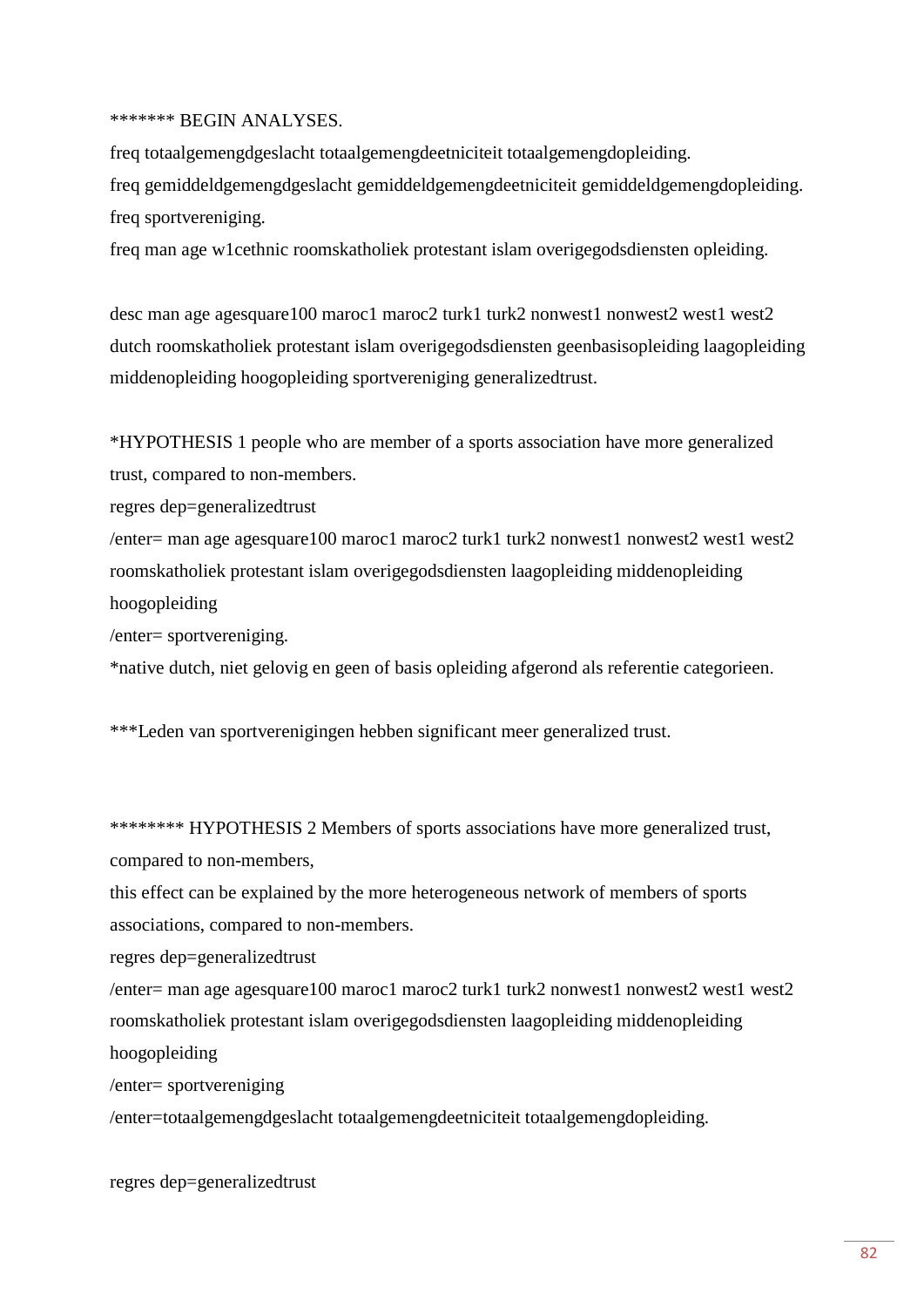```
******* BEGIN ANALYSES.
freq totaalgemengdgeslacht totaalgemengdeetniciteit totaalgemengdopleiding.
freq gemiddeldgemengdgeslacht gemiddeldgemengdeetniciteit gemiddeldgemengdopleiding.
freq sportvereniging.
freq man age w1cethnic roomskatholiek protestant islam overigegodsdiensten opleiding.

desc man age agesquare100 maroc1 maroc2 turk1 turk2 nonwest1 nonwest2 west1 west2
dutch roomskatholiek protestant islam overigegodsdiensten geenbasisopleiding laagopleiding
middenopleiding hoogopleiding sportvereniging generalizedtrust.

*HYPOTHESIS 1 people who are member of a sports association have more generalized
trust, compared to non-members.
regres dep=generalizedtrust
/enter= man age agesquare100 maroc1 maroc2 turk1 turk2 nonwest1 nonwest2 west1 west2
roomskatholiek protestant islam overigegodsdiensten laagopleiding middenopleiding
hoogopleiding
/enter= sportvereniging.
*native dutch, niet gelovig en geen of basis opleiding afgerond als referentie categorieen.

***Leden van sportverenigingen hebben significant meer generalized trust.


******** HYPOTHESIS 2 Members of sports associations have more generalized trust,
compared to non-members,
this effect can be explained by the more heterogeneous network of members of sports
associations, compared to non-members.
regres dep=generalizedtrust
/enter= man age agesquare100 maroc1 maroc2 turk1 turk2 nonwest1 nonwest2 west1 west2
roomskatholiek protestant islam overigegodsdiensten laagopleiding middenopleiding
hoogopleiding
/enter= sportvereniging
/enter=totaalgemengdgeslacht totaalgemengdeetniciteit totaalgemengdopleiding.

regres dep=generalizedtrust
```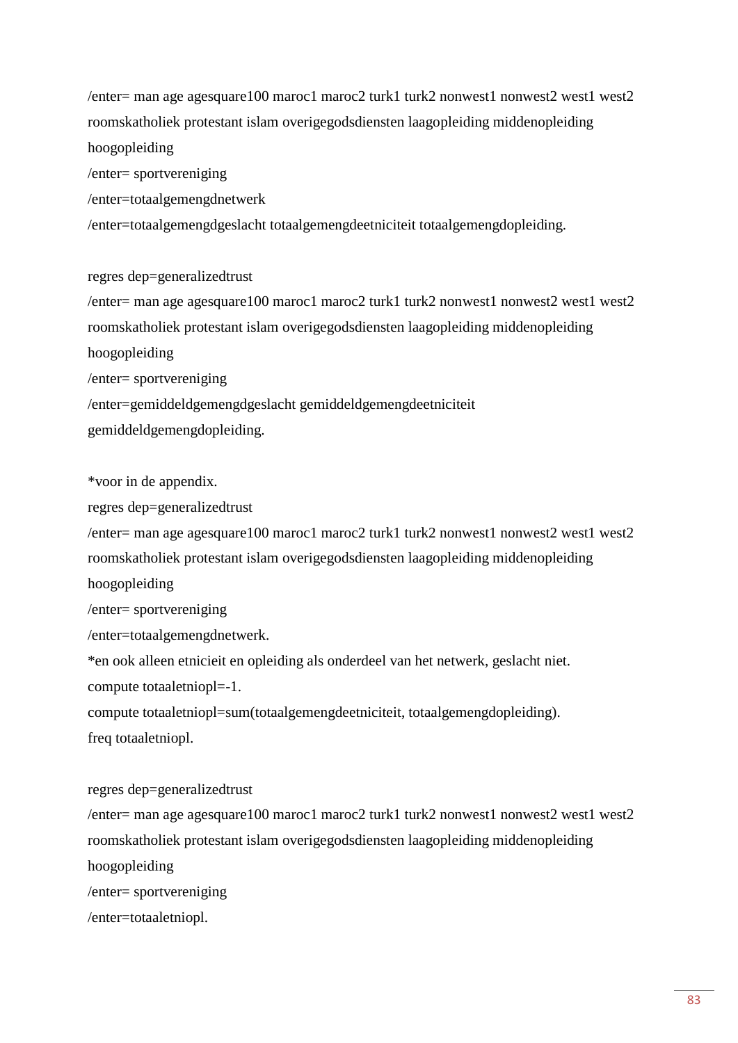```
/enter= man age agesquare100 maroc1 maroc2 turk1 turk2 nonwest1 nonwest2 west1 west2
roomskatholiek protestant islam overigegodsdiensten laagopleiding middenopleiding
hoogopleiding
/enter= sportvereniging
/enter=totaalgemengdnetwerk
/enter=totaalgemengdgeslacht totaalgemengdeetniciteit totaalgemengdopleiding.

regres dep=generalizedtrust
/enter= man age agesquare100 maroc1 maroc2 turk1 turk2 nonwest1 nonwest2 west1 west2
roomskatholiek protestant islam overigegodsdiensten laagopleiding middenopleiding
hoogopleiding
/enter= sportvereniging
/enter=gemiddeldgemengdgeslacht gemiddeldgemengdeetniciteit
gemiddeldgemengdopleiding.

*voor in de appendix.
regres dep=generalizedtrust
/enter= man age agesquare100 maroc1 maroc2 turk1 turk2 nonwest1 nonwest2 west1 west2
roomskatholiek protestant islam overigegodsdiensten laagopleiding middenopleiding
hoogopleiding
/enter= sportvereniging
/enter=totaalgemengdnetwerk.
*en ook alleen etnicieit en opleiding als onderdeel van het netwerk, geslacht niet.
compute totaaletniopl=-1.
compute totaaletniopl=sum(totaalgemengdeetniciteit, totaalgemengdopleiding).
freq totaaletniopl.

regres dep=generalizedtrust
/enter= man age agesquare100 maroc1 maroc2 turk1 turk2 nonwest1 nonwest2 west1 west2
roomskatholiek protestant islam overigegodsdiensten laagopleiding middenopleiding
hoogopleiding
/enter= sportvereniging
/enter=totaaletniopl.
```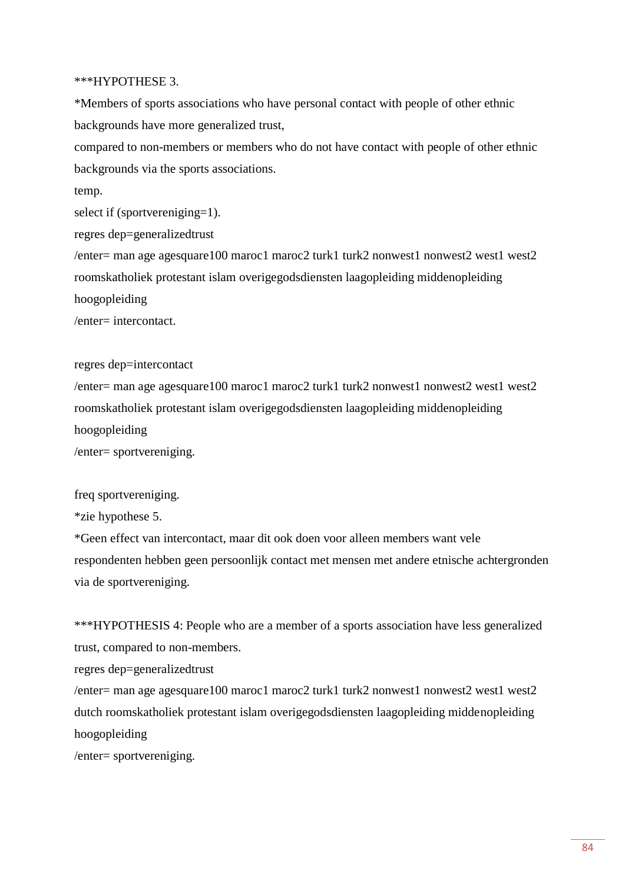***HYPOTHESE 3.

*Members of sports associations who have personal contact with people of other ethnic backgrounds have more generalized trust,

compared to non-members or members who do not have contact with people of other ethnic backgrounds via the sports associations.

temp.

select if (sportvereniging=1).

regres dep=generalizedtrust

/enter= man age agesquare100 maroc1 maroc2 turk1 turk2 nonwest1 nonwest2 west1 west2 roomskatholiek protestant islam overigegodsdiensten laagopleiding middenopleiding hoogopleiding

/enter= intercontact.

regres dep=intercontact

/enter= man age agesquare100 maroc1 maroc2 turk1 turk2 nonwest1 nonwest2 west1 west2 roomskatholiek protestant islam overigegodsdiensten laagopleiding middenopleiding hoogopleiding

/enter= sportvereniging.

freq sportvereniging.

*zie hypothese 5.

*Geen effect van intercontact, maar dit ook doen voor alleen members want vele respondenten hebben geen persoonlijk contact met mensen met andere etnische achtergronden via de sportvereniging.

***HYPOTHESIS 4: People who are a member of a sports association have less generalized trust, compared to non-members.

regres dep=generalizedtrust

/enter= man age agesquare100 maroc1 maroc2 turk1 turk2 nonwest1 nonwest2 west1 west2 dutch roomskatholiek protestant islam overigegodsdiensten laagopleiding middenopleiding hoogopleiding

/enter= sportvereniging.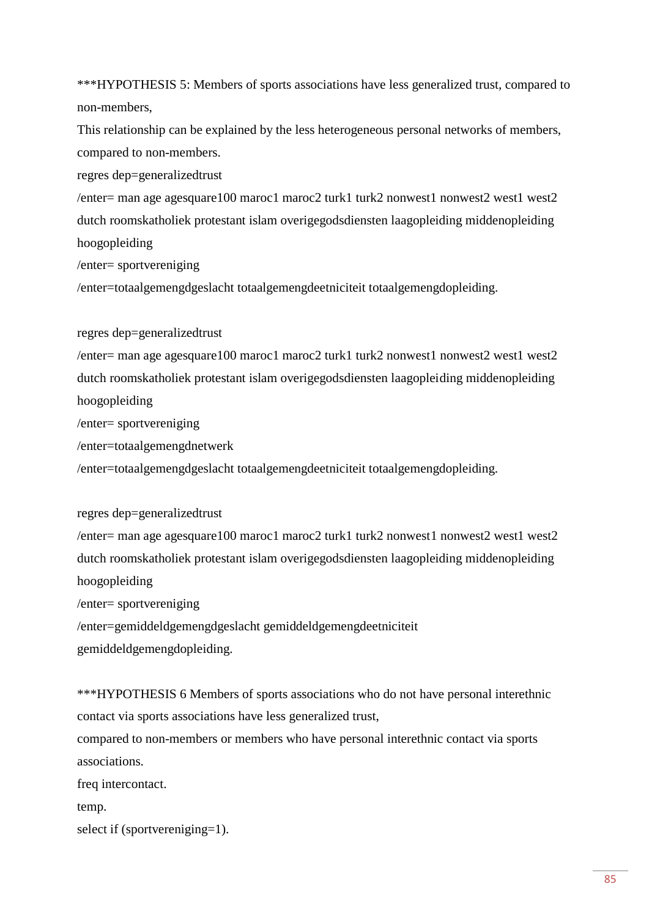***HYPOTHESIS 5: Members of sports associations have less generalized trust, compared to non-members,

This relationship can be explained by the less heterogeneous personal networks of members, compared to non-members.

```
regres dep=generalizedtrust
/enter= man age agesquare100 maroc1 maroc2 turk1 turk2 nonwest1 nonwest2 west1 west2
dutch roomskatholiek protestant islam overigegodsdiensten laagopleiding middenopleiding
hoogopleiding
/enter= sportvereniging
/enter=totaalgemengdgeslacht totaalgemengdeetniciteit totaalgemengdopleiding.

regres dep=generalizedtrust
/enter= man age agesquare100 maroc1 maroc2 turk1 turk2 nonwest1 nonwest2 west1 west2
dutch roomskatholiek protestant islam overigegodsdiensten laagopleiding middenopleiding
hoogopleiding
/enter= sportvereniging
/enter=totaalgemengdnetwerk
/enter=totaalgemengdgeslacht totaalgemengdeetniciteit totaalgemengdopleiding.

regres dep=generalizedtrust
/enter= man age agesquare100 maroc1 maroc2 turk1 turk2 nonwest1 nonwest2 west1 west2
dutch roomskatholiek protestant islam overigegodsdiensten laagopleiding middenopleiding
hoogopleiding
/enter= sportvereniging
/enter=gemiddeldgemengdgeslacht gemiddeldgemengdeetniciteit
gemiddeldgemengdopleiding.
```

***HYPOTHESIS 6 Members of sports associations who do not have personal interethnic contact via sports associations have less generalized trust,

compared to non-members or members who have personal interethnic contact via sports associations.

```
freq intercontact.
temp.
select if (sportvereniging=1).
```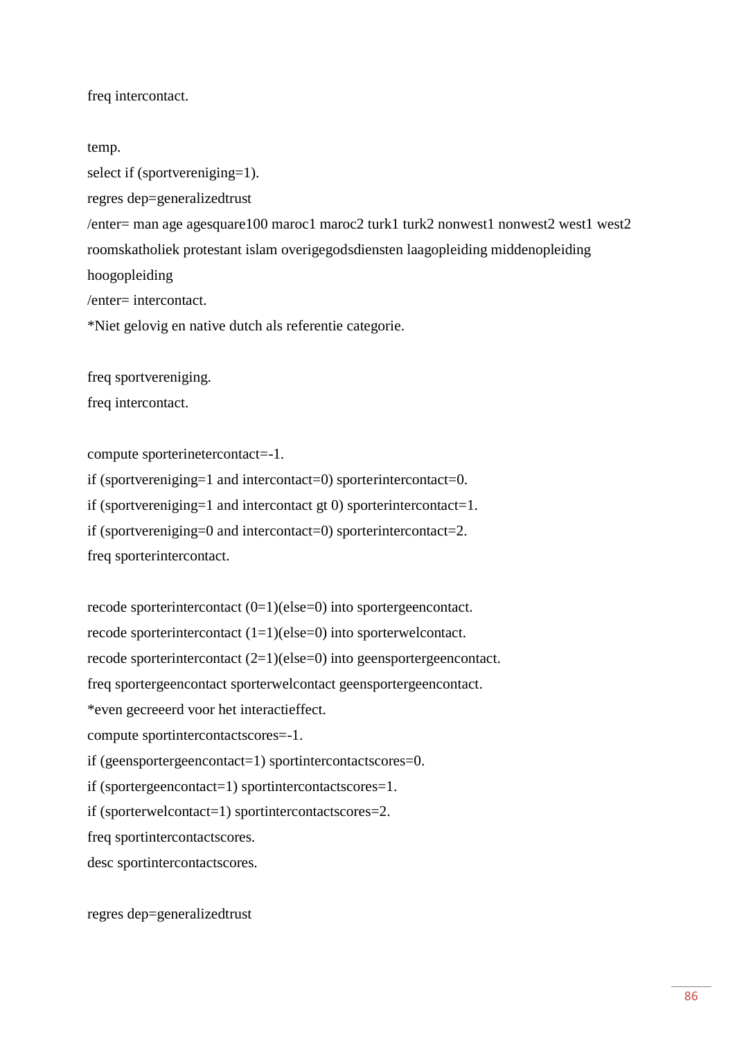```
freq intercontact.

temp.
select if (sportvereniging=1).
regres dep=generalizedtrust
/enter= man age agesquare100 maroc1 maroc2 turk1 turk2 nonwest1 nonwest2 west1 west2
roomskatholiek protestant islam overigegodsdiensten laagopleiding middenopleiding
hoogopleiding
/enter= intercontact.
*Niet gelovig en native dutch als referentie categorie.

freq sportvereniging.
freq intercontact.

compute sporterinetercontact=-1.
if (sportvereniging=1 and intercontact=0) sporterintercontact=0.
if (sportvereniging=1 and intercontact gt 0) sporterintercontact=1.
if (sportvereniging=0 and intercontact=0) sporterintercontact=2.
freq sporterintercontact.

recode sporterintercontact (0=1)(else=0) into sportergeencontact.
recode sporterintercontact (1=1)(else=0) into sporterwelcontact.
recode sporterintercontact (2=1)(else=0) into geensportergeencontact.
freq sportergeencontact sporterwelcontact geensportergeencontact.
*even gecreeerd voor het interactieffect.
compute sportintercontactscores=-1.
if (geensportergeencontact=1) sportintercontactscores=0.
if (sportergeencontact=1) sportintercontactscores=1.
if (sporterwelcontact=1) sportintercontactscores=2.
freq sportintercontactscores.
desc sportintercontactscores.

regres dep=generalizedtrust
```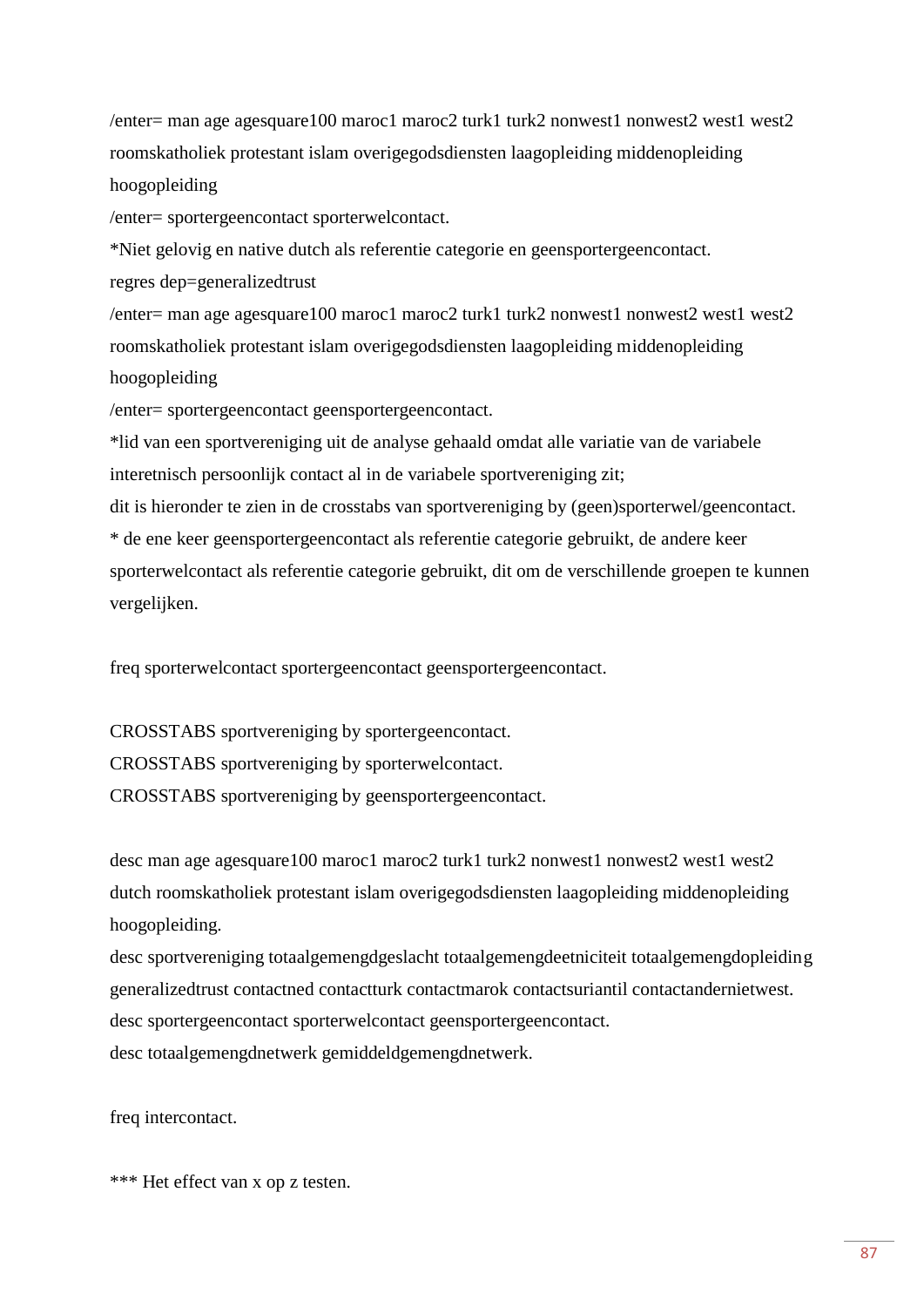/enter= man age agesquare100 maroc1 maroc2 turk1 turk2 nonwest1 nonwest2 west1 west2 roomskatholiek protestant islam overigegodsdiensten laagopleiding middenopleiding hoogopleiding

/enter= sportergeencontact sporterwelcontact.

*Niet gelovig en native dutch als referentie categorie en geensportergeencontact.

regres dep=generalizedtrust

/enter= man age agesquare100 maroc1 maroc2 turk1 turk2 nonwest1 nonwest2 west1 west2 roomskatholiek protestant islam overigegodsdiensten laagopleiding middenopleiding hoogopleiding

/enter= sportergeencontact geensportergeencontact.

*lid van een sportvereniging uit de analyse gehaald omdat alle variatie van de variabele interetnisch persoonlijk contact al in de variabele sportvereniging zit;

dit is hieronder te zien in de crosstabs van sportvereniging by (geen)sporterwel/geencontact.

* de ene keer geensportergeencontact als referentie categorie gebruikt, de andere keer sporterwelcontact als referentie categorie gebruikt, dit om de verschillende groepen te kunnen vergelijken.

freq sporterwelcontact sportergeencontact geensportergeencontact.

CROSSTABS sportvereniging by sportergeencontact.

CROSSTABS sportvereniging by sporterwelcontact.

CROSSTABS sportvereniging by geensportergeencontact.

desc man age agesquare100 maroc1 maroc2 turk1 turk2 nonwest1 nonwest2 west1 west2 dutch roomskatholiek protestant islam overigegodsdiensten laagopleiding middenopleiding hoogopleiding.

desc sportvereniging totaalgemengdgeslacht totaalgemengdeetniciteit totaalgemengdopleiding generalizedtrust contactned contactturk contactmarok contactsuriantil contactandernietwest.

desc sportergeencontact sporterwelcontact geensportergeencontact.

desc totaalgemengdnetwerk gemiddeldgemengdnetwerk.

freq intercontact.

*** Het effect van x op z testen.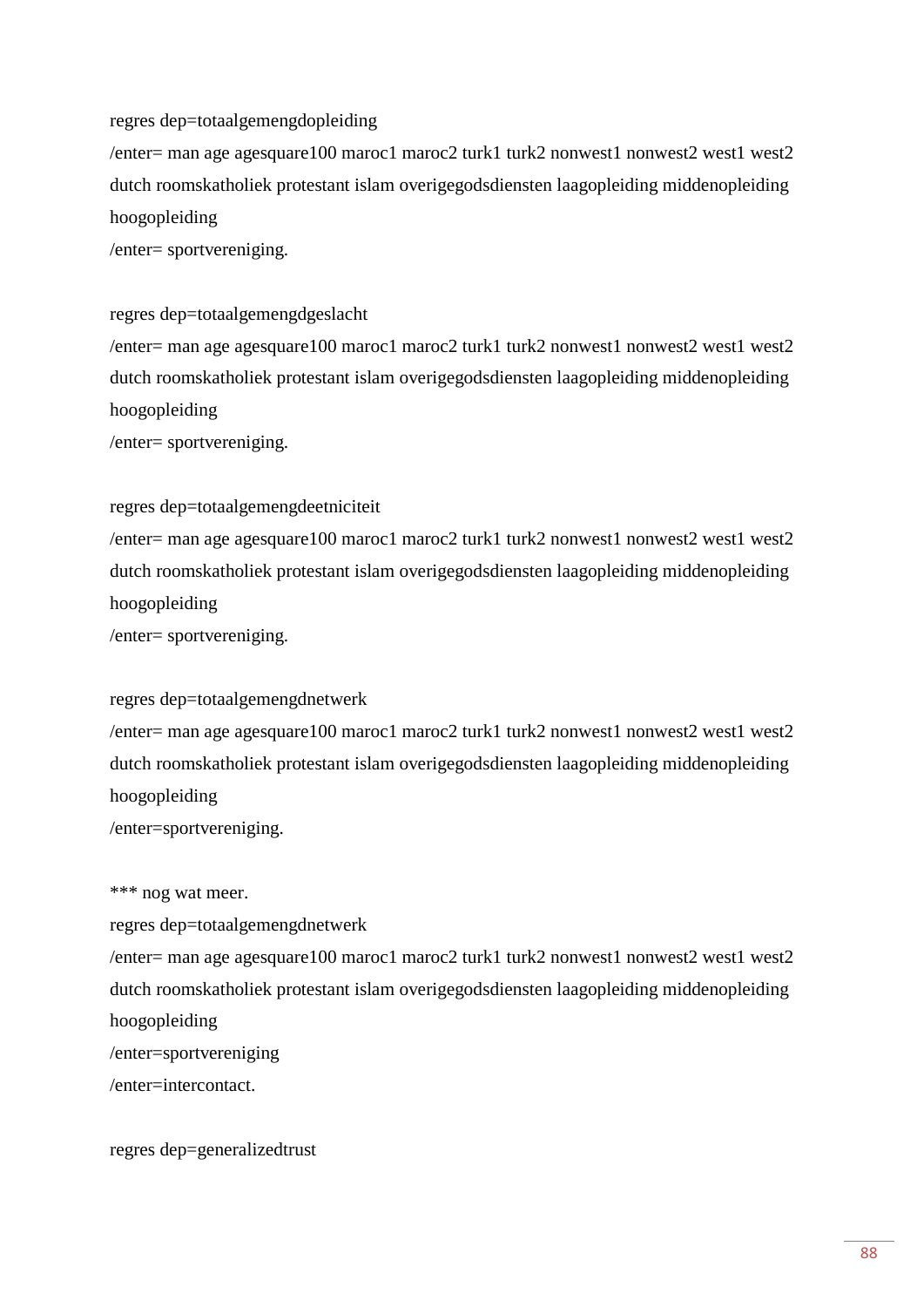```
regres dep=totaalgemengdopleiding
/enter= man age agesquare100 maroc1 maroc2 turk1 turk2 nonwest1 nonwest2 west1 west2
dutch roomskatholiek protestant islam overigegodsdiensten laagopleiding middenopleiding
hoogopleiding
/enter= sportvereniging.

regres dep=totaalgemengdgeslacht
/enter= man age agesquare100 maroc1 maroc2 turk1 turk2 nonwest1 nonwest2 west1 west2
dutch roomskatholiek protestant islam overigegodsdiensten laagopleiding middenopleiding
hoogopleiding
/enter= sportvereniging.

regres dep=totaalgemengdeetniciteit
/enter= man age agesquare100 maroc1 maroc2 turk1 turk2 nonwest1 nonwest2 west1 west2
dutch roomskatholiek protestant islam overigegodsdiensten laagopleiding middenopleiding
hoogopleiding
/enter= sportvereniging.

regres dep=totaalgemengdnetwerk
/enter= man age agesquare100 maroc1 maroc2 turk1 turk2 nonwest1 nonwest2 west1 west2
dutch roomskatholiek protestant islam overigegodsdiensten laagopleiding middenopleiding
hoogopleiding
/enter=sportvereniging.

*** nog wat meer.
regres dep=totaalgemengdnetwerk
/enter= man age agesquare100 maroc1 maroc2 turk1 turk2 nonwest1 nonwest2 west1 west2
dutch roomskatholiek protestant islam overigegodsdiensten laagopleiding middenopleiding
hoogopleiding
/enter=sportvereniging
/enter=intercontact.

regres dep=generalizedtrust
```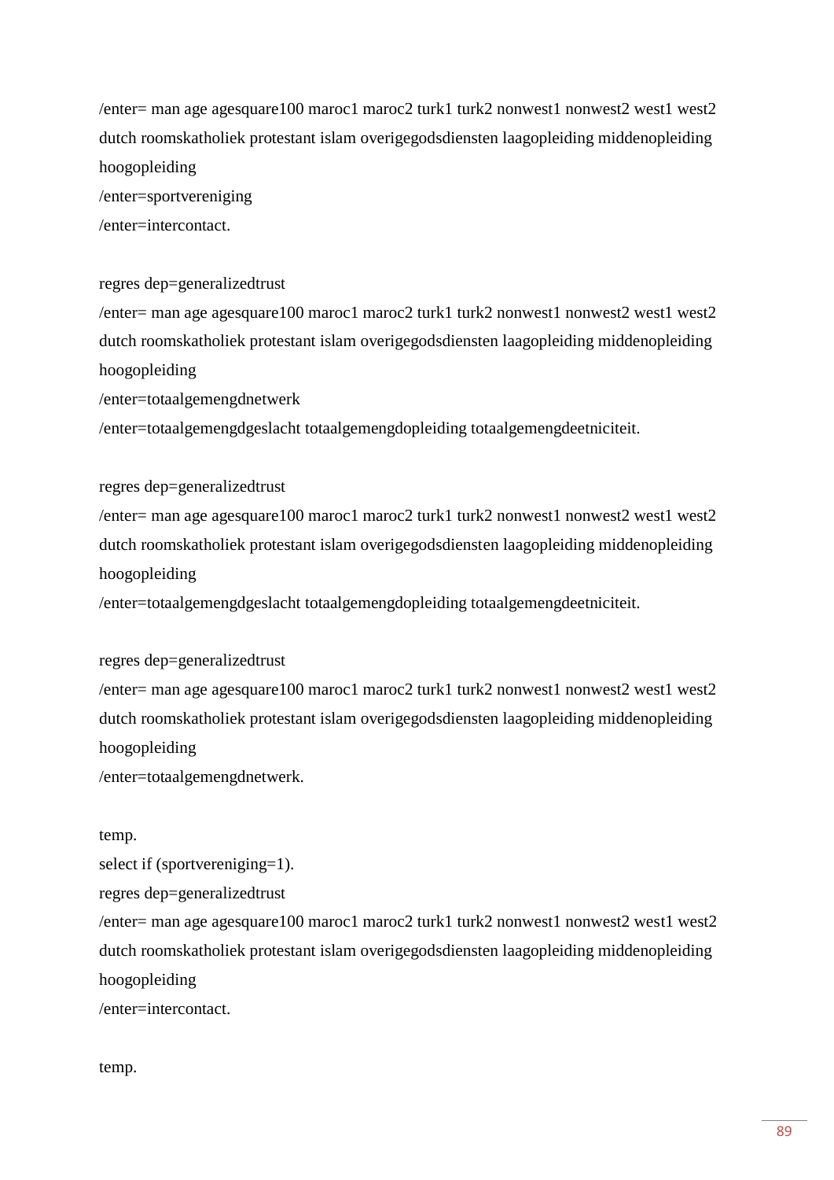```
/enter= man age agesquare100 maroc1 maroc2 turk1 turk2 nonwest1 nonwest2 west1 west2
dutch roomskatholiek protestant islam overigegodsdiensten laagopleiding middenopleiding
hoogopleiding
/enter=sportvereniging
/enter=intercontact.

regres dep=generalizedtrust
/enter= man age agesquare100 maroc1 maroc2 turk1 turk2 nonwest1 nonwest2 west1 west2
dutch roomskatholiek protestant islam overigegodsdiensten laagopleiding middenopleiding
hoogopleiding
/enter=totaalgemengdnetwerk
/enter=totaalgemengdgeslacht totaalgemengdopleiding totaalgemengdeetniciteit.

regres dep=generalizedtrust
/enter= man age agesquare100 maroc1 maroc2 turk1 turk2 nonwest1 nonwest2 west1 west2
dutch roomskatholiek protestant islam overigegodsdiensten laagopleiding middenopleiding
hoogopleiding
/enter=totaalgemengdgeslacht totaalgemengdopleiding totaalgemengdeetniciteit.

regres dep=generalizedtrust
/enter= man age agesquare100 maroc1 maroc2 turk1 turk2 nonwest1 nonwest2 west1 west2
dutch roomskatholiek protestant islam overigegodsdiensten laagopleiding middenopleiding
hoogopleiding
/enter=totaalgemengdnetwerk.

temp.
select if (sportvereniging=1).
regres dep=generalizedtrust
/enter= man age agesquare100 maroc1 maroc2 turk1 turk2 nonwest1 nonwest2 west1 west2
dutch roomskatholiek protestant islam overigegodsdiensten laagopleiding middenopleiding
hoogopleiding
/enter=intercontact.

temp.
```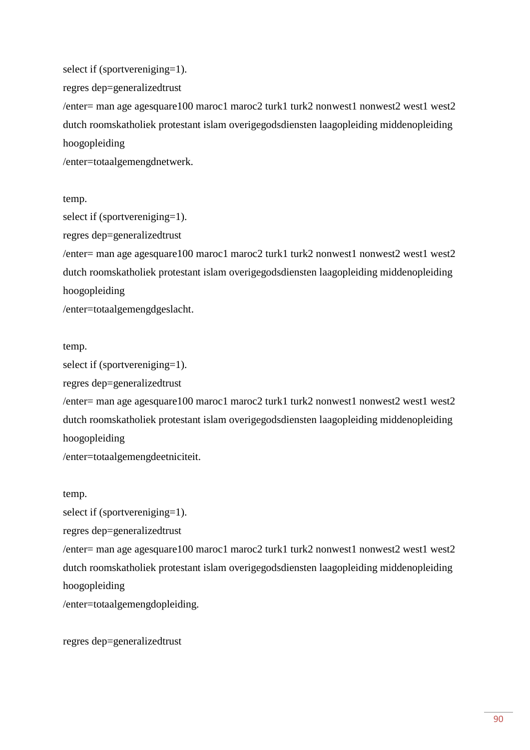```
select if (sportvereniging=1).
regres dep=generalizedtrust
/enter= man age agesquare100 maroc1 maroc2 turk1 turk2 nonwest1 nonwest2 west1 west2
dutch roomskatholiek protestant islam overigegodsdiensten laagopleiding middenopleiding
hoogopleiding
/enter=totaalgemengdnetwerk.

temp.
select if (sportvereniging=1).
regres dep=generalizedtrust
/enter= man age agesquare100 maroc1 maroc2 turk1 turk2 nonwest1 nonwest2 west1 west2
dutch roomskatholiek protestant islam overigegodsdiensten laagopleiding middenopleiding
hoogopleiding
/enter=totaalgemengdgeslacht.

temp.
select if (sportvereniging=1).
regres dep=generalizedtrust
/enter= man age agesquare100 maroc1 maroc2 turk1 turk2 nonwest1 nonwest2 west1 west2
dutch roomskatholiek protestant islam overigegodsdiensten laagopleiding middenopleiding
hoogopleiding
/enter=totaalgemengdeetniciteit.

temp.
select if (sportvereniging=1).
regres dep=generalizedtrust
/enter= man age agesquare100 maroc1 maroc2 turk1 turk2 nonwest1 nonwest2 west1 west2
dutch roomskatholiek protestant islam overigegodsdiensten laagopleiding middenopleiding
hoogopleiding
/enter=totaalgemengdopleiding.

regres dep=generalizedtrust
```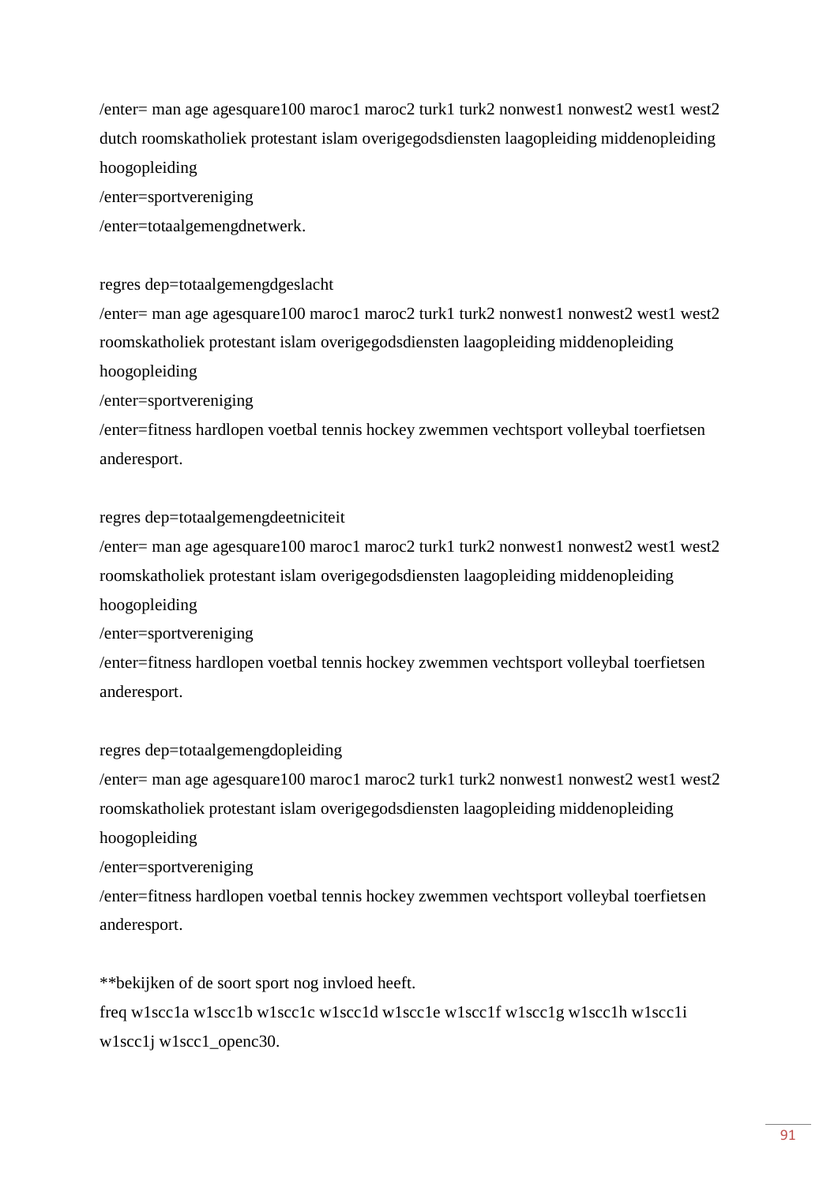```
/enter= man age agesquare100 maroc1 maroc2 turk1 turk2 nonwest1 nonwest2 west1 west2
dutch roomskatholiek protestant islam overigegodsdiensten laagopleiding middenopleiding
hoogopleiding
/enter=sportvereniging
/enter=totaalgemengdnetwerk.

regres dep=totaalgemengdgeslacht
/enter= man age agesquare100 maroc1 maroc2 turk1 turk2 nonwest1 nonwest2 west1 west2
roomskatholiek protestant islam overigegodsdiensten laagopleiding middenopleiding
hoogopleiding
/enter=sportvereniging
/enter=fitness hardlopen voetbal tennis hockey zwemmen vechtsport volleybal toerfietsen
anderesport.

regres dep=totaalgemengdeetniciteit
/enter= man age agesquare100 maroc1 maroc2 turk1 turk2 nonwest1 nonwest2 west1 west2
roomskatholiek protestant islam overigegodsdiensten laagopleiding middenopleiding
hoogopleiding
/enter=sportvereniging
/enter=fitness hardlopen voetbal tennis hockey zwemmen vechtsport volleybal toerfietsen
anderesport.

regres dep=totaalgemengdopleiding
/enter= man age agesquare100 maroc1 maroc2 turk1 turk2 nonwest1 nonwest2 west1 west2
roomskatholiek protestant islam overigegodsdiensten laagopleiding middenopleiding
hoogopleiding
/enter=sportvereniging
/enter=fitness hardlopen voetbal tennis hockey zwemmen vechtsport volleybal toerfietsen
anderesport.

**bekijken of de soort sport nog invloed heeft.
freq w1scc1a w1scc1b w1scc1c w1scc1d w1scc1e w1scc1f w1scc1g w1scc1h w1scc1i
w1scc1j w1scc1_openc30.
```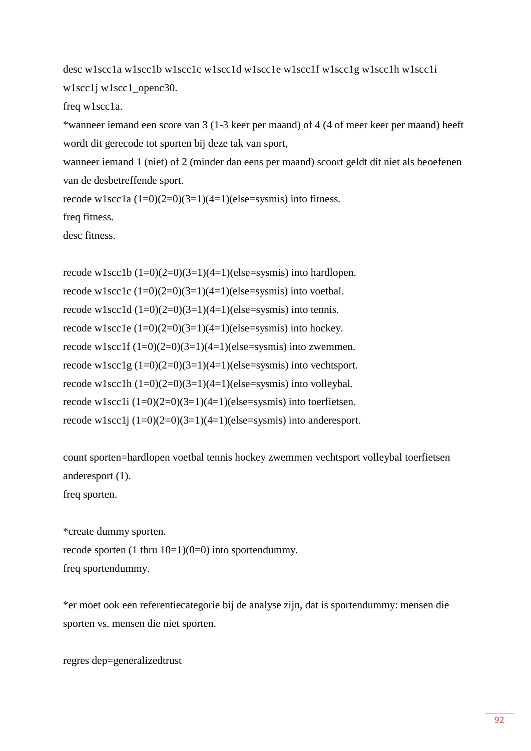```
desc w1scc1a w1scc1b w1scc1c w1scc1d w1scc1e w1scc1f w1scc1g w1scc1h w1scc1i
w1scc1j w1scc1_openc30.
freq w1scc1a.
*wanneer iemand een score van 3 (1-3 keer per maand) of 4 (4 of meer keer per maand) heeft
wordt dit gerecode tot sporten bij deze tak van sport,
wanneer iemand 1 (niet) of 2 (minder dan eens per maand) scoort geldt dit niet als beoefenen
van de desbetreffende sport.
recode w1scc1a (1=0)(2=0)(3=1)(4=1)(else=sysmis) into fitness.
freq fitness.
desc fitness.

recode w1scc1b (1=0)(2=0)(3=1)(4=1)(else=sysmis) into hardlopen.
recode w1scc1c (1=0)(2=0)(3=1)(4=1)(else=sysmis) into voetbal.
recode w1scc1d (1=0)(2=0)(3=1)(4=1)(else=sysmis) into tennis.
recode w1scc1e (1=0)(2=0)(3=1)(4=1)(else=sysmis) into hockey.
recode w1scc1f (1=0)(2=0)(3=1)(4=1)(else=sysmis) into zwemmen.
recode w1scc1g (1=0)(2=0)(3=1)(4=1)(else=sysmis) into vechtsport.
recode w1scc1h (1=0)(2=0)(3=1)(4=1)(else=sysmis) into volleybal.
recode w1scc1i (1=0)(2=0)(3=1)(4=1)(else=sysmis) into toerfietsen.
recode w1scc1j (1=0)(2=0)(3=1)(4=1)(else=sysmis) into anderesport.

count sporten=hardlopen voetbal tennis hockey zwemmen vechtsport volleybal toerfietsen
anderesport (1).
freq sporten.

*create dummy sporten.
recode sporten (1 thru 10=1)(0=0) into sportendummy.
freq sportendummy.

*er moet ook een referentiecategorie bij de analyse zijn, dat is sportendummy: mensen die
sporten vs. mensen die niet sporten.

regres dep=generalizedtrust
```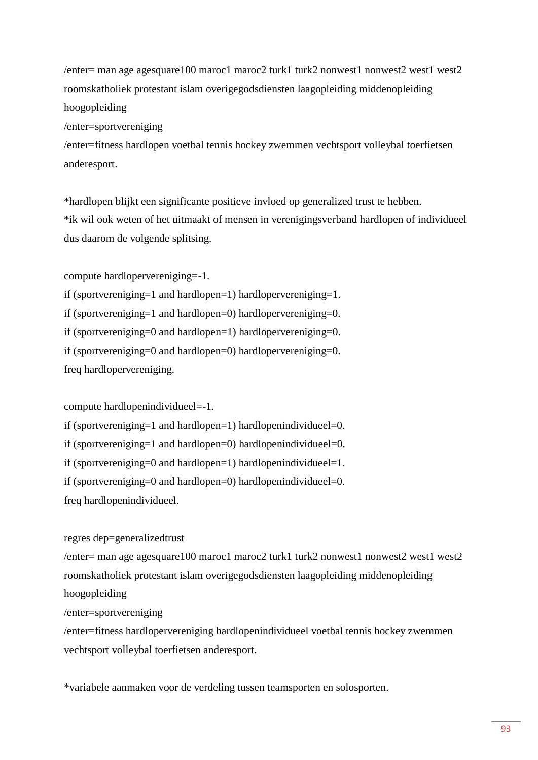/enter= man age agesquare100 maroc1 maroc2 turk1 turk2 nonwest1 nonwest2 west1 west2 roomskatholiek protestant islam overigegodsdiensten laagopleiding middenopleiding hoogopleiding

/enter=sportvereniging

/enter=fitness hardlopen voetbal tennis hockey zwemmen vechtsport volleybal toerfietsen anderesport.

*hardlopen blijkt een significante positieve invloed op generalized trust te hebben.
*ik wil ook weten of het uitmaakt of mensen in verenigingsverband hardlopen of individueel dus daarom de volgende splitsing.

compute hardlopervereniging=-1.
if (sportvereniging=1 and hardlopen=1) hardlopervereniging=1.
if (sportvereniging=1 and hardlopen=0) hardlopervereniging=0.
if (sportvereniging=0 and hardlopen=1) hardlopervereniging=0.
if (sportvereniging=0 and hardlopen=0) hardlopervereniging=0.
freq hardlopervereniging.

compute hardlopenindividueel=-1.
if (sportvereniging=1 and hardlopen=1) hardlopenindividueel=0.
if (sportvereniging=1 and hardlopen=0) hardlopenindividueel=0.
if (sportvereniging=0 and hardlopen=1) hardlopenindividueel=1.
if (sportvereniging=0 and hardlopen=0) hardlopenindividueel=0.
freq hardlopenindividueel.

regres dep=generalizedtrust
/enter= man age agesquare100 maroc1 maroc2 turk1 turk2 nonwest1 nonwest2 west1 west2 roomskatholiek protestant islam overigegodsdiensten laagopleiding middenopleiding hoogopleiding
/enter=sportvereniging
/enter=fitness hardlopervereniging hardlopenindividueel voetbal tennis hockey zwemmen vechtsport volleybal toerfietsen anderesport.

*variabele aanmaken voor de verdeling tussen teamsporten en solosporten.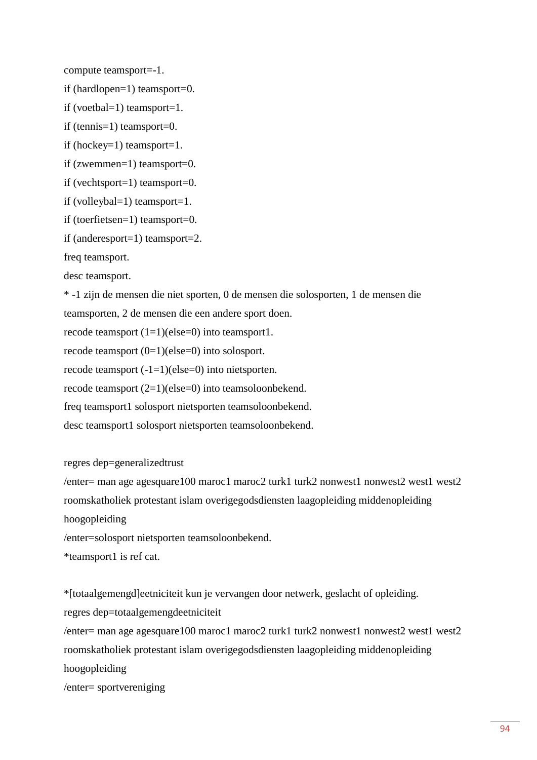```
compute teamsport=-1.
if (hardlopen=1) teamsport=0.
if (voetbal=1) teamsport=1.
if (tennis=1) teamsport=0.
if (hockey=1) teamsport=1.
if (zwemmen=1) teamsport=0.
if (vechtsport=1) teamsport=0.
if (volleybal=1) teamsport=1.
if (toerfietsen=1) teamsport=0.
if (anderesport=1) teamsport=2.
freq teamsport.
desc teamsport.
* -1 zijn de mensen die niet sporten, 0 de mensen die solosporten, 1 de mensen die teamsporten, 2 de mensen die een andere sport doen.
recode teamsport (1=1)(else=0) into teamsport1.
recode teamsport (0=1)(else=0) into solosport.
recode teamsport (-1=1)(else=0) into nietsporten.
recode teamsport (2=1)(else=0) into teamsoloonbekend.
freq teamsport1 solosport nietsporten teamsoloonbekend.
desc teamsport1 solosport nietsporten teamsoloonbekend.

regres dep=generalizedtrust
/enter= man age agesquare100 maroc1 maroc2 turk1 turk2 nonwest1 nonwest2 west1 west2 roomskatholiek protestant islam overigegodsdiensten laagopleiding middenopleiding hoogopleiding
/enter=solosport nietsporten teamsoloonbekend.
*teamsport1 is ref cat.

*[totaalgemengd]eetniciteit kun je vervangen door netwerk, geslacht of opleiding.
regres dep=totaalgemengdeetniciteit
/enter= man age agesquare100 maroc1 maroc2 turk1 turk2 nonwest1 nonwest2 west1 west2 roomskatholiek protestant islam overigegodsdiensten laagopleiding middenopleiding hoogopleiding
/enter= sportvereniging
```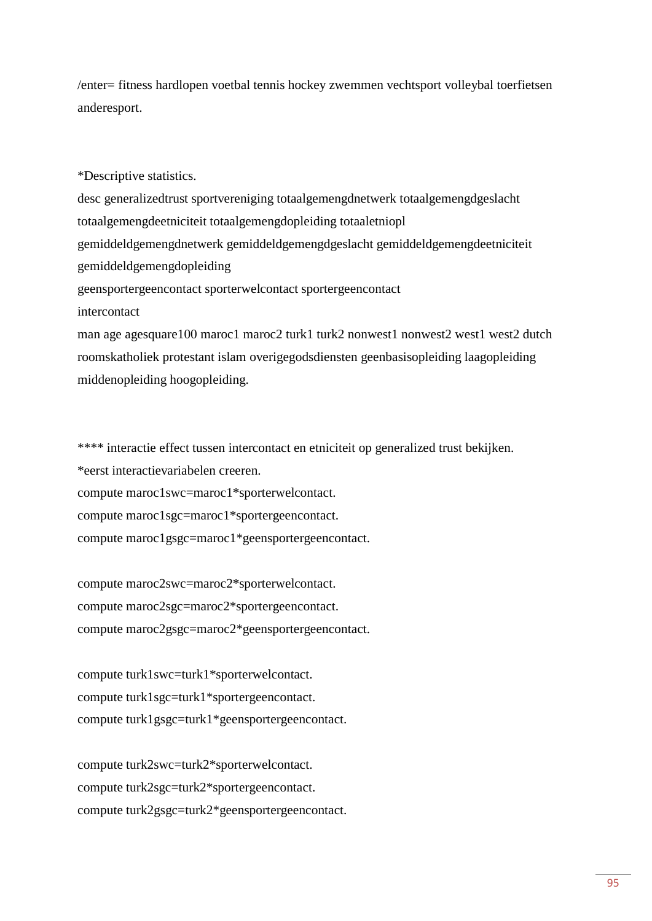```
/enter= fitness hardlopen voetbal tennis hockey zwemmen vechtsport volleybal toerfietsen
anderesport.


*Descriptive statistics.
desc generalizedtrust sportvereniging totaalgemengdnetwerk totaalgemengdgeslacht
totaalgemengdeetniciteit totaalgemengdopleiding totaaletniopl
gemiddeldgemengdnetwerk gemiddeldgemengdgeslacht gemiddeldgemengdeetniciteit
gemiddeldgemengdopleiding
geensportergeencontact sporterwelcontact sportergeencontact
intercontact
man age agesquare100 maroc1 maroc2 turk1 turk2 nonwest1 nonwest2 west1 west2 dutch
roomskatholiek protestant islam overigegodsdiensten geenbasisopleiding laagopleiding
middenopleiding hoogopleiding.


**** interactie effect tussen intercontact en etniciteit op generalized trust bekijken.
*eerst interactievariabelen creeren.
compute maroc1swc=maroc1*sporterwelcontact.
compute maroc1sgc=maroc1*sportergeencontact.
compute maroc1gsgc=maroc1*geensportergeencontact.

compute maroc2swc=maroc2*sporterwelcontact.
compute maroc2sgc=maroc2*sportergeencontact.
compute maroc2gsgc=maroc2*geensportergeencontact.

compute turk1swc=turk1*sporterwelcontact.
compute turk1sgc=turk1*sportergeencontact.
compute turk1gsgc=turk1*geensportergeencontact.

compute turk2swc=turk2*sporterwelcontact.
compute turk2sgc=turk2*sportergeencontact.
compute turk2gsgc=turk2*geensportergeencontact.
```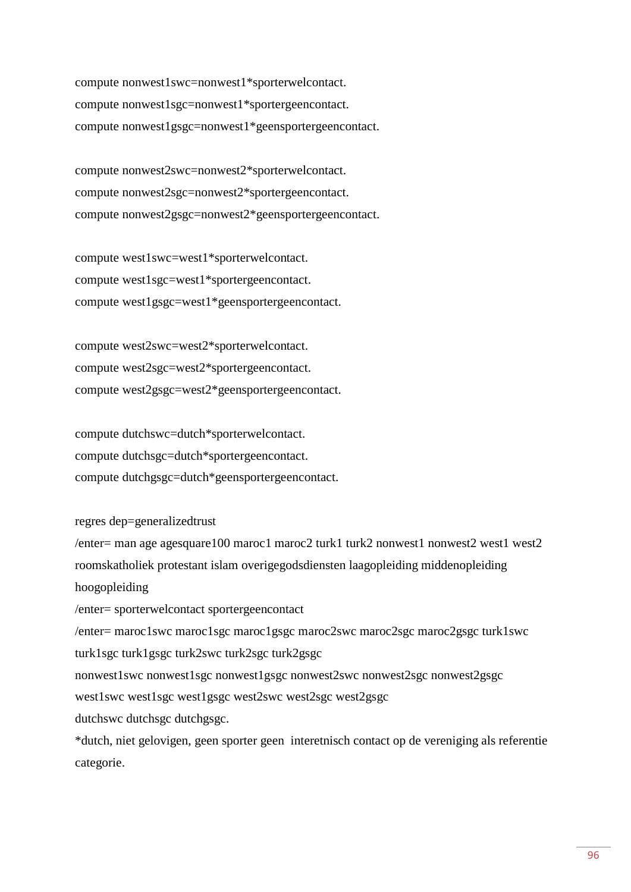```
compute nonwest1swc=nonwest1*sporterwelcontact.
compute nonwest1sgc=nonwest1*sportergeencontact.
compute nonwest1gsgc=nonwest1*geensportergeencontact.

compute nonwest2swc=nonwest2*sporterwelcontact.
compute nonwest2sgc=nonwest2*sportergeencontact.
compute nonwest2gsgc=nonwest2*geensportergeencontact.

compute west1swc=west1*sporterwelcontact.
compute west1sgc=west1*sportergeencontact.
compute west1gsgc=west1*geensportergeencontact.

compute west2swc=west2*sporterwelcontact.
compute west2sgc=west2*sportergeencontact.
compute west2gsgc=west2*geensportergeencontact.

compute dutchswc=dutch*sporterwelcontact.
compute dutchsgc=dutch*sportergeencontact.
compute dutchgsgc=dutch*geensportergeencontact.

regres dep=generalizedtrust
/enter= man age agesquare100 maroc1 maroc2 turk1 turk2 nonwest1 nonwest2 west1 west2
roomskatholiek protestant islam overigegodsdiensten laagopleiding middenopleiding
hoogopleiding
/enter= sporterwelcontact sportergeencontact
/enter= maroc1swc maroc1sgc maroc1gsgc maroc2swc maroc2sgc maroc2gsgc turk1swc
turk1sgc turk1gsgc turk2swc turk2sgc turk2gsgc
nonwest1swc nonwest1sgc nonwest1gsgc nonwest2swc nonwest2sgc nonwest2gsgc
west1swc west1sgc west1gsgc west2swc west2sgc west2gsgc
dutchswc dutchsgc dutchgsgc.
*dutch, niet gelovigen, geen sporter geen  interetnisch contact op de vereniging als referentie
categorie.
```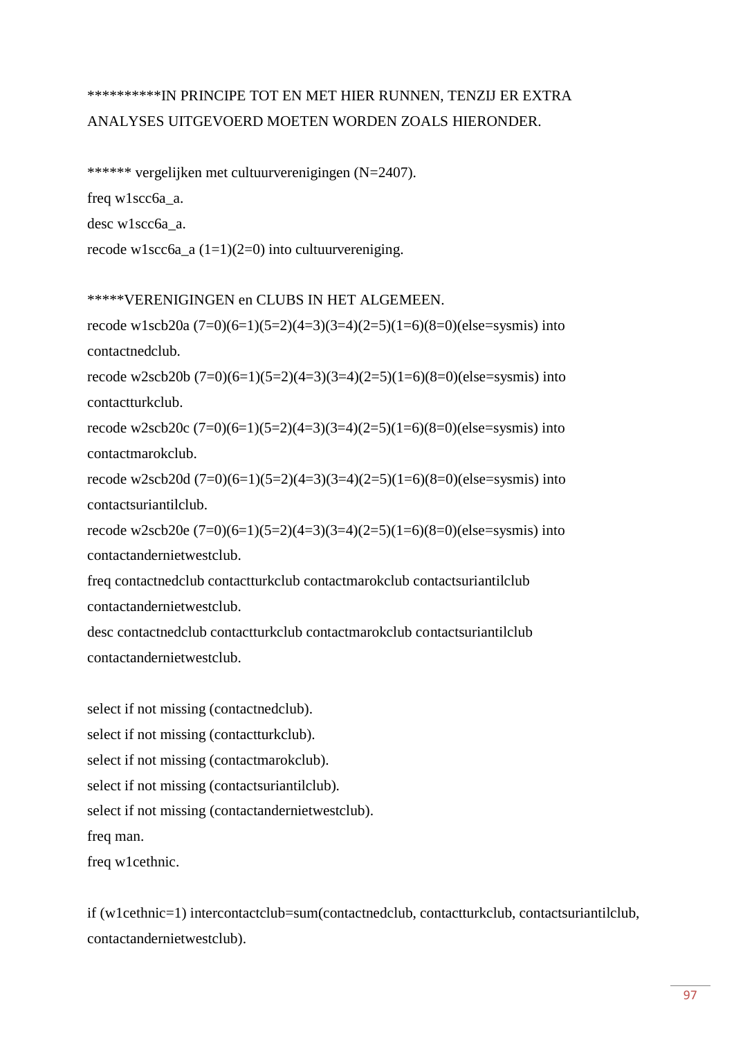```
**********IN PRINCIPE TOT EN MET HIER RUNNEN, TENZIJ ER EXTRA ANALYSES UITGEVOERD MOETEN WORDEN ZOALS HIERONDER.

****** vergelijken met cultuurverenigingen (N=2407).
freq w1scc6a_a.
desc w1scc6a_a.
recode w1scc6a_a (1=1)(2=0) into cultuurvereniging.

*****VERENIGINGEN en CLUBS IN HET ALGEMEEN.
recode w1scb20a (7=0)(6=1)(5=2)(4=3)(3=4)(2=5)(1=6)(8=0)(else=sysmis) into contactnedclub.
recode w2scb20b (7=0)(6=1)(5=2)(4=3)(3=4)(2=5)(1=6)(8=0)(else=sysmis) into contactturkclub.
recode w2scb20c (7=0)(6=1)(5=2)(4=3)(3=4)(2=5)(1=6)(8=0)(else=sysmis) into contactmarokclub.
recode w2scb20d (7=0)(6=1)(5=2)(4=3)(3=4)(2=5)(1=6)(8=0)(else=sysmis) into contactsuriantilclub.
recode w2scb20e (7=0)(6=1)(5=2)(4=3)(3=4)(2=5)(1=6)(8=0)(else=sysmis) into contactandernietwestclub.
freq contactnedclub contactturkclub contactmarokclub contactsuriantilclub contactandernietwestclub.
desc contactnedclub contactturkclub contactmarokclub contactsuriantilclub contactandernietwestclub.

select if not missing (contactnedclub).
select if not missing (contactturkclub).
select if not missing (contactmarokclub).
select if not missing (contactsuriantilclub).
select if not missing (contactandernietwestclub).
freq man.
freq w1cethnic.

if (w1cethnic=1) intercontactclub=sum(contactnedclub, contactturkclub, contactsuriantilclub, contactandernietwestclub).
```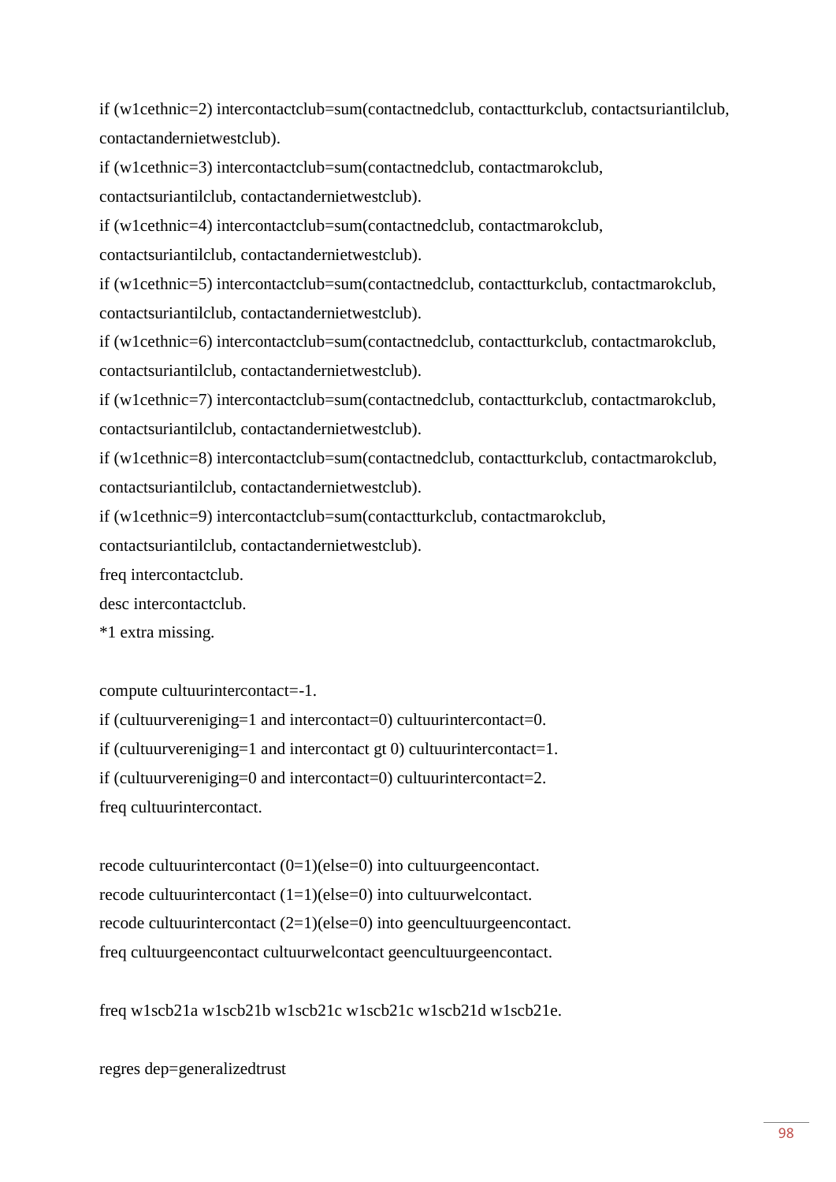```
if (w1cethnic=2) intercontactclub=sum(contactnedclub, contactturkclub, contactsuriantilclub,
contactandernietwestclub).
if (w1cethnic=3) intercontactclub=sum(contactnedclub, contactmarokclub,
contactsuriantilclub, contactandernietwestclub).
if (w1cethnic=4) intercontactclub=sum(contactnedclub, contactmarokclub,
contactsuriantilclub, contactandernietwestclub).
if (w1cethnic=5) intercontactclub=sum(contactnedclub, contactturkclub, contactmarokclub,
contactsuriantilclub, contactandernietwestclub).
if (w1cethnic=6) intercontactclub=sum(contactnedclub, contactturkclub, contactmarokclub,
contactsuriantilclub, contactandernietwestclub).
if (w1cethnic=7) intercontactclub=sum(contactnedclub, contactturkclub, contactmarokclub,
contactsuriantilclub, contactandernietwestclub).
if (w1cethnic=8) intercontactclub=sum(contactnedclub, contactturkclub, contactmarokclub,
contactsuriantilclub, contactandernietwestclub).
if (w1cethnic=9) intercontactclub=sum(contactturkclub, contactmarokclub,
contactsuriantilclub, contactandernietwestclub).
freq intercontactclub.
desc intercontactclub.
*1 extra missing.

compute cultuurintercontact=-1.
if (cultuurvereniging=1 and intercontact=0) cultuurintercontact=0.
if (cultuurvereniging=1 and intercontact gt 0) cultuurintercontact=1.
if (cultuurvereniging=0 and intercontact=0) cultuurintercontact=2.
freq cultuurintercontact.

recode cultuurintercontact (0=1)(else=0) into cultuurgeencontact.
recode cultuurintercontact (1=1)(else=0) into cultuurwelcontact.
recode cultuurintercontact (2=1)(else=0) into geencultuurgeencontact.
freq cultuurgeencontact cultuurwelcontact geencultuurgeencontact.

freq w1scb21a w1scb21b w1scb21c w1scb21c w1scb21d w1scb21e.

regres dep=generalizedtrust
```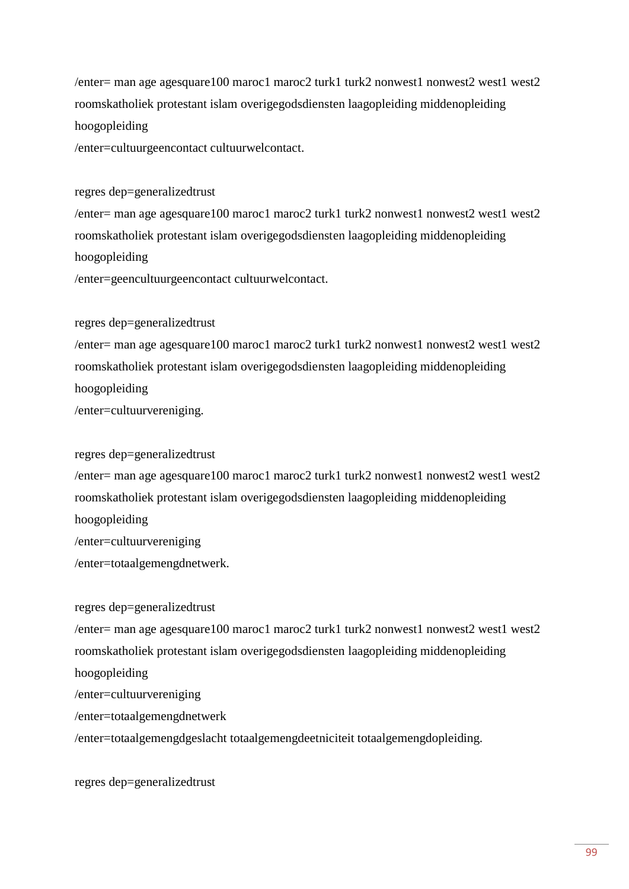```
/enter= man age agesquare100 maroc1 maroc2 turk1 turk2 nonwest1 nonwest2 west1 west2
roomskatholiek protestant islam overigegodsdiensten laagopleiding middenopleiding
hoogopleiding
/enter=cultuurgeencontact cultuurwelcontact.

regres dep=generalizedtrust
/enter= man age agesquare100 maroc1 maroc2 turk1 turk2 nonwest1 nonwest2 west1 west2
roomskatholiek protestant islam overigegodsdiensten laagopleiding middenopleiding
hoogopleiding
/enter=geencultuurgeencontact cultuurwelcontact.

regres dep=generalizedtrust
/enter= man age agesquare100 maroc1 maroc2 turk1 turk2 nonwest1 nonwest2 west1 west2
roomskatholiek protestant islam overigegodsdiensten laagopleiding middenopleiding
hoogopleiding
/enter=cultuurvereniging.

regres dep=generalizedtrust
/enter= man age agesquare100 maroc1 maroc2 turk1 turk2 nonwest1 nonwest2 west1 west2
roomskatholiek protestant islam overigegodsdiensten laagopleiding middenopleiding
hoogopleiding
/enter=cultuurvereniging
/enter=totaalgemengdnetwerk.

regres dep=generalizedtrust
/enter= man age agesquare100 maroc1 maroc2 turk1 turk2 nonwest1 nonwest2 west1 west2
roomskatholiek protestant islam overigegodsdiensten laagopleiding middenopleiding
hoogopleiding
/enter=cultuurvereniging
/enter=totaalgemengdnetwerk
/enter=totaalgemengdgeslacht totaalgemengdeetniciteit totaalgemengdopleiding.

regres dep=generalizedtrust
```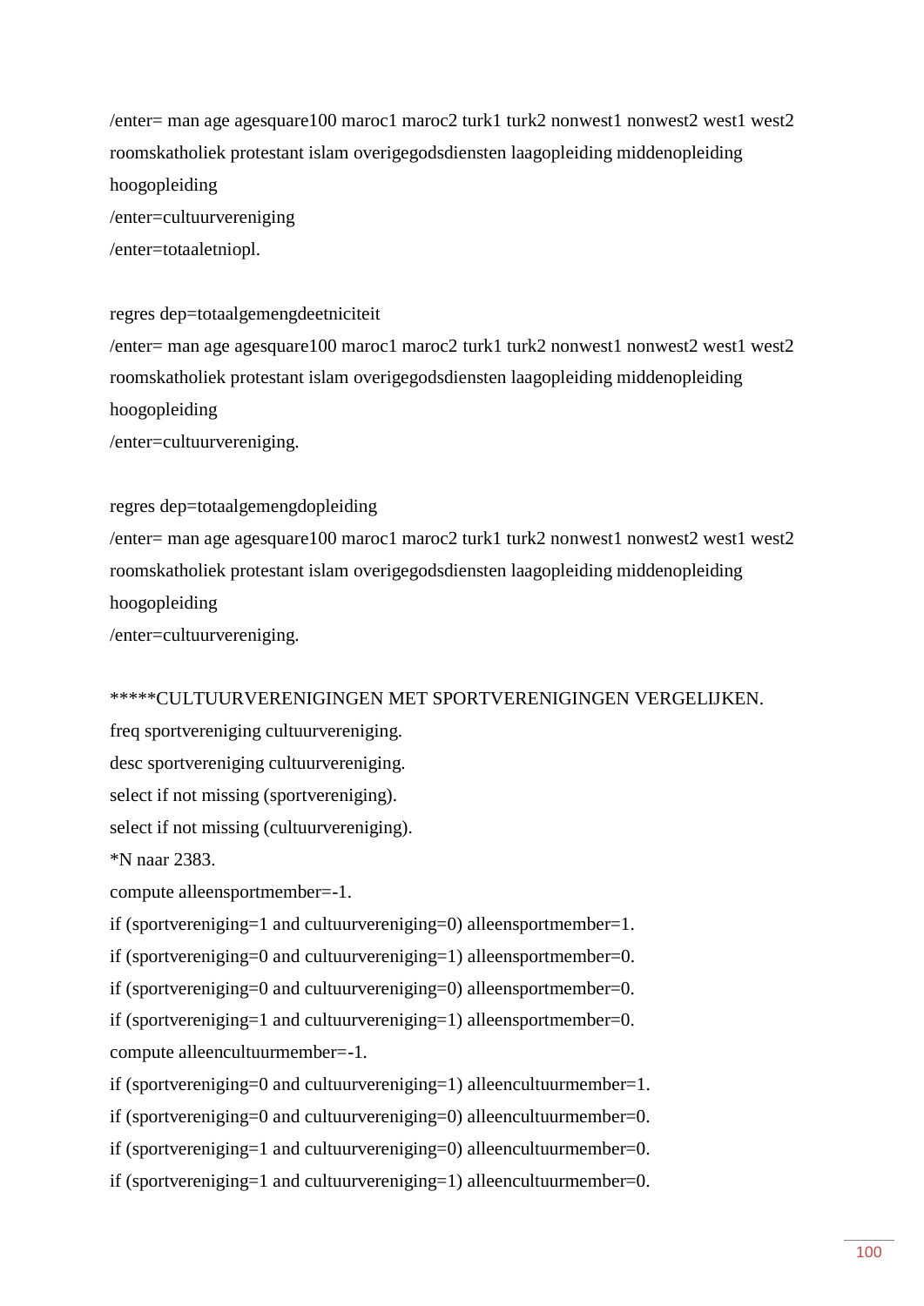```
/enter= man age agesquare100 maroc1 maroc2 turk1 turk2 nonwest1 nonwest2 west1 west2
roomskatholiek protestant islam overigegodsdiensten laagopleiding middenopleiding
hoogopleiding
/enter=cultuurvereniging
/enter=totaaletniopl.

regres dep=totaalgemengdeetniciteit
/enter= man age agesquare100 maroc1 maroc2 turk1 turk2 nonwest1 nonwest2 west1 west2
roomskatholiek protestant islam overigegodsdiensten laagopleiding middenopleiding
hoogopleiding
/enter=cultuurvereniging.

regres dep=totaalgemengdopleiding
/enter= man age agesquare100 maroc1 maroc2 turk1 turk2 nonwest1 nonwest2 west1 west2
roomskatholiek protestant islam overigegodsdiensten laagopleiding middenopleiding
hoogopleiding
/enter=cultuurvereniging.

*****CULTUURVERENIGINGEN MET SPORTVERENIGINGEN VERGELIJKEN.
freq sportvereniging cultuurvereniging.
desc sportvereniging cultuurvereniging.
select if not missing (sportvereniging).
select if not missing (cultuurvereniging).
*N naar 2383.
compute alleensportmember=-1.
if (sportvereniging=1 and cultuurvereniging=0) alleensportmember=1.
if (sportvereniging=0 and cultuurvereniging=1) alleensportmember=0.
if (sportvereniging=0 and cultuurvereniging=0) alleensportmember=0.
if (sportvereniging=1 and cultuurvereniging=1) alleensportmember=0.
compute alleencultuurmember=-1.
if (sportvereniging=0 and cultuurvereniging=1) alleencultuurmember=1.
if (sportvereniging=0 and cultuurvereniging=0) alleencultuurmember=0.
if (sportvereniging=1 and cultuurvereniging=0) alleencultuurmember=0.
if (sportvereniging=1 and cultuurvereniging=1) alleencultuurmember=0.
```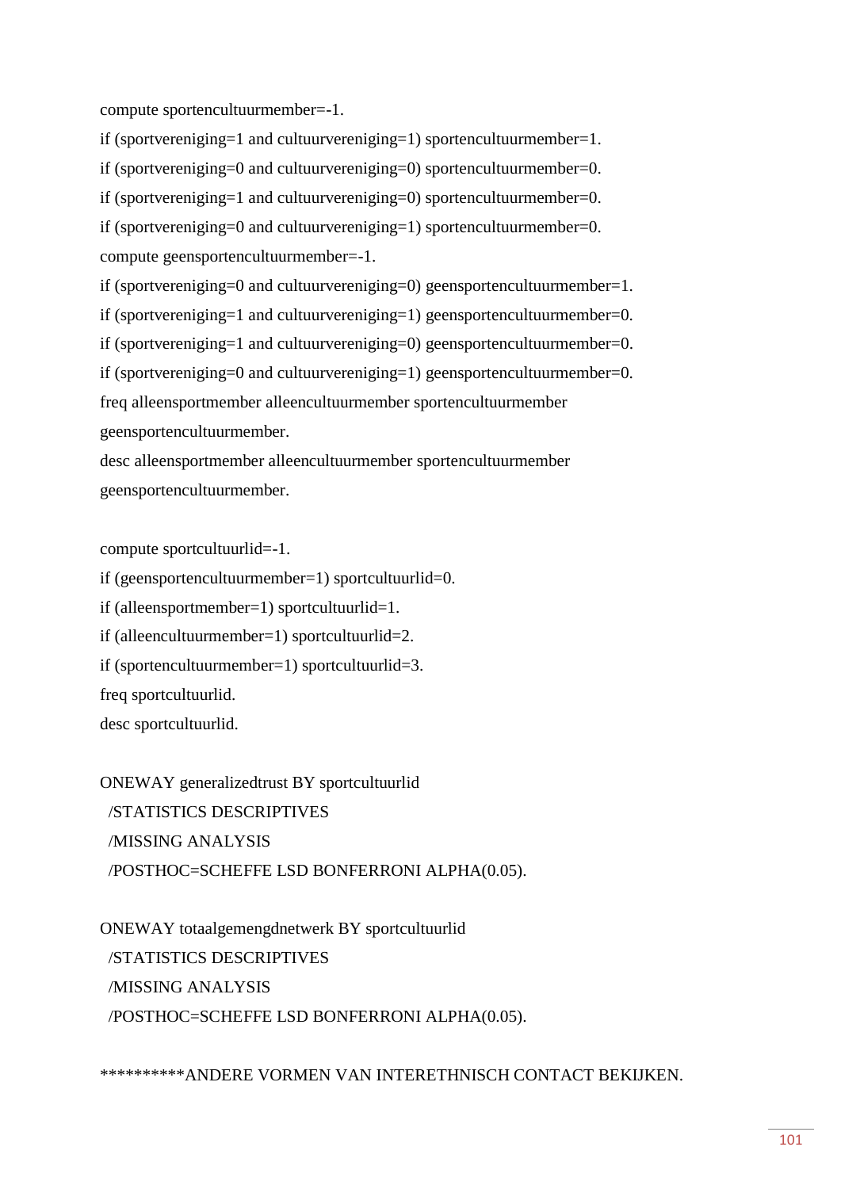```
compute sportencultuurmember=-1.
if (sportvereniging=1 and cultuurvereniging=1) sportencultuurmember=1.
if (sportvereniging=0 and cultuurvereniging=0) sportencultuurmember=0.
if (sportvereniging=1 and cultuurvereniging=0) sportencultuurmember=0.
if (sportvereniging=0 and cultuurvereniging=1) sportencultuurmember=0.
compute geensportencultuurmember=-1.
if (sportvereniging=0 and cultuurvereniging=0) geensportencultuurmember=1.
if (sportvereniging=1 and cultuurvereniging=1) geensportencultuurmember=0.
if (sportvereniging=1 and cultuurvereniging=0) geensportencultuurmember=0.
if (sportvereniging=0 and cultuurvereniging=1) geensportencultuurmember=0.
freq alleensportmember alleencultuurmember sportencultuurmember
geensportencultuurmember.
desc alleensportmember alleencultuurmember sportencultuurmember
geensportencultuurmember.

compute sportcultuurlid=-1.
if (geensportencultuurmember=1) sportcultuurlid=0.
if (alleensportmember=1) sportcultuurlid=1.
if (alleencultuurmember=1) sportcultuurlid=2.
if (sportencultuurmember=1) sportcultuurlid=3.
freq sportcultuurlid.
desc sportcultuurlid.

ONEWAY generalizedtrust BY sportcultuurlid
  /STATISTICS DESCRIPTIVES
  /MISSING ANALYSIS
  /POSTHOC=SCHEFFE LSD BONFERRONI ALPHA(0.05).

ONEWAY totaalgemengdnetwerk BY sportcultuurlid
  /STATISTICS DESCRIPTIVES
  /MISSING ANALYSIS
  /POSTHOC=SCHEFFE LSD BONFERRONI ALPHA(0.05).

**********ANDERE VORMEN VAN INTERETHNISCH CONTACT BEKIJKEN.
```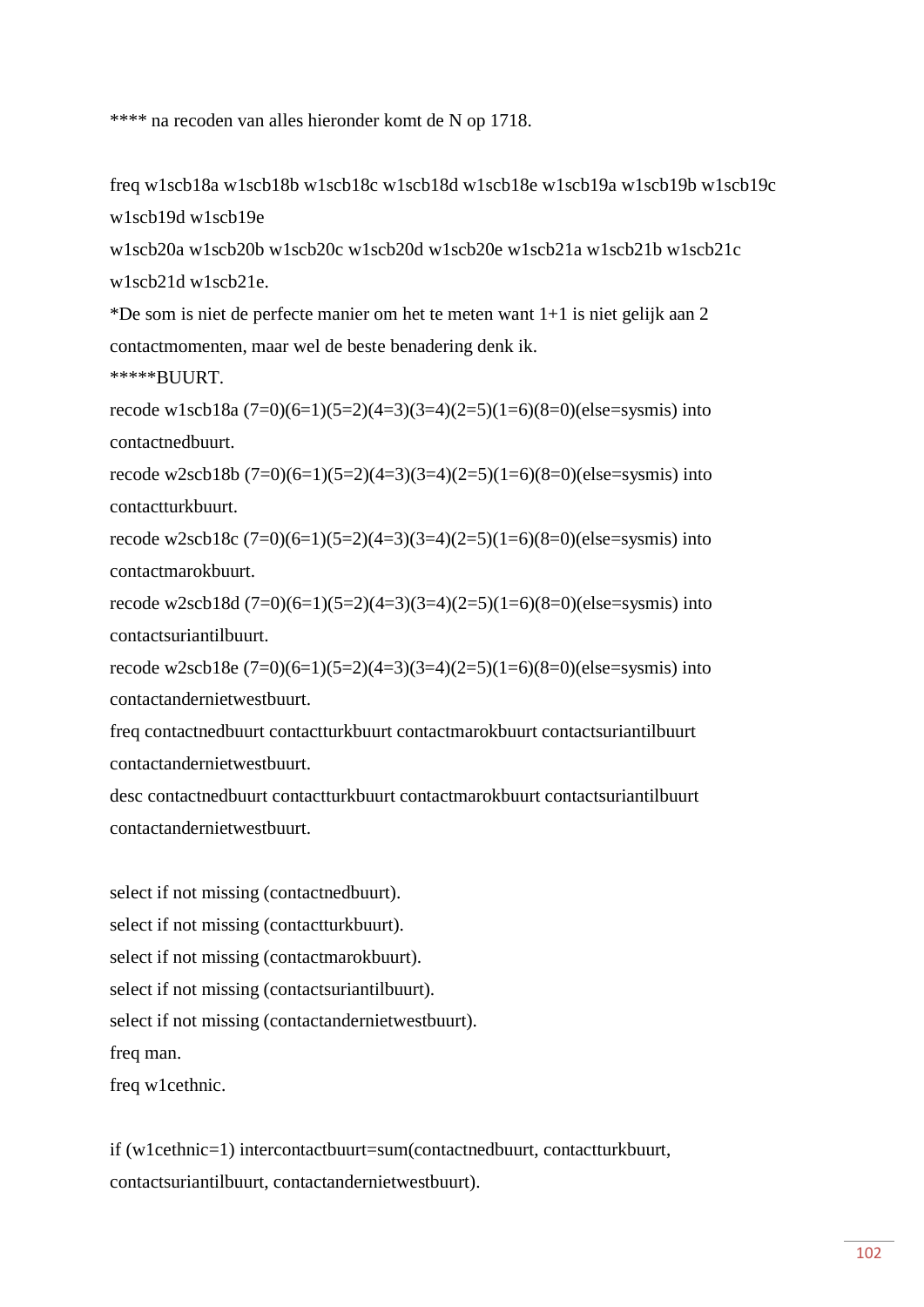```
**** na recoden van alles hieronder komt de N op 1718.

freq w1scb18a w1scb18b w1scb18c w1scb18d w1scb18e w1scb19a w1scb19b w1scb19c
w1scb19d w1scb19e
w1scb20a w1scb20b w1scb20c w1scb20d w1scb20e w1scb21a w1scb21b w1scb21c
w1scb21d w1scb21e.
*De som is niet de perfecte manier om het te meten want 1+1 is niet gelijk aan 2
contactmomenten, maar wel de beste benadering denk ik.
*****BUURT.
recode w1scb18a (7=0)(6=1)(5=2)(4=3)(3=4)(2=5)(1=6)(8=0)(else=sysmis) into
contactnedbuurt.
recode w2scb18b (7=0)(6=1)(5=2)(4=3)(3=4)(2=5)(1=6)(8=0)(else=sysmis) into
contactturkbuurt.
recode w2scb18c (7=0)(6=1)(5=2)(4=3)(3=4)(2=5)(1=6)(8=0)(else=sysmis) into
contactmarokbuurt.
recode w2scb18d (7=0)(6=1)(5=2)(4=3)(3=4)(2=5)(1=6)(8=0)(else=sysmis) into
contactsuriantilbuurt.
recode w2scb18e (7=0)(6=1)(5=2)(4=3)(3=4)(2=5)(1=6)(8=0)(else=sysmis) into
contactandernietwestbuurt.
freq contactnedbuurt contactturkbuurt contactmarokbuurt contactsuriantilbuurt
contactandernietwestbuurt.
desc contactnedbuurt contactturkbuurt contactmarokbuurt contactsuriantilbuurt
contactandernietwestbuurt.

select if not missing (contactnedbuurt).
select if not missing (contactturkbuurt).
select if not missing (contactmarokbuurt).
select if not missing (contactsuriantilbuurt).
select if not missing (contactandernietwestbuurt).
freq man.
freq w1cethnic.

if (w1cethnic=1) intercontactbuurt=sum(contactnedbuurt, contactturkbuurt,
contactsuriantilbuurt, contactandernietwestbuurt).
```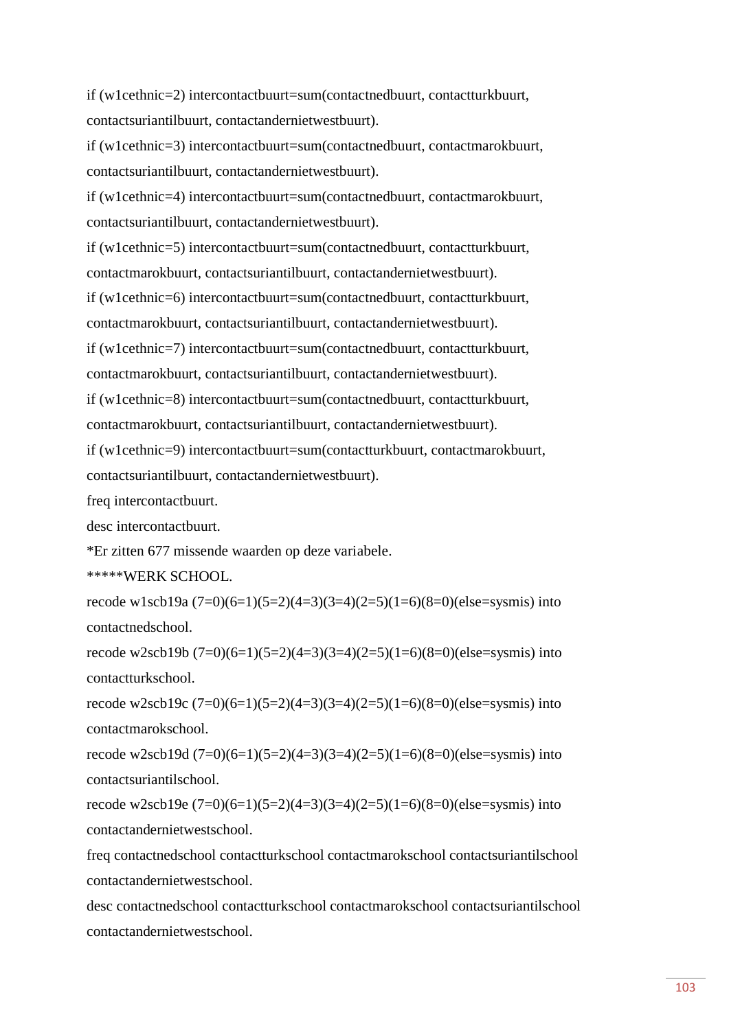if (w1cethnic=2) intercontactbuurt=sum(contactnedbuurt, contactturkbuurt, contactsuriantilbuurt, contactandernietwestbuurt).

if (w1cethnic=3) intercontactbuurt=sum(contactnedbuurt, contactmarokbuurt, contactsuriantilbuurt, contactandernietwestbuurt).

if (w1cethnic=4) intercontactbuurt=sum(contactnedbuurt, contactmarokbuurt, contactsuriantilbuurt, contactandernietwestbuurt).

if (w1cethnic=5) intercontactbuurt=sum(contactnedbuurt, contactturkbuurt, contactmarokbuurt, contactsuriantilbuurt, contactandernietwestbuurt).

if (w1cethnic=6) intercontactbuurt=sum(contactnedbuurt, contactturkbuurt, contactmarokbuurt, contactsuriantilbuurt, contactandernietwestbuurt).

if (w1cethnic=7) intercontactbuurt=sum(contactnedbuurt, contactturkbuurt, contactmarokbuurt, contactsuriantilbuurt, contactandernietwestbuurt).

if (w1cethnic=8) intercontactbuurt=sum(contactnedbuurt, contactturkbuurt, contactmarokbuurt, contactsuriantilbuurt, contactandernietwestbuurt).

if (w1cethnic=9) intercontactbuurt=sum(contactturkbuurt, contactmarokbuurt, contactsuriantilbuurt, contactandernietwestbuurt).

freq intercontactbuurt.

desc intercontactbuurt.

*Er zitten 677 missende waarden op deze variabele.

*****WERK SCHOOL.

recode w1scb19a (7=0)(6=1)(5=2)(4=3)(3=4)(2=5)(1=6)(8=0)(else=sysmis) into contactnedschool.

recode w2scb19b (7=0)(6=1)(5=2)(4=3)(3=4)(2=5)(1=6)(8=0)(else=sysmis) into contactturkschool.

recode w2scb19c (7=0)(6=1)(5=2)(4=3)(3=4)(2=5)(1=6)(8=0)(else=sysmis) into contactmarokschool.

recode w2scb19d (7=0)(6=1)(5=2)(4=3)(3=4)(2=5)(1=6)(8=0)(else=sysmis) into contactsuriantilschool.

recode w2scb19e (7=0)(6=1)(5=2)(4=3)(3=4)(2=5)(1=6)(8=0)(else=sysmis) into contactandernietwestschool.

freq contactnedschool contactturkschool contactmarokschool contactsuriantilschool contactandernietwestschool.

desc contactnedschool contactturkschool contactmarokschool contactsuriantilschool contactandernietwestschool.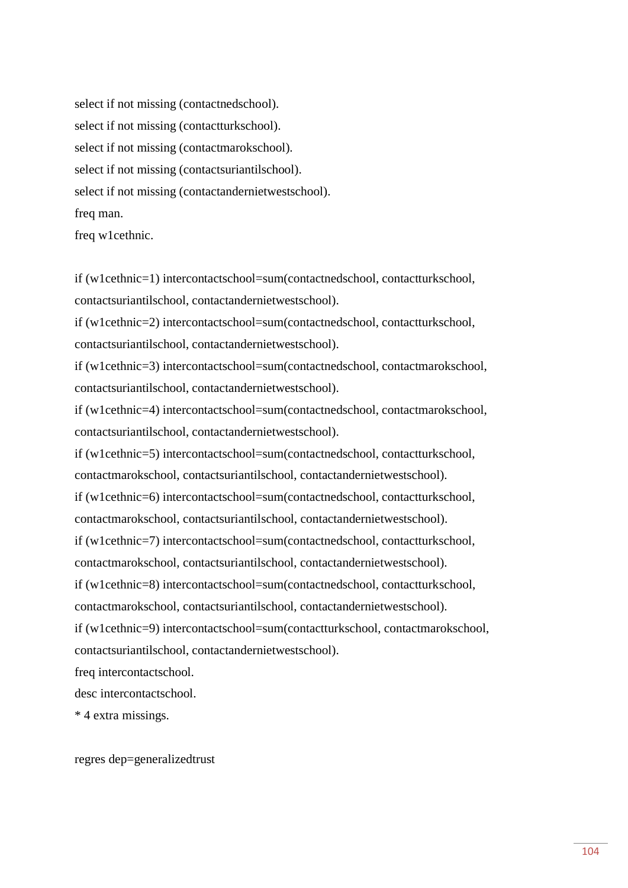```
select if not missing (contactnedschool).
select if not missing (contactturkschool).
select if not missing (contactmarokschool).
select if not missing (contactsuriantilschool).
select if not missing (contactandernietwestschool).
freq man.
freq w1cethnic.

if (w1cethnic=1) intercontactschool=sum(contactnedschool, contactturkschool,
contactsuriantilschool, contactandernietwestschool).
if (w1cethnic=2) intercontactschool=sum(contactnedschool, contactturkschool,
contactsuriantilschool, contactandernietwestschool).
if (w1cethnic=3) intercontactschool=sum(contactnedschool, contactmarokschool,
contactsuriantilschool, contactandernietwestschool).
if (w1cethnic=4) intercontactschool=sum(contactnedschool, contactmarokschool,
contactsuriantilschool, contactandernietwestschool).
if (w1cethnic=5) intercontactschool=sum(contactnedschool, contactturkschool,
contactmarokschool, contactsuriantilschool, contactandernietwestschool).
if (w1cethnic=6) intercontactschool=sum(contactnedschool, contactturkschool,
contactmarokschool, contactsuriantilschool, contactandernietwestschool).
if (w1cethnic=7) intercontactschool=sum(contactnedschool, contactturkschool,
contactmarokschool, contactsuriantilschool, contactandernietwestschool).
if (w1cethnic=8) intercontactschool=sum(contactnedschool, contactturkschool,
contactmarokschool, contactsuriantilschool, contactandernietwestschool).
if (w1cethnic=9) intercontactschool=sum(contactturkschool, contactmarokschool,
contactsuriantilschool, contactandernietwestschool).
freq intercontactschool.
desc intercontactschool.
* 4 extra missings.

regres dep=generalizedtrust
```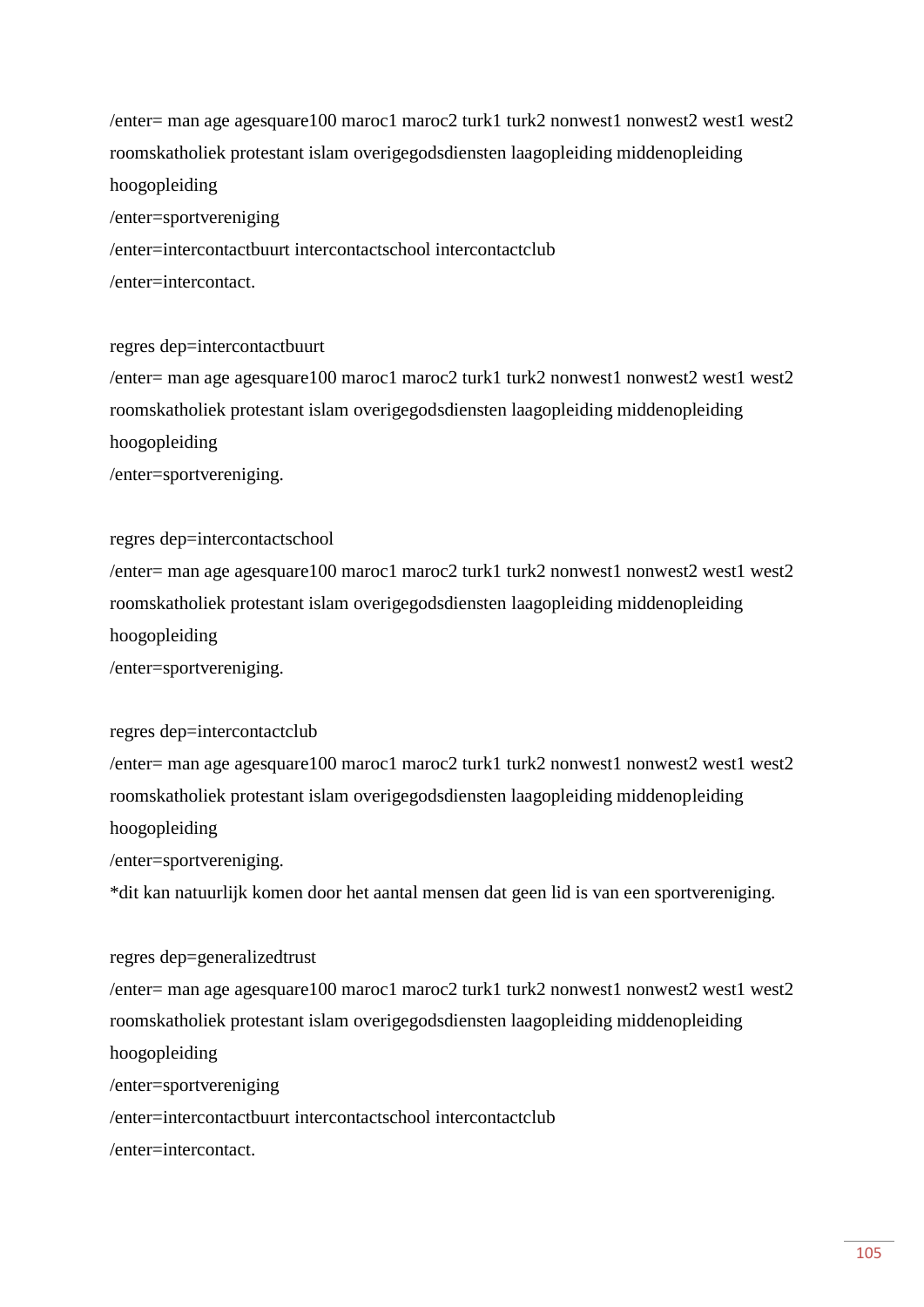/enter= man age agesquare100 maroc1 maroc2 turk1 turk2 nonwest1 nonwest2 west1 west2 roomskatholiek protestant islam overigegodsdiensten laagopleiding middenopleiding hoogopleiding
/enter=sportvereniging
/enter=intercontactbuurt intercontactschool intercontactclub
/enter=intercontact.

regres dep=intercontactbuurt
/enter= man age agesquare100 maroc1 maroc2 turk1 turk2 nonwest1 nonwest2 west1 west2 roomskatholiek protestant islam overigegodsdiensten laagopleiding middenopleiding hoogopleiding
/enter=sportvereniging.

regres dep=intercontactschool
/enter= man age agesquare100 maroc1 maroc2 turk1 turk2 nonwest1 nonwest2 west1 west2 roomskatholiek protestant islam overigegodsdiensten laagopleiding middenopleiding hoogopleiding
/enter=sportvereniging.

regres dep=intercontactclub
/enter= man age agesquare100 maroc1 maroc2 turk1 turk2 nonwest1 nonwest2 west1 west2 roomskatholiek protestant islam overigegodsdiensten laagopleiding middenopleiding hoogopleiding
/enter=sportvereniging.
*dit kan natuurlijk komen door het aantal mensen dat geen lid is van een sportvereniging.

regres dep=generalizedtrust
/enter= man age agesquare100 maroc1 maroc2 turk1 turk2 nonwest1 nonwest2 west1 west2 roomskatholiek protestant islam overigegodsdiensten laagopleiding middenopleiding hoogopleiding
/enter=sportvereniging
/enter=intercontactbuurt intercontactschool intercontactclub
/enter=intercontact.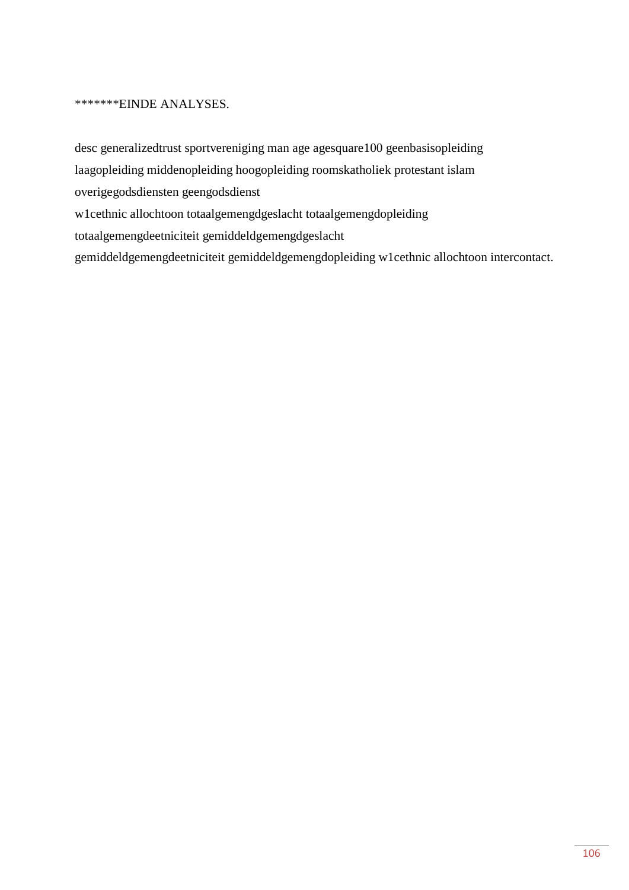*******EINDE ANALYSES.

desc generalizedtrust sportvereniging man age agesquare100 geenbasisopleiding laagopleiding middenopleiding hoogopleiding roomskatholiek protestant islam overigegodsdiensten geengodsdienst
w1cethnic allochtoon totaalgemengdgeslacht totaalgemengdopleiding totaalgemengdeetniciteit gemiddeldgemengdgeslacht
gemiddeldgemengdeetniciteit gemiddeldgemengdopleiding w1cethnic allochtoon intercontact.